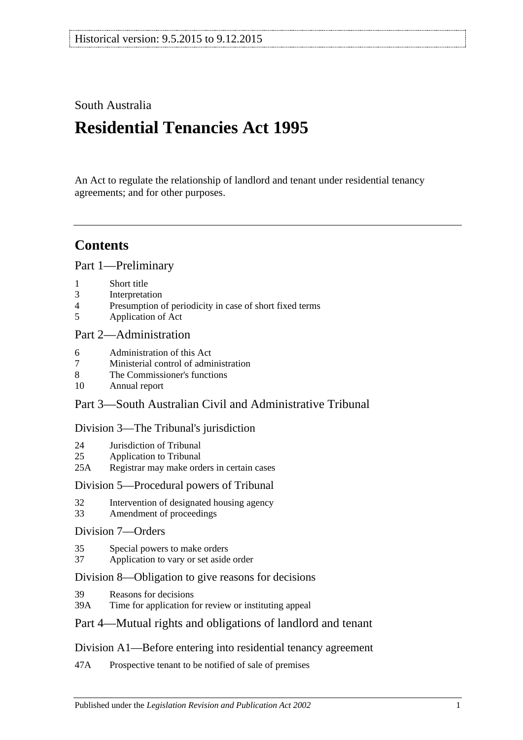Historical version: 9.5.2015 to 9.12.2015

South Australia

# Residential Tenancies Act 1995

An Act to regulate the relationship of landlord and tenant under residential tenancy agreements; and for other purposes.

## Contents

### Part 1—Preliminary

1 Short title
3 Interpretation
4 Presumption of periodicity in case of short fixed terms
5 Application of Act

### Part 2—Administration

6 Administration of this Act
7 Ministerial control of administration
8 The Commissioner's functions
10 Annual report

### Part 3—South Australian Civil and Administrative Tribunal

#### Division 3—The Tribunal's jurisdiction

24 Jurisdiction of Tribunal
25 Application to Tribunal
25A Registrar may make orders in certain cases

#### Division 5—Procedural powers of Tribunal

32 Intervention of designated housing agency
33 Amendment of proceedings

#### Division 7—Orders

35 Special powers to make orders
37 Application to vary or set aside order

#### Division 8—Obligation to give reasons for decisions

39 Reasons for decisions
39A Time for application for review or instituting appeal

### Part 4—Mutual rights and obligations of landlord and tenant

#### Division A1—Before entering into residential tenancy agreement

47A Prospective tenant to be notified of sale of premises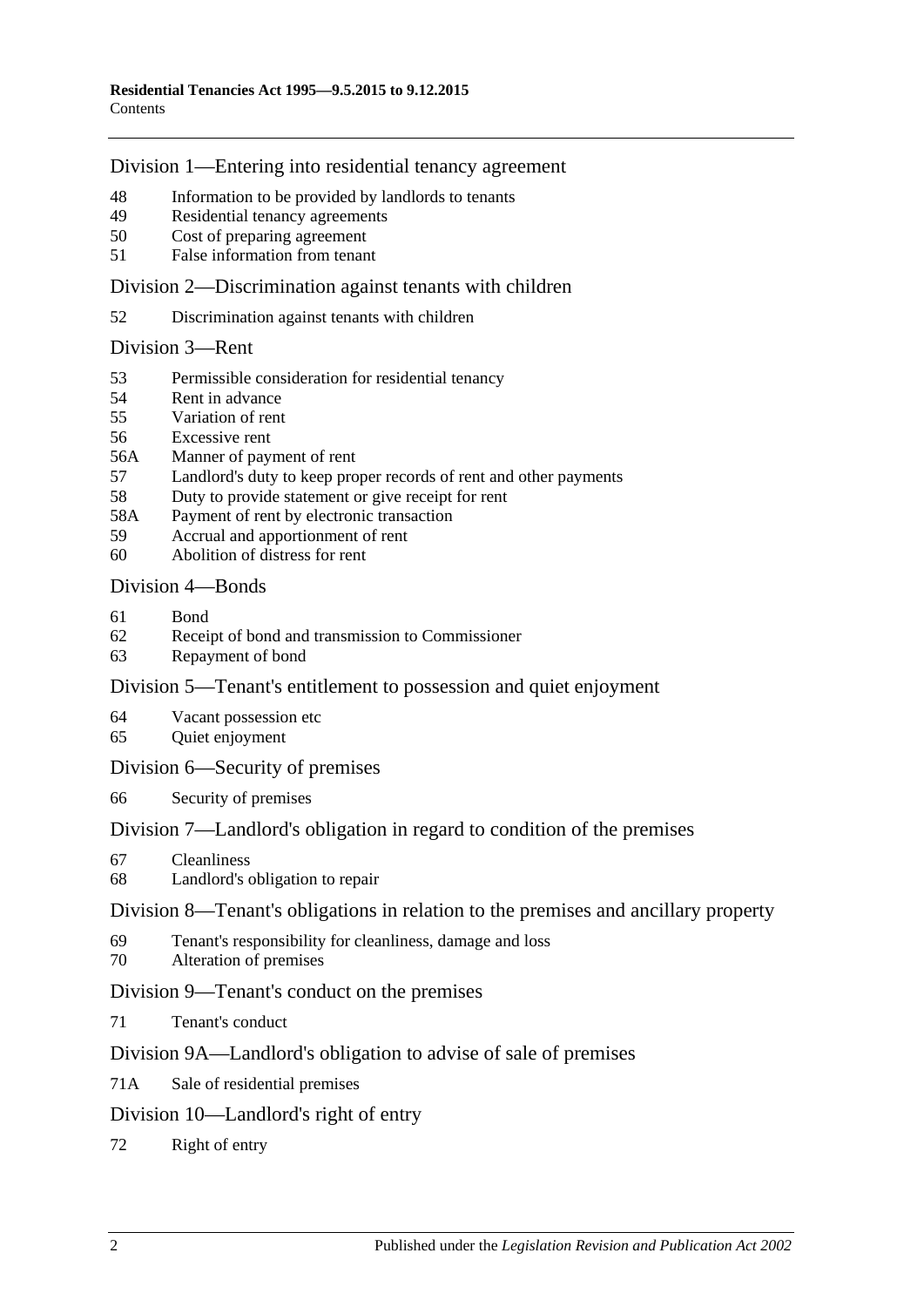## Division 1—Entering into residential tenancy agreement

48 Information to be provided by landlords to tenants
49 Residential tenancy agreements
50 Cost of preparing agreement
51 False information from tenant

## Division 2—Discrimination against tenants with children

52 Discrimination against tenants with children

## Division 3—Rent

53 Permissible consideration for residential tenancy
54 Rent in advance
55 Variation of rent
56 Excessive rent
56A Manner of payment of rent
57 Landlord's duty to keep proper records of rent and other payments
58 Duty to provide statement or give receipt for rent
58A Payment of rent by electronic transaction
59 Accrual and apportionment of rent
60 Abolition of distress for rent

## Division 4—Bonds

61 Bond
62 Receipt of bond and transmission to Commissioner
63 Repayment of bond

## Division 5—Tenant's entitlement to possession and quiet enjoyment

64 Vacant possession etc
65 Quiet enjoyment

## Division 6—Security of premises

66 Security of premises

## Division 7—Landlord's obligation in regard to condition of the premises

67 Cleanliness
68 Landlord's obligation to repair

## Division 8—Tenant's obligations in relation to the premises and ancillary property

69 Tenant's responsibility for cleanliness, damage and loss
70 Alteration of premises

## Division 9—Tenant's conduct on the premises

71 Tenant's conduct

## Division 9A—Landlord's obligation to advise of sale of premises

71A Sale of residential premises

## Division 10—Landlord's right of entry

72 Right of entry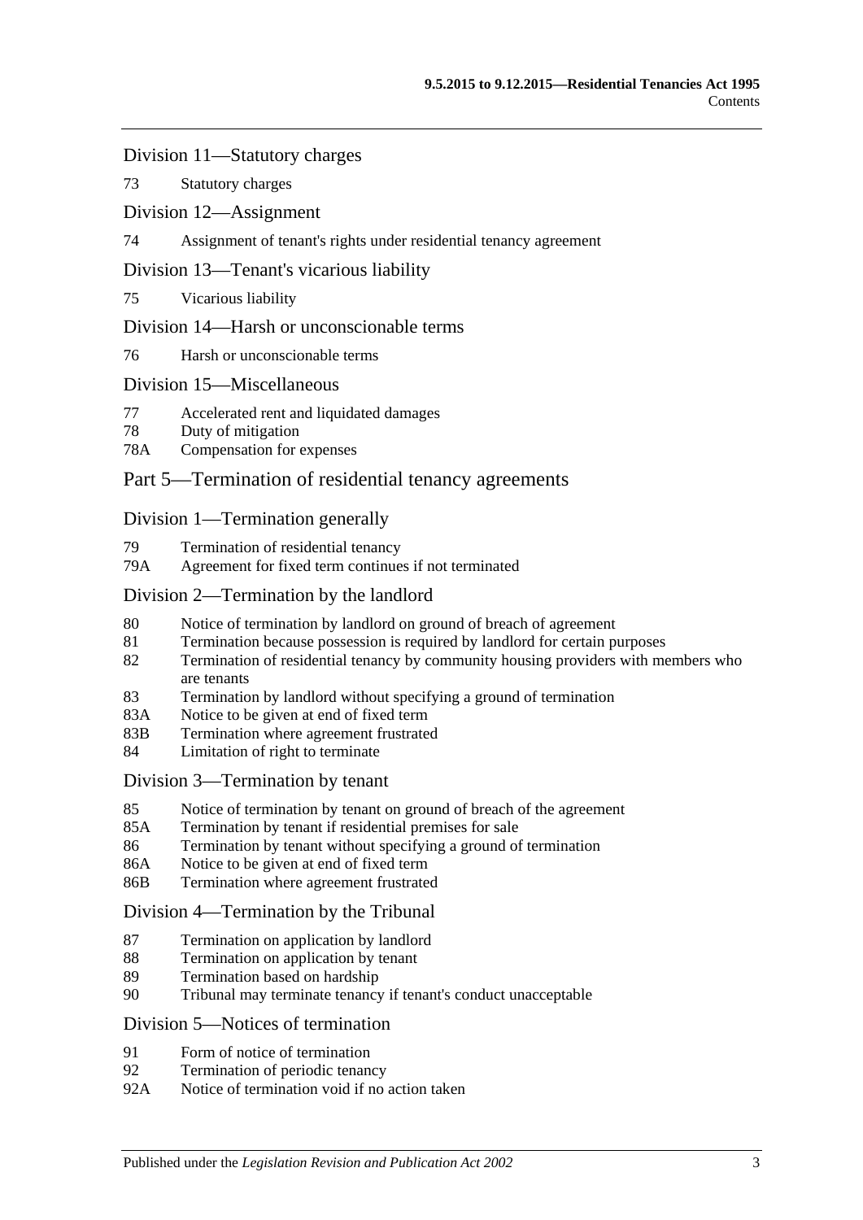## Division 11—Statutory charges

73 Statutory charges

## Division 12—Assignment

74 Assignment of tenant's rights under residential tenancy agreement

## Division 13—Tenant's vicarious liability

75 Vicarious liability

## Division 14—Harsh or unconscionable terms

76 Harsh or unconscionable terms

## Division 15—Miscellaneous

77 Accelerated rent and liquidated damages
78 Duty of mitigation
78A Compensation for expenses

# Part 5—Termination of residential tenancy agreements

## Division 1—Termination generally

79 Termination of residential tenancy
79A Agreement for fixed term continues if not terminated

## Division 2—Termination by the landlord

80 Notice of termination by landlord on ground of breach of agreement
81 Termination because possession is required by landlord for certain purposes
82 Termination of residential tenancy by community housing providers with members who are tenants
83 Termination by landlord without specifying a ground of termination
83A Notice to be given at end of fixed term
83B Termination where agreement frustrated
84 Limitation of right to terminate

## Division 3—Termination by tenant

85 Notice of termination by tenant on ground of breach of the agreement
85A Termination by tenant if residential premises for sale
86 Termination by tenant without specifying a ground of termination
86A Notice to be given at end of fixed term
86B Termination where agreement frustrated

## Division 4—Termination by the Tribunal

87 Termination on application by landlord
88 Termination on application by tenant
89 Termination based on hardship
90 Tribunal may terminate tenancy if tenant's conduct unacceptable

## Division 5—Notices of termination

91 Form of notice of termination
92 Termination of periodic tenancy
92A Notice of termination void if no action taken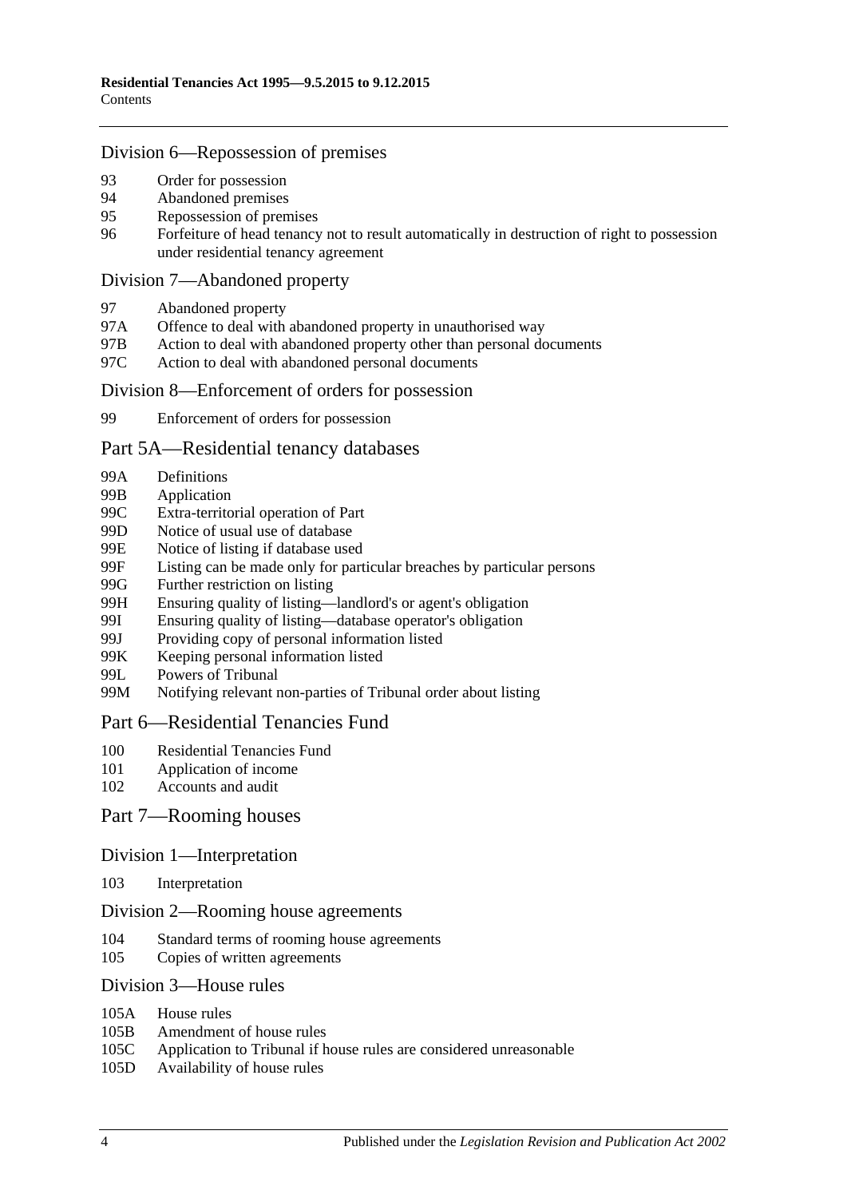## Division 6—Repossession of premises

93 Order for possession
94 Abandoned premises
95 Repossession of premises
96 Forfeiture of head tenancy not to result automatically in destruction of right to possession under residential tenancy agreement

## Division 7—Abandoned property

97 Abandoned property
97A Offence to deal with abandoned property in unauthorised way
97B Action to deal with abandoned property other than personal documents
97C Action to deal with abandoned personal documents

## Division 8—Enforcement of orders for possession

99 Enforcement of orders for possession

# Part 5A—Residential tenancy databases

99A Definitions
99B Application
99C Extra-territorial operation of Part
99D Notice of usual use of database
99E Notice of listing if database used
99F Listing can be made only for particular breaches by particular persons
99G Further restriction on listing
99H Ensuring quality of listing—landlord's or agent's obligation
99I Ensuring quality of listing—database operator's obligation
99J Providing copy of personal information listed
99K Keeping personal information listed
99L Powers of Tribunal
99M Notifying relevant non-parties of Tribunal order about listing

# Part 6—Residential Tenancies Fund

100 Residential Tenancies Fund
101 Application of income
102 Accounts and audit

# Part 7—Rooming houses

## Division 1—Interpretation

103 Interpretation

## Division 2—Rooming house agreements

104 Standard terms of rooming house agreements
105 Copies of written agreements

## Division 3—House rules

105A House rules
105B Amendment of house rules
105C Application to Tribunal if house rules are considered unreasonable
105D Availability of house rules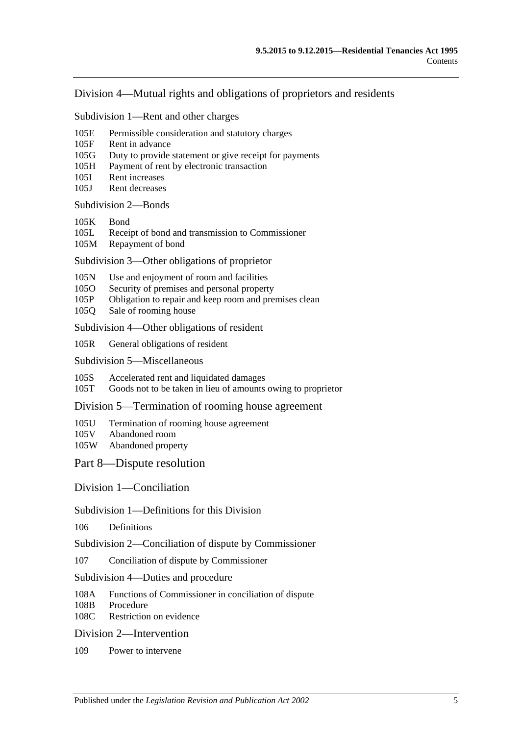### Division 4—Mutual rights and obligations of proprietors and residents

#### Subdivision 1—Rent and other charges

105E Permissible consideration and statutory charges
105F Rent in advance
105G Duty to provide statement or give receipt for payments
105H Payment of rent by electronic transaction
105I Rent increases
105J Rent decreases

#### Subdivision 2—Bonds

105K Bond
105L Receipt of bond and transmission to Commissioner
105M Repayment of bond

#### Subdivision 3—Other obligations of proprietor

105N Use and enjoyment of room and facilities
105O Security of premises and personal property
105P Obligation to repair and keep room and premises clean
105Q Sale of rooming house

#### Subdivision 4—Other obligations of resident

105R General obligations of resident

#### Subdivision 5—Miscellaneous

105S Accelerated rent and liquidated damages
105T Goods not to be taken in lieu of amounts owing to proprietor

### Division 5—Termination of rooming house agreement

105U Termination of rooming house agreement
105V Abandoned room
105W Abandoned property

## Part 8—Dispute resolution

### Division 1—Conciliation

#### Subdivision 1—Definitions for this Division

106 Definitions

#### Subdivision 2—Conciliation of dispute by Commissioner

107 Conciliation of dispute by Commissioner

#### Subdivision 4—Duties and procedure

108A Functions of Commissioner in conciliation of dispute
108B Procedure
108C Restriction on evidence

### Division 2—Intervention

109 Power to intervene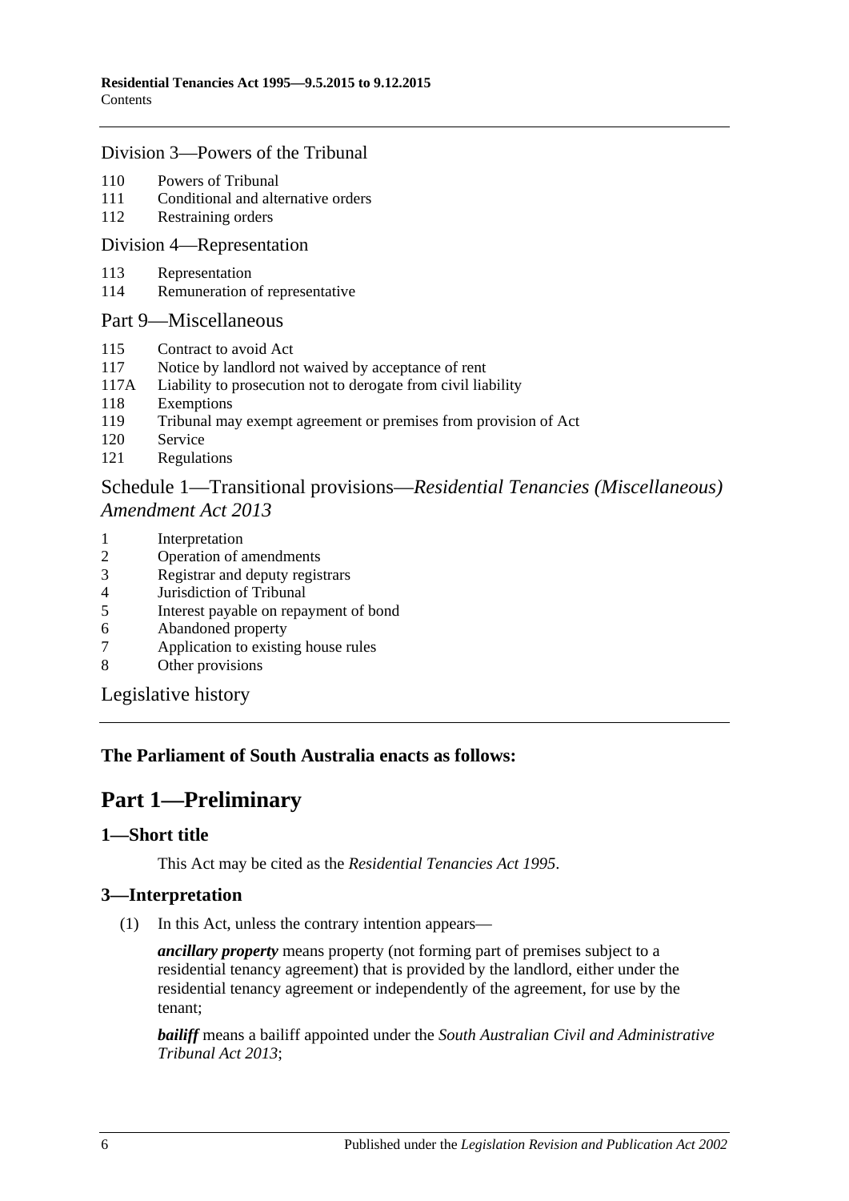Division 3—Powers of the Tribunal

110 Powers of Tribunal
111 Conditional and alternative orders
112 Restraining orders

Division 4—Representation

113 Representation
114 Remuneration of representative

Part 9—Miscellaneous

115 Contract to avoid Act
117 Notice by landlord not waived by acceptance of rent
117A Liability to prosecution not to derogate from civil liability
118 Exemptions
119 Tribunal may exempt agreement or premises from provision of Act
120 Service
121 Regulations

Schedule 1—Transitional provisions—*Residential Tenancies (Miscellaneous) Amendment Act 2013*

1 Interpretation
2 Operation of amendments
3 Registrar and deputy registrars
4 Jurisdiction of Tribunal
5 Interest payable on repayment of bond
6 Abandoned property
7 Application to existing house rules
8 Other provisions

Legislative history

**The Parliament of South Australia enacts as follows:**

# Part 1—Preliminary

## 1—Short title

This Act may be cited as the *Residential Tenancies Act 1995*.

## 3—Interpretation

(1) In this Act, unless the contrary intention appears—

***ancillary property*** means property (not forming part of premises subject to a residential tenancy agreement) that is provided by the landlord, either under the residential tenancy agreement or independently of the agreement, for use by the tenant;

***bailiff*** means a bailiff appointed under the *South Australian Civil and Administrative Tribunal Act 2013*;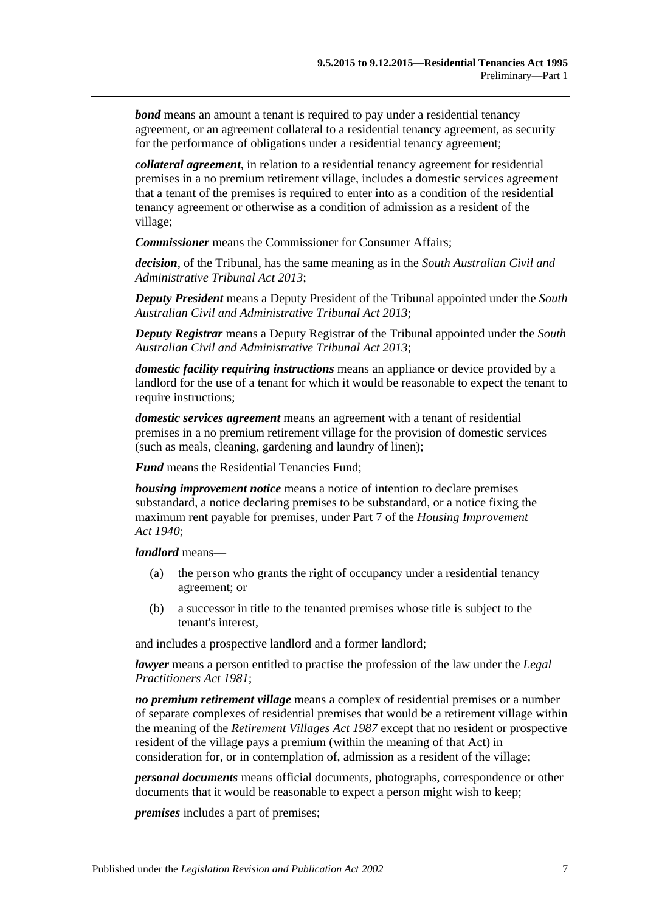***bond*** means an amount a tenant is required to pay under a residential tenancy agreement, or an agreement collateral to a residential tenancy agreement, as security for the performance of obligations under a residential tenancy agreement;

***collateral agreement***, in relation to a residential tenancy agreement for residential premises in a no premium retirement village, includes a domestic services agreement that a tenant of the premises is required to enter into as a condition of the residential tenancy agreement or otherwise as a condition of admission as a resident of the village;

***Commissioner*** means the Commissioner for Consumer Affairs;

***decision***, of the Tribunal, has the same meaning as in the *South Australian Civil and Administrative Tribunal Act 2013*;

***Deputy President*** means a Deputy President of the Tribunal appointed under the *South Australian Civil and Administrative Tribunal Act 2013*;

***Deputy Registrar*** means a Deputy Registrar of the Tribunal appointed under the *South Australian Civil and Administrative Tribunal Act 2013*;

***domestic facility requiring instructions*** means an appliance or device provided by a landlord for the use of a tenant for which it would be reasonable to expect the tenant to require instructions;

***domestic services agreement*** means an agreement with a tenant of residential premises in a no premium retirement village for the provision of domestic services (such as meals, cleaning, gardening and laundry of linen);

***Fund*** means the Residential Tenancies Fund;

***housing improvement notice*** means a notice of intention to declare premises substandard, a notice declaring premises to be substandard, or a notice fixing the maximum rent payable for premises, under Part 7 of the *Housing Improvement Act 1940*;

***landlord*** means—

(a) the person who grants the right of occupancy under a residential tenancy agreement; or

(b) a successor in title to the tenanted premises whose title is subject to the tenant's interest,

and includes a prospective landlord and a former landlord;

***lawyer*** means a person entitled to practise the profession of the law under the *Legal Practitioners Act 1981*;

***no premium retirement village*** means a complex of residential premises or a number of separate complexes of residential premises that would be a retirement village within the meaning of the *Retirement Villages Act 1987* except that no resident or prospective resident of the village pays a premium (within the meaning of that Act) in consideration for, or in contemplation of, admission as a resident of the village;

***personal documents*** means official documents, photographs, correspondence or other documents that it would be reasonable to expect a person might wish to keep;

***premises*** includes a part of premises;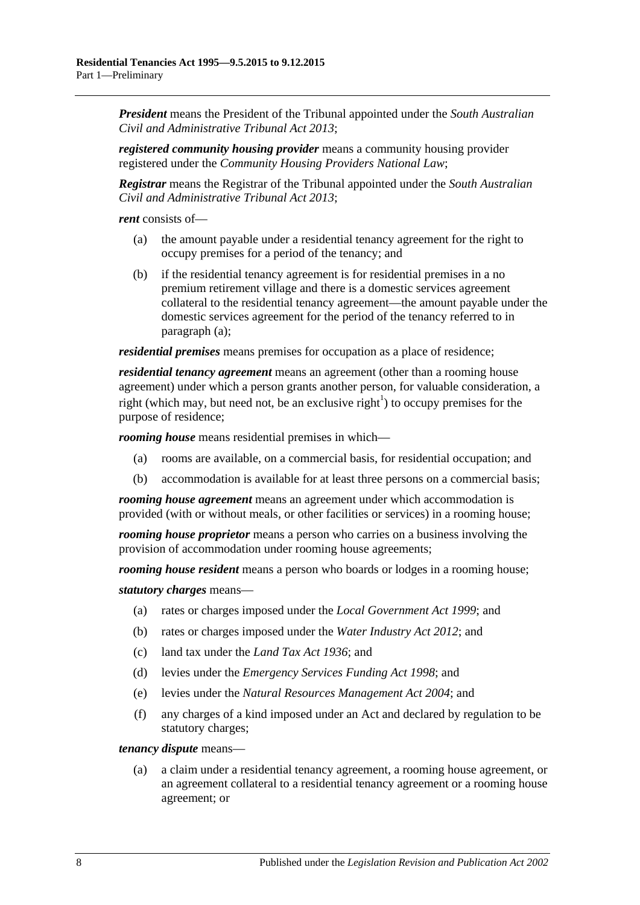***President*** means the President of the Tribunal appointed under the *South Australian Civil and Administrative Tribunal Act 2013*;

***registered community housing provider*** means a community housing provider registered under the *Community Housing Providers National Law*;

***Registrar*** means the Registrar of the Tribunal appointed under the *South Australian Civil and Administrative Tribunal Act 2013*;

***rent*** consists of—

(a) the amount payable under a residential tenancy agreement for the right to occupy premises for a period of the tenancy; and

(b) if the residential tenancy agreement is for residential premises in a no premium retirement village and there is a domestic services agreement collateral to the residential tenancy agreement—the amount payable under the domestic services agreement for the period of the tenancy referred to in paragraph (a);

***residential premises*** means premises for occupation as a place of residence;

***residential tenancy agreement*** means an agreement (other than a rooming house agreement) under which a person grants another person, for valuable consideration, a right (which may, but need not, be an exclusive right[1]) to occupy premises for the purpose of residence;

***rooming house*** means residential premises in which—

(a) rooms are available, on a commercial basis, for residential occupation; and

(b) accommodation is available for at least three persons on a commercial basis;

***rooming house agreement*** means an agreement under which accommodation is provided (with or without meals, or other facilities or services) in a rooming house;

***rooming house proprietor*** means a person who carries on a business involving the provision of accommodation under rooming house agreements;

***rooming house resident*** means a person who boards or lodges in a rooming house;

***statutory charges*** means—

(a) rates or charges imposed under the *Local Government Act 1999*; and

(b) rates or charges imposed under the *Water Industry Act 2012*; and

(c) land tax under the *Land Tax Act 1936*; and

(d) levies under the *Emergency Services Funding Act 1998*; and

(e) levies under the *Natural Resources Management Act 2004*; and

(f) any charges of a kind imposed under an Act and declared by regulation to be statutory charges;

***tenancy dispute*** means—

(a) a claim under a residential tenancy agreement, a rooming house agreement, or an agreement collateral to a residential tenancy agreement or a rooming house agreement; or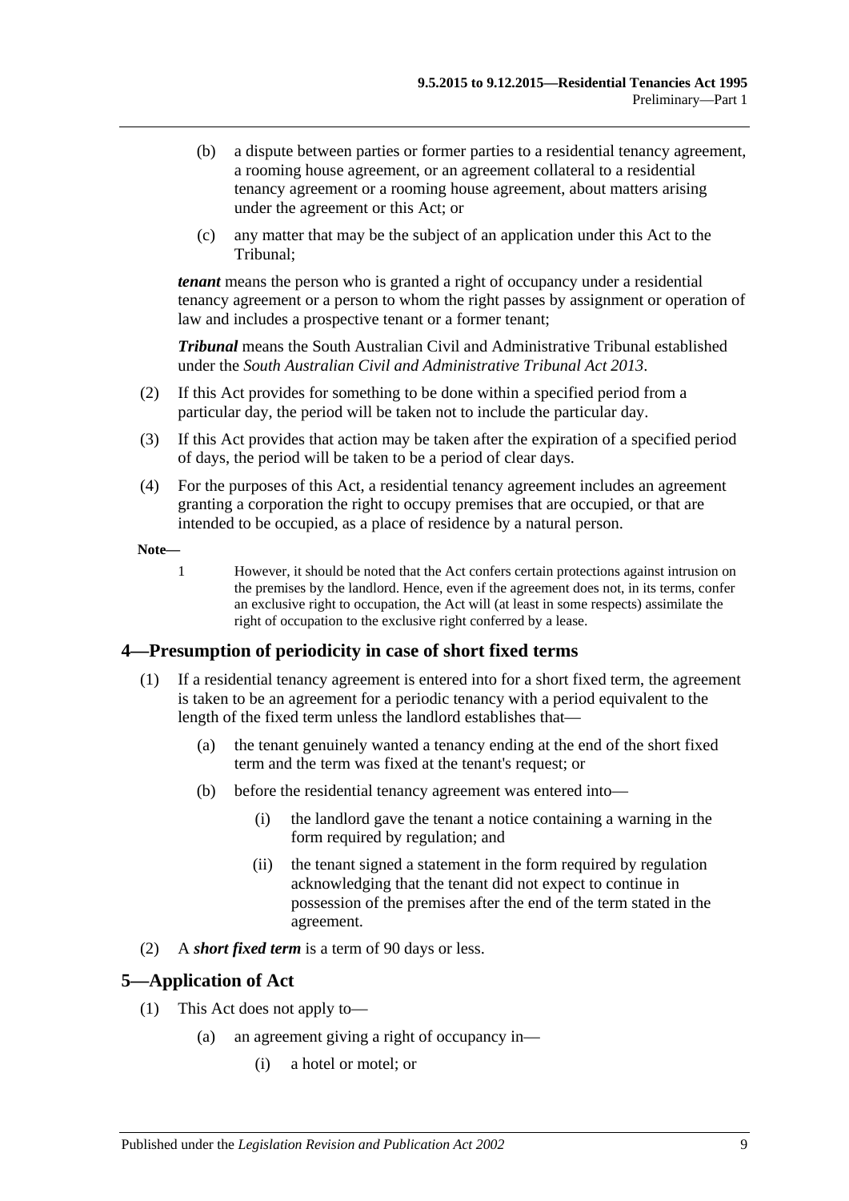(b) a dispute between parties or former parties to a residential tenancy agreement, a rooming house agreement, or an agreement collateral to a residential tenancy agreement or a rooming house agreement, about matters arising under the agreement or this Act; or

(c) any matter that may be the subject of an application under this Act to the Tribunal;

***tenant*** means the person who is granted a right of occupancy under a residential tenancy agreement or a person to whom the right passes by assignment or operation of law and includes a prospective tenant or a former tenant;

***Tribunal*** means the South Australian Civil and Administrative Tribunal established under the *South Australian Civil and Administrative Tribunal Act 2013*.

(2) If this Act provides for something to be done within a specified period from a particular day, the period will be taken not to include the particular day.

(3) If this Act provides that action may be taken after the expiration of a specified period of days, the period will be taken to be a period of clear days.

(4) For the purposes of this Act, a residential tenancy agreement includes an agreement granting a corporation the right to occupy premises that are occupied, or that are intended to be occupied, as a place of residence by a natural person.

**Note—**

1 However, it should be noted that the Act confers certain protections against intrusion on the premises by the landlord. Hence, even if the agreement does not, in its terms, confer an exclusive right to occupation, the Act will (at least in some respects) assimilate the right of occupation to the exclusive right conferred by a lease.

## 4—Presumption of periodicity in case of short fixed terms

(1) If a residential tenancy agreement is entered into for a short fixed term, the agreement is taken to be an agreement for a periodic tenancy with a period equivalent to the length of the fixed term unless the landlord establishes that—

(a) the tenant genuinely wanted a tenancy ending at the end of the short fixed term and the term was fixed at the tenant's request; or

(b) before the residential tenancy agreement was entered into—

(i) the landlord gave the tenant a notice containing a warning in the form required by regulation; and

(ii) the tenant signed a statement in the form required by regulation acknowledging that the tenant did not expect to continue in possession of the premises after the end of the term stated in the agreement.

(2) A ***short fixed term*** is a term of 90 days or less.

## 5—Application of Act

(1) This Act does not apply to—

(a) an agreement giving a right of occupancy in—

(i) a hotel or motel; or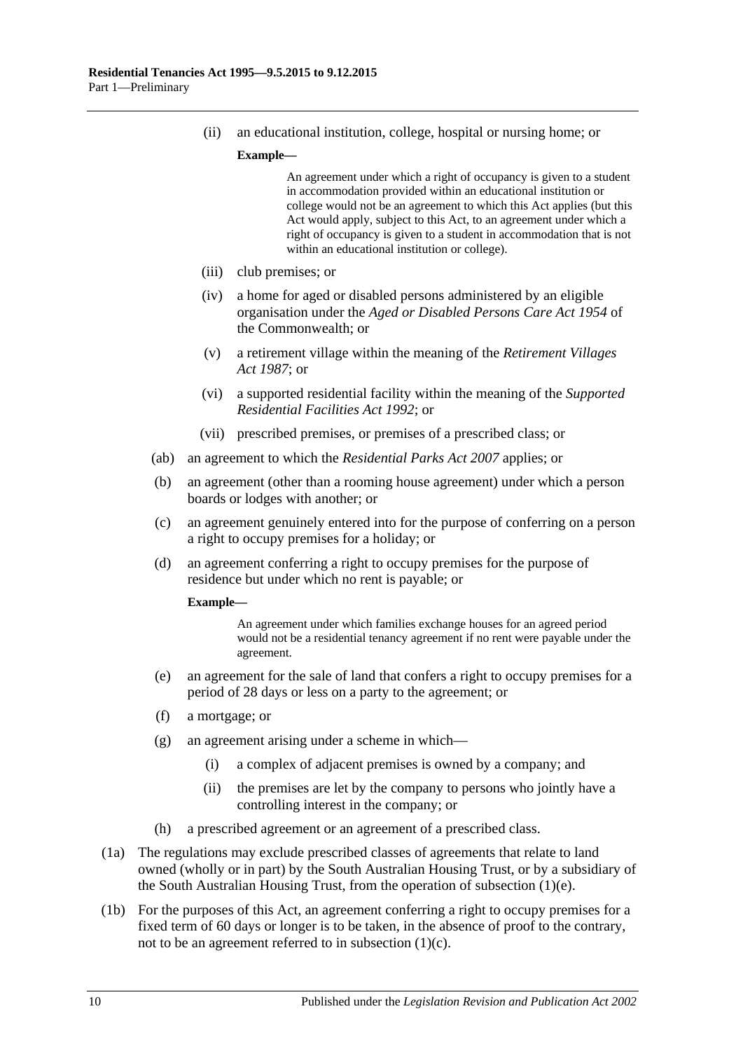(ii) an educational institution, college, hospital or nursing home; or

**Example—**

An agreement under which a right of occupancy is given to a student in accommodation provided within an educational institution or college would not be an agreement to which this Act applies (but this Act would apply, subject to this Act, to an agreement under which a right of occupancy is given to a student in accommodation that is not within an educational institution or college).

(iii) club premises; or

(iv) a home for aged or disabled persons administered by an eligible organisation under the *Aged or Disabled Persons Care Act 1954* of the Commonwealth; or

(v) a retirement village within the meaning of the *Retirement Villages Act 1987*; or

(vi) a supported residential facility within the meaning of the *Supported Residential Facilities Act 1992*; or

(vii) prescribed premises, or premises of a prescribed class; or

(ab) an agreement to which the *Residential Parks Act 2007* applies; or

(b) an agreement (other than a rooming house agreement) under which a person boards or lodges with another; or

(c) an agreement genuinely entered into for the purpose of conferring on a person a right to occupy premises for a holiday; or

(d) an agreement conferring a right to occupy premises for the purpose of residence but under which no rent is payable; or

**Example—**

An agreement under which families exchange houses for an agreed period would not be a residential tenancy agreement if no rent were payable under the agreement.

(e) an agreement for the sale of land that confers a right to occupy premises for a period of 28 days or less on a party to the agreement; or

(f) a mortgage; or

(g) an agreement arising under a scheme in which—

(i) a complex of adjacent premises is owned by a company; and

(ii) the premises are let by the company to persons who jointly have a controlling interest in the company; or

(h) a prescribed agreement or an agreement of a prescribed class.

(1a) The regulations may exclude prescribed classes of agreements that relate to land owned (wholly or in part) by the South Australian Housing Trust, or by a subsidiary of the South Australian Housing Trust, from the operation of subsection (1)(e).

(1b) For the purposes of this Act, an agreement conferring a right to occupy premises for a fixed term of 60 days or longer is to be taken, in the absence of proof to the contrary, not to be an agreement referred to in subsection (1)(c).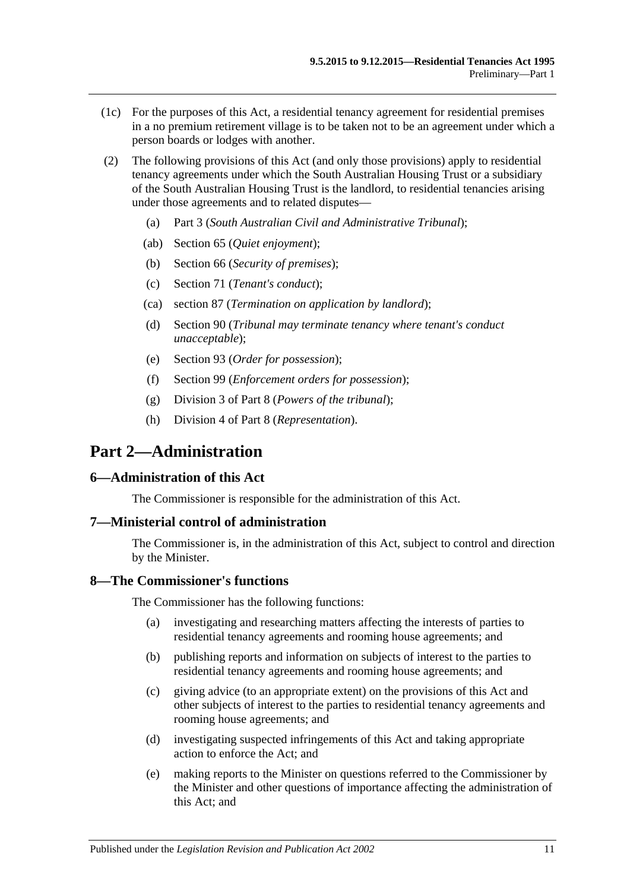(1c) For the purposes of this Act, a residential tenancy agreement for residential premises in a no premium retirement village is to be taken not to be an agreement under which a person boards or lodges with another.

(2) The following provisions of this Act (and only those provisions) apply to residential tenancy agreements under which the South Australian Housing Trust or a subsidiary of the South Australian Housing Trust is the landlord, to residential tenancies arising under those agreements and to related disputes—

- (a) Part 3 (*South Australian Civil and Administrative Tribunal*);
- (ab) Section 65 (*Quiet enjoyment*);
- (b) Section 66 (*Security of premises*);
- (c) Section 71 (*Tenant's conduct*);
- (ca) section 87 (*Termination on application by landlord*);
- (d) Section 90 (*Tribunal may terminate tenancy where tenant's conduct unacceptable*);
- (e) Section 93 (*Order for possession*);
- (f) Section 99 (*Enforcement orders for possession*);
- (g) Division 3 of Part 8 (*Powers of the tribunal*);
- (h) Division 4 of Part 8 (*Representation*).

# Part 2—Administration

## 6—Administration of this Act

The Commissioner is responsible for the administration of this Act.

## 7—Ministerial control of administration

The Commissioner is, in the administration of this Act, subject to control and direction by the Minister.

## 8—The Commissioner's functions

The Commissioner has the following functions:

- (a) investigating and researching matters affecting the interests of parties to residential tenancy agreements and rooming house agreements; and
- (b) publishing reports and information on subjects of interest to the parties to residential tenancy agreements and rooming house agreements; and
- (c) giving advice (to an appropriate extent) on the provisions of this Act and other subjects of interest to the parties to residential tenancy agreements and rooming house agreements; and
- (d) investigating suspected infringements of this Act and taking appropriate action to enforce the Act; and
- (e) making reports to the Minister on questions referred to the Commissioner by the Minister and other questions of importance affecting the administration of this Act; and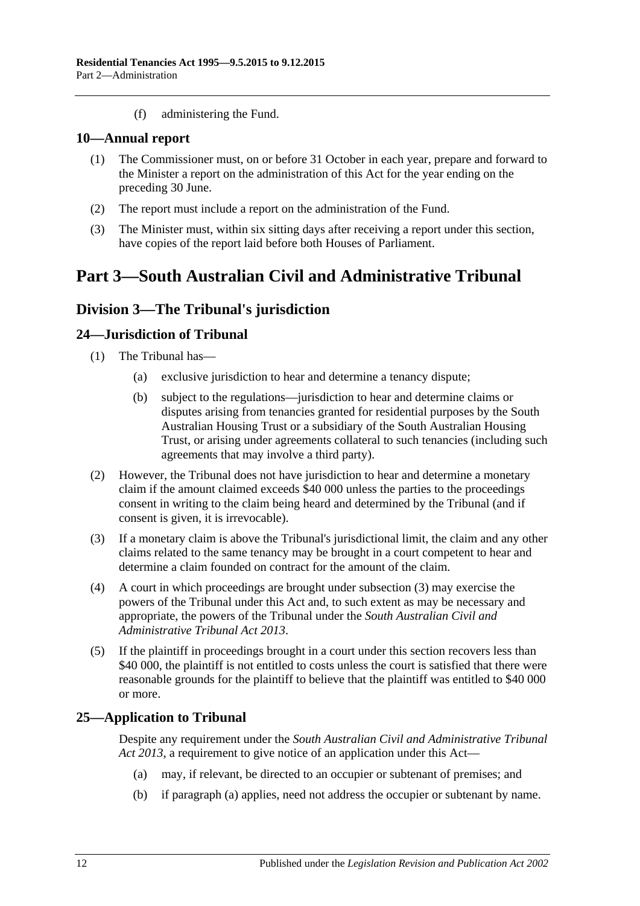(f) administering the Fund.

## 10—Annual report

(1) The Commissioner must, on or before 31 October in each year, prepare and forward to the Minister a report on the administration of this Act for the year ending on the preceding 30 June.

(2) The report must include a report on the administration of the Fund.

(3) The Minister must, within six sitting days after receiving a report under this section, have copies of the report laid before both Houses of Parliament.

# Part 3—South Australian Civil and Administrative Tribunal

## Division 3—The Tribunal's jurisdiction

## 24—Jurisdiction of Tribunal

(1) The Tribunal has—

(a) exclusive jurisdiction to hear and determine a tenancy dispute;

(b) subject to the regulations—jurisdiction to hear and determine claims or disputes arising from tenancies granted for residential purposes by the South Australian Housing Trust or a subsidiary of the South Australian Housing Trust, or arising under agreements collateral to such tenancies (including such agreements that may involve a third party).

(2) However, the Tribunal does not have jurisdiction to hear and determine a monetary claim if the amount claimed exceeds $40 000 unless the parties to the proceedings consent in writing to the claim being heard and determined by the Tribunal (and if consent is given, it is irrevocable).

(3) If a monetary claim is above the Tribunal's jurisdictional limit, the claim and any other claims related to the same tenancy may be brought in a court competent to hear and determine a claim founded on contract for the amount of the claim.

(4) A court in which proceedings are brought under subsection (3) may exercise the powers of the Tribunal under this Act and, to such extent as may be necessary and appropriate, the powers of the Tribunal under the *South Australian Civil and Administrative Tribunal Act 2013*.

(5) If the plaintiff in proceedings brought in a court under this section recovers less than $40 000, the plaintiff is not entitled to costs unless the court is satisfied that there were reasonable grounds for the plaintiff to believe that the plaintiff was entitled to $40 000 or more.

## 25—Application to Tribunal

Despite any requirement under the *South Australian Civil and Administrative Tribunal Act 2013*, a requirement to give notice of an application under this Act—

(a) may, if relevant, be directed to an occupier or subtenant of premises; and

(b) if paragraph (a) applies, need not address the occupier or subtenant by name.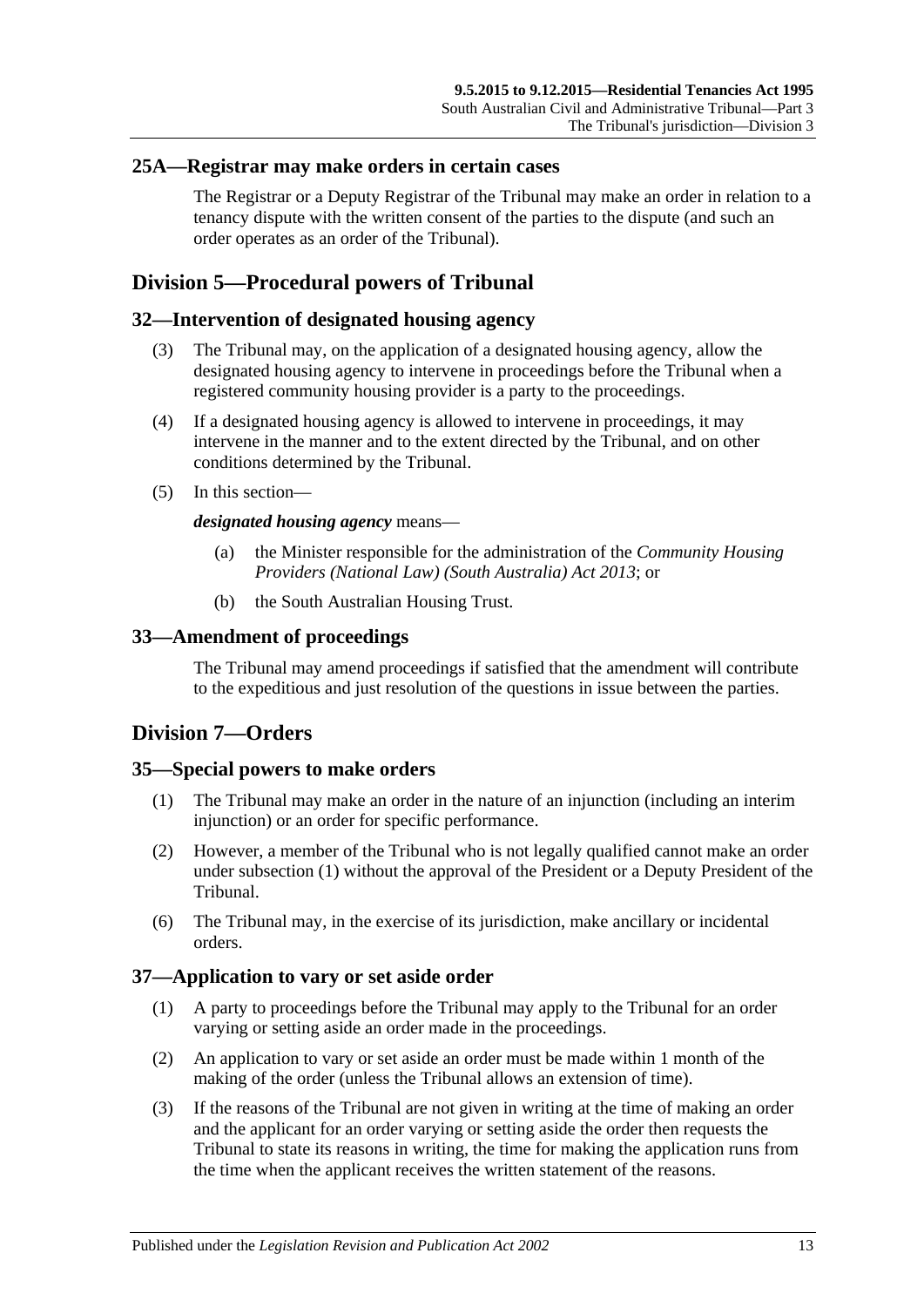### 25A—Registrar may make orders in certain cases

The Registrar or a Deputy Registrar of the Tribunal may make an order in relation to a tenancy dispute with the written consent of the parties to the dispute (and such an order operates as an order of the Tribunal).

## Division 5—Procedural powers of Tribunal

### 32—Intervention of designated housing agency

(3) The Tribunal may, on the application of a designated housing agency, allow the designated housing agency to intervene in proceedings before the Tribunal when a registered community housing provider is a party to the proceedings.

(4) If a designated housing agency is allowed to intervene in proceedings, it may intervene in the manner and to the extent directed by the Tribunal, and on other conditions determined by the Tribunal.

(5) In this section—

***designated housing agency*** means—

- (a) the Minister responsible for the administration of the *Community Housing Providers (National Law) (South Australia) Act 2013*; or
- (b) the South Australian Housing Trust.

### 33—Amendment of proceedings

The Tribunal may amend proceedings if satisfied that the amendment will contribute to the expeditious and just resolution of the questions in issue between the parties.

## Division 7—Orders

### 35—Special powers to make orders

(1) The Tribunal may make an order in the nature of an injunction (including an interim injunction) or an order for specific performance.

(2) However, a member of the Tribunal who is not legally qualified cannot make an order under subsection (1) without the approval of the President or a Deputy President of the Tribunal.

(6) The Tribunal may, in the exercise of its jurisdiction, make ancillary or incidental orders.

### 37—Application to vary or set aside order

(1) A party to proceedings before the Tribunal may apply to the Tribunal for an order varying or setting aside an order made in the proceedings.

(2) An application to vary or set aside an order must be made within 1 month of the making of the order (unless the Tribunal allows an extension of time).

(3) If the reasons of the Tribunal are not given in writing at the time of making an order and the applicant for an order varying or setting aside the order then requests the Tribunal to state its reasons in writing, the time for making the application runs from the time when the applicant receives the written statement of the reasons.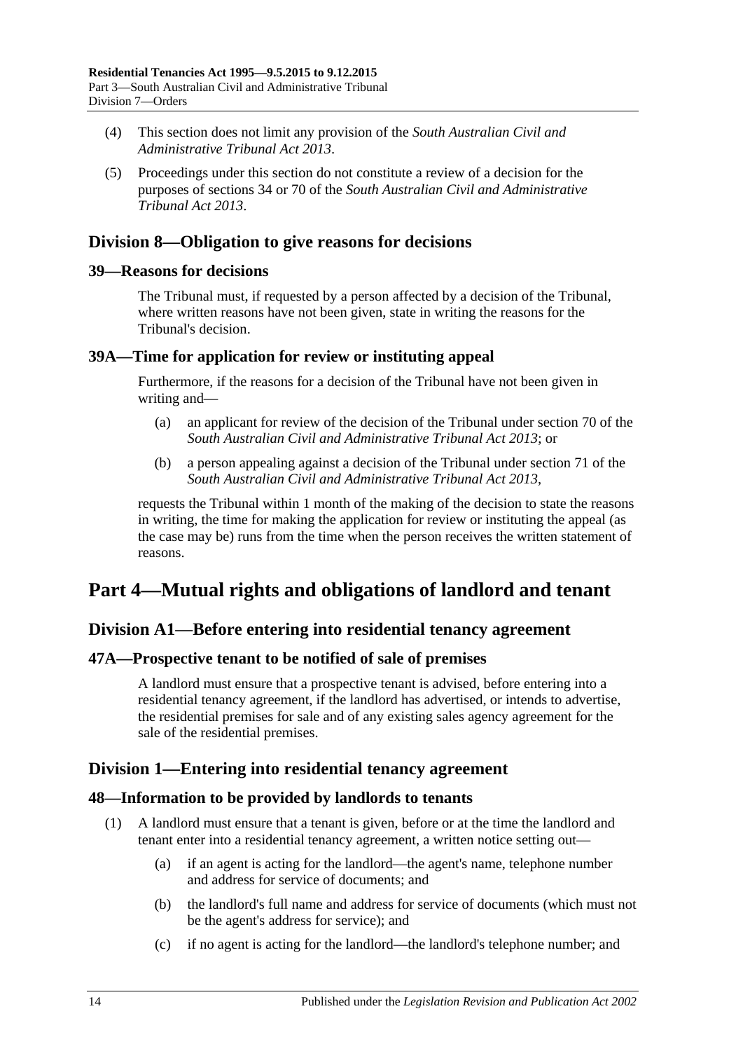(4) This section does not limit any provision of the *South Australian Civil and Administrative Tribunal Act 2013*.

(5) Proceedings under this section do not constitute a review of a decision for the purposes of sections 34 or 70 of the *South Australian Civil and Administrative Tribunal Act 2013*.

## Division 8—Obligation to give reasons for decisions

### 39—Reasons for decisions

The Tribunal must, if requested by a person affected by a decision of the Tribunal, where written reasons have not been given, state in writing the reasons for the Tribunal's decision.

### 39A—Time for application for review or instituting appeal

Furthermore, if the reasons for a decision of the Tribunal have not been given in writing and—

(a) an applicant for review of the decision of the Tribunal under section 70 of the *South Australian Civil and Administrative Tribunal Act 2013*; or

(b) a person appealing against a decision of the Tribunal under section 71 of the *South Australian Civil and Administrative Tribunal Act 2013*,

requests the Tribunal within 1 month of the making of the decision to state the reasons in writing, the time for making the application for review or instituting the appeal (as the case may be) runs from the time when the person receives the written statement of reasons.

# Part 4—Mutual rights and obligations of landlord and tenant

## Division A1—Before entering into residential tenancy agreement

### 47A—Prospective tenant to be notified of sale of premises

A landlord must ensure that a prospective tenant is advised, before entering into a residential tenancy agreement, if the landlord has advertised, or intends to advertise, the residential premises for sale and of any existing sales agency agreement for the sale of the residential premises.

## Division 1—Entering into residential tenancy agreement

### 48—Information to be provided by landlords to tenants

(1) A landlord must ensure that a tenant is given, before or at the time the landlord and tenant enter into a residential tenancy agreement, a written notice setting out—

(a) if an agent is acting for the landlord—the agent's name, telephone number and address for service of documents; and

(b) the landlord's full name and address for service of documents (which must not be the agent's address for service); and

(c) if no agent is acting for the landlord—the landlord's telephone number; and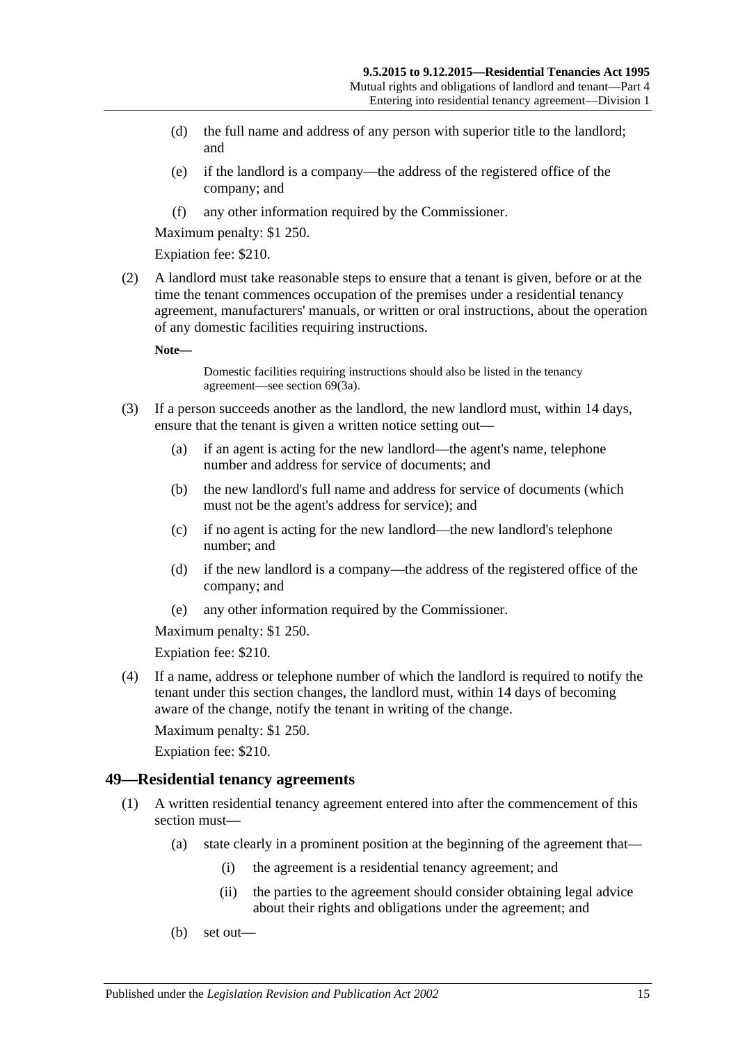(d) the full name and address of any person with superior title to the landlord; and

(e) if the landlord is a company—the address of the registered office of the company; and

(f) any other information required by the Commissioner.

Maximum penalty: $1 250.

Expiation fee: $210.

(2) A landlord must take reasonable steps to ensure that a tenant is given, before or at the time the tenant commences occupation of the premises under a residential tenancy agreement, manufacturers' manuals, or written or oral instructions, about the operation of any domestic facilities requiring instructions.

**Note—**

Domestic facilities requiring instructions should also be listed in the tenancy agreement—see section 69(3a).

(3) If a person succeeds another as the landlord, the new landlord must, within 14 days, ensure that the tenant is given a written notice setting out—

(a) if an agent is acting for the new landlord—the agent's name, telephone number and address for service of documents; and

(b) the new landlord's full name and address for service of documents (which must not be the agent's address for service); and

(c) if no agent is acting for the new landlord—the new landlord's telephone number; and

(d) if the new landlord is a company—the address of the registered office of the company; and

(e) any other information required by the Commissioner.

Maximum penalty: $1 250.

Expiation fee: $210.

(4) If a name, address or telephone number of which the landlord is required to notify the tenant under this section changes, the landlord must, within 14 days of becoming aware of the change, notify the tenant in writing of the change.

Maximum penalty: $1 250.

Expiation fee: $210.

## 49—Residential tenancy agreements

(1) A written residential tenancy agreement entered into after the commencement of this section must—

(a) state clearly in a prominent position at the beginning of the agreement that—

(i) the agreement is a residential tenancy agreement; and

(ii) the parties to the agreement should consider obtaining legal advice about their rights and obligations under the agreement; and

(b) set out—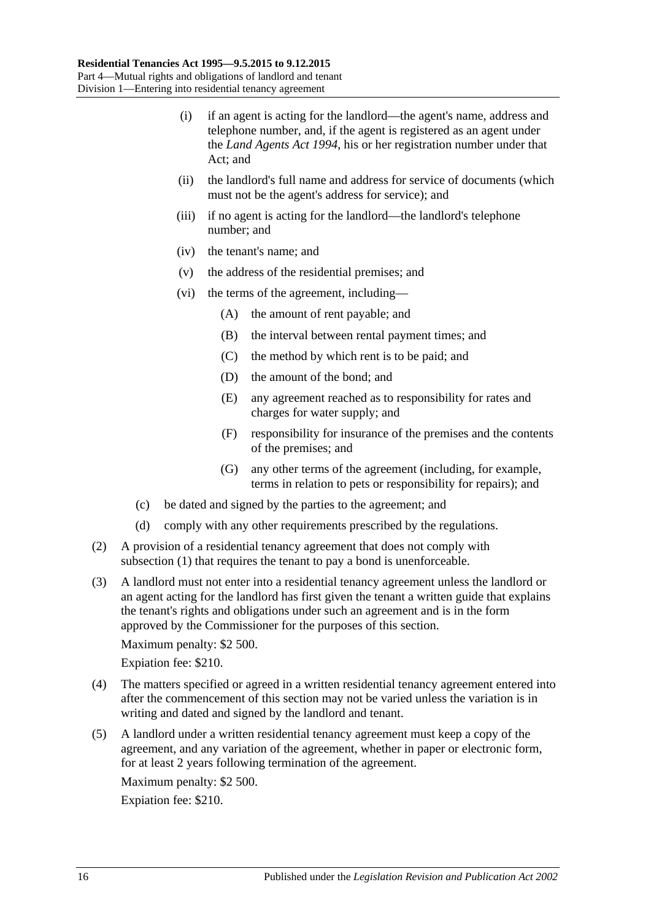(i) if an agent is acting for the landlord—the agent's name, address and telephone number, and, if the agent is registered as an agent under the *Land Agents Act 1994*, his or her registration number under that Act; and

(ii) the landlord's full name and address for service of documents (which must not be the agent's address for service); and

(iii) if no agent is acting for the landlord—the landlord's telephone number; and

(iv) the tenant's name; and

(v) the address of the residential premises; and

(vi) the terms of the agreement, including—

(A) the amount of rent payable; and

(B) the interval between rental payment times; and

(C) the method by which rent is to be paid; and

(D) the amount of the bond; and

(E) any agreement reached as to responsibility for rates and charges for water supply; and

(F) responsibility for insurance of the premises and the contents of the premises; and

(G) any other terms of the agreement (including, for example, terms in relation to pets or responsibility for repairs); and

(c) be dated and signed by the parties to the agreement; and

(d) comply with any other requirements prescribed by the regulations.

(2) A provision of a residential tenancy agreement that does not comply with subsection (1) that requires the tenant to pay a bond is unenforceable.

(3) A landlord must not enter into a residential tenancy agreement unless the landlord or an agent acting for the landlord has first given the tenant a written guide that explains the tenant's rights and obligations under such an agreement and is in the form approved by the Commissioner for the purposes of this section.

Maximum penalty: $2 500.

Expiation fee: $210.

(4) The matters specified or agreed in a written residential tenancy agreement entered into after the commencement of this section may not be varied unless the variation is in writing and dated and signed by the landlord and tenant.

(5) A landlord under a written residential tenancy agreement must keep a copy of the agreement, and any variation of the agreement, whether in paper or electronic form, for at least 2 years following termination of the agreement.

Maximum penalty: $2 500.

Expiation fee: $210.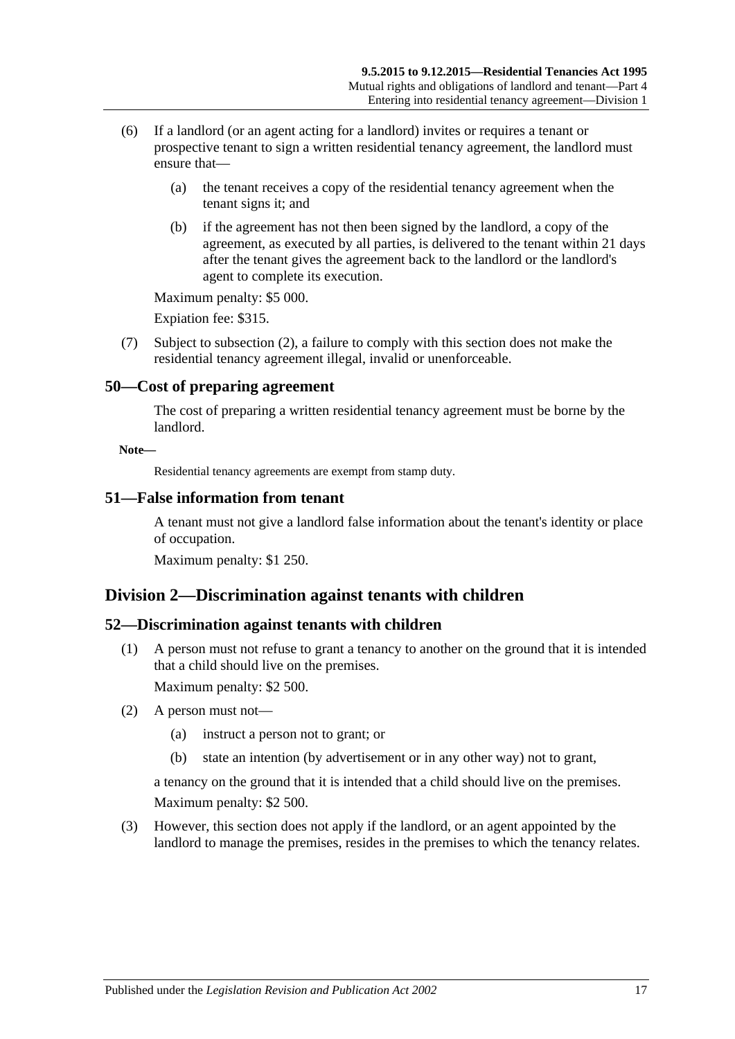(6) If a landlord (or an agent acting for a landlord) invites or requires a tenant or prospective tenant to sign a written residential tenancy agreement, the landlord must ensure that—

(a) the tenant receives a copy of the residential tenancy agreement when the tenant signs it; and

(b) if the agreement has not then been signed by the landlord, a copy of the agreement, as executed by all parties, is delivered to the tenant within 21 days after the tenant gives the agreement back to the landlord or the landlord's agent to complete its execution.

Maximum penalty: $5 000.

Expiation fee: $315.

(7) Subject to subsection (2), a failure to comply with this section does not make the residential tenancy agreement illegal, invalid or unenforceable.

## 50—Cost of preparing agreement

The cost of preparing a written residential tenancy agreement must be borne by the landlord.

**Note—**

Residential tenancy agreements are exempt from stamp duty.

## 51—False information from tenant

A tenant must not give a landlord false information about the tenant's identity or place of occupation.

Maximum penalty: $1 250.

# Division 2—Discrimination against tenants with children

## 52—Discrimination against tenants with children

(1) A person must not refuse to grant a tenancy to another on the ground that it is intended that a child should live on the premises.

Maximum penalty: $2 500.

(2) A person must not—

(a) instruct a person not to grant; or

(b) state an intention (by advertisement or in any other way) not to grant,

a tenancy on the ground that it is intended that a child should live on the premises.

Maximum penalty: $2 500.

(3) However, this section does not apply if the landlord, or an agent appointed by the landlord to manage the premises, resides in the premises to which the tenancy relates.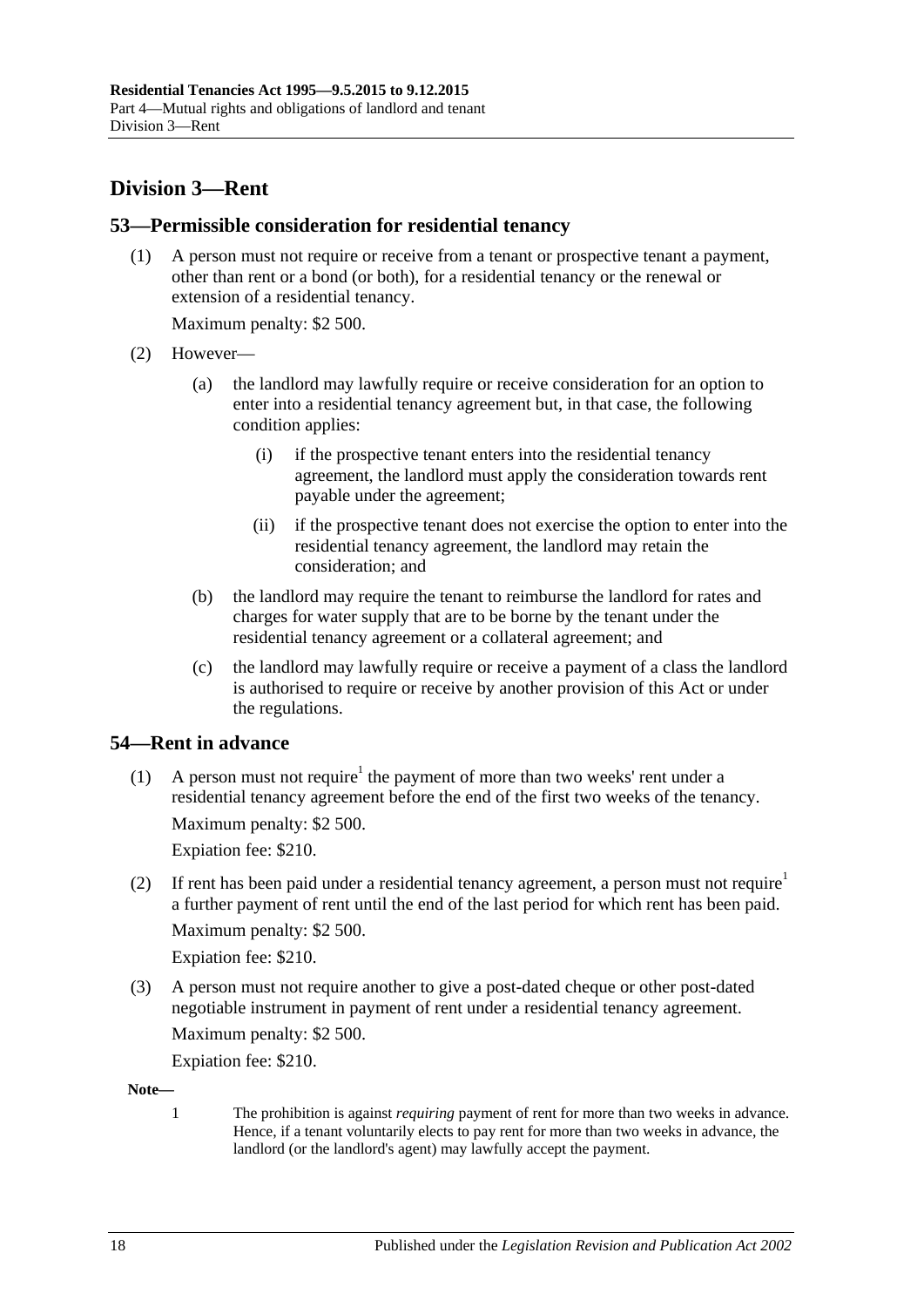## Division 3—Rent

### 53—Permissible consideration for residential tenancy

(1) A person must not require or receive from a tenant or prospective tenant a payment, other than rent or a bond (or both), for a residential tenancy or the renewal or extension of a residential tenancy.

Maximum penalty: $2 500.

(2) However—

(a) the landlord may lawfully require or receive consideration for an option to enter into a residential tenancy agreement but, in that case, the following condition applies:

(i) if the prospective tenant enters into the residential tenancy agreement, the landlord must apply the consideration towards rent payable under the agreement;

(ii) if the prospective tenant does not exercise the option to enter into the residential tenancy agreement, the landlord may retain the consideration; and

(b) the landlord may require the tenant to reimburse the landlord for rates and charges for water supply that are to be borne by the tenant under the residential tenancy agreement or a collateral agreement; and

(c) the landlord may lawfully require or receive a payment of a class the landlord is authorised to require or receive by another provision of this Act or under the regulations.

### 54—Rent in advance

(1) A person must not require[1] the payment of more than two weeks' rent under a residential tenancy agreement before the end of the first two weeks of the tenancy.

Maximum penalty: $2 500.

Expiation fee: $210.

(2) If rent has been paid under a residential tenancy agreement, a person must not require[1] a further payment of rent until the end of the last period for which rent has been paid.

Maximum penalty: $2 500.

Expiation fee: $210.

(3) A person must not require another to give a post-dated cheque or other post-dated negotiable instrument in payment of rent under a residential tenancy agreement.

Maximum penalty: $2 500.

Expiation fee: $210.

**Note—**

1 The prohibition is against *requiring* payment of rent for more than two weeks in advance. Hence, if a tenant voluntarily elects to pay rent for more than two weeks in advance, the landlord (or the landlord's agent) may lawfully accept the payment.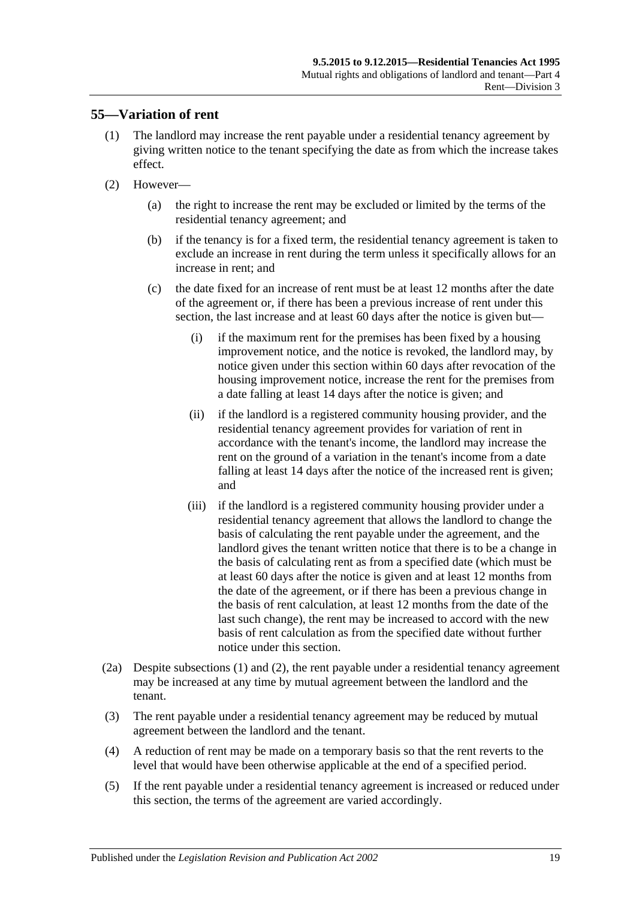## 55—Variation of rent

(1) The landlord may increase the rent payable under a residential tenancy agreement by giving written notice to the tenant specifying the date as from which the increase takes effect.

(2) However—

(a) the right to increase the rent may be excluded or limited by the terms of the residential tenancy agreement; and

(b) if the tenancy is for a fixed term, the residential tenancy agreement is taken to exclude an increase in rent during the term unless it specifically allows for an increase in rent; and

(c) the date fixed for an increase of rent must be at least 12 months after the date of the agreement or, if there has been a previous increase of rent under this section, the last increase and at least 60 days after the notice is given but—

(i) if the maximum rent for the premises has been fixed by a housing improvement notice, and the notice is revoked, the landlord may, by notice given under this section within 60 days after revocation of the housing improvement notice, increase the rent for the premises from a date falling at least 14 days after the notice is given; and

(ii) if the landlord is a registered community housing provider, and the residential tenancy agreement provides for variation of rent in accordance with the tenant's income, the landlord may increase the rent on the ground of a variation in the tenant's income from a date falling at least 14 days after the notice of the increased rent is given; and

(iii) if the landlord is a registered community housing provider under a residential tenancy agreement that allows the landlord to change the basis of calculating the rent payable under the agreement, and the landlord gives the tenant written notice that there is to be a change in the basis of calculating rent as from a specified date (which must be at least 60 days after the notice is given and at least 12 months from the date of the agreement, or if there has been a previous change in the basis of rent calculation, at least 12 months from the date of the last such change), the rent may be increased to accord with the new basis of rent calculation as from the specified date without further notice under this section.

(2a) Despite subsections (1) and (2), the rent payable under a residential tenancy agreement may be increased at any time by mutual agreement between the landlord and the tenant.

(3) The rent payable under a residential tenancy agreement may be reduced by mutual agreement between the landlord and the tenant.

(4) A reduction of rent may be made on a temporary basis so that the rent reverts to the level that would have been otherwise applicable at the end of a specified period.

(5) If the rent payable under a residential tenancy agreement is increased or reduced under this section, the terms of the agreement are varied accordingly.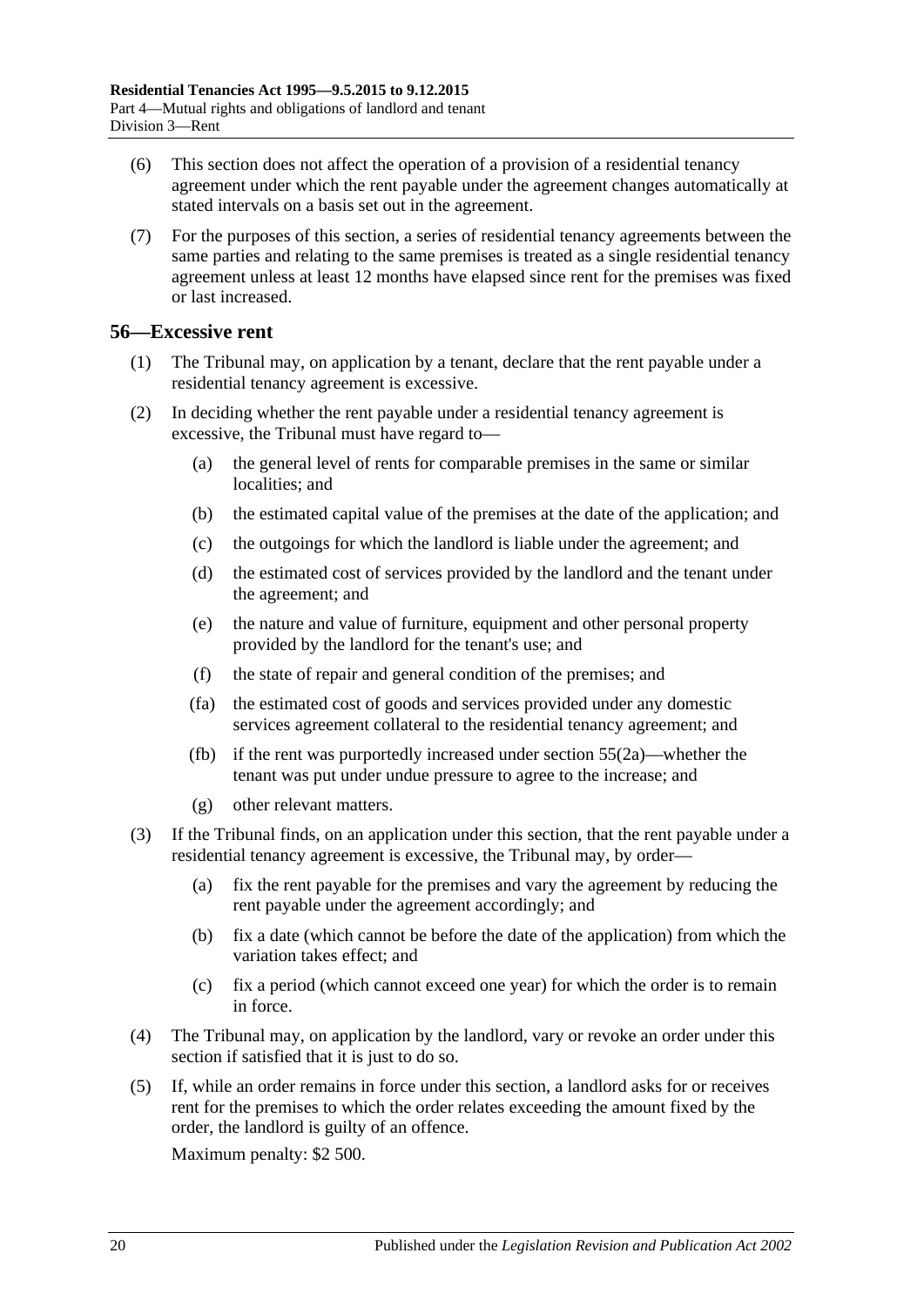(6) This section does not affect the operation of a provision of a residential tenancy agreement under which the rent payable under the agreement changes automatically at stated intervals on a basis set out in the agreement.

(7) For the purposes of this section, a series of residential tenancy agreements between the same parties and relating to the same premises is treated as a single residential tenancy agreement unless at least 12 months have elapsed since rent for the premises was fixed or last increased.

## 56—Excessive rent

(1) The Tribunal may, on application by a tenant, declare that the rent payable under a residential tenancy agreement is excessive.

(2) In deciding whether the rent payable under a residential tenancy agreement is excessive, the Tribunal must have regard to—

(a) the general level of rents for comparable premises in the same or similar localities; and

(b) the estimated capital value of the premises at the date of the application; and

(c) the outgoings for which the landlord is liable under the agreement; and

(d) the estimated cost of services provided by the landlord and the tenant under the agreement; and

(e) the nature and value of furniture, equipment and other personal property provided by the landlord for the tenant's use; and

(f) the state of repair and general condition of the premises; and

(fa) the estimated cost of goods and services provided under any domestic services agreement collateral to the residential tenancy agreement; and

(fb) if the rent was purportedly increased under section 55(2a)—whether the tenant was put under undue pressure to agree to the increase; and

(g) other relevant matters.

(3) If the Tribunal finds, on an application under this section, that the rent payable under a residential tenancy agreement is excessive, the Tribunal may, by order—

(a) fix the rent payable for the premises and vary the agreement by reducing the rent payable under the agreement accordingly; and

(b) fix a date (which cannot be before the date of the application) from which the variation takes effect; and

(c) fix a period (which cannot exceed one year) for which the order is to remain in force.

(4) The Tribunal may, on application by the landlord, vary or revoke an order under this section if satisfied that it is just to do so.

(5) If, while an order remains in force under this section, a landlord asks for or receives rent for the premises to which the order relates exceeding the amount fixed by the order, the landlord is guilty of an offence.

Maximum penalty: $2 500.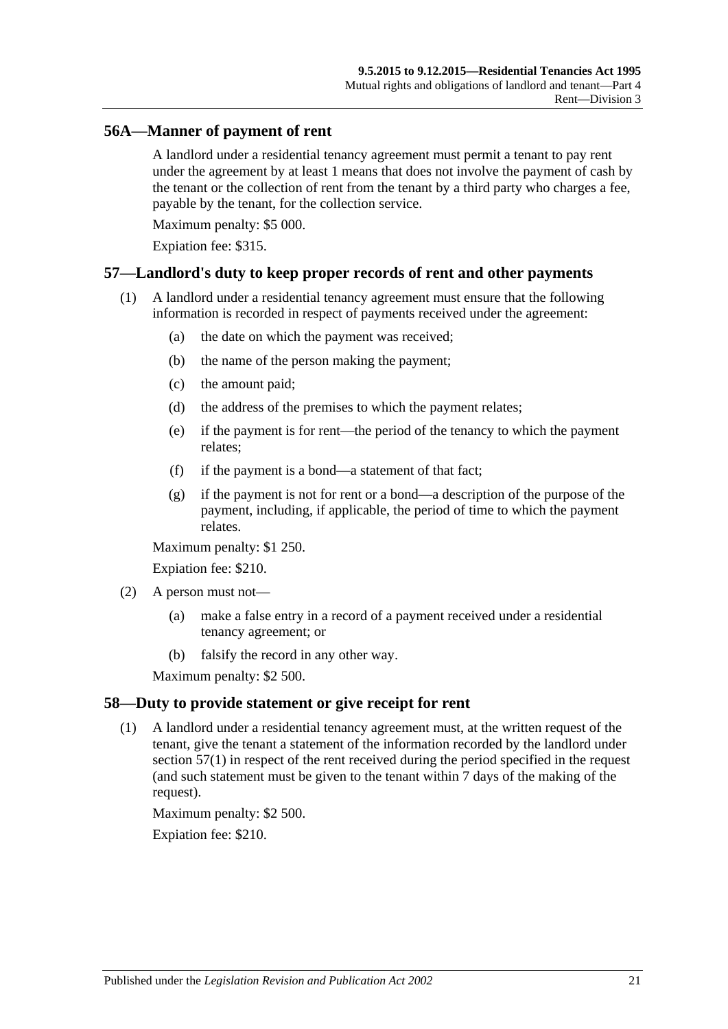## 56A—Manner of payment of rent

A landlord under a residential tenancy agreement must permit a tenant to pay rent under the agreement by at least 1 means that does not involve the payment of cash by the tenant or the collection of rent from the tenant by a third party who charges a fee, payable by the tenant, for the collection service.

Maximum penalty: $5 000.

Expiation fee: $315.

## 57—Landlord's duty to keep proper records of rent and other payments

(1) A landlord under a residential tenancy agreement must ensure that the following information is recorded in respect of payments received under the agreement:

- (a) the date on which the payment was received;
- (b) the name of the person making the payment;
- (c) the amount paid;
- (d) the address of the premises to which the payment relates;
- (e) if the payment is for rent—the period of the tenancy to which the payment relates;
- (f) if the payment is a bond—a statement of that fact;
- (g) if the payment is not for rent or a bond—a description of the purpose of the payment, including, if applicable, the period of time to which the payment relates.

Maximum penalty: $1 250.

Expiation fee: $210.

(2) A person must not—

- (a) make a false entry in a record of a payment received under a residential tenancy agreement; or
- (b) falsify the record in any other way.

Maximum penalty: $2 500.

## 58—Duty to provide statement or give receipt for rent

(1) A landlord under a residential tenancy agreement must, at the written request of the tenant, give the tenant a statement of the information recorded by the landlord under section 57(1) in respect of the rent received during the period specified in the request (and such statement must be given to the tenant within 7 days of the making of the request).

Maximum penalty: $2 500.

Expiation fee: $210.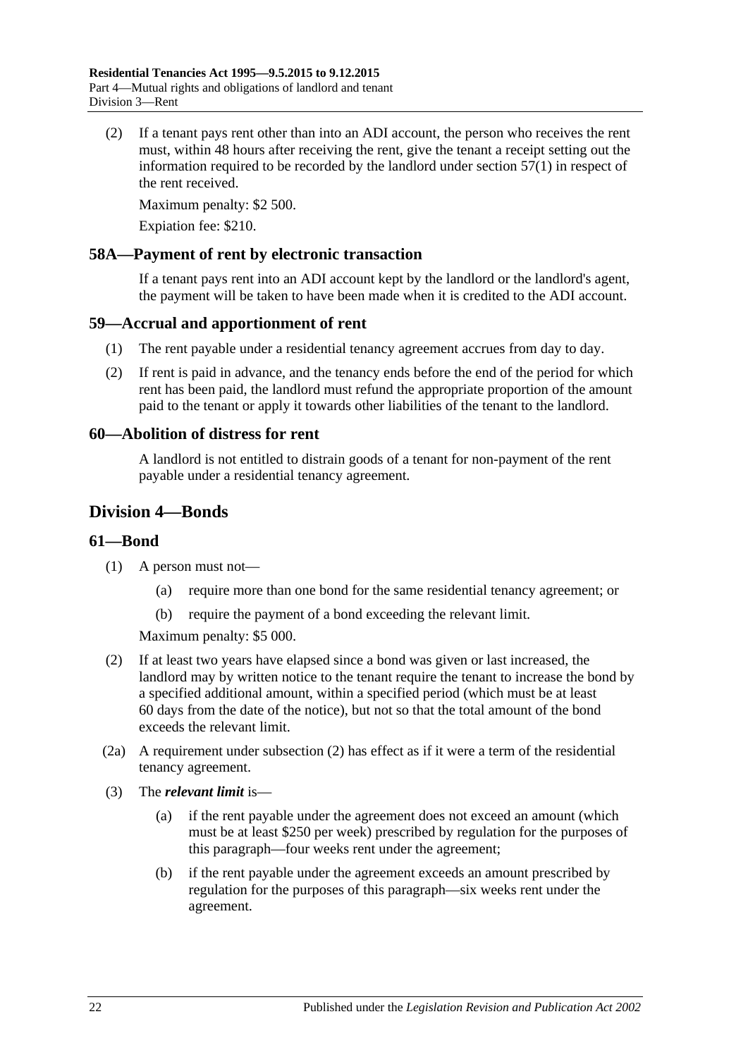(2) If a tenant pays rent other than into an ADI account, the person who receives the rent must, within 48 hours after receiving the rent, give the tenant a receipt setting out the information required to be recorded by the landlord under section 57(1) in respect of the rent received.

Maximum penalty: $2 500.

Expiation fee: $210.

## 58A—Payment of rent by electronic transaction

If a tenant pays rent into an ADI account kept by the landlord or the landlord's agent, the payment will be taken to have been made when it is credited to the ADI account.

## 59—Accrual and apportionment of rent

(1) The rent payable under a residential tenancy agreement accrues from day to day.

(2) If rent is paid in advance, and the tenancy ends before the end of the period for which rent has been paid, the landlord must refund the appropriate proportion of the amount paid to the tenant or apply it towards other liabilities of the tenant to the landlord.

## 60—Abolition of distress for rent

A landlord is not entitled to distrain goods of a tenant for non-payment of the rent payable under a residential tenancy agreement.

# Division 4—Bonds

## 61—Bond

(1) A person must not—

(a) require more than one bond for the same residential tenancy agreement; or

(b) require the payment of a bond exceeding the relevant limit.

Maximum penalty: $5 000.

(2) If at least two years have elapsed since a bond was given or last increased, the landlord may by written notice to the tenant require the tenant to increase the bond by a specified additional amount, within a specified period (which must be at least 60 days from the date of the notice), but not so that the total amount of the bond exceeds the relevant limit.

(2a) A requirement under subsection (2) has effect as if it were a term of the residential tenancy agreement.

(3) The ***relevant limit*** is—

(a) if the rent payable under the agreement does not exceed an amount (which must be at least $250 per week) prescribed by regulation for the purposes of this paragraph—four weeks rent under the agreement;

(b) if the rent payable under the agreement exceeds an amount prescribed by regulation for the purposes of this paragraph—six weeks rent under the agreement.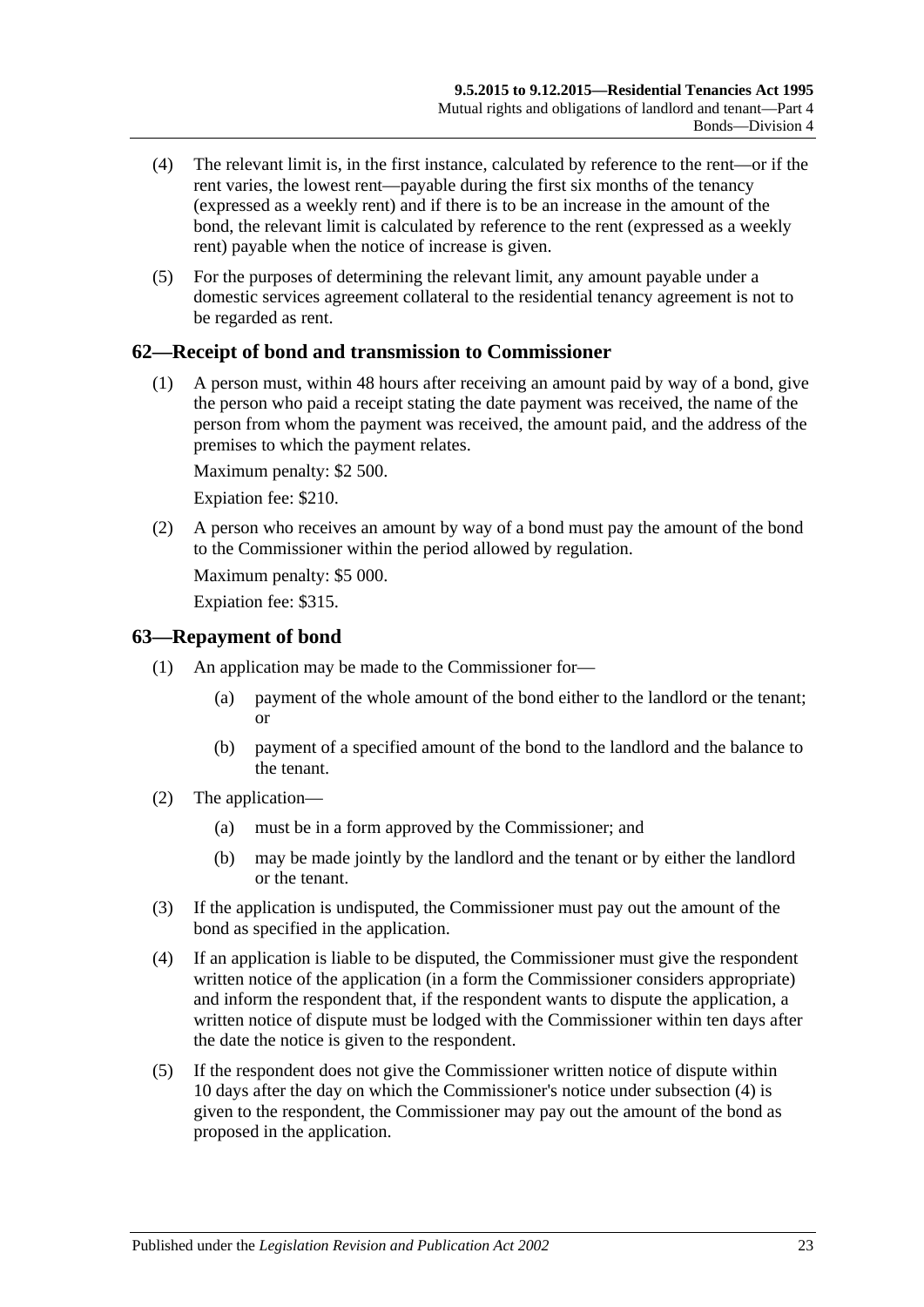(4) The relevant limit is, in the first instance, calculated by reference to the rent—or if the rent varies, the lowest rent—payable during the first six months of the tenancy (expressed as a weekly rent) and if there is to be an increase in the amount of the bond, the relevant limit is calculated by reference to the rent (expressed as a weekly rent) payable when the notice of increase is given.

(5) For the purposes of determining the relevant limit, any amount payable under a domestic services agreement collateral to the residential tenancy agreement is not to be regarded as rent.

## 62—Receipt of bond and transmission to Commissioner

(1) A person must, within 48 hours after receiving an amount paid by way of a bond, give the person who paid a receipt stating the date payment was received, the name of the person from whom the payment was received, the amount paid, and the address of the premises to which the payment relates.

Maximum penalty: $2 500.

Expiation fee: $210.

(2) A person who receives an amount by way of a bond must pay the amount of the bond to the Commissioner within the period allowed by regulation.

Maximum penalty: $5 000.

Expiation fee: $315.

## 63—Repayment of bond

(1) An application may be made to the Commissioner for—

- (a) payment of the whole amount of the bond either to the landlord or the tenant; or
- (b) payment of a specified amount of the bond to the landlord and the balance to the tenant.

(2) The application—

- (a) must be in a form approved by the Commissioner; and
- (b) may be made jointly by the landlord and the tenant or by either the landlord or the tenant.

(3) If the application is undisputed, the Commissioner must pay out the amount of the bond as specified in the application.

(4) If an application is liable to be disputed, the Commissioner must give the respondent written notice of the application (in a form the Commissioner considers appropriate) and inform the respondent that, if the respondent wants to dispute the application, a written notice of dispute must be lodged with the Commissioner within ten days after the date the notice is given to the respondent.

(5) If the respondent does not give the Commissioner written notice of dispute within 10 days after the day on which the Commissioner's notice under subsection (4) is given to the respondent, the Commissioner may pay out the amount of the bond as proposed in the application.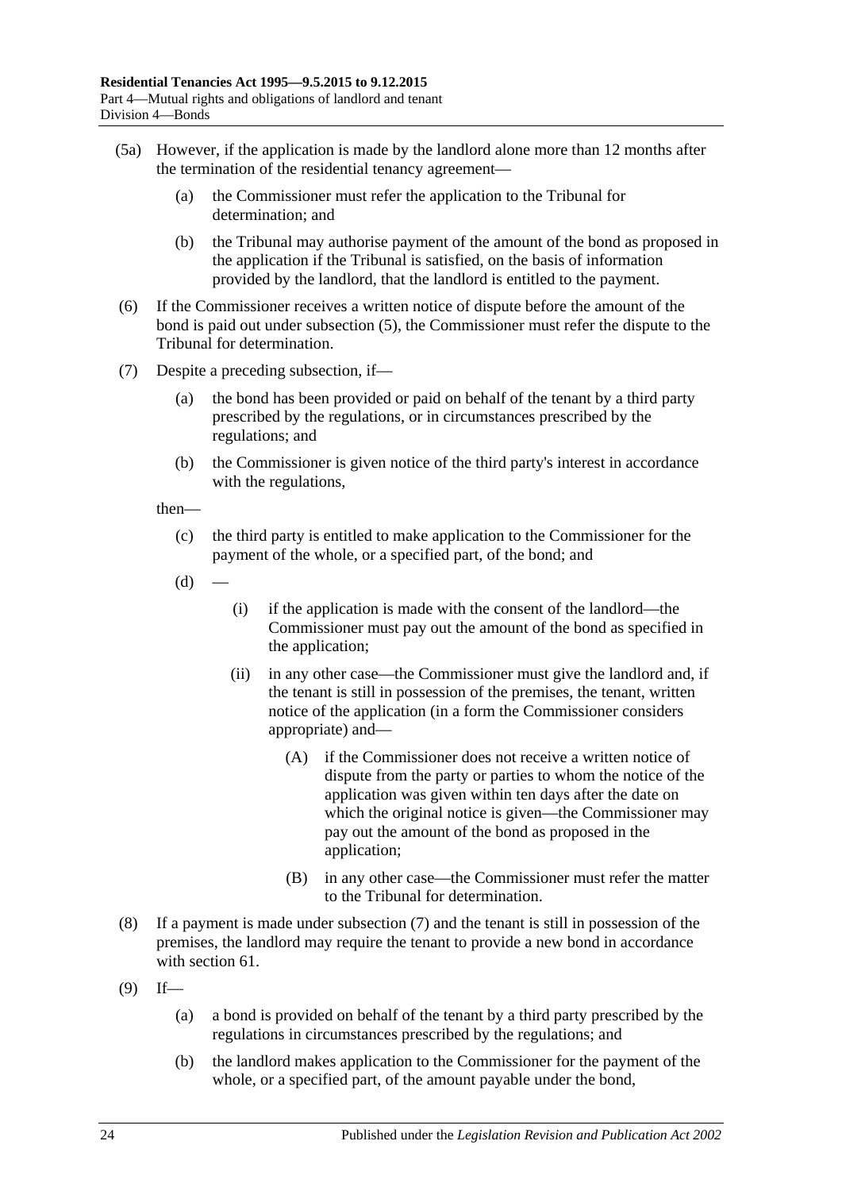(5a) However, if the application is made by the landlord alone more than 12 months after the termination of the residential tenancy agreement—

(a) the Commissioner must refer the application to the Tribunal for determination; and

(b) the Tribunal may authorise payment of the amount of the bond as proposed in the application if the Tribunal is satisfied, on the basis of information provided by the landlord, that the landlord is entitled to the payment.

(6) If the Commissioner receives a written notice of dispute before the amount of the bond is paid out under subsection (5), the Commissioner must refer the dispute to the Tribunal for determination.

(7) Despite a preceding subsection, if—

(a) the bond has been provided or paid on behalf of the tenant by a third party prescribed by the regulations, or in circumstances prescribed by the regulations; and

(b) the Commissioner is given notice of the third party's interest in accordance with the regulations,

then—

(c) the third party is entitled to make application to the Commissioner for the payment of the whole, or a specified part, of the bond; and

(d) —

(i) if the application is made with the consent of the landlord—the Commissioner must pay out the amount of the bond as specified in the application;

(ii) in any other case—the Commissioner must give the landlord and, if the tenant is still in possession of the premises, the tenant, written notice of the application (in a form the Commissioner considers appropriate) and—

(A) if the Commissioner does not receive a written notice of dispute from the party or parties to whom the notice of the application was given within ten days after the date on which the original notice is given—the Commissioner may pay out the amount of the bond as proposed in the application;

(B) in any other case—the Commissioner must refer the matter to the Tribunal for determination.

(8) If a payment is made under subsection (7) and the tenant is still in possession of the premises, the landlord may require the tenant to provide a new bond in accordance with section 61.

(9) If—

(a) a bond is provided on behalf of the tenant by a third party prescribed by the regulations in circumstances prescribed by the regulations; and

(b) the landlord makes application to the Commissioner for the payment of the whole, or a specified part, of the amount payable under the bond,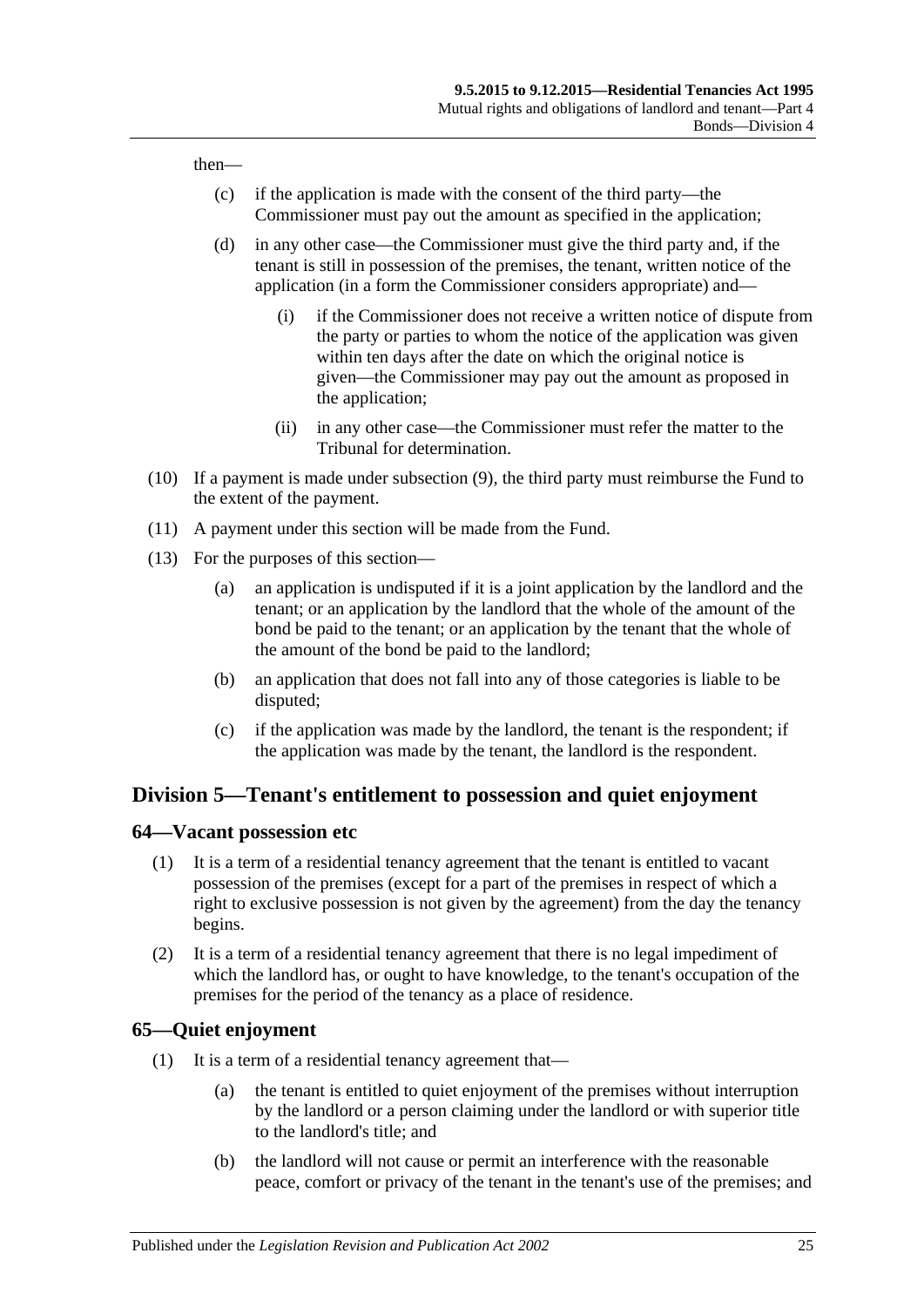then—

(c) if the application is made with the consent of the third party—the Commissioner must pay out the amount as specified in the application;

(d) in any other case—the Commissioner must give the third party and, if the tenant is still in possession of the premises, the tenant, written notice of the application (in a form the Commissioner considers appropriate) and—

(i) if the Commissioner does not receive a written notice of dispute from the party or parties to whom the notice of the application was given within ten days after the date on which the original notice is given—the Commissioner may pay out the amount as proposed in the application;

(ii) in any other case—the Commissioner must refer the matter to the Tribunal for determination.

(10) If a payment is made under subsection (9), the third party must reimburse the Fund to the extent of the payment.

(11) A payment under this section will be made from the Fund.

(13) For the purposes of this section—

(a) an application is undisputed if it is a joint application by the landlord and the tenant; or an application by the landlord that the whole of the amount of the bond be paid to the tenant; or an application by the tenant that the whole of the amount of the bond be paid to the landlord;

(b) an application that does not fall into any of those categories is liable to be disputed;

(c) if the application was made by the landlord, the tenant is the respondent; if the application was made by the tenant, the landlord is the respondent.

## Division 5—Tenant's entitlement to possession and quiet enjoyment

### 64—Vacant possession etc

(1) It is a term of a residential tenancy agreement that the tenant is entitled to vacant possession of the premises (except for a part of the premises in respect of which a right to exclusive possession is not given by the agreement) from the day the tenancy begins.

(2) It is a term of a residential tenancy agreement that there is no legal impediment of which the landlord has, or ought to have knowledge, to the tenant's occupation of the premises for the period of the tenancy as a place of residence.

### 65—Quiet enjoyment

(1) It is a term of a residential tenancy agreement that—

(a) the tenant is entitled to quiet enjoyment of the premises without interruption by the landlord or a person claiming under the landlord or with superior title to the landlord's title; and

(b) the landlord will not cause or permit an interference with the reasonable peace, comfort or privacy of the tenant in the tenant's use of the premises; and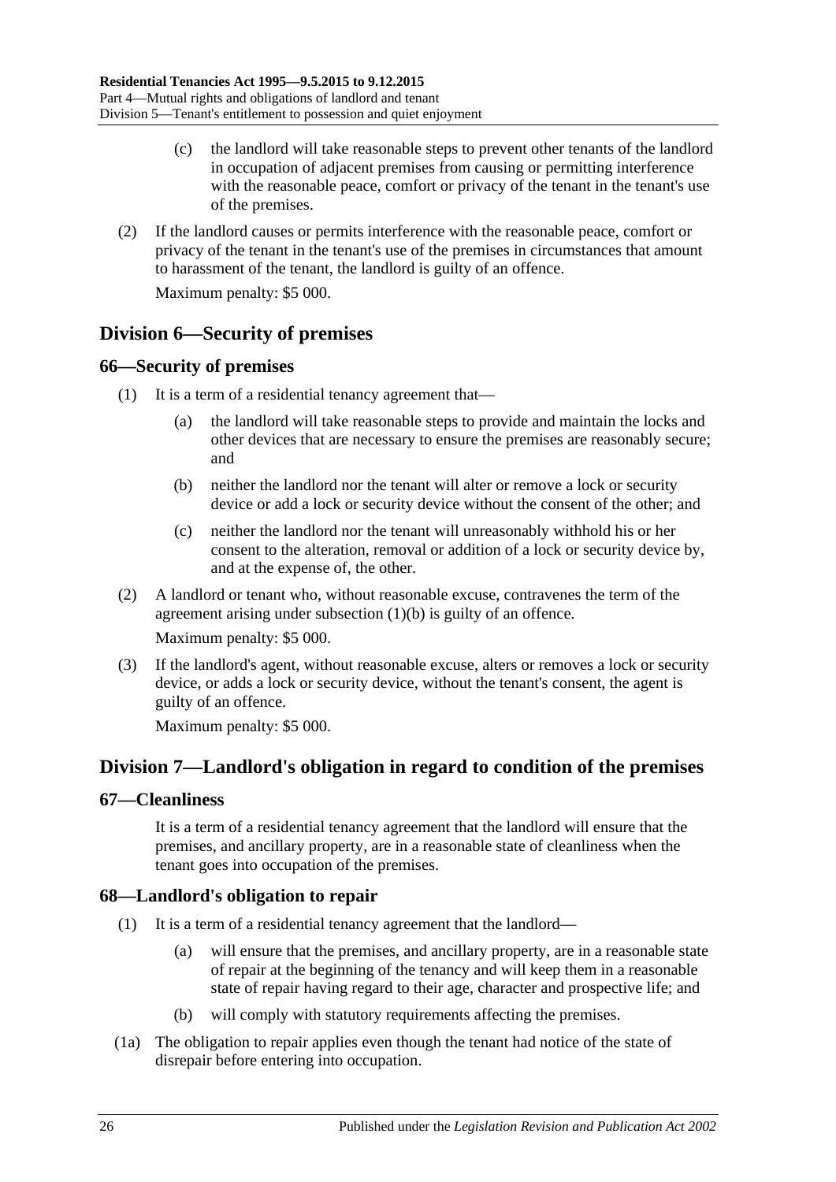(c) the landlord will take reasonable steps to prevent other tenants of the landlord in occupation of adjacent premises from causing or permitting interference with the reasonable peace, comfort or privacy of the tenant in the tenant's use of the premises.

(2) If the landlord causes or permits interference with the reasonable peace, comfort or privacy of the tenant in the tenant's use of the premises in circumstances that amount to harassment of the tenant, the landlord is guilty of an offence.

Maximum penalty: $5 000.

## Division 6—Security of premises

### 66—Security of premises

(1) It is a term of a residential tenancy agreement that—

(a) the landlord will take reasonable steps to provide and maintain the locks and other devices that are necessary to ensure the premises are reasonably secure; and

(b) neither the landlord nor the tenant will alter or remove a lock or security device or add a lock or security device without the consent of the other; and

(c) neither the landlord nor the tenant will unreasonably withhold his or her consent to the alteration, removal or addition of a lock or security device by, and at the expense of, the other.

(2) A landlord or tenant who, without reasonable excuse, contravenes the term of the agreement arising under subsection (1)(b) is guilty of an offence.

Maximum penalty: $5 000.

(3) If the landlord's agent, without reasonable excuse, alters or removes a lock or security device, or adds a lock or security device, without the tenant's consent, the agent is guilty of an offence.

Maximum penalty: $5 000.

## Division 7—Landlord's obligation in regard to condition of the premises

### 67—Cleanliness

It is a term of a residential tenancy agreement that the landlord will ensure that the premises, and ancillary property, are in a reasonable state of cleanliness when the tenant goes into occupation of the premises.

### 68—Landlord's obligation to repair

(1) It is a term of a residential tenancy agreement that the landlord—

(a) will ensure that the premises, and ancillary property, are in a reasonable state of repair at the beginning of the tenancy and will keep them in a reasonable state of repair having regard to their age, character and prospective life; and

(b) will comply with statutory requirements affecting the premises.

(1a) The obligation to repair applies even though the tenant had notice of the state of disrepair before entering into occupation.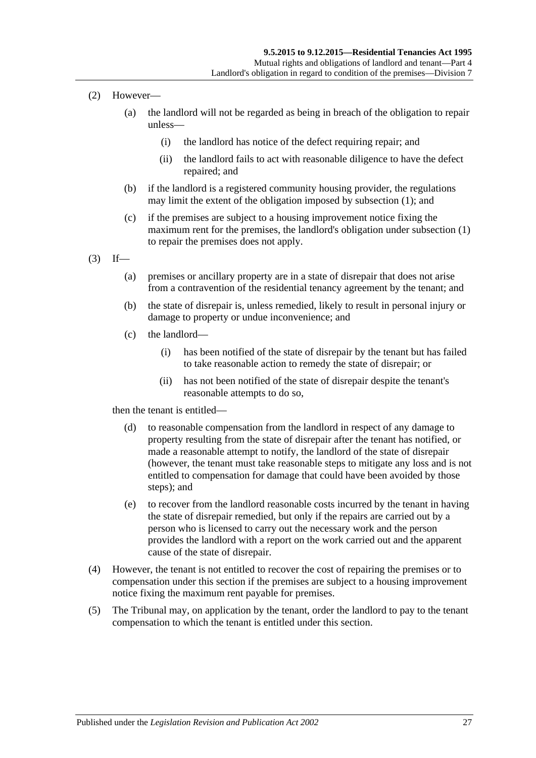(2) However—

(a) the landlord will not be regarded as being in breach of the obligation to repair unless—

(i) the landlord has notice of the defect requiring repair; and

(ii) the landlord fails to act with reasonable diligence to have the defect repaired; and

(b) if the landlord is a registered community housing provider, the regulations may limit the extent of the obligation imposed by subsection (1); and

(c) if the premises are subject to a housing improvement notice fixing the maximum rent for the premises, the landlord's obligation under subsection (1) to repair the premises does not apply.

(3) If—

(a) premises or ancillary property are in a state of disrepair that does not arise from a contravention of the residential tenancy agreement by the tenant; and

(b) the state of disrepair is, unless remedied, likely to result in personal injury or damage to property or undue inconvenience; and

(c) the landlord—

(i) has been notified of the state of disrepair by the tenant but has failed to take reasonable action to remedy the state of disrepair; or

(ii) has not been notified of the state of disrepair despite the tenant's reasonable attempts to do so,

then the tenant is entitled—

(d) to reasonable compensation from the landlord in respect of any damage to property resulting from the state of disrepair after the tenant has notified, or made a reasonable attempt to notify, the landlord of the state of disrepair (however, the tenant must take reasonable steps to mitigate any loss and is not entitled to compensation for damage that could have been avoided by those steps); and

(e) to recover from the landlord reasonable costs incurred by the tenant in having the state of disrepair remedied, but only if the repairs are carried out by a person who is licensed to carry out the necessary work and the person provides the landlord with a report on the work carried out and the apparent cause of the state of disrepair.

(4) However, the tenant is not entitled to recover the cost of repairing the premises or to compensation under this section if the premises are subject to a housing improvement notice fixing the maximum rent payable for premises.

(5) The Tribunal may, on application by the tenant, order the landlord to pay to the tenant compensation to which the tenant is entitled under this section.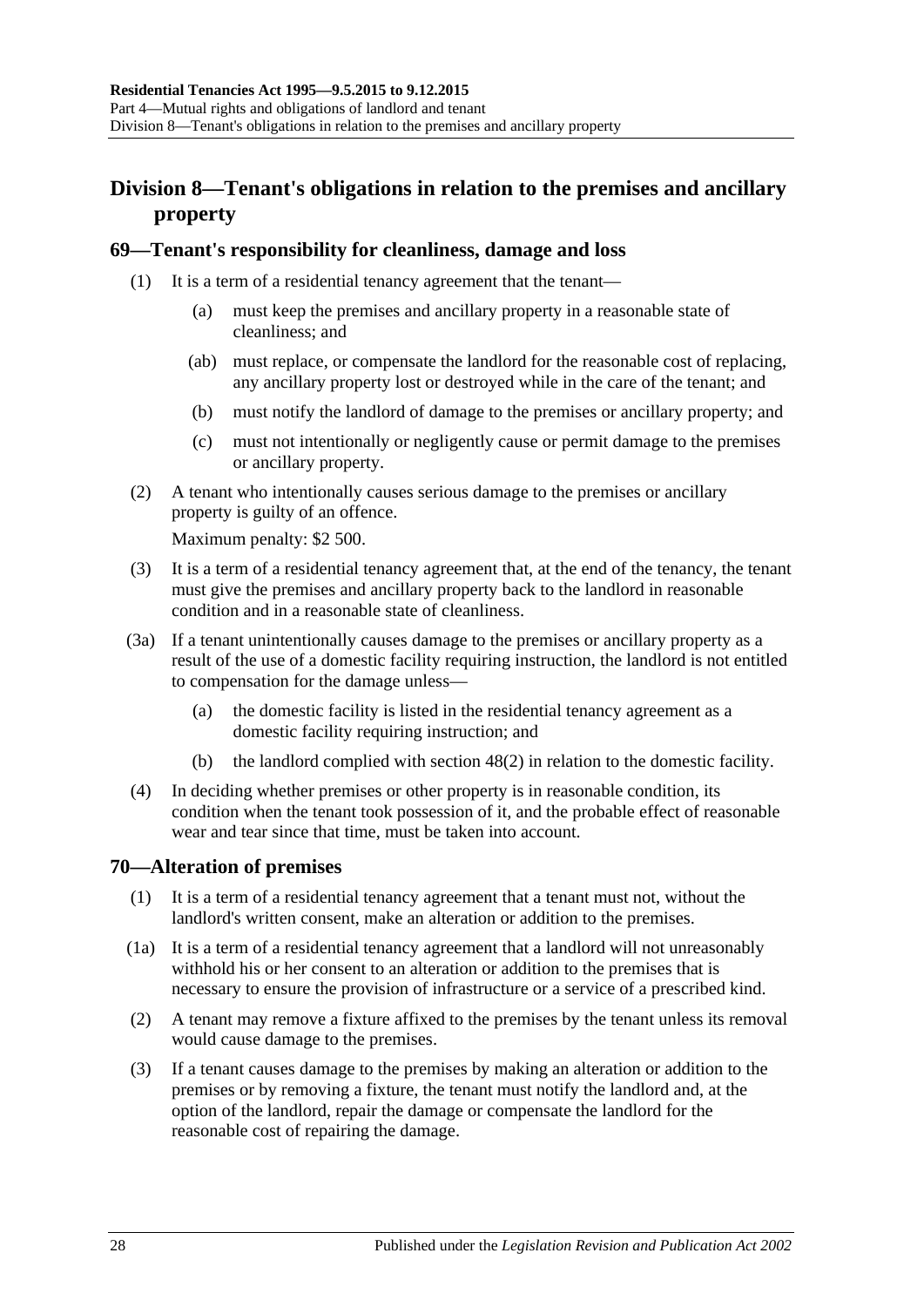## Division 8—Tenant's obligations in relation to the premises and ancillary property

### 69—Tenant's responsibility for cleanliness, damage and loss

(1) It is a term of a residential tenancy agreement that the tenant—

(a) must keep the premises and ancillary property in a reasonable state of cleanliness; and

(ab) must replace, or compensate the landlord for the reasonable cost of replacing, any ancillary property lost or destroyed while in the care of the tenant; and

(b) must notify the landlord of damage to the premises or ancillary property; and

(c) must not intentionally or negligently cause or permit damage to the premises or ancillary property.

(2) A tenant who intentionally causes serious damage to the premises or ancillary property is guilty of an offence.

Maximum penalty: $2 500.

(3) It is a term of a residential tenancy agreement that, at the end of the tenancy, the tenant must give the premises and ancillary property back to the landlord in reasonable condition and in a reasonable state of cleanliness.

(3a) If a tenant unintentionally causes damage to the premises or ancillary property as a result of the use of a domestic facility requiring instruction, the landlord is not entitled to compensation for the damage unless—

(a) the domestic facility is listed in the residential tenancy agreement as a domestic facility requiring instruction; and

(b) the landlord complied with section 48(2) in relation to the domestic facility.

(4) In deciding whether premises or other property is in reasonable condition, its condition when the tenant took possession of it, and the probable effect of reasonable wear and tear since that time, must be taken into account.

### 70—Alteration of premises

(1) It is a term of a residential tenancy agreement that a tenant must not, without the landlord's written consent, make an alteration or addition to the premises.

(1a) It is a term of a residential tenancy agreement that a landlord will not unreasonably withhold his or her consent to an alteration or addition to the premises that is necessary to ensure the provision of infrastructure or a service of a prescribed kind.

(2) A tenant may remove a fixture affixed to the premises by the tenant unless its removal would cause damage to the premises.

(3) If a tenant causes damage to the premises by making an alteration or addition to the premises or by removing a fixture, the tenant must notify the landlord and, at the option of the landlord, repair the damage or compensate the landlord for the reasonable cost of repairing the damage.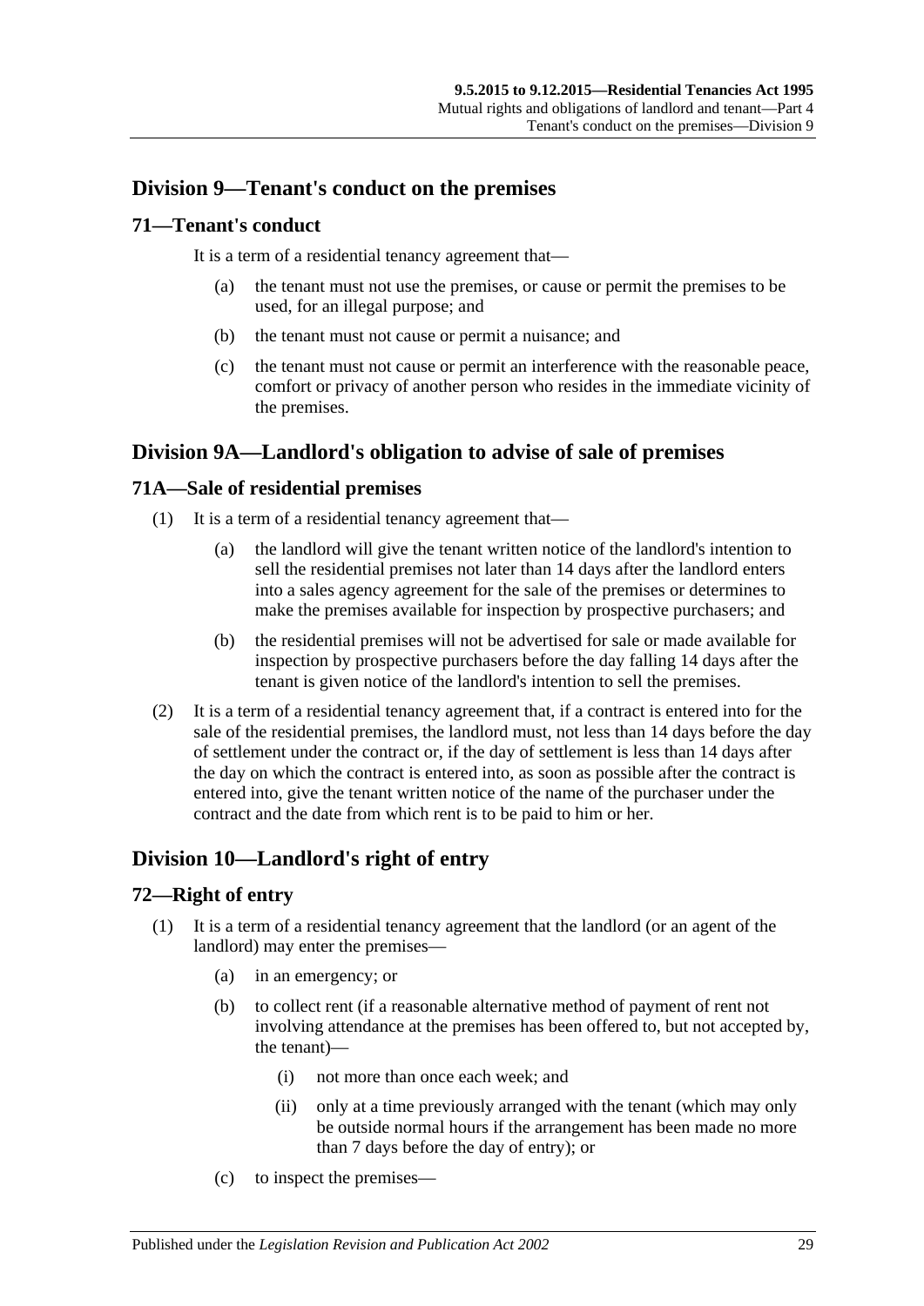## Division 9—Tenant's conduct on the premises

### 71—Tenant's conduct

It is a term of a residential tenancy agreement that—

- (a) the tenant must not use the premises, or cause or permit the premises to be used, for an illegal purpose; and
- (b) the tenant must not cause or permit a nuisance; and
- (c) the tenant must not cause or permit an interference with the reasonable peace, comfort or privacy of another person who resides in the immediate vicinity of the premises.

## Division 9A—Landlord's obligation to advise of sale of premises

### 71A—Sale of residential premises

(1) It is a term of a residential tenancy agreement that—

- (a) the landlord will give the tenant written notice of the landlord's intention to sell the residential premises not later than 14 days after the landlord enters into a sales agency agreement for the sale of the premises or determines to make the premises available for inspection by prospective purchasers; and
- (b) the residential premises will not be advertised for sale or made available for inspection by prospective purchasers before the day falling 14 days after the tenant is given notice of the landlord's intention to sell the premises.

(2) It is a term of a residential tenancy agreement that, if a contract is entered into for the sale of the residential premises, the landlord must, not less than 14 days before the day of settlement under the contract or, if the day of settlement is less than 14 days after the day on which the contract is entered into, as soon as possible after the contract is entered into, give the tenant written notice of the name of the purchaser under the contract and the date from which rent is to be paid to him or her.

## Division 10—Landlord's right of entry

### 72—Right of entry

(1) It is a term of a residential tenancy agreement that the landlord (or an agent of the landlord) may enter the premises—

- (a) in an emergency; or
- (b) to collect rent (if a reasonable alternative method of payment of rent not involving attendance at the premises has been offered to, but not accepted by, the tenant)—
  - (i) not more than once each week; and
  - (ii) only at a time previously arranged with the tenant (which may only be outside normal hours if the arrangement has been made no more than 7 days before the day of entry); or
- (c) to inspect the premises—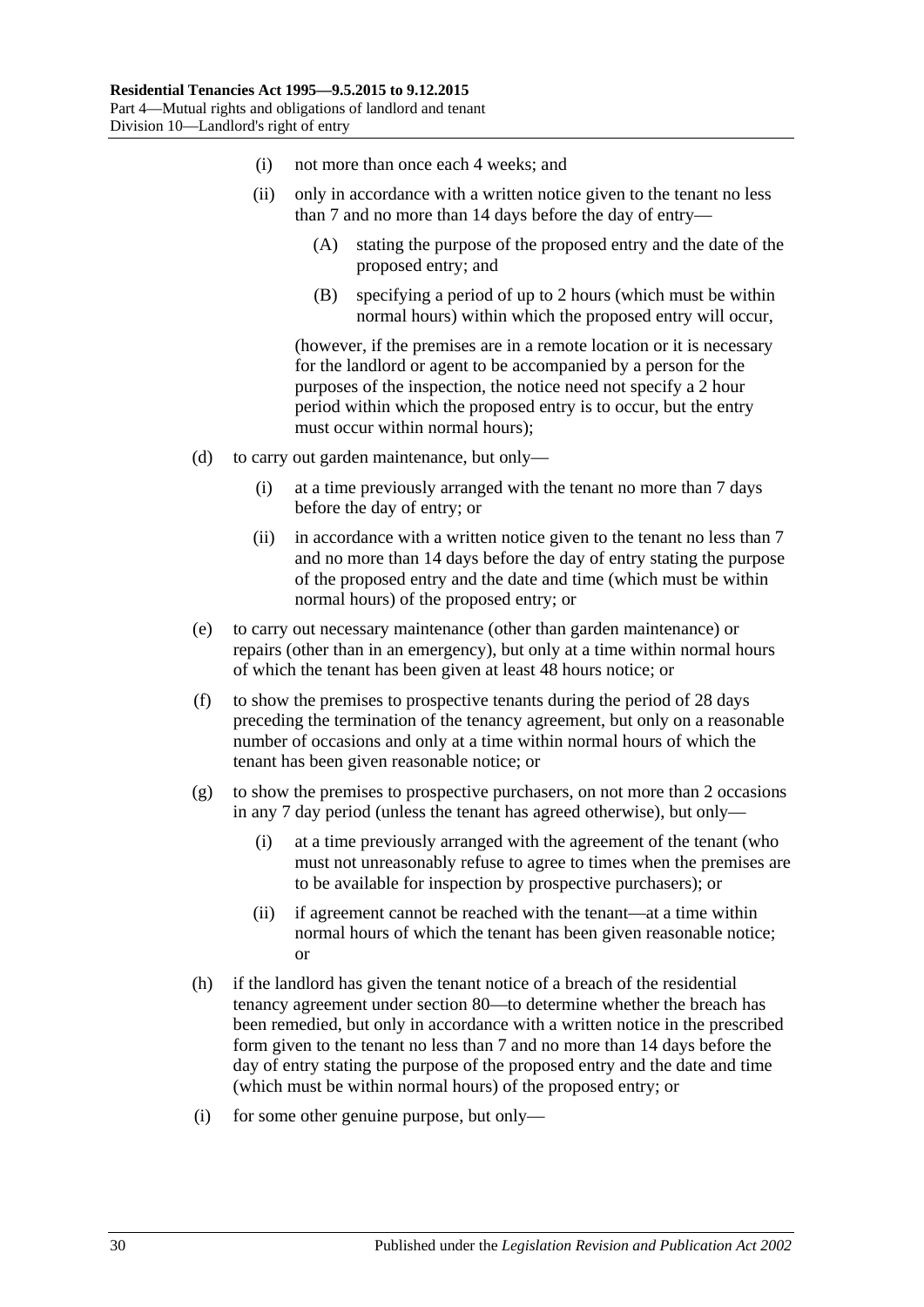- (i) not more than once each 4 weeks; and
- (ii) only in accordance with a written notice given to the tenant no less than 7 and no more than 14 days before the day of entry—
  - (A) stating the purpose of the proposed entry and the date of the proposed entry; and
  - (B) specifying a period of up to 2 hours (which must be within normal hours) within which the proposed entry will occur,

  (however, if the premises are in a remote location or it is necessary for the landlord or agent to be accompanied by a person for the purposes of the inspection, the notice need not specify a 2 hour period within which the proposed entry is to occur, but the entry must occur within normal hours);

- (d) to carry out garden maintenance, but only—
  - (i) at a time previously arranged with the tenant no more than 7 days before the day of entry; or
  - (ii) in accordance with a written notice given to the tenant no less than 7 and no more than 14 days before the day of entry stating the purpose of the proposed entry and the date and time (which must be within normal hours) of the proposed entry; or
- (e) to carry out necessary maintenance (other than garden maintenance) or repairs (other than in an emergency), but only at a time within normal hours of which the tenant has been given at least 48 hours notice; or
- (f) to show the premises to prospective tenants during the period of 28 days preceding the termination of the tenancy agreement, but only on a reasonable number of occasions and only at a time within normal hours of which the tenant has been given reasonable notice; or
- (g) to show the premises to prospective purchasers, on not more than 2 occasions in any 7 day period (unless the tenant has agreed otherwise), but only—
  - (i) at a time previously arranged with the agreement of the tenant (who must not unreasonably refuse to agree to times when the premises are to be available for inspection by prospective purchasers); or
  - (ii) if agreement cannot be reached with the tenant—at a time within normal hours of which the tenant has been given reasonable notice; or
- (h) if the landlord has given the tenant notice of a breach of the residential tenancy agreement under section 80—to determine whether the breach has been remedied, but only in accordance with a written notice in the prescribed form given to the tenant no less than 7 and no more than 14 days before the day of entry stating the purpose of the proposed entry and the date and time (which must be within normal hours) of the proposed entry; or
- (i) for some other genuine purpose, but only—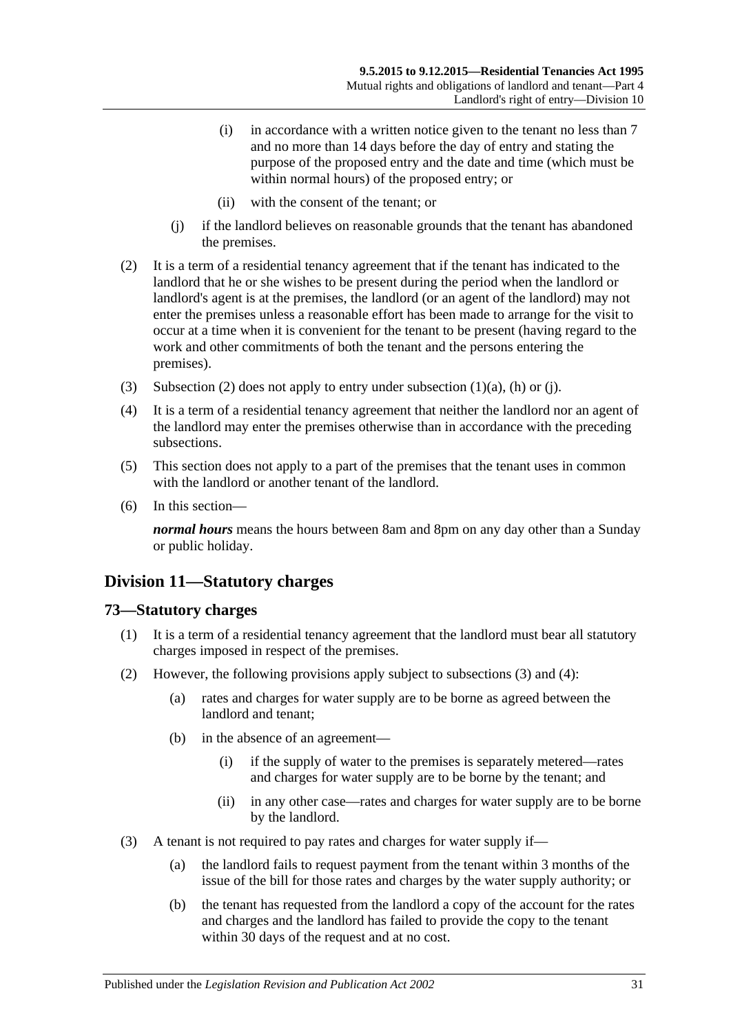(i) in accordance with a written notice given to the tenant no less than 7 and no more than 14 days before the day of entry and stating the purpose of the proposed entry and the date and time (which must be within normal hours) of the proposed entry; or

(ii) with the consent of the tenant; or

(j) if the landlord believes on reasonable grounds that the tenant has abandoned the premises.

(2) It is a term of a residential tenancy agreement that if the tenant has indicated to the landlord that he or she wishes to be present during the period when the landlord or landlord's agent is at the premises, the landlord (or an agent of the landlord) may not enter the premises unless a reasonable effort has been made to arrange for the visit to occur at a time when it is convenient for the tenant to be present (having regard to the work and other commitments of both the tenant and the persons entering the premises).

(3) Subsection (2) does not apply to entry under subsection (1)(a), (h) or (j).

(4) It is a term of a residential tenancy agreement that neither the landlord nor an agent of the landlord may enter the premises otherwise than in accordance with the preceding subsections.

(5) This section does not apply to a part of the premises that the tenant uses in common with the landlord or another tenant of the landlord.

(6) In this section—

***normal hours*** means the hours between 8am and 8pm on any day other than a Sunday or public holiday.

## Division 11—Statutory charges

### 73—Statutory charges

(1) It is a term of a residential tenancy agreement that the landlord must bear all statutory charges imposed in respect of the premises.

(2) However, the following provisions apply subject to subsections (3) and (4):

(a) rates and charges for water supply are to be borne as agreed between the landlord and tenant;

(b) in the absence of an agreement—

(i) if the supply of water to the premises is separately metered—rates and charges for water supply are to be borne by the tenant; and

(ii) in any other case—rates and charges for water supply are to be borne by the landlord.

(3) A tenant is not required to pay rates and charges for water supply if—

(a) the landlord fails to request payment from the tenant within 3 months of the issue of the bill for those rates and charges by the water supply authority; or

(b) the tenant has requested from the landlord a copy of the account for the rates and charges and the landlord has failed to provide the copy to the tenant within 30 days of the request and at no cost.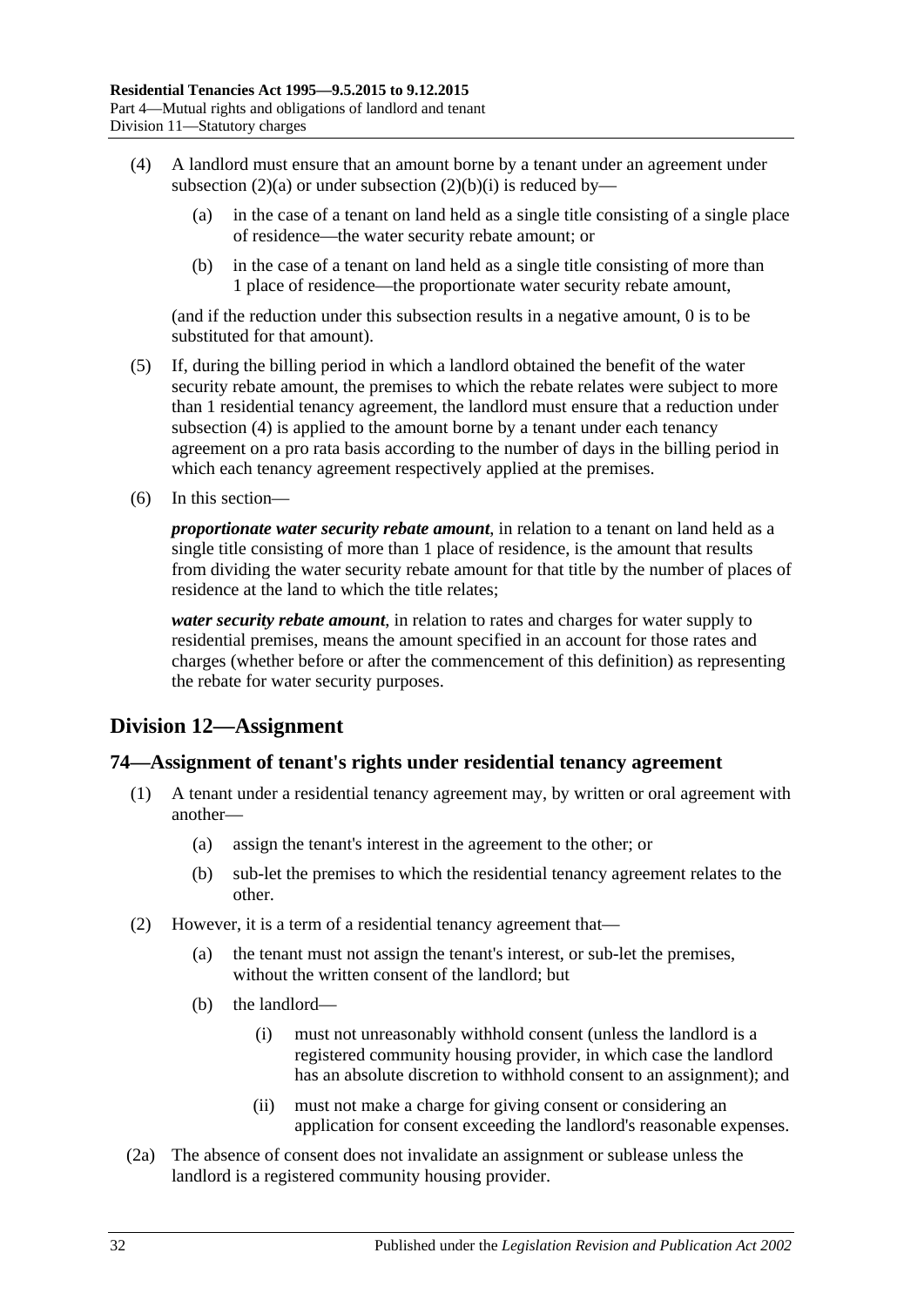(4) A landlord must ensure that an amount borne by a tenant under an agreement under subsection (2)(a) or under subsection (2)(b)(i) is reduced by—

(a) in the case of a tenant on land held as a single title consisting of a single place of residence—the water security rebate amount; or

(b) in the case of a tenant on land held as a single title consisting of more than 1 place of residence—the proportionate water security rebate amount,

(and if the reduction under this subsection results in a negative amount, 0 is to be substituted for that amount).

(5) If, during the billing period in which a landlord obtained the benefit of the water security rebate amount, the premises to which the rebate relates were subject to more than 1 residential tenancy agreement, the landlord must ensure that a reduction under subsection (4) is applied to the amount borne by a tenant under each tenancy agreement on a pro rata basis according to the number of days in the billing period in which each tenancy agreement respectively applied at the premises.

(6) In this section—

***proportionate water security rebate amount***, in relation to a tenant on land held as a single title consisting of more than 1 place of residence, is the amount that results from dividing the water security rebate amount for that title by the number of places of residence at the land to which the title relates;

***water security rebate amount***, in relation to rates and charges for water supply to residential premises, means the amount specified in an account for those rates and charges (whether before or after the commencement of this definition) as representing the rebate for water security purposes.

## Division 12—Assignment

### 74—Assignment of tenant's rights under residential tenancy agreement

(1) A tenant under a residential tenancy agreement may, by written or oral agreement with another—

(a) assign the tenant's interest in the agreement to the other; or

(b) sub-let the premises to which the residential tenancy agreement relates to the other.

(2) However, it is a term of a residential tenancy agreement that—

(a) the tenant must not assign the tenant's interest, or sub-let the premises, without the written consent of the landlord; but

(b) the landlord—

(i) must not unreasonably withhold consent (unless the landlord is a registered community housing provider, in which case the landlord has an absolute discretion to withhold consent to an assignment); and

(ii) must not make a charge for giving consent or considering an application for consent exceeding the landlord's reasonable expenses.

(2a) The absence of consent does not invalidate an assignment or sublease unless the landlord is a registered community housing provider.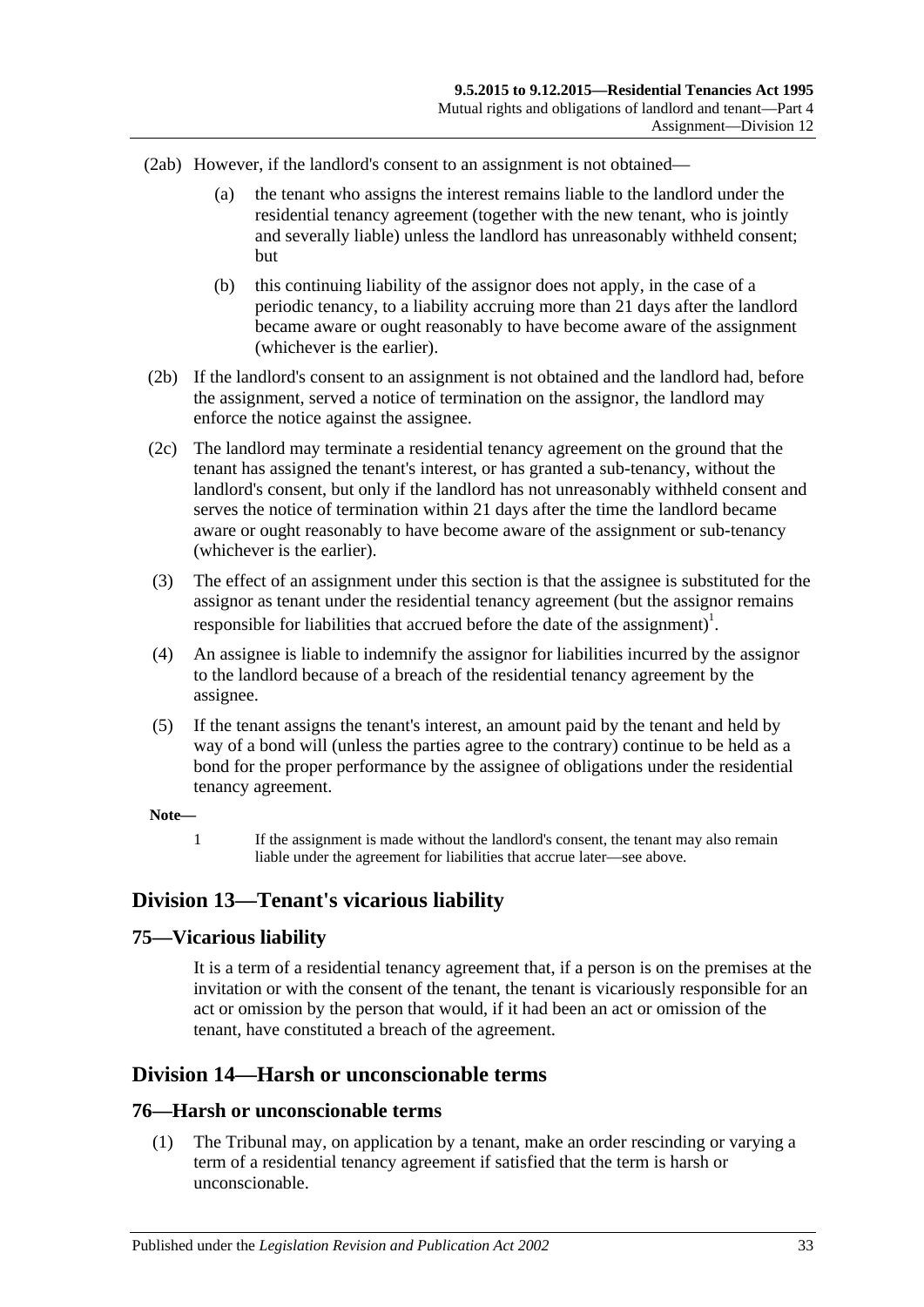(2ab) However, if the landlord's consent to an assignment is not obtained—

(a) the tenant who assigns the interest remains liable to the landlord under the residential tenancy agreement (together with the new tenant, who is jointly and severally liable) unless the landlord has unreasonably withheld consent; but

(b) this continuing liability of the assignor does not apply, in the case of a periodic tenancy, to a liability accruing more than 21 days after the landlord became aware or ought reasonably to have become aware of the assignment (whichever is the earlier).

(2b) If the landlord's consent to an assignment is not obtained and the landlord had, before the assignment, served a notice of termination on the assignor, the landlord may enforce the notice against the assignee.

(2c) The landlord may terminate a residential tenancy agreement on the ground that the tenant has assigned the tenant's interest, or has granted a sub-tenancy, without the landlord's consent, but only if the landlord has not unreasonably withheld consent and serves the notice of termination within 21 days after the time the landlord became aware or ought reasonably to have become aware of the assignment or sub-tenancy (whichever is the earlier).

(3) The effect of an assignment under this section is that the assignee is substituted for the assignor as tenant under the residential tenancy agreement (but the assignor remains responsible for liabilities that accrued before the date of the assignment)[1].

(4) An assignee is liable to indemnify the assignor for liabilities incurred by the assignor to the landlord because of a breach of the residential tenancy agreement by the assignee.

(5) If the tenant assigns the tenant's interest, an amount paid by the tenant and held by way of a bond will (unless the parties agree to the contrary) continue to be held as a bond for the proper performance by the assignee of obligations under the residential tenancy agreement.

**Note—**

1 If the assignment is made without the landlord's consent, the tenant may also remain liable under the agreement for liabilities that accrue later—see above.

## Division 13—Tenant's vicarious liability

### 75—Vicarious liability

It is a term of a residential tenancy agreement that, if a person is on the premises at the invitation or with the consent of the tenant, the tenant is vicariously responsible for an act or omission by the person that would, if it had been an act or omission of the tenant, have constituted a breach of the agreement.

## Division 14—Harsh or unconscionable terms

### 76—Harsh or unconscionable terms

(1) The Tribunal may, on application by a tenant, make an order rescinding or varying a term of a residential tenancy agreement if satisfied that the term is harsh or unconscionable.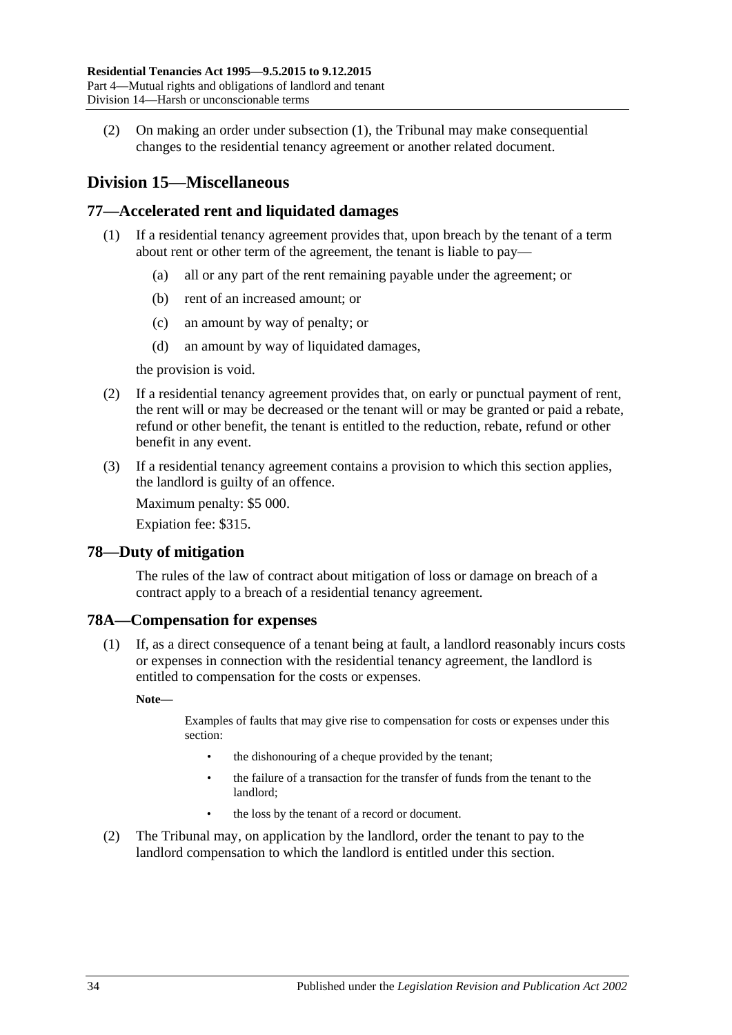(2) On making an order under subsection (1), the Tribunal may make consequential changes to the residential tenancy agreement or another related document.

## Division 15—Miscellaneous

### 77—Accelerated rent and liquidated damages

(1) If a residential tenancy agreement provides that, upon breach by the tenant of a term about rent or other term of the agreement, the tenant is liable to pay—

(a) all or any part of the rent remaining payable under the agreement; or

(b) rent of an increased amount; or

(c) an amount by way of penalty; or

(d) an amount by way of liquidated damages,

the provision is void.

(2) If a residential tenancy agreement provides that, on early or punctual payment of rent, the rent will or may be decreased or the tenant will or may be granted or paid a rebate, refund or other benefit, the tenant is entitled to the reduction, rebate, refund or other benefit in any event.

(3) If a residential tenancy agreement contains a provision to which this section applies, the landlord is guilty of an offence.

Maximum penalty: $5 000.

Expiation fee: $315.

### 78—Duty of mitigation

The rules of the law of contract about mitigation of loss or damage on breach of a contract apply to a breach of a residential tenancy agreement.

### 78A—Compensation for expenses

(1) If, as a direct consequence of a tenant being at fault, a landlord reasonably incurs costs or expenses in connection with the residential tenancy agreement, the landlord is entitled to compensation for the costs or expenses.

**Note—**

Examples of faults that may give rise to compensation for costs or expenses under this section:

- the dishonouring of a cheque provided by the tenant;
- the failure of a transaction for the transfer of funds from the tenant to the landlord;
- the loss by the tenant of a record or document.

(2) The Tribunal may, on application by the landlord, order the tenant to pay to the landlord compensation to which the landlord is entitled under this section.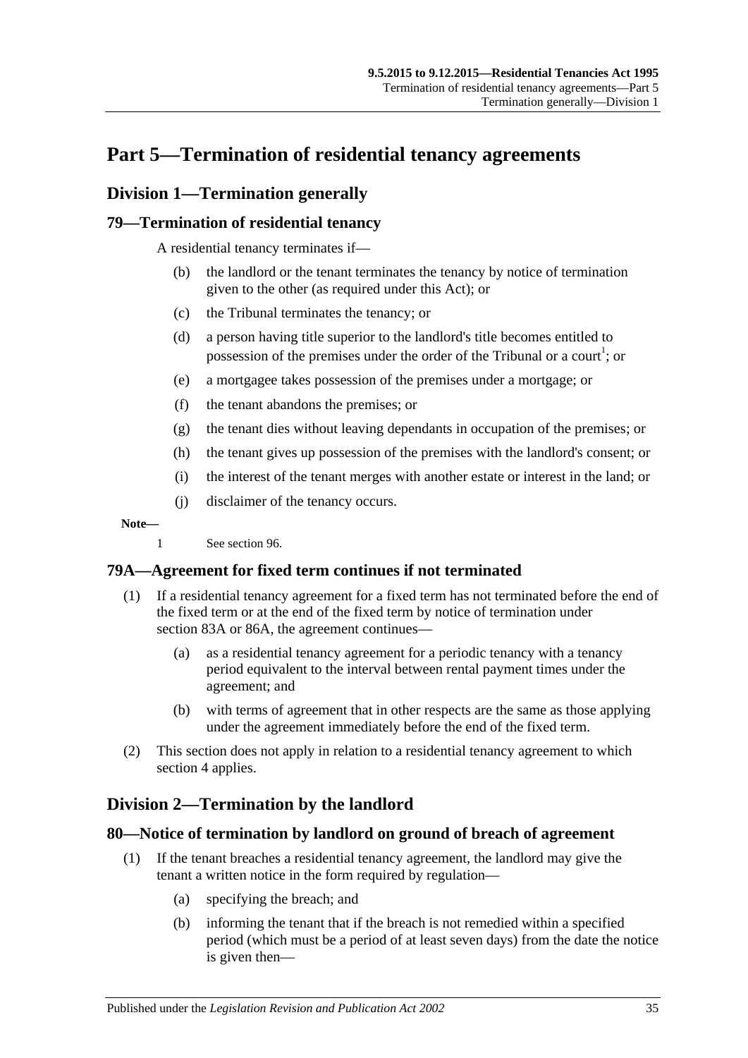# Part 5—Termination of residential tenancy agreements

## Division 1—Termination generally

### 79—Termination of residential tenancy

A residential tenancy terminates if—

(b) the landlord or the tenant terminates the tenancy by notice of termination given to the other (as required under this Act); or

(c) the Tribunal terminates the tenancy; or

(d) a person having title superior to the landlord's title becomes entitled to possession of the premises under the order of the Tribunal or a court[1]; or

(e) a mortgagee takes possession of the premises under a mortgage; or

(f) the tenant abandons the premises; or

(g) the tenant dies without leaving dependants in occupation of the premises; or

(h) the tenant gives up possession of the premises with the landlord's consent; or

(i) the interest of the tenant merges with another estate or interest in the land; or

(j) disclaimer of the tenancy occurs.

**Note—**

1 See section 96.

### 79A—Agreement for fixed term continues if not terminated

(1) If a residential tenancy agreement for a fixed term has not terminated before the end of the fixed term or at the end of the fixed term by notice of termination under section 83A or 86A, the agreement continues—

(a) as a residential tenancy agreement for a periodic tenancy with a tenancy period equivalent to the interval between rental payment times under the agreement; and

(b) with terms of agreement that in other respects are the same as those applying under the agreement immediately before the end of the fixed term.

(2) This section does not apply in relation to a residential tenancy agreement to which section 4 applies.

## Division 2—Termination by the landlord

### 80—Notice of termination by landlord on ground of breach of agreement

(1) If the tenant breaches a residential tenancy agreement, the landlord may give the tenant a written notice in the form required by regulation—

(a) specifying the breach; and

(b) informing the tenant that if the breach is not remedied within a specified period (which must be a period of at least seven days) from the date the notice is given then—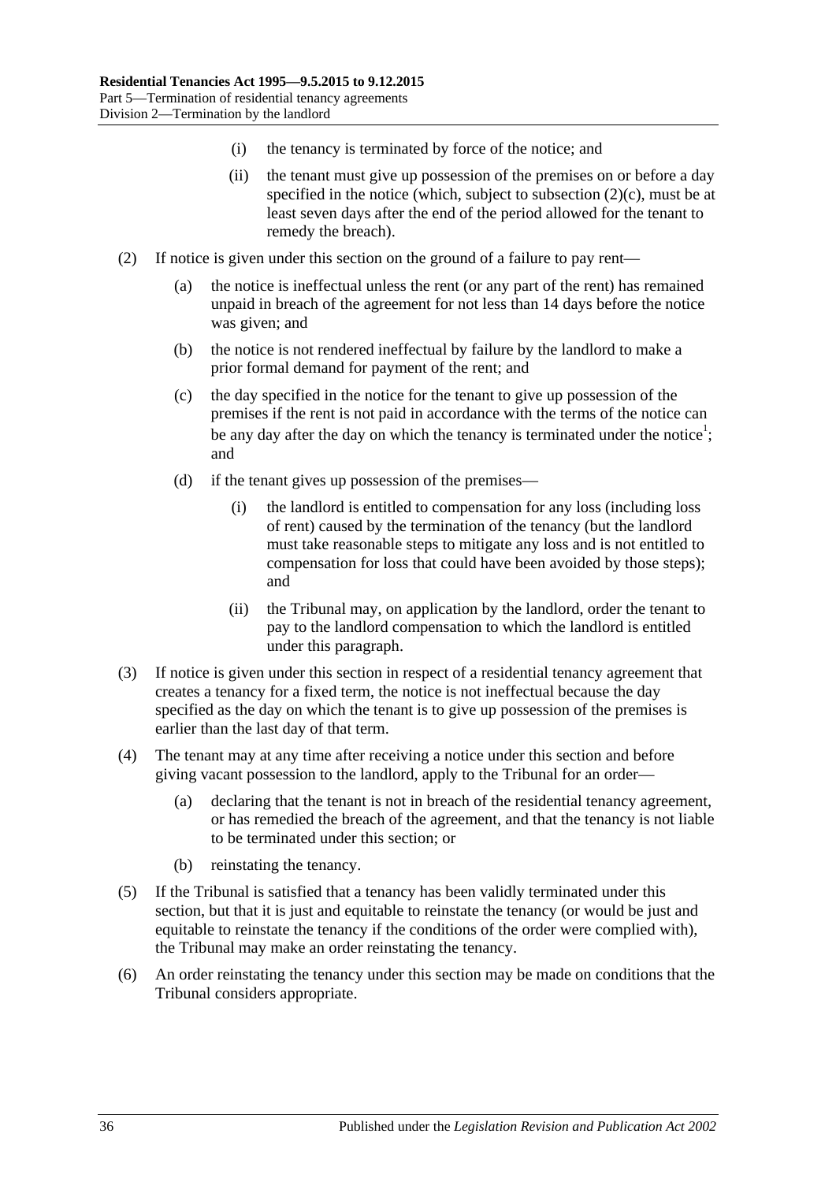(i) the tenancy is terminated by force of the notice; and

(ii) the tenant must give up possession of the premises on or before a day specified in the notice (which, subject to subsection (2)(c), must be at least seven days after the end of the period allowed for the tenant to remedy the breach).

(2) If notice is given under this section on the ground of a failure to pay rent—

(a) the notice is ineffectual unless the rent (or any part of the rent) has remained unpaid in breach of the agreement for not less than 14 days before the notice was given; and

(b) the notice is not rendered ineffectual by failure by the landlord to make a prior formal demand for payment of the rent; and

(c) the day specified in the notice for the tenant to give up possession of the premises if the rent is not paid in accordance with the terms of the notice can be any day after the day on which the tenancy is terminated under the notice[1]; and

(d) if the tenant gives up possession of the premises—

(i) the landlord is entitled to compensation for any loss (including loss of rent) caused by the termination of the tenancy (but the landlord must take reasonable steps to mitigate any loss and is not entitled to compensation for loss that could have been avoided by those steps); and

(ii) the Tribunal may, on application by the landlord, order the tenant to pay to the landlord compensation to which the landlord is entitled under this paragraph.

(3) If notice is given under this section in respect of a residential tenancy agreement that creates a tenancy for a fixed term, the notice is not ineffectual because the day specified as the day on which the tenant is to give up possession of the premises is earlier than the last day of that term.

(4) The tenant may at any time after receiving a notice under this section and before giving vacant possession to the landlord, apply to the Tribunal for an order—

(a) declaring that the tenant is not in breach of the residential tenancy agreement, or has remedied the breach of the agreement, and that the tenancy is not liable to be terminated under this section; or

(b) reinstating the tenancy.

(5) If the Tribunal is satisfied that a tenancy has been validly terminated under this section, but that it is just and equitable to reinstate the tenancy (or would be just and equitable to reinstate the tenancy if the conditions of the order were complied with), the Tribunal may make an order reinstating the tenancy.

(6) An order reinstating the tenancy under this section may be made on conditions that the Tribunal considers appropriate.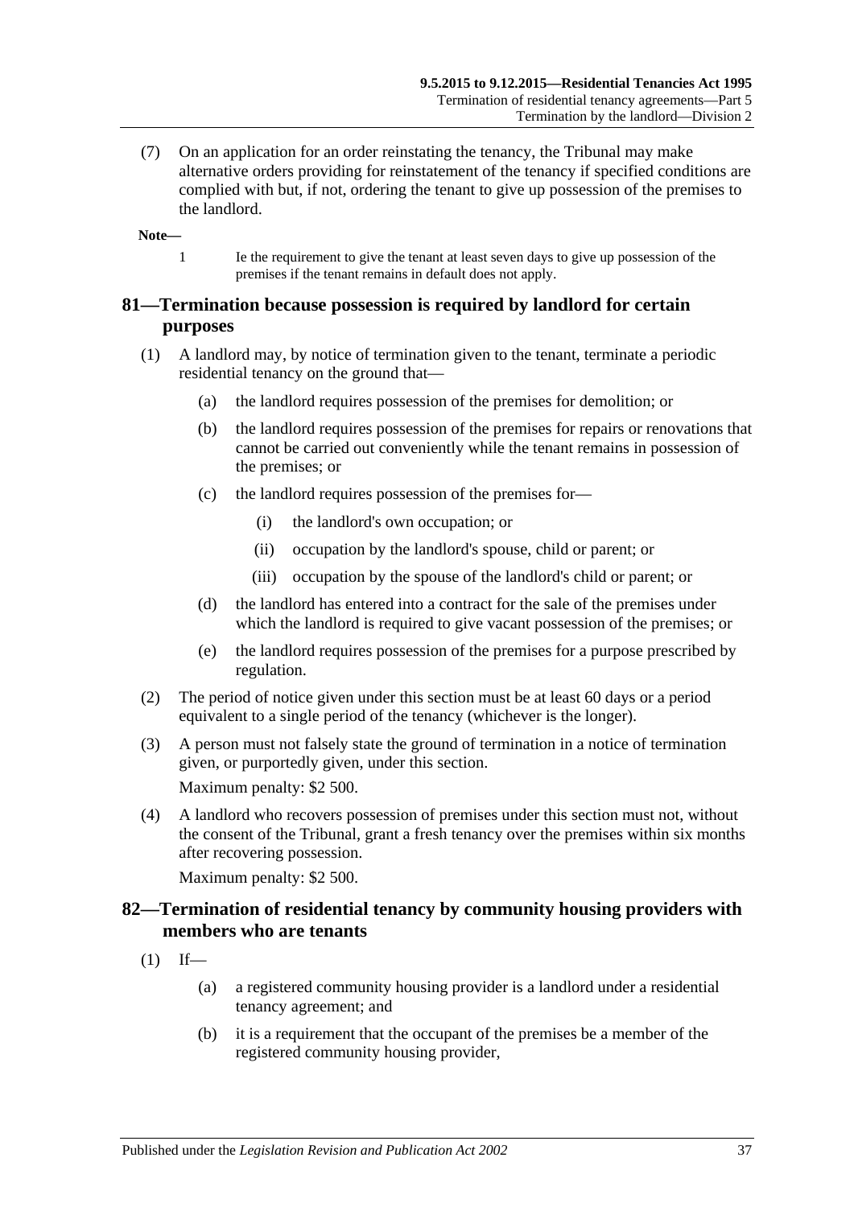(7) On an application for an order reinstating the tenancy, the Tribunal may make alternative orders providing for reinstatement of the tenancy if specified conditions are complied with but, if not, ordering the tenant to give up possession of the premises to the landlord.

**Note—**

1 Ie the requirement to give the tenant at least seven days to give up possession of the premises if the tenant remains in default does not apply.

## 81—Termination because possession is required by landlord for certain purposes

(1) A landlord may, by notice of termination given to the tenant, terminate a periodic residential tenancy on the ground that—

- (a) the landlord requires possession of the premises for demolition; or
- (b) the landlord requires possession of the premises for repairs or renovations that cannot be carried out conveniently while the tenant remains in possession of the premises; or
- (c) the landlord requires possession of the premises for—
  - (i) the landlord's own occupation; or
  - (ii) occupation by the landlord's spouse, child or parent; or
  - (iii) occupation by the spouse of the landlord's child or parent; or
- (d) the landlord has entered into a contract for the sale of the premises under which the landlord is required to give vacant possession of the premises; or
- (e) the landlord requires possession of the premises for a purpose prescribed by regulation.

(2) The period of notice given under this section must be at least 60 days or a period equivalent to a single period of the tenancy (whichever is the longer).

(3) A person must not falsely state the ground of termination in a notice of termination given, or purportedly given, under this section.

Maximum penalty: $2 500.

(4) A landlord who recovers possession of premises under this section must not, without the consent of the Tribunal, grant a fresh tenancy over the premises within six months after recovering possession.

Maximum penalty: $2 500.

## 82—Termination of residential tenancy by community housing providers with members who are tenants

(1) If—

- (a) a registered community housing provider is a landlord under a residential tenancy agreement; and
- (b) it is a requirement that the occupant of the premises be a member of the registered community housing provider,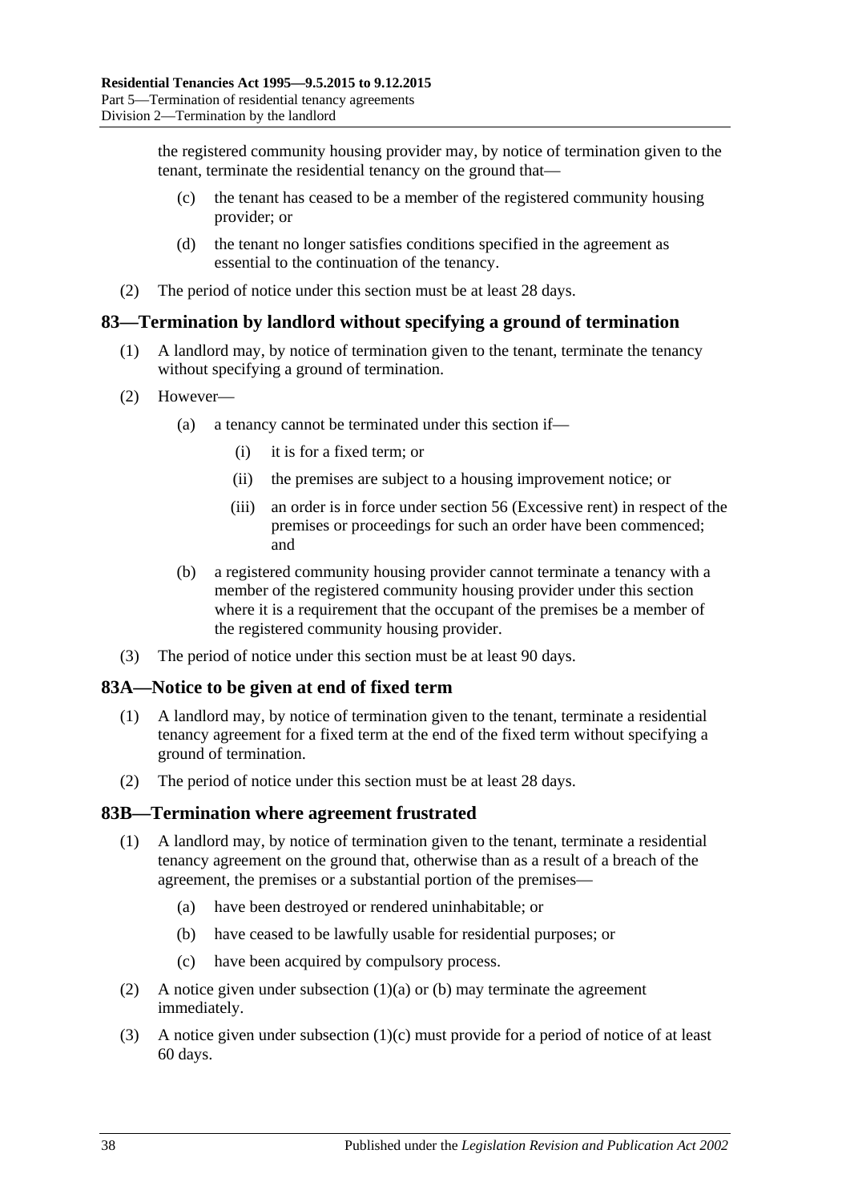the registered community housing provider may, by notice of termination given to the tenant, terminate the residential tenancy on the ground that—

(c) the tenant has ceased to be a member of the registered community housing provider; or

(d) the tenant no longer satisfies conditions specified in the agreement as essential to the continuation of the tenancy.

(2) The period of notice under this section must be at least 28 days.

## 83—Termination by landlord without specifying a ground of termination

(1) A landlord may, by notice of termination given to the tenant, terminate the tenancy without specifying a ground of termination.

(2) However—

(a) a tenancy cannot be terminated under this section if—

(i) it is for a fixed term; or

(ii) the premises are subject to a housing improvement notice; or

(iii) an order is in force under section 56 (Excessive rent) in respect of the premises or proceedings for such an order have been commenced; and

(b) a registered community housing provider cannot terminate a tenancy with a member of the registered community housing provider under this section where it is a requirement that the occupant of the premises be a member of the registered community housing provider.

(3) The period of notice under this section must be at least 90 days.

## 83A—Notice to be given at end of fixed term

(1) A landlord may, by notice of termination given to the tenant, terminate a residential tenancy agreement for a fixed term at the end of the fixed term without specifying a ground of termination.

(2) The period of notice under this section must be at least 28 days.

## 83B—Termination where agreement frustrated

(1) A landlord may, by notice of termination given to the tenant, terminate a residential tenancy agreement on the ground that, otherwise than as a result of a breach of the agreement, the premises or a substantial portion of the premises—

(a) have been destroyed or rendered uninhabitable; or

(b) have ceased to be lawfully usable for residential purposes; or

(c) have been acquired by compulsory process.

(2) A notice given under subsection (1)(a) or (b) may terminate the agreement immediately.

(3) A notice given under subsection (1)(c) must provide for a period of notice of at least 60 days.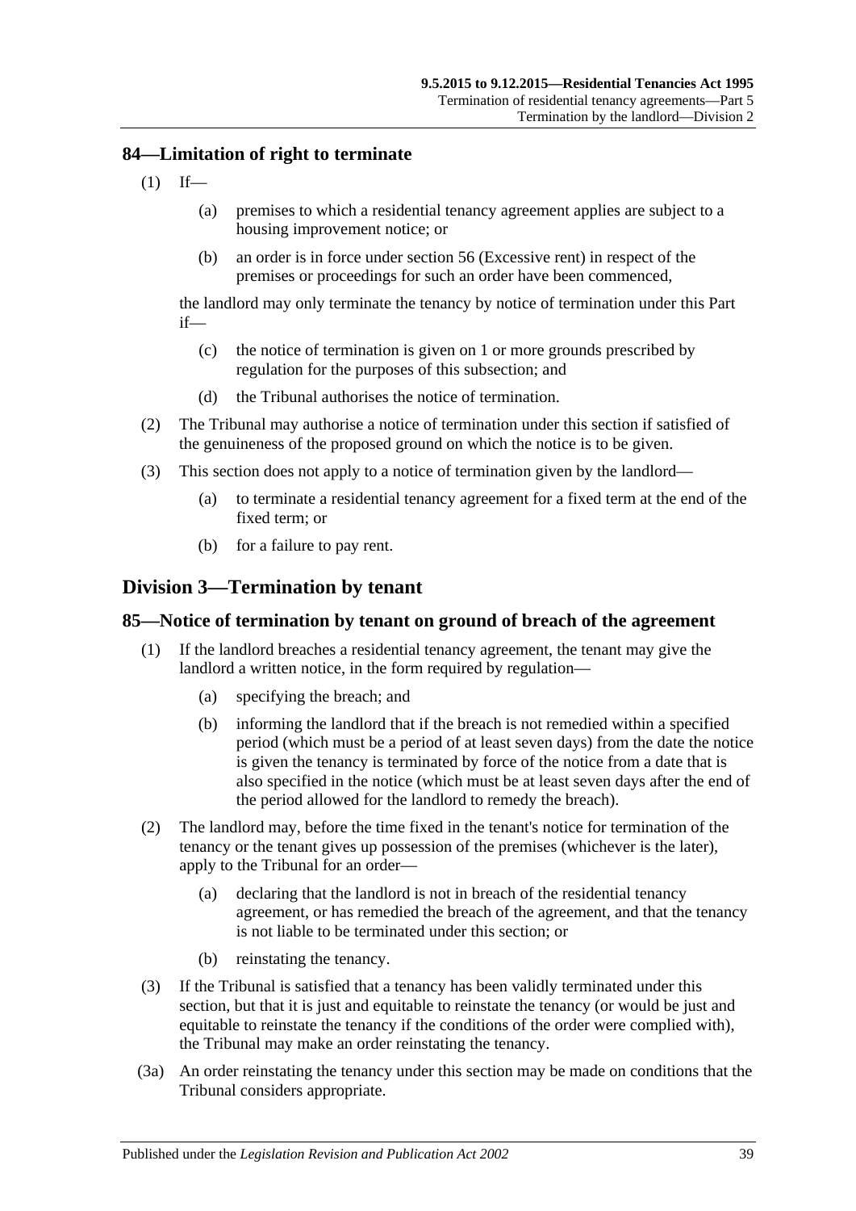## 84—Limitation of right to terminate

(1) If—

(a) premises to which a residential tenancy agreement applies are subject to a housing improvement notice; or

(b) an order is in force under section 56 (Excessive rent) in respect of the premises or proceedings for such an order have been commenced,

the landlord may only terminate the tenancy by notice of termination under this Part if—

(c) the notice of termination is given on 1 or more grounds prescribed by regulation for the purposes of this subsection; and

(d) the Tribunal authorises the notice of termination.

(2) The Tribunal may authorise a notice of termination under this section if satisfied of the genuineness of the proposed ground on which the notice is to be given.

(3) This section does not apply to a notice of termination given by the landlord—

(a) to terminate a residential tenancy agreement for a fixed term at the end of the fixed term; or

(b) for a failure to pay rent.

# Division 3—Termination by tenant

## 85—Notice of termination by tenant on ground of breach of the agreement

(1) If the landlord breaches a residential tenancy agreement, the tenant may give the landlord a written notice, in the form required by regulation—

(a) specifying the breach; and

(b) informing the landlord that if the breach is not remedied within a specified period (which must be a period of at least seven days) from the date the notice is given the tenancy is terminated by force of the notice from a date that is also specified in the notice (which must be at least seven days after the end of the period allowed for the landlord to remedy the breach).

(2) The landlord may, before the time fixed in the tenant's notice for termination of the tenancy or the tenant gives up possession of the premises (whichever is the later), apply to the Tribunal for an order—

(a) declaring that the landlord is not in breach of the residential tenancy agreement, or has remedied the breach of the agreement, and that the tenancy is not liable to be terminated under this section; or

(b) reinstating the tenancy.

(3) If the Tribunal is satisfied that a tenancy has been validly terminated under this section, but that it is just and equitable to reinstate the tenancy (or would be just and equitable to reinstate the tenancy if the conditions of the order were complied with), the Tribunal may make an order reinstating the tenancy.

(3a) An order reinstating the tenancy under this section may be made on conditions that the Tribunal considers appropriate.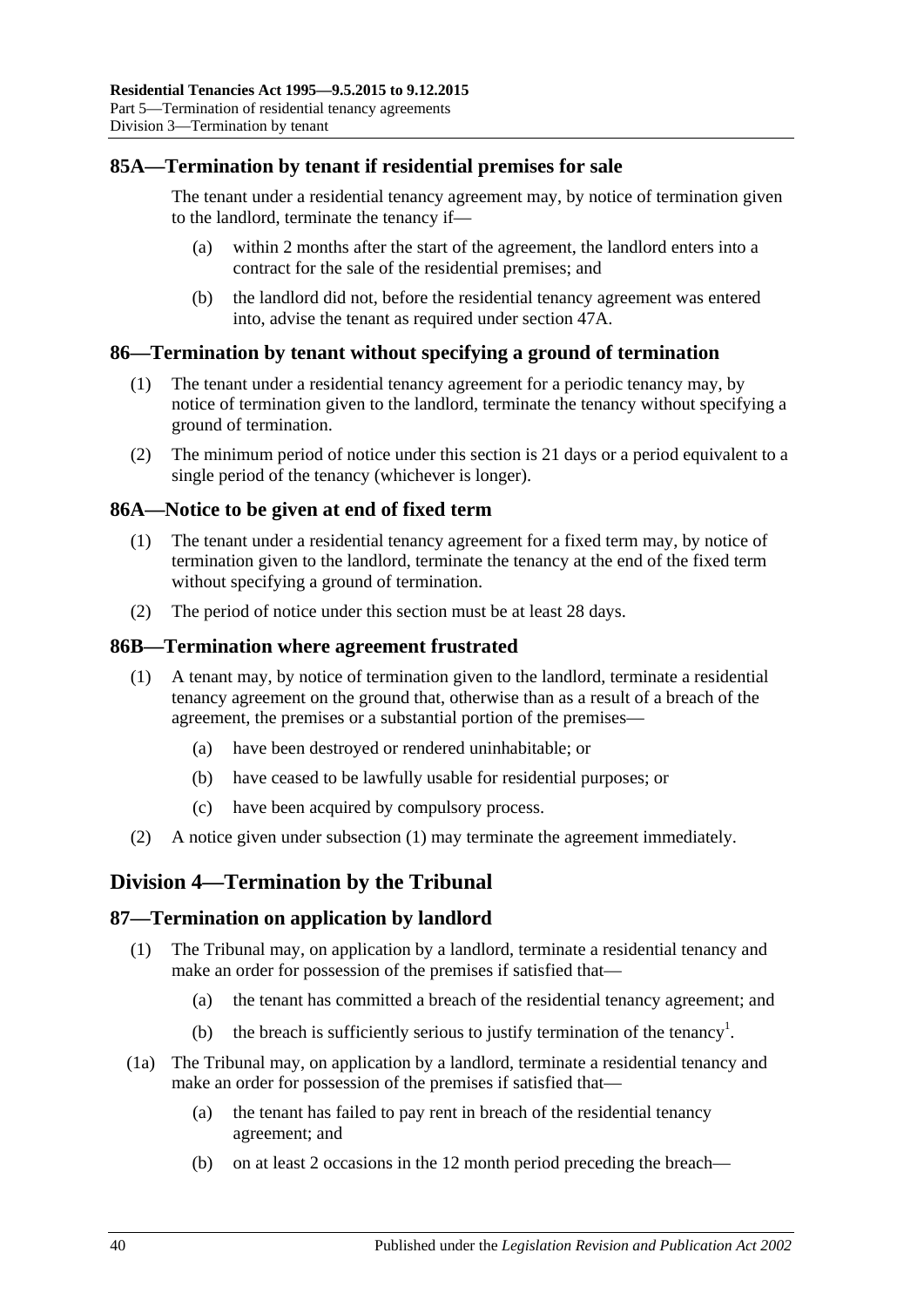## 85A—Termination by tenant if residential premises for sale

The tenant under a residential tenancy agreement may, by notice of termination given to the landlord, terminate the tenancy if—

- (a) within 2 months after the start of the agreement, the landlord enters into a contract for the sale of the residential premises; and
- (b) the landlord did not, before the residential tenancy agreement was entered into, advise the tenant as required under section 47A.

## 86—Termination by tenant without specifying a ground of termination

(1) The tenant under a residential tenancy agreement for a periodic tenancy may, by notice of termination given to the landlord, terminate the tenancy without specifying a ground of termination.

(2) The minimum period of notice under this section is 21 days or a period equivalent to a single period of the tenancy (whichever is longer).

## 86A—Notice to be given at end of fixed term

(1) The tenant under a residential tenancy agreement for a fixed term may, by notice of termination given to the landlord, terminate the tenancy at the end of the fixed term without specifying a ground of termination.

(2) The period of notice under this section must be at least 28 days.

## 86B—Termination where agreement frustrated

(1) A tenant may, by notice of termination given to the landlord, terminate a residential tenancy agreement on the ground that, otherwise than as a result of a breach of the agreement, the premises or a substantial portion of the premises—

- (a) have been destroyed or rendered uninhabitable; or
- (b) have ceased to be lawfully usable for residential purposes; or
- (c) have been acquired by compulsory process.

(2) A notice given under subsection (1) may terminate the agreement immediately.

# Division 4—Termination by the Tribunal

## 87—Termination on application by landlord

(1) The Tribunal may, on application by a landlord, terminate a residential tenancy and make an order for possession of the premises if satisfied that—

- (a) the tenant has committed a breach of the residential tenancy agreement; and
- (b) the breach is sufficiently serious to justify termination of the tenancy[1].

(1a) The Tribunal may, on application by a landlord, terminate a residential tenancy and make an order for possession of the premises if satisfied that—

- (a) the tenant has failed to pay rent in breach of the residential tenancy agreement; and
- (b) on at least 2 occasions in the 12 month period preceding the breach—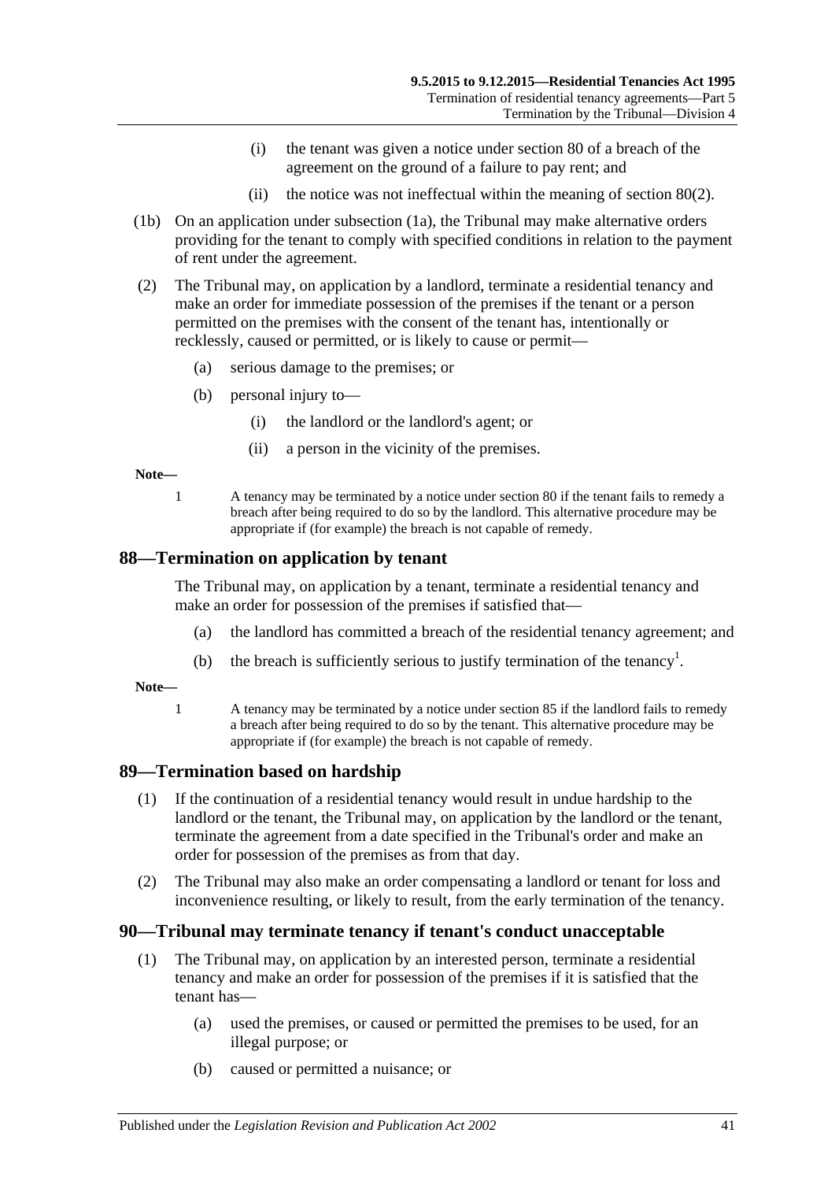(i) the tenant was given a notice under section 80 of a breach of the agreement on the ground of a failure to pay rent; and

(ii) the notice was not ineffectual within the meaning of section 80(2).

(1b) On an application under subsection (1a), the Tribunal may make alternative orders providing for the tenant to comply with specified conditions in relation to the payment of rent under the agreement.

(2) The Tribunal may, on application by a landlord, terminate a residential tenancy and make an order for immediate possession of the premises if the tenant or a person permitted on the premises with the consent of the tenant has, intentionally or recklessly, caused or permitted, or is likely to cause or permit—

(a) serious damage to the premises; or

(b) personal injury to—

(i) the landlord or the landlord's agent; or

(ii) a person in the vicinity of the premises.

**Note—**

1 A tenancy may be terminated by a notice under section 80 if the tenant fails to remedy a breach after being required to do so by the landlord. This alternative procedure may be appropriate if (for example) the breach is not capable of remedy.

## 88—Termination on application by tenant

The Tribunal may, on application by a tenant, terminate a residential tenancy and make an order for possession of the premises if satisfied that—

(a) the landlord has committed a breach of the residential tenancy agreement; and

(b) the breach is sufficiently serious to justify termination of the tenancy[1].

**Note—**

1 A tenancy may be terminated by a notice under section 85 if the landlord fails to remedy a breach after being required to do so by the tenant. This alternative procedure may be appropriate if (for example) the breach is not capable of remedy.

## 89—Termination based on hardship

(1) If the continuation of a residential tenancy would result in undue hardship to the landlord or the tenant, the Tribunal may, on application by the landlord or the tenant, terminate the agreement from a date specified in the Tribunal's order and make an order for possession of the premises as from that day.

(2) The Tribunal may also make an order compensating a landlord or tenant for loss and inconvenience resulting, or likely to result, from the early termination of the tenancy.

## 90—Tribunal may terminate tenancy if tenant's conduct unacceptable

(1) The Tribunal may, on application by an interested person, terminate a residential tenancy and make an order for possession of the premises if it is satisfied that the tenant has—

(a) used the premises, or caused or permitted the premises to be used, for an illegal purpose; or

(b) caused or permitted a nuisance; or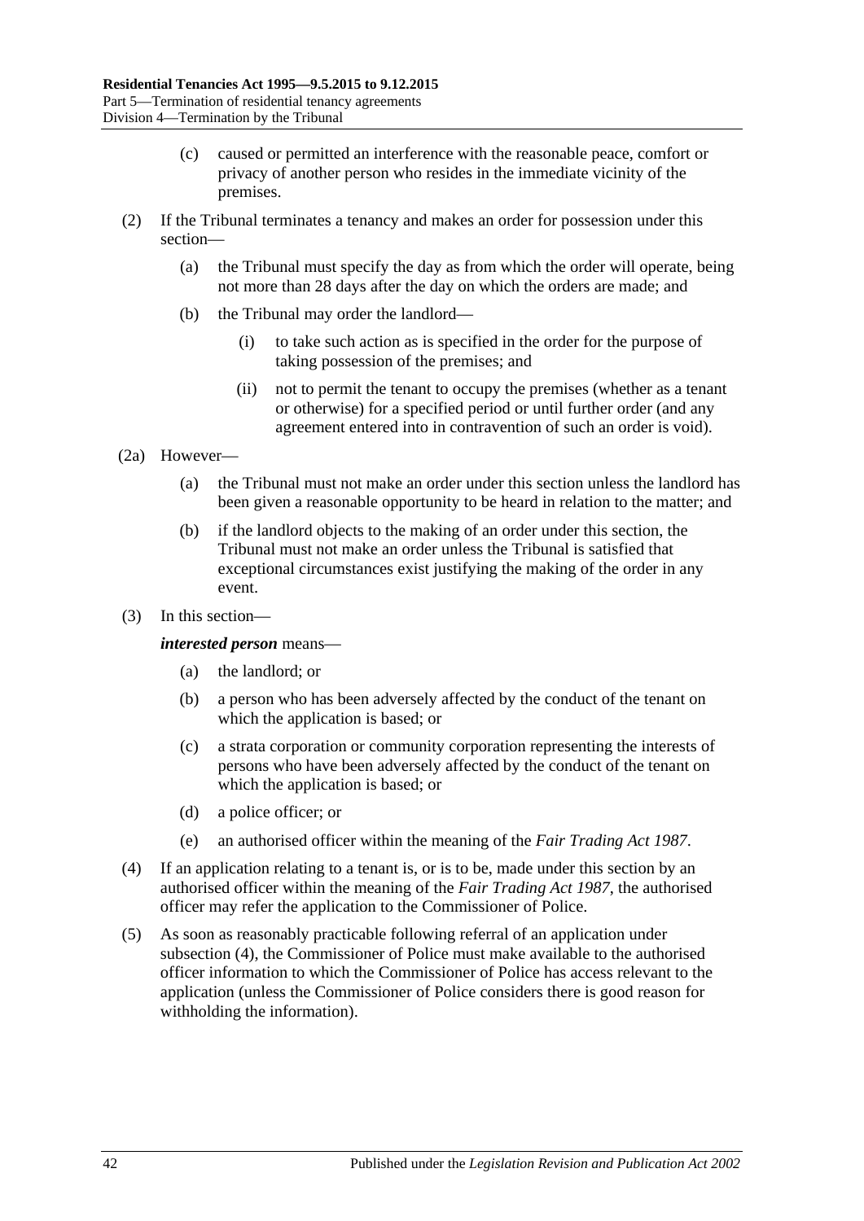(c) caused or permitted an interference with the reasonable peace, comfort or privacy of another person who resides in the immediate vicinity of the premises.

(2) If the Tribunal terminates a tenancy and makes an order for possession under this section—

(a) the Tribunal must specify the day as from which the order will operate, being not more than 28 days after the day on which the orders are made; and

(b) the Tribunal may order the landlord—

(i) to take such action as is specified in the order for the purpose of taking possession of the premises; and

(ii) not to permit the tenant to occupy the premises (whether as a tenant or otherwise) for a specified period or until further order (and any agreement entered into in contravention of such an order is void).

(2a) However—

(a) the Tribunal must not make an order under this section unless the landlord has been given a reasonable opportunity to be heard in relation to the matter; and

(b) if the landlord objects to the making of an order under this section, the Tribunal must not make an order unless the Tribunal is satisfied that exceptional circumstances exist justifying the making of the order in any event.

(3) In this section—

***interested person*** means—

(a) the landlord; or

(b) a person who has been adversely affected by the conduct of the tenant on which the application is based; or

(c) a strata corporation or community corporation representing the interests of persons who have been adversely affected by the conduct of the tenant on which the application is based; or

(d) a police officer; or

(e) an authorised officer within the meaning of the *Fair Trading Act 1987*.

(4) If an application relating to a tenant is, or is to be, made under this section by an authorised officer within the meaning of the *Fair Trading Act 1987*, the authorised officer may refer the application to the Commissioner of Police.

(5) As soon as reasonably practicable following referral of an application under subsection (4), the Commissioner of Police must make available to the authorised officer information to which the Commissioner of Police has access relevant to the application (unless the Commissioner of Police considers there is good reason for withholding the information).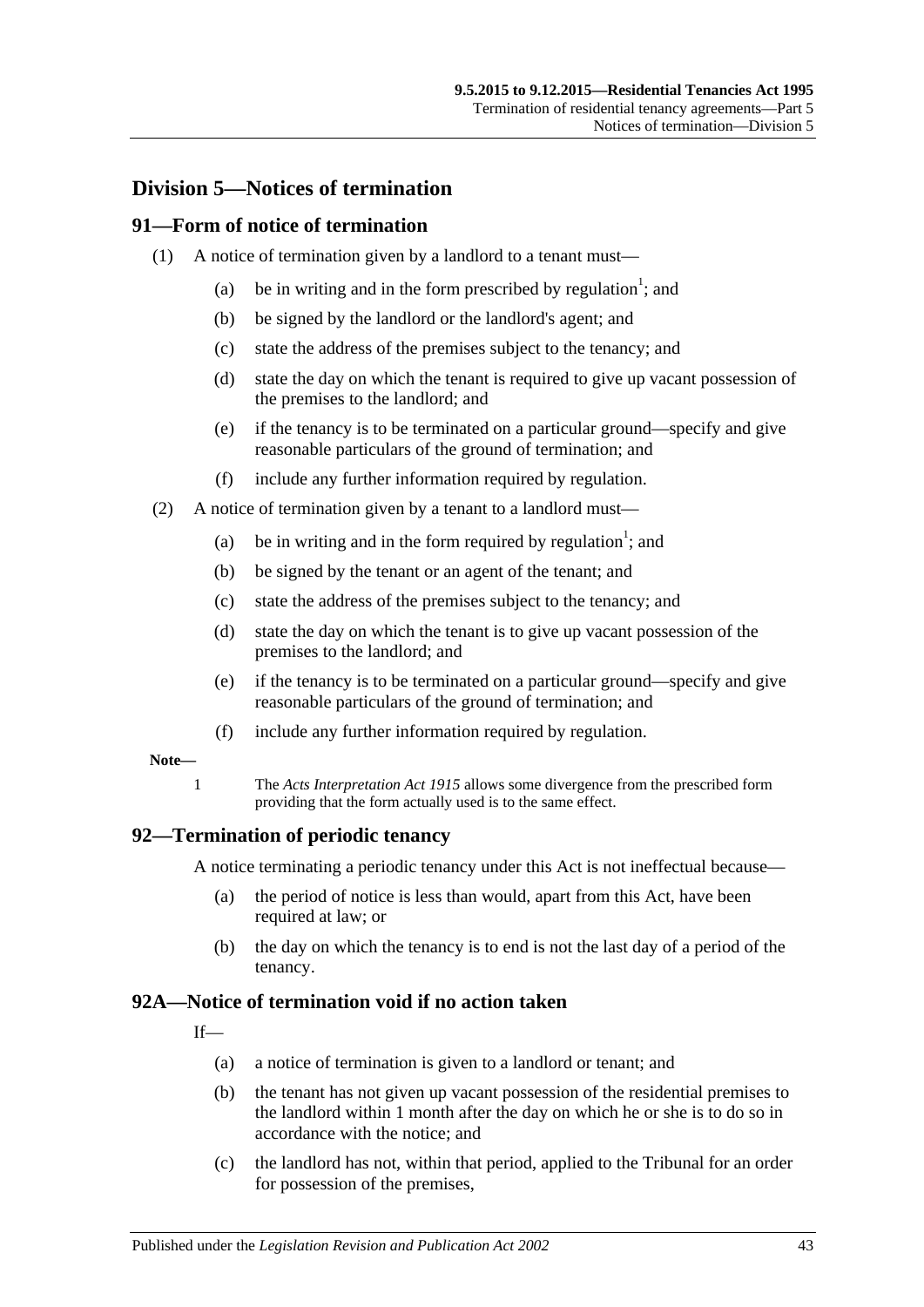## Division 5—Notices of termination

### 91—Form of notice of termination

(1) A notice of termination given by a landlord to a tenant must—

(a) be in writing and in the form prescribed by regulation[1]; and

(b) be signed by the landlord or the landlord's agent; and

(c) state the address of the premises subject to the tenancy; and

(d) state the day on which the tenant is required to give up vacant possession of the premises to the landlord; and

(e) if the tenancy is to be terminated on a particular ground—specify and give reasonable particulars of the ground of termination; and

(f) include any further information required by regulation.

(2) A notice of termination given by a tenant to a landlord must—

(a) be in writing and in the form required by regulation[1]; and

(b) be signed by the tenant or an agent of the tenant; and

(c) state the address of the premises subject to the tenancy; and

(d) state the day on which the tenant is to give up vacant possession of the premises to the landlord; and

(e) if the tenancy is to be terminated on a particular ground—specify and give reasonable particulars of the ground of termination; and

(f) include any further information required by regulation.

**Note—**

1 The *Acts Interpretation Act 1915* allows some divergence from the prescribed form providing that the form actually used is to the same effect.

### 92—Termination of periodic tenancy

A notice terminating a periodic tenancy under this Act is not ineffectual because—

(a) the period of notice is less than would, apart from this Act, have been required at law; or

(b) the day on which the tenancy is to end is not the last day of a period of the tenancy.

### 92A—Notice of termination void if no action taken

If—

(a) a notice of termination is given to a landlord or tenant; and

(b) the tenant has not given up vacant possession of the residential premises to the landlord within 1 month after the day on which he or she is to do so in accordance with the notice; and

(c) the landlord has not, within that period, applied to the Tribunal for an order for possession of the premises,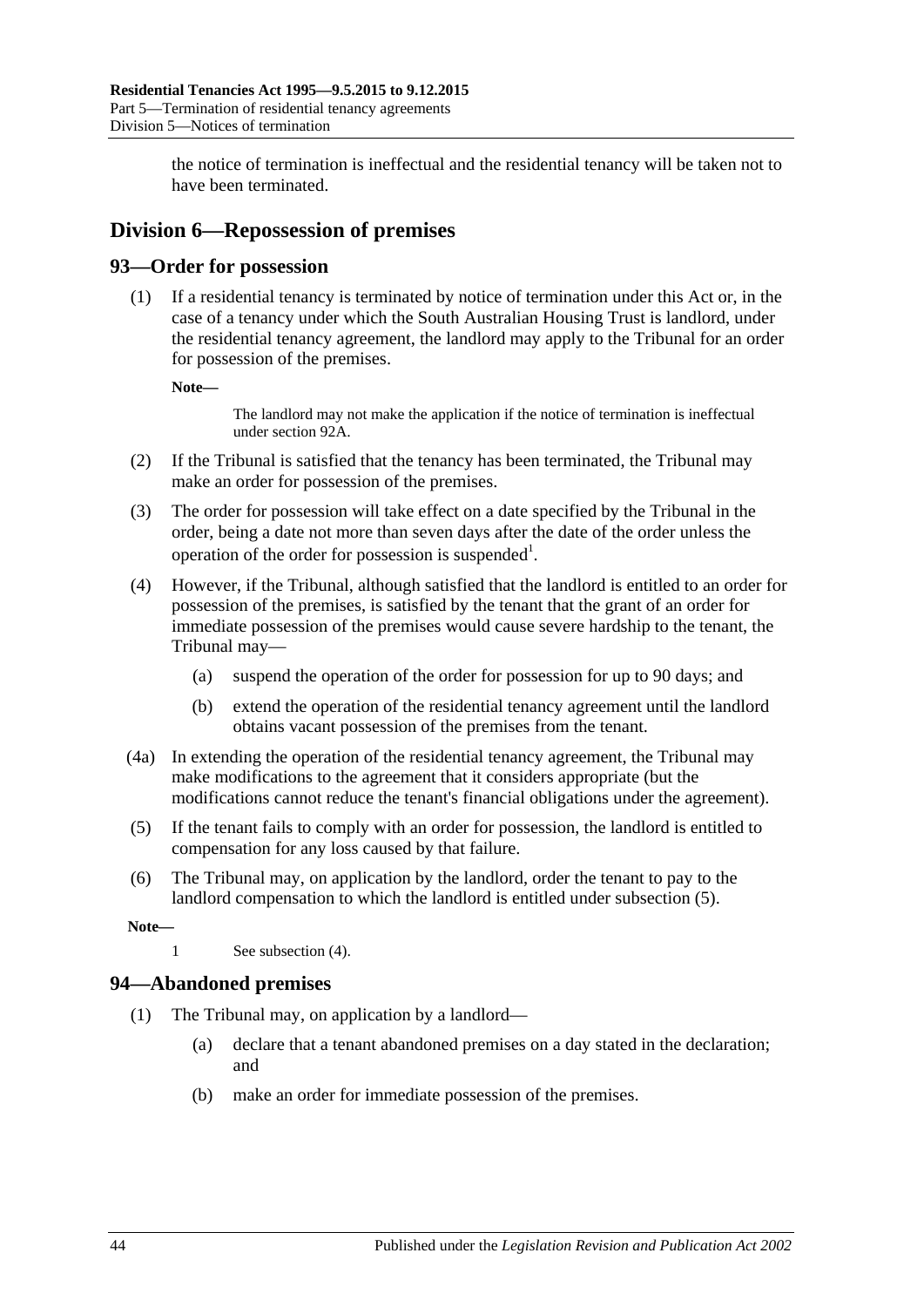the notice of termination is ineffectual and the residential tenancy will be taken not to have been terminated.

## Division 6—Repossession of premises

### 93—Order for possession

(1) If a residential tenancy is terminated by notice of termination under this Act or, in the case of a tenancy under which the South Australian Housing Trust is landlord, under the residential tenancy agreement, the landlord may apply to the Tribunal for an order for possession of the premises.

**Note—**

The landlord may not make the application if the notice of termination is ineffectual under section 92A.

(2) If the Tribunal is satisfied that the tenancy has been terminated, the Tribunal may make an order for possession of the premises.

(3) The order for possession will take effect on a date specified by the Tribunal in the order, being a date not more than seven days after the date of the order unless the operation of the order for possession is suspended[1].

(4) However, if the Tribunal, although satisfied that the landlord is entitled to an order for possession of the premises, is satisfied by the tenant that the grant of an order for immediate possession of the premises would cause severe hardship to the tenant, the Tribunal may—

   (a) suspend the operation of the order for possession for up to 90 days; and

   (b) extend the operation of the residential tenancy agreement until the landlord obtains vacant possession of the premises from the tenant.

(4a) In extending the operation of the residential tenancy agreement, the Tribunal may make modifications to the agreement that it considers appropriate (but the modifications cannot reduce the tenant's financial obligations under the agreement).

(5) If the tenant fails to comply with an order for possession, the landlord is entitled to compensation for any loss caused by that failure.

(6) The Tribunal may, on application by the landlord, order the tenant to pay to the landlord compensation to which the landlord is entitled under subsection (5).

**Note—**

1 See subsection (4).

### 94—Abandoned premises

(1) The Tribunal may, on application by a landlord—

   (a) declare that a tenant abandoned premises on a day stated in the declaration; and

   (b) make an order for immediate possession of the premises.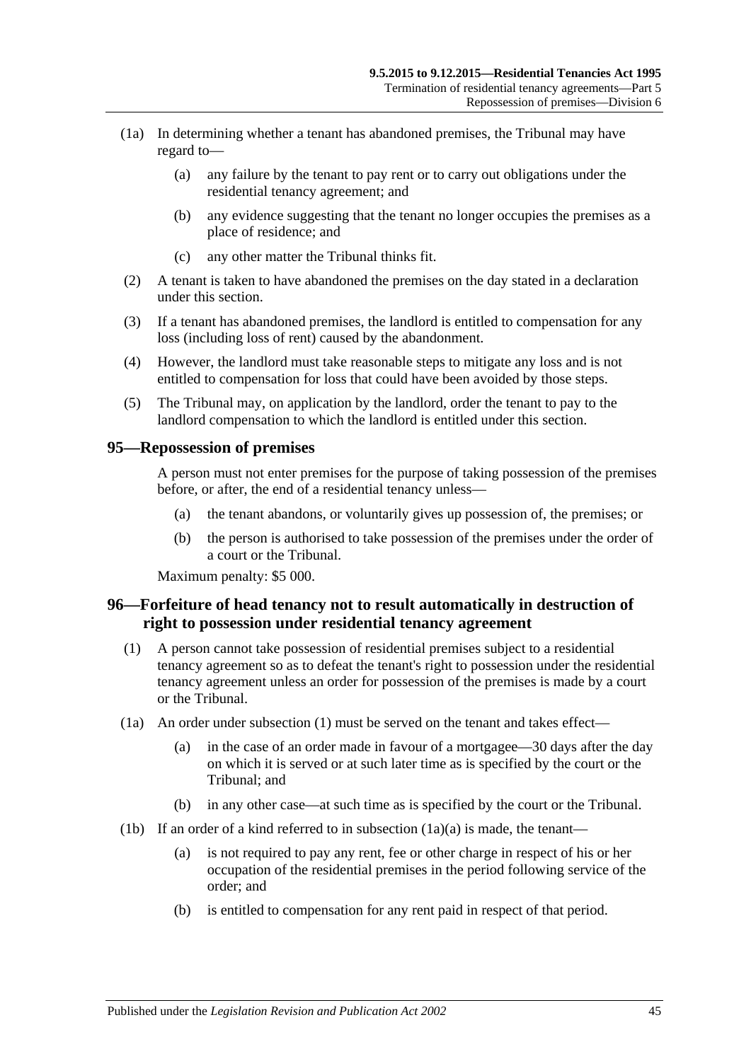(1a) In determining whether a tenant has abandoned premises, the Tribunal may have regard to—

(a) any failure by the tenant to pay rent or to carry out obligations under the residential tenancy agreement; and

(b) any evidence suggesting that the tenant no longer occupies the premises as a place of residence; and

(c) any other matter the Tribunal thinks fit.

(2) A tenant is taken to have abandoned the premises on the day stated in a declaration under this section.

(3) If a tenant has abandoned premises, the landlord is entitled to compensation for any loss (including loss of rent) caused by the abandonment.

(4) However, the landlord must take reasonable steps to mitigate any loss and is not entitled to compensation for loss that could have been avoided by those steps.

(5) The Tribunal may, on application by the landlord, order the tenant to pay to the landlord compensation to which the landlord is entitled under this section.

## 95—Repossession of premises

A person must not enter premises for the purpose of taking possession of the premises before, or after, the end of a residential tenancy unless—

(a) the tenant abandons, or voluntarily gives up possession of, the premises; or

(b) the person is authorised to take possession of the premises under the order of a court or the Tribunal.

Maximum penalty: $5 000.

## 96—Forfeiture of head tenancy not to result automatically in destruction of right to possession under residential tenancy agreement

(1) A person cannot take possession of residential premises subject to a residential tenancy agreement so as to defeat the tenant's right to possession under the residential tenancy agreement unless an order for possession of the premises is made by a court or the Tribunal.

(1a) An order under subsection (1) must be served on the tenant and takes effect—

(a) in the case of an order made in favour of a mortgagee—30 days after the day on which it is served or at such later time as is specified by the court or the Tribunal; and

(b) in any other case—at such time as is specified by the court or the Tribunal.

(1b) If an order of a kind referred to in subsection (1a)(a) is made, the tenant—

(a) is not required to pay any rent, fee or other charge in respect of his or her occupation of the residential premises in the period following service of the order; and

(b) is entitled to compensation for any rent paid in respect of that period.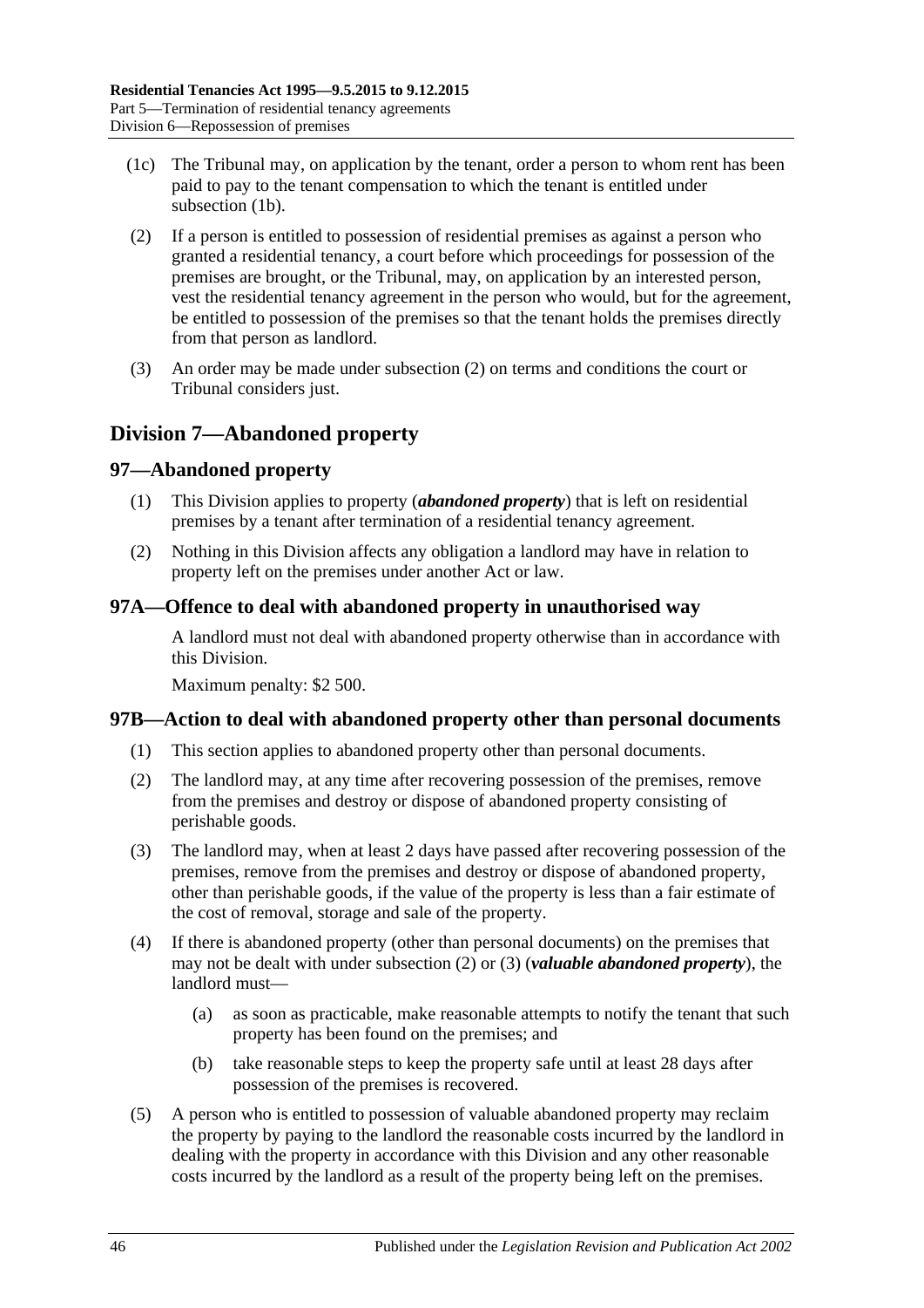(1c) The Tribunal may, on application by the tenant, order a person to whom rent has been paid to pay to the tenant compensation to which the tenant is entitled under subsection (1b).

(2) If a person is entitled to possession of residential premises as against a person who granted a residential tenancy, a court before which proceedings for possession of the premises are brought, or the Tribunal, may, on application by an interested person, vest the residential tenancy agreement in the person who would, but for the agreement, be entitled to possession of the premises so that the tenant holds the premises directly from that person as landlord.

(3) An order may be made under subsection (2) on terms and conditions the court or Tribunal considers just.

## Division 7—Abandoned property

### 97—Abandoned property

(1) This Division applies to property (***abandoned property***) that is left on residential premises by a tenant after termination of a residential tenancy agreement.

(2) Nothing in this Division affects any obligation a landlord may have in relation to property left on the premises under another Act or law.

### 97A—Offence to deal with abandoned property in unauthorised way

A landlord must not deal with abandoned property otherwise than in accordance with this Division.

Maximum penalty: $2 500.

### 97B—Action to deal with abandoned property other than personal documents

(1) This section applies to abandoned property other than personal documents.

(2) The landlord may, at any time after recovering possession of the premises, remove from the premises and destroy or dispose of abandoned property consisting of perishable goods.

(3) The landlord may, when at least 2 days have passed after recovering possession of the premises, remove from the premises and destroy or dispose of abandoned property, other than perishable goods, if the value of the property is less than a fair estimate of the cost of removal, storage and sale of the property.

(4) If there is abandoned property (other than personal documents) on the premises that may not be dealt with under subsection (2) or (3) (***valuable abandoned property***), the landlord must—

(a) as soon as practicable, make reasonable attempts to notify the tenant that such property has been found on the premises; and

(b) take reasonable steps to keep the property safe until at least 28 days after possession of the premises is recovered.

(5) A person who is entitled to possession of valuable abandoned property may reclaim the property by paying to the landlord the reasonable costs incurred by the landlord in dealing with the property in accordance with this Division and any other reasonable costs incurred by the landlord as a result of the property being left on the premises.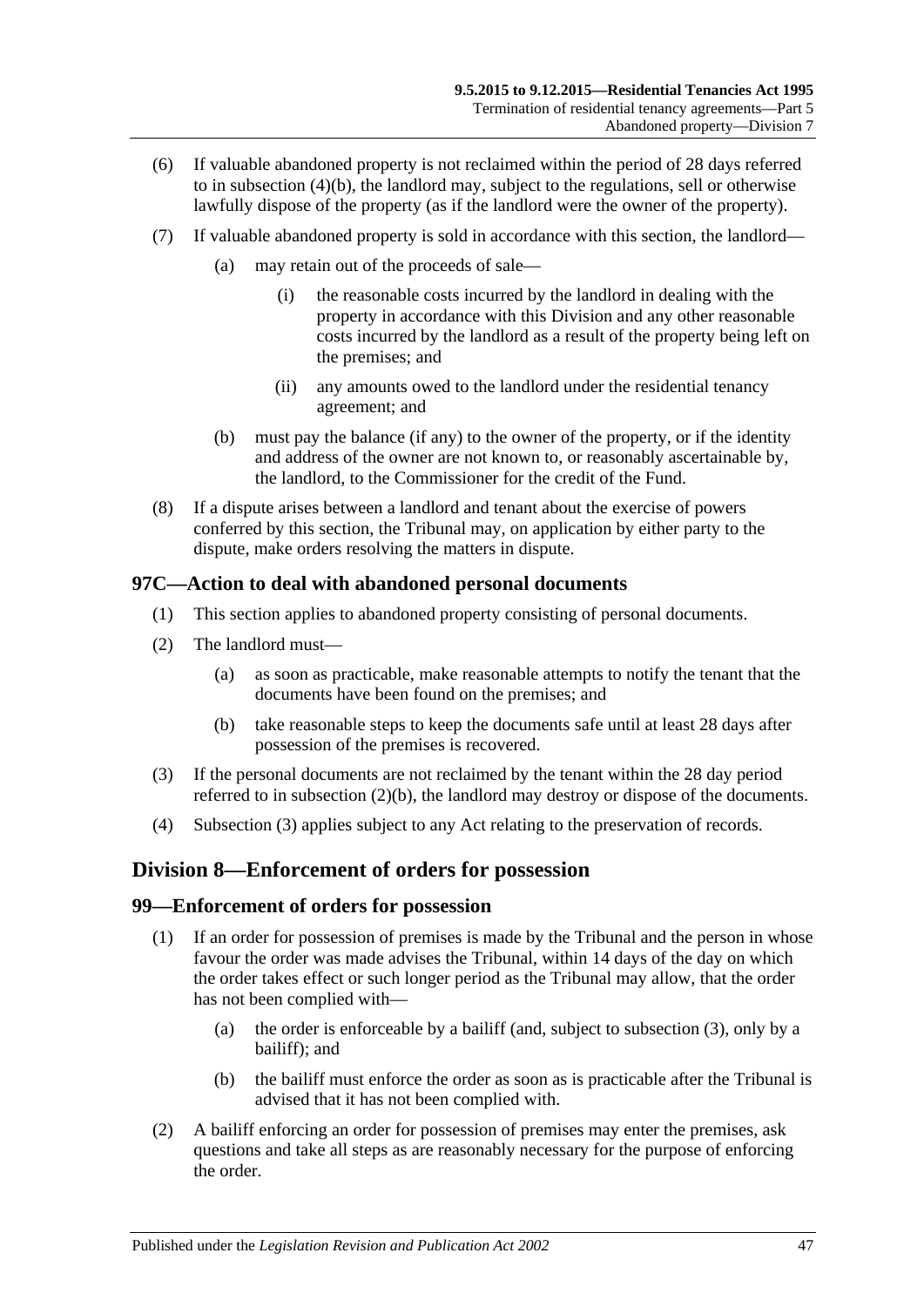(6) If valuable abandoned property is not reclaimed within the period of 28 days referred to in subsection (4)(b), the landlord may, subject to the regulations, sell or otherwise lawfully dispose of the property (as if the landlord were the owner of the property).

(7) If valuable abandoned property is sold in accordance with this section, the landlord—

(a) may retain out of the proceeds of sale—

(i) the reasonable costs incurred by the landlord in dealing with the property in accordance with this Division and any other reasonable costs incurred by the landlord as a result of the property being left on the premises; and

(ii) any amounts owed to the landlord under the residential tenancy agreement; and

(b) must pay the balance (if any) to the owner of the property, or if the identity and address of the owner are not known to, or reasonably ascertainable by, the landlord, to the Commissioner for the credit of the Fund.

(8) If a dispute arises between a landlord and tenant about the exercise of powers conferred by this section, the Tribunal may, on application by either party to the dispute, make orders resolving the matters in dispute.

### 97C—Action to deal with abandoned personal documents

(1) This section applies to abandoned property consisting of personal documents.

(2) The landlord must—

(a) as soon as practicable, make reasonable attempts to notify the tenant that the documents have been found on the premises; and

(b) take reasonable steps to keep the documents safe until at least 28 days after possession of the premises is recovered.

(3) If the personal documents are not reclaimed by the tenant within the 28 day period referred to in subsection (2)(b), the landlord may destroy or dispose of the documents.

(4) Subsection (3) applies subject to any Act relating to the preservation of records.

## Division 8—Enforcement of orders for possession

### 99—Enforcement of orders for possession

(1) If an order for possession of premises is made by the Tribunal and the person in whose favour the order was made advises the Tribunal, within 14 days of the day on which the order takes effect or such longer period as the Tribunal may allow, that the order has not been complied with—

(a) the order is enforceable by a bailiff (and, subject to subsection (3), only by a bailiff); and

(b) the bailiff must enforce the order as soon as is practicable after the Tribunal is advised that it has not been complied with.

(2) A bailiff enforcing an order for possession of premises may enter the premises, ask questions and take all steps as are reasonably necessary for the purpose of enforcing the order.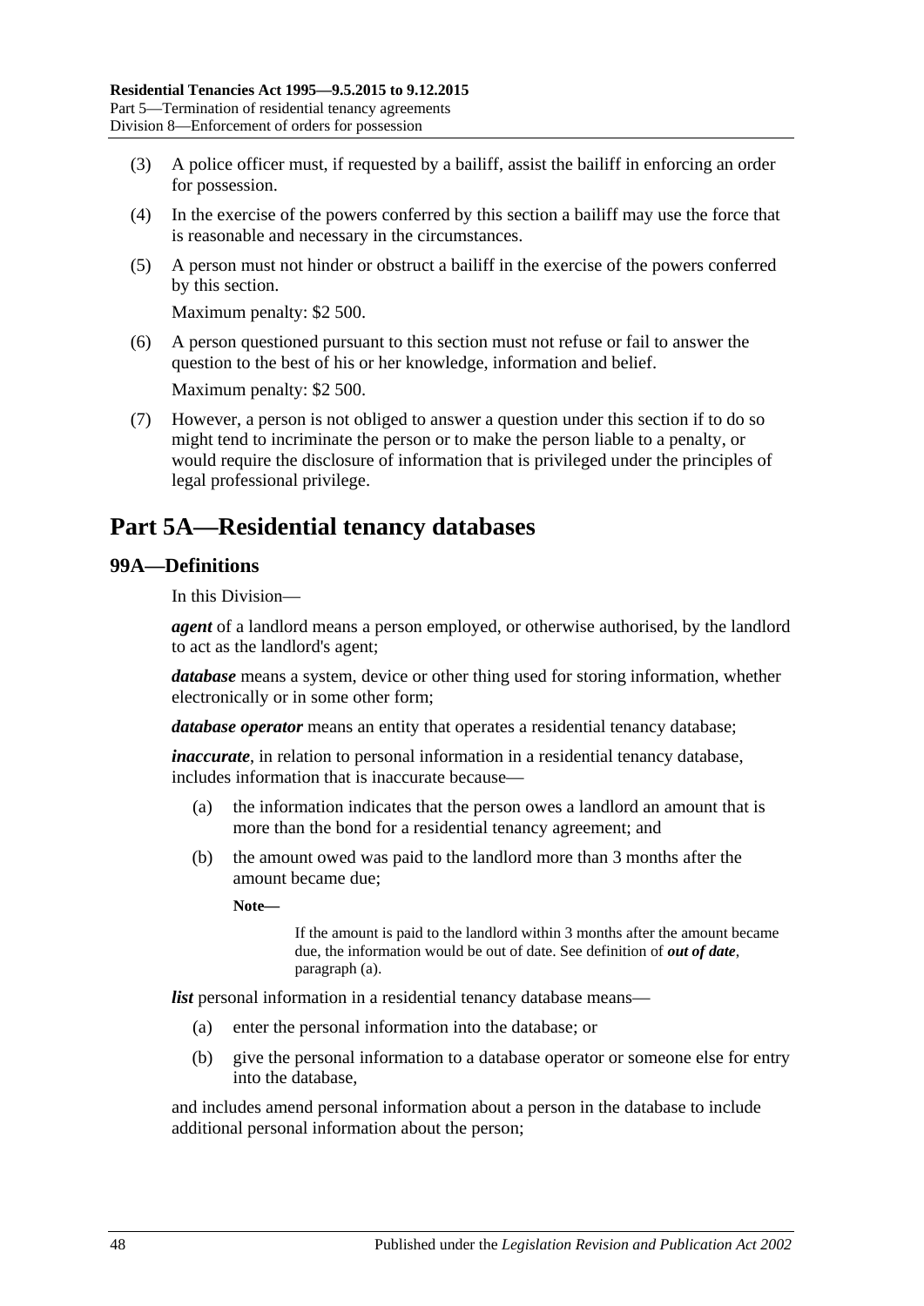(3) A police officer must, if requested by a bailiff, assist the bailiff in enforcing an order for possession.

(4) In the exercise of the powers conferred by this section a bailiff may use the force that is reasonable and necessary in the circumstances.

(5) A person must not hinder or obstruct a bailiff in the exercise of the powers conferred by this section.

Maximum penalty: $2 500.

(6) A person questioned pursuant to this section must not refuse or fail to answer the question to the best of his or her knowledge, information and belief.

Maximum penalty: $2 500.

(7) However, a person is not obliged to answer a question under this section if to do so might tend to incriminate the person or to make the person liable to a penalty, or would require the disclosure of information that is privileged under the principles of legal professional privilege.

# Part 5A—Residential tenancy databases

## 99A—Definitions

In this Division—

***agent*** of a landlord means a person employed, or otherwise authorised, by the landlord to act as the landlord's agent;

***database*** means a system, device or other thing used for storing information, whether electronically or in some other form;

***database operator*** means an entity that operates a residential tenancy database;

***inaccurate***, in relation to personal information in a residential tenancy database, includes information that is inaccurate because—

(a) the information indicates that the person owes a landlord an amount that is more than the bond for a residential tenancy agreement; and

(b) the amount owed was paid to the landlord more than 3 months after the amount became due;

**Note—**

If the amount is paid to the landlord within 3 months after the amount became due, the information would be out of date. See definition of ***out of date***, paragraph (a).

***list*** personal information in a residential tenancy database means—

(a) enter the personal information into the database; or

(b) give the personal information to a database operator or someone else for entry into the database,

and includes amend personal information about a person in the database to include additional personal information about the person;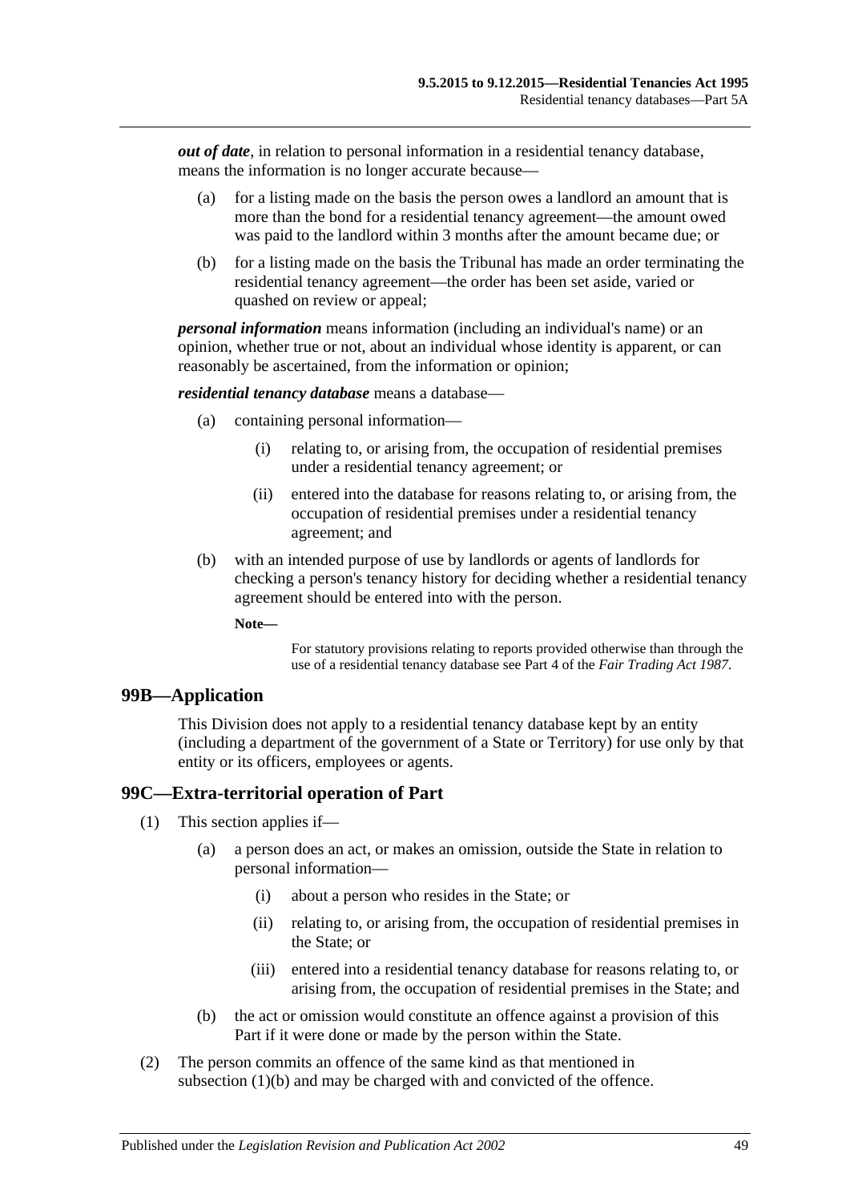***out of date***, in relation to personal information in a residential tenancy database, means the information is no longer accurate because—

- (a) for a listing made on the basis the person owes a landlord an amount that is more than the bond for a residential tenancy agreement—the amount owed was paid to the landlord within 3 months after the amount became due; or
- (b) for a listing made on the basis the Tribunal has made an order terminating the residential tenancy agreement—the order has been set aside, varied or quashed on review or appeal;

***personal information*** means information (including an individual's name) or an opinion, whether true or not, about an individual whose identity is apparent, or can reasonably be ascertained, from the information or opinion;

***residential tenancy database*** means a database—

- (a) containing personal information—
  - (i) relating to, or arising from, the occupation of residential premises under a residential tenancy agreement; or
  - (ii) entered into the database for reasons relating to, or arising from, the occupation of residential premises under a residential tenancy agreement; and
- (b) with an intended purpose of use by landlords or agents of landlords for checking a person's tenancy history for deciding whether a residential tenancy agreement should be entered into with the person.

**Note—**

For statutory provisions relating to reports provided otherwise than through the use of a residential tenancy database see Part 4 of the *Fair Trading Act 1987*.

## 99B—Application

This Division does not apply to a residential tenancy database kept by an entity (including a department of the government of a State or Territory) for use only by that entity or its officers, employees or agents.

## 99C—Extra-territorial operation of Part

- (1) This section applies if—
  - (a) a person does an act, or makes an omission, outside the State in relation to personal information—
    - (i) about a person who resides in the State; or
    - (ii) relating to, or arising from, the occupation of residential premises in the State; or
    - (iii) entered into a residential tenancy database for reasons relating to, or arising from, the occupation of residential premises in the State; and
  - (b) the act or omission would constitute an offence against a provision of this Part if it were done or made by the person within the State.
- (2) The person commits an offence of the same kind as that mentioned in subsection (1)(b) and may be charged with and convicted of the offence.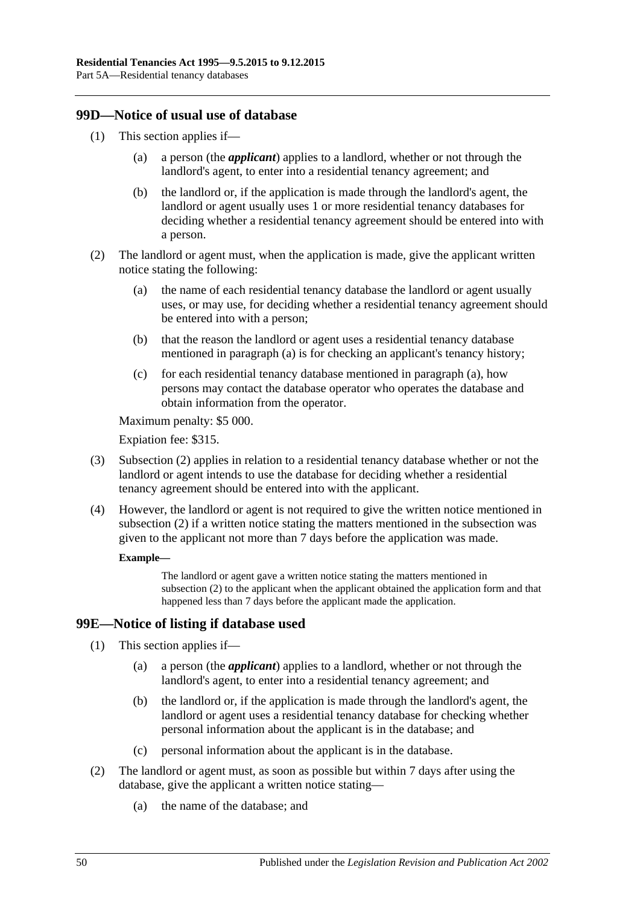## 99D—Notice of usual use of database

(1) This section applies if—

(a) a person (the ***applicant***) applies to a landlord, whether or not through the landlord's agent, to enter into a residential tenancy agreement; and

(b) the landlord or, if the application is made through the landlord's agent, the landlord or agent usually uses 1 or more residential tenancy databases for deciding whether a residential tenancy agreement should be entered into with a person.

(2) The landlord or agent must, when the application is made, give the applicant written notice stating the following:

(a) the name of each residential tenancy database the landlord or agent usually uses, or may use, for deciding whether a residential tenancy agreement should be entered into with a person;

(b) that the reason the landlord or agent uses a residential tenancy database mentioned in paragraph (a) is for checking an applicant's tenancy history;

(c) for each residential tenancy database mentioned in paragraph (a), how persons may contact the database operator who operates the database and obtain information from the operator.

Maximum penalty: $5 000.

Expiation fee: $315.

(3) Subsection (2) applies in relation to a residential tenancy database whether or not the landlord or agent intends to use the database for deciding whether a residential tenancy agreement should be entered into with the applicant.

(4) However, the landlord or agent is not required to give the written notice mentioned in subsection (2) if a written notice stating the matters mentioned in the subsection was given to the applicant not more than 7 days before the application was made.

**Example—**

The landlord or agent gave a written notice stating the matters mentioned in subsection (2) to the applicant when the applicant obtained the application form and that happened less than 7 days before the applicant made the application.

## 99E—Notice of listing if database used

(1) This section applies if—

(a) a person (the ***applicant***) applies to a landlord, whether or not through the landlord's agent, to enter into a residential tenancy agreement; and

(b) the landlord or, if the application is made through the landlord's agent, the landlord or agent uses a residential tenancy database for checking whether personal information about the applicant is in the database; and

(c) personal information about the applicant is in the database.

(2) The landlord or agent must, as soon as possible but within 7 days after using the database, give the applicant a written notice stating—

(a) the name of the database; and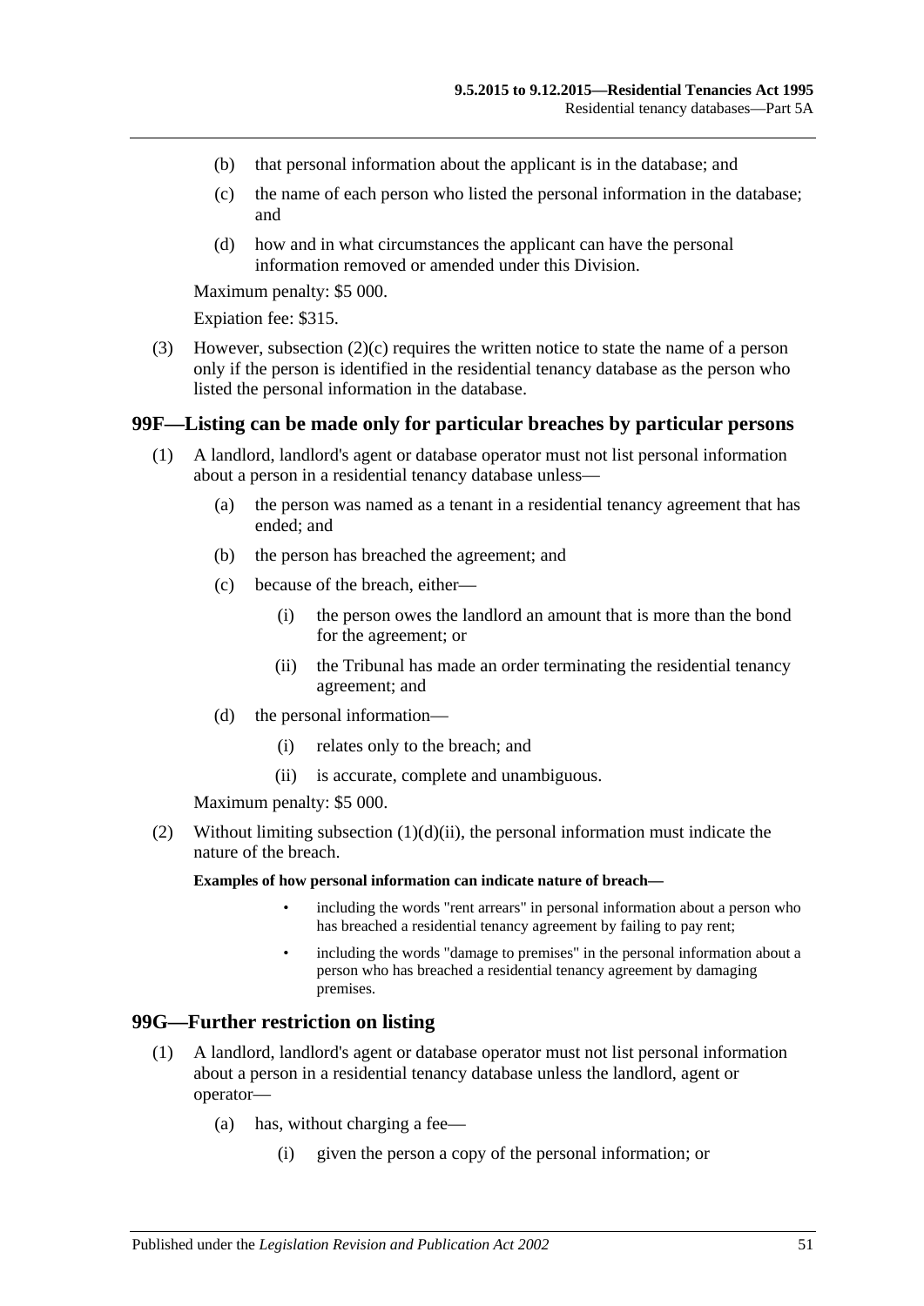(b) that personal information about the applicant is in the database; and

(c) the name of each person who listed the personal information in the database; and

(d) how and in what circumstances the applicant can have the personal information removed or amended under this Division.

Maximum penalty: $5 000.

Expiation fee: $315.

(3) However, subsection (2)(c) requires the written notice to state the name of a person only if the person is identified in the residential tenancy database as the person who listed the personal information in the database.

## 99F—Listing can be made only for particular breaches by particular persons

(1) A landlord, landlord's agent or database operator must not list personal information about a person in a residential tenancy database unless—

(a) the person was named as a tenant in a residential tenancy agreement that has ended; and

(b) the person has breached the agreement; and

(c) because of the breach, either—

(i) the person owes the landlord an amount that is more than the bond for the agreement; or

(ii) the Tribunal has made an order terminating the residential tenancy agreement; and

(d) the personal information—

(i) relates only to the breach; and

(ii) is accurate, complete and unambiguous.

Maximum penalty: $5 000.

(2) Without limiting subsection (1)(d)(ii), the personal information must indicate the nature of the breach.

**Examples of how personal information can indicate nature of breach—**

- including the words "rent arrears" in personal information about a person who has breached a residential tenancy agreement by failing to pay rent;
- including the words "damage to premises" in the personal information about a person who has breached a residential tenancy agreement by damaging premises.

## 99G—Further restriction on listing

(1) A landlord, landlord's agent or database operator must not list personal information about a person in a residential tenancy database unless the landlord, agent or operator—

(a) has, without charging a fee—

(i) given the person a copy of the personal information; or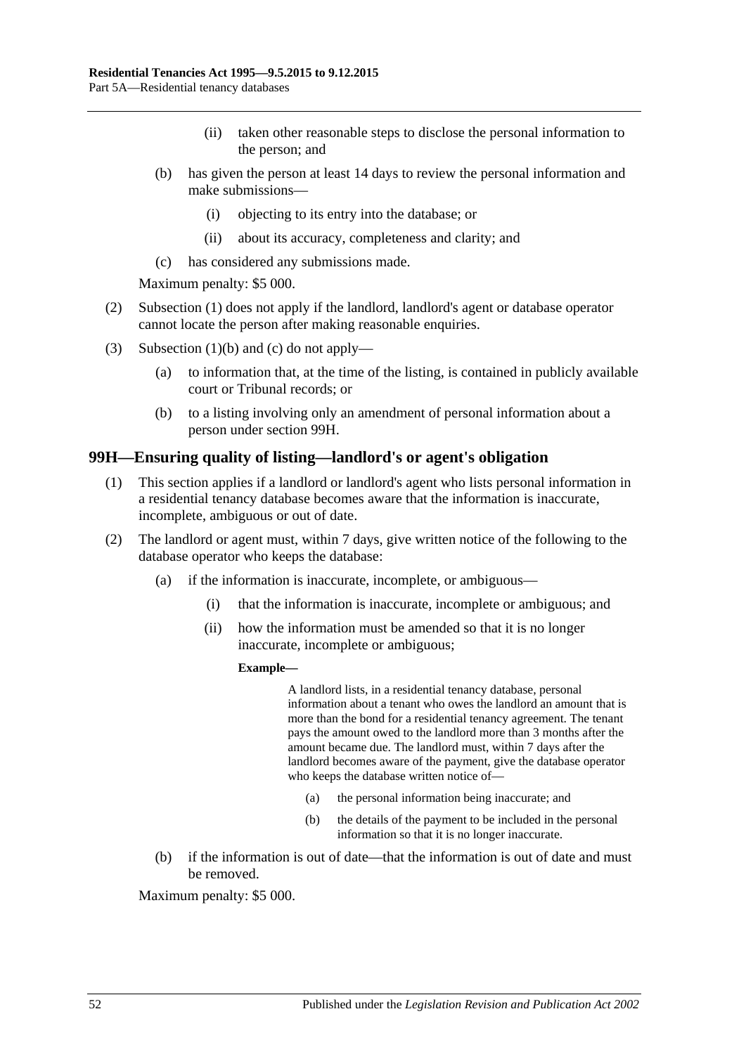(ii) taken other reasonable steps to disclose the personal information to the person; and

(b) has given the person at least 14 days to review the personal information and make submissions—

(i) objecting to its entry into the database; or

(ii) about its accuracy, completeness and clarity; and

(c) has considered any submissions made.

Maximum penalty: $5 000.

(2) Subsection (1) does not apply if the landlord, landlord's agent or database operator cannot locate the person after making reasonable enquiries.

(3) Subsection (1)(b) and (c) do not apply—

(a) to information that, at the time of the listing, is contained in publicly available court or Tribunal records; or

(b) to a listing involving only an amendment of personal information about a person under section 99H.

## 99H—Ensuring quality of listing—landlord's or agent's obligation

(1) This section applies if a landlord or landlord's agent who lists personal information in a residential tenancy database becomes aware that the information is inaccurate, incomplete, ambiguous or out of date.

(2) The landlord or agent must, within 7 days, give written notice of the following to the database operator who keeps the database:

(a) if the information is inaccurate, incomplete, or ambiguous—

(i) that the information is inaccurate, incomplete or ambiguous; and

(ii) how the information must be amended so that it is no longer inaccurate, incomplete or ambiguous;

**Example—**

A landlord lists, in a residential tenancy database, personal information about a tenant who owes the landlord an amount that is more than the bond for a residential tenancy agreement. The tenant pays the amount owed to the landlord more than 3 months after the amount became due. The landlord must, within 7 days after the landlord becomes aware of the payment, give the database operator who keeps the database written notice of—

(a) the personal information being inaccurate; and

(b) the details of the payment to be included in the personal information so that it is no longer inaccurate.

(b) if the information is out of date—that the information is out of date and must be removed.

Maximum penalty: $5 000.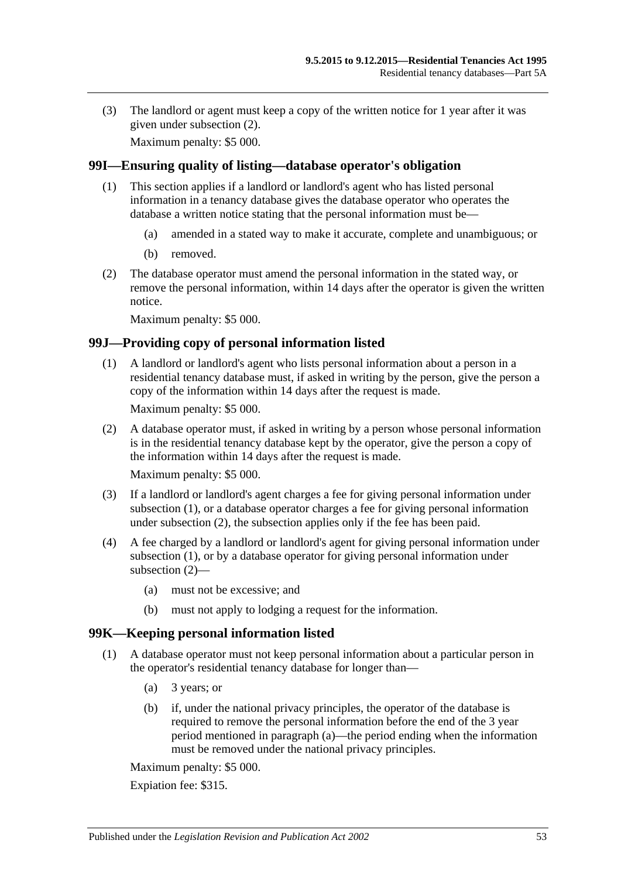(3) The landlord or agent must keep a copy of the written notice for 1 year after it was given under subsection (2).

Maximum penalty: $5 000.

## 99I—Ensuring quality of listing—database operator's obligation

(1) This section applies if a landlord or landlord's agent who has listed personal information in a tenancy database gives the database operator who operates the database a written notice stating that the personal information must be—

(a) amended in a stated way to make it accurate, complete and unambiguous; or

(b) removed.

(2) The database operator must amend the personal information in the stated way, or remove the personal information, within 14 days after the operator is given the written notice.

Maximum penalty: $5 000.

## 99J—Providing copy of personal information listed

(1) A landlord or landlord's agent who lists personal information about a person in a residential tenancy database must, if asked in writing by the person, give the person a copy of the information within 14 days after the request is made.

Maximum penalty: $5 000.

(2) A database operator must, if asked in writing by a person whose personal information is in the residential tenancy database kept by the operator, give the person a copy of the information within 14 days after the request is made.

Maximum penalty: $5 000.

(3) If a landlord or landlord's agent charges a fee for giving personal information under subsection (1), or a database operator charges a fee for giving personal information under subsection (2), the subsection applies only if the fee has been paid.

(4) A fee charged by a landlord or landlord's agent for giving personal information under subsection (1), or by a database operator for giving personal information under subsection (2)—

(a) must not be excessive; and

(b) must not apply to lodging a request for the information.

## 99K—Keeping personal information listed

(1) A database operator must not keep personal information about a particular person in the operator's residential tenancy database for longer than—

(a) 3 years; or

(b) if, under the national privacy principles, the operator of the database is required to remove the personal information before the end of the 3 year period mentioned in paragraph (a)—the period ending when the information must be removed under the national privacy principles.

Maximum penalty: $5 000.

Expiation fee: $315.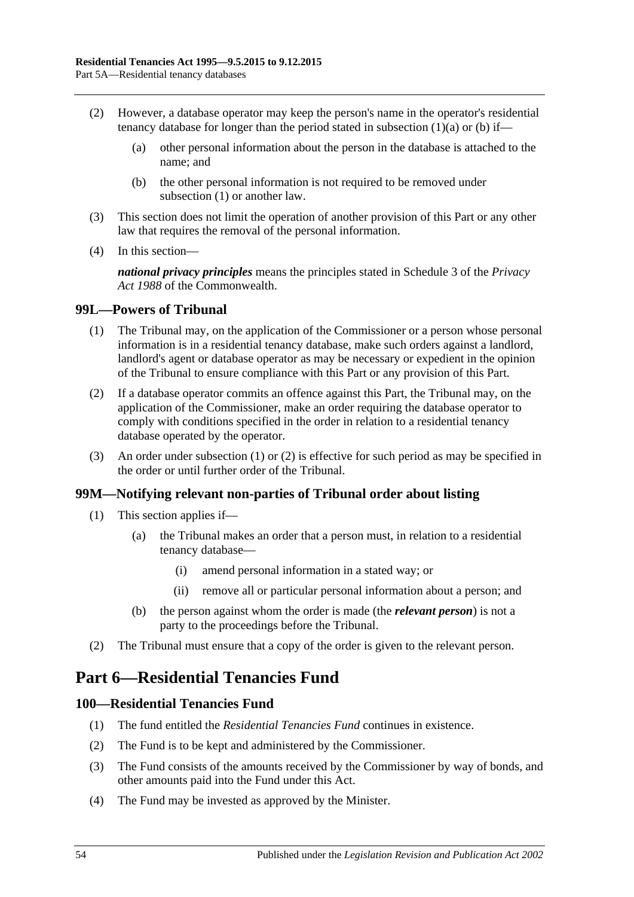(2) However, a database operator may keep the person's name in the operator's residential tenancy database for longer than the period stated in subsection (1)(a) or (b) if—

    (a) other personal information about the person in the database is attached to the name; and

    (b) the other personal information is not required to be removed under subsection (1) or another law.

(3) This section does not limit the operation of another provision of this Part or any other law that requires the removal of the personal information.

(4) In this section—

***national privacy principles*** means the principles stated in Schedule 3 of the *Privacy Act 1988* of the Commonwealth.

### 99L—Powers of Tribunal

(1) The Tribunal may, on the application of the Commissioner or a person whose personal information is in a residential tenancy database, make such orders against a landlord, landlord's agent or database operator as may be necessary or expedient in the opinion of the Tribunal to ensure compliance with this Part or any provision of this Part.

(2) If a database operator commits an offence against this Part, the Tribunal may, on the application of the Commissioner, make an order requiring the database operator to comply with conditions specified in the order in relation to a residential tenancy database operated by the operator.

(3) An order under subsection (1) or (2) is effective for such period as may be specified in the order or until further order of the Tribunal.

### 99M—Notifying relevant non-parties of Tribunal order about listing

(1) This section applies if—

    (a) the Tribunal makes an order that a person must, in relation to a residential tenancy database—

        (i) amend personal information in a stated way; or

        (ii) remove all or particular personal information about a person; and

    (b) the person against whom the order is made (the ***relevant person***) is not a party to the proceedings before the Tribunal.

(2) The Tribunal must ensure that a copy of the order is given to the relevant person.

## Part 6—Residential Tenancies Fund

### 100—Residential Tenancies Fund

(1) The fund entitled the *Residential Tenancies Fund* continues in existence.

(2) The Fund is to be kept and administered by the Commissioner.

(3) The Fund consists of the amounts received by the Commissioner by way of bonds, and other amounts paid into the Fund under this Act.

(4) The Fund may be invested as approved by the Minister.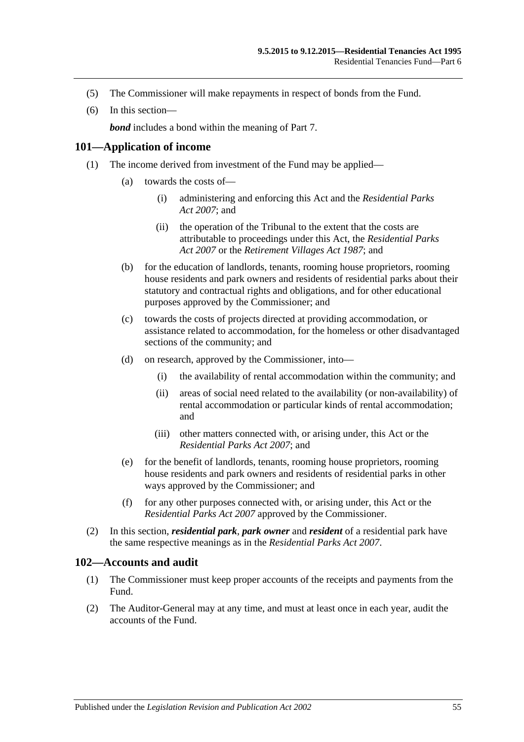(5) The Commissioner will make repayments in respect of bonds from the Fund.

(6) In this section—

***bond*** includes a bond within the meaning of Part 7.

## 101—Application of income

(1) The income derived from investment of the Fund may be applied—

(a) towards the costs of—

(i) administering and enforcing this Act and the *Residential Parks Act 2007*; and

(ii) the operation of the Tribunal to the extent that the costs are attributable to proceedings under this Act, the *Residential Parks Act 2007* or the *Retirement Villages Act 1987*; and

(b) for the education of landlords, tenants, rooming house proprietors, rooming house residents and park owners and residents of residential parks about their statutory and contractual rights and obligations, and for other educational purposes approved by the Commissioner; and

(c) towards the costs of projects directed at providing accommodation, or assistance related to accommodation, for the homeless or other disadvantaged sections of the community; and

(d) on research, approved by the Commissioner, into—

(i) the availability of rental accommodation within the community; and

(ii) areas of social need related to the availability (or non-availability) of rental accommodation or particular kinds of rental accommodation; and

(iii) other matters connected with, or arising under, this Act or the *Residential Parks Act 2007*; and

(e) for the benefit of landlords, tenants, rooming house proprietors, rooming house residents and park owners and residents of residential parks in other ways approved by the Commissioner; and

(f) for any other purposes connected with, or arising under, this Act or the *Residential Parks Act 2007* approved by the Commissioner.

(2) In this section, ***residential park***, ***park owner*** and ***resident*** of a residential park have the same respective meanings as in the *Residential Parks Act 2007*.

## 102—Accounts and audit

(1) The Commissioner must keep proper accounts of the receipts and payments from the Fund.

(2) The Auditor-General may at any time, and must at least once in each year, audit the accounts of the Fund.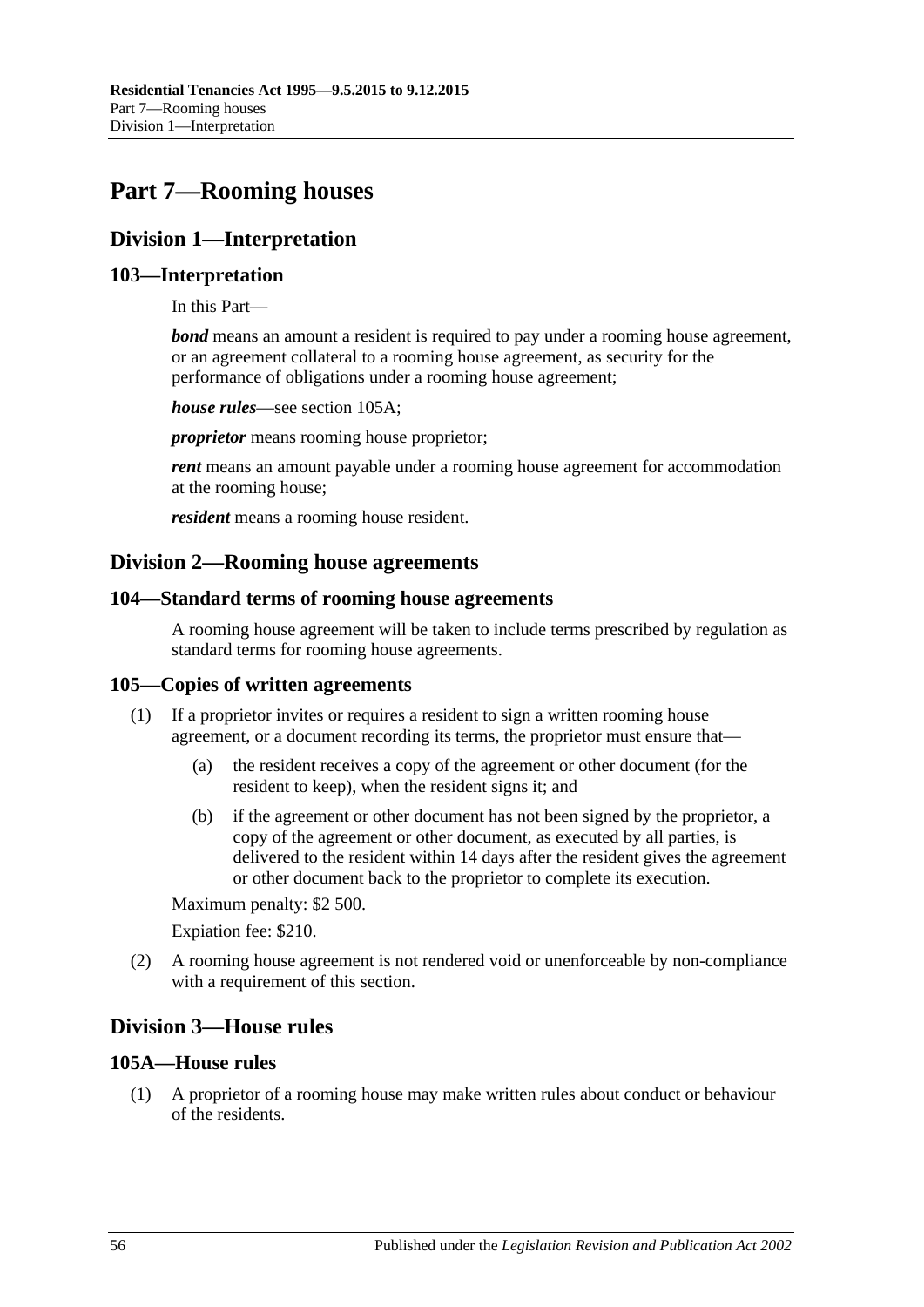# Part 7—Rooming houses

## Division 1—Interpretation

### 103—Interpretation

In this Part—

***bond*** means an amount a resident is required to pay under a rooming house agreement, or an agreement collateral to a rooming house agreement, as security for the performance of obligations under a rooming house agreement;

***house rules***—see section 105A;

***proprietor*** means rooming house proprietor;

***rent*** means an amount payable under a rooming house agreement for accommodation at the rooming house;

***resident*** means a rooming house resident.

## Division 2—Rooming house agreements

### 104—Standard terms of rooming house agreements

A rooming house agreement will be taken to include terms prescribed by regulation as standard terms for rooming house agreements.

### 105—Copies of written agreements

(1) If a proprietor invites or requires a resident to sign a written rooming house agreement, or a document recording its terms, the proprietor must ensure that—

(a) the resident receives a copy of the agreement or other document (for the resident to keep), when the resident signs it; and

(b) if the agreement or other document has not been signed by the proprietor, a copy of the agreement or other document, as executed by all parties, is delivered to the resident within 14 days after the resident gives the agreement or other document back to the proprietor to complete its execution.

Maximum penalty: $2 500.

Expiation fee: $210.

(2) A rooming house agreement is not rendered void or unenforceable by non-compliance with a requirement of this section.

## Division 3—House rules

### 105A—House rules

(1) A proprietor of a rooming house may make written rules about conduct or behaviour of the residents.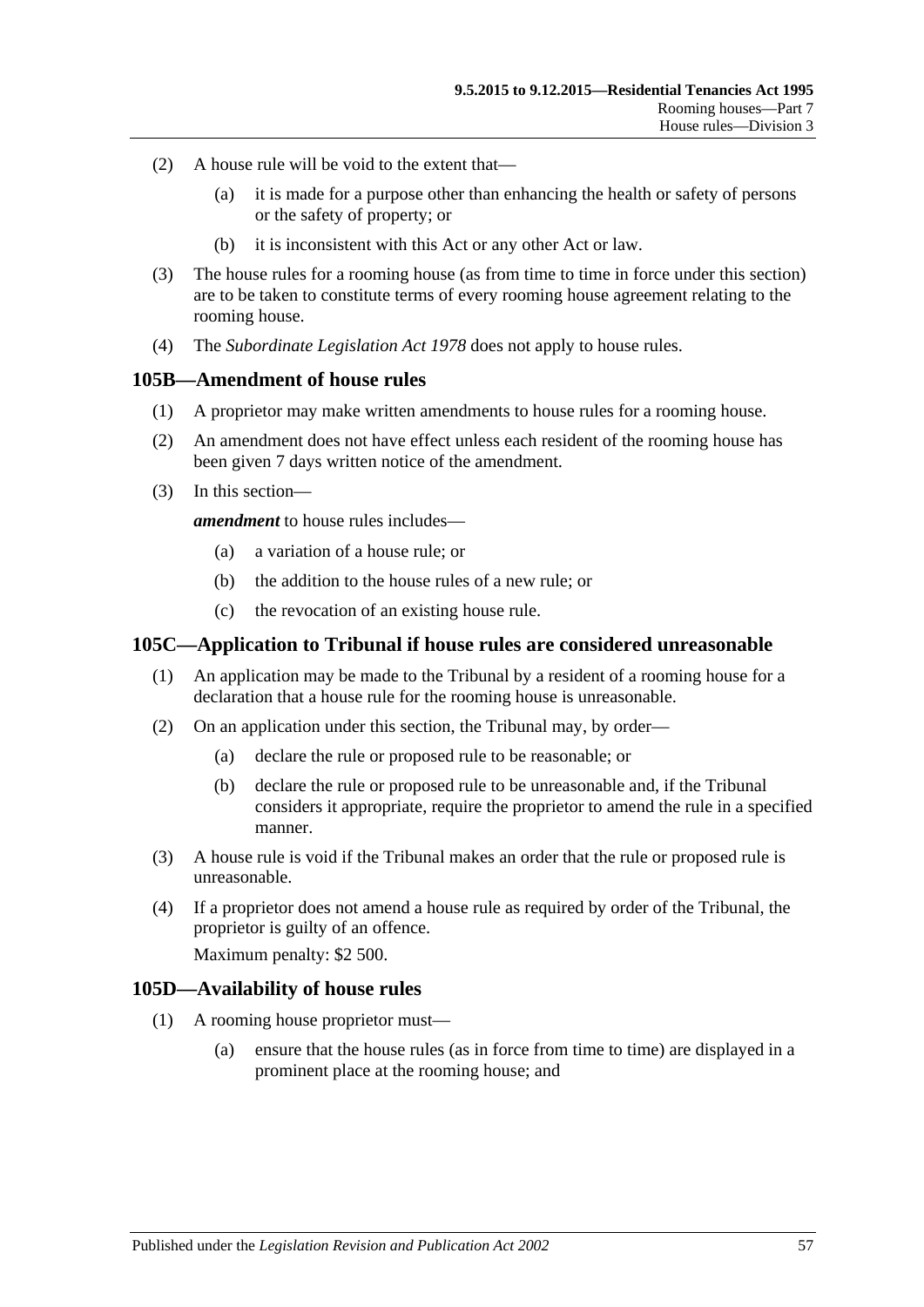(2) A house rule will be void to the extent that—

(a) it is made for a purpose other than enhancing the health or safety of persons or the safety of property; or

(b) it is inconsistent with this Act or any other Act or law.

(3) The house rules for a rooming house (as from time to time in force under this section) are to be taken to constitute terms of every rooming house agreement relating to the rooming house.

(4) The *Subordinate Legislation Act 1978* does not apply to house rules.

## 105B—Amendment of house rules

(1) A proprietor may make written amendments to house rules for a rooming house.

(2) An amendment does not have effect unless each resident of the rooming house has been given 7 days written notice of the amendment.

(3) In this section—

***amendment*** to house rules includes—

(a) a variation of a house rule; or

(b) the addition to the house rules of a new rule; or

(c) the revocation of an existing house rule.

## 105C—Application to Tribunal if house rules are considered unreasonable

(1) An application may be made to the Tribunal by a resident of a rooming house for a declaration that a house rule for the rooming house is unreasonable.

(2) On an application under this section, the Tribunal may, by order—

(a) declare the rule or proposed rule to be reasonable; or

(b) declare the rule or proposed rule to be unreasonable and, if the Tribunal considers it appropriate, require the proprietor to amend the rule in a specified manner.

(3) A house rule is void if the Tribunal makes an order that the rule or proposed rule is unreasonable.

(4) If a proprietor does not amend a house rule as required by order of the Tribunal, the proprietor is guilty of an offence.

Maximum penalty: $2 500.

## 105D—Availability of house rules

(1) A rooming house proprietor must—

(a) ensure that the house rules (as in force from time to time) are displayed in a prominent place at the rooming house; and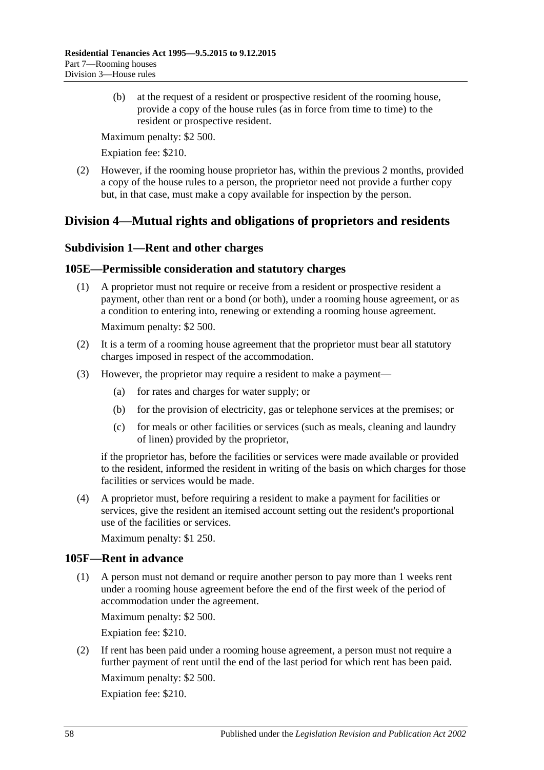(b) at the request of a resident or prospective resident of the rooming house, provide a copy of the house rules (as in force from time to time) to the resident or prospective resident.

Maximum penalty: $2 500.

Expiation fee: $210.

(2) However, if the rooming house proprietor has, within the previous 2 months, provided a copy of the house rules to a person, the proprietor need not provide a further copy but, in that case, must make a copy available for inspection by the person.

## Division 4—Mutual rights and obligations of proprietors and residents

### Subdivision 1—Rent and other charges

### 105E—Permissible consideration and statutory charges

(1) A proprietor must not require or receive from a resident or prospective resident a payment, other than rent or a bond (or both), under a rooming house agreement, or as a condition to entering into, renewing or extending a rooming house agreement.

Maximum penalty: $2 500.

(2) It is a term of a rooming house agreement that the proprietor must bear all statutory charges imposed in respect of the accommodation.

(3) However, the proprietor may require a resident to make a payment—

(a) for rates and charges for water supply; or

(b) for the provision of electricity, gas or telephone services at the premises; or

(c) for meals or other facilities or services (such as meals, cleaning and laundry of linen) provided by the proprietor,

if the proprietor has, before the facilities or services were made available or provided to the resident, informed the resident in writing of the basis on which charges for those facilities or services would be made.

(4) A proprietor must, before requiring a resident to make a payment for facilities or services, give the resident an itemised account setting out the resident's proportional use of the facilities or services.

Maximum penalty: $1 250.

### 105F—Rent in advance

(1) A person must not demand or require another person to pay more than 1 weeks rent under a rooming house agreement before the end of the first week of the period of accommodation under the agreement.

Maximum penalty: $2 500.

Expiation fee: $210.

(2) If rent has been paid under a rooming house agreement, a person must not require a further payment of rent until the end of the last period for which rent has been paid.

Maximum penalty: $2 500.

Expiation fee: $210.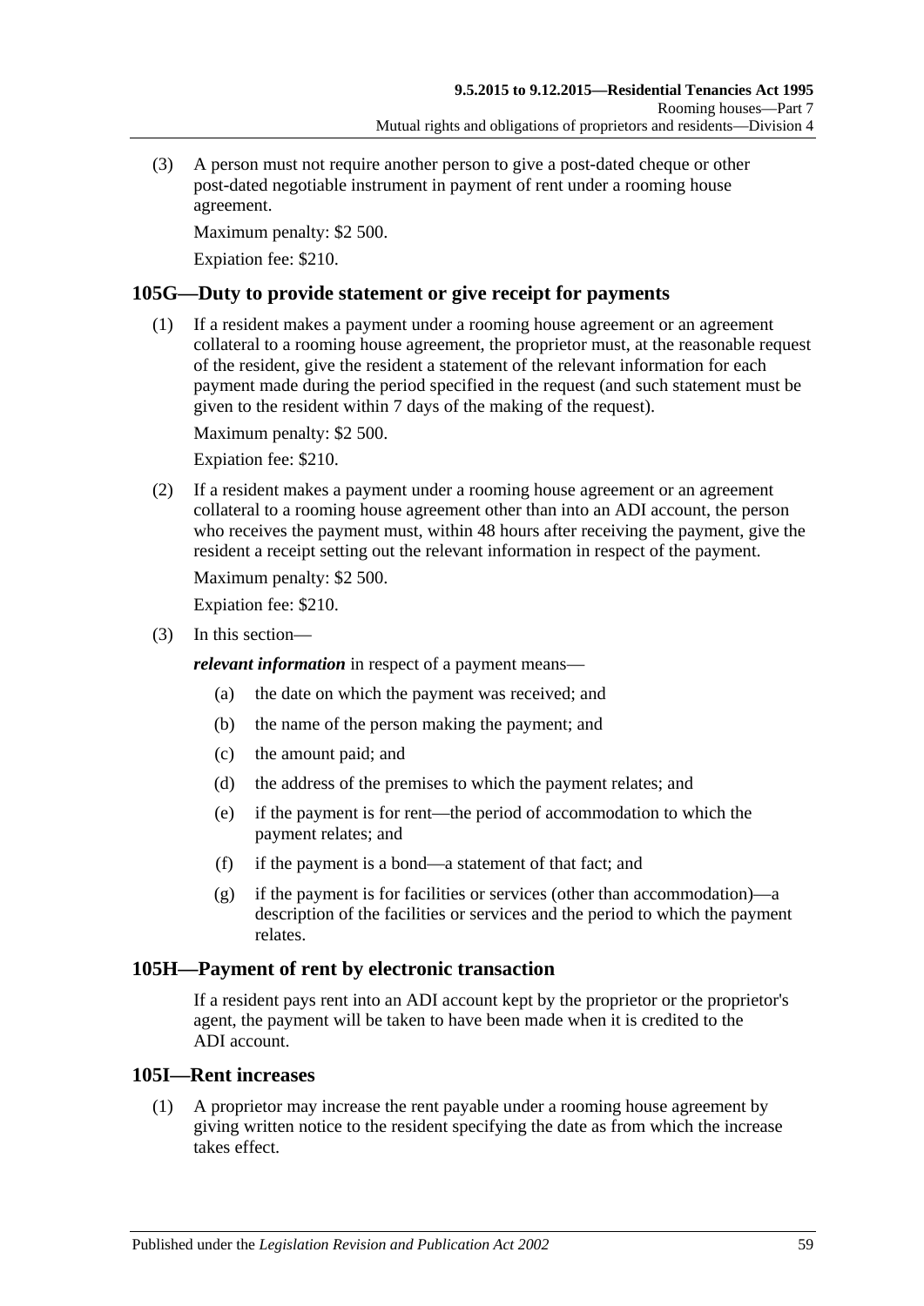(3) A person must not require another person to give a post-dated cheque or other post-dated negotiable instrument in payment of rent under a rooming house agreement.

Maximum penalty: $2 500.

Expiation fee: $210.

## 105G—Duty to provide statement or give receipt for payments

(1) If a resident makes a payment under a rooming house agreement or an agreement collateral to a rooming house agreement, the proprietor must, at the reasonable request of the resident, give the resident a statement of the relevant information for each payment made during the period specified in the request (and such statement must be given to the resident within 7 days of the making of the request).

Maximum penalty: $2 500.

Expiation fee: $210.

(2) If a resident makes a payment under a rooming house agreement or an agreement collateral to a rooming house agreement other than into an ADI account, the person who receives the payment must, within 48 hours after receiving the payment, give the resident a receipt setting out the relevant information in respect of the payment.

Maximum penalty: $2 500.

Expiation fee: $210.

(3) In this section—

***relevant information*** in respect of a payment means—

- (a) the date on which the payment was received; and
- (b) the name of the person making the payment; and
- (c) the amount paid; and
- (d) the address of the premises to which the payment relates; and
- (e) if the payment is for rent—the period of accommodation to which the payment relates; and
- (f) if the payment is a bond—a statement of that fact; and
- (g) if the payment is for facilities or services (other than accommodation)—a description of the facilities or services and the period to which the payment relates.

## 105H—Payment of rent by electronic transaction

If a resident pays rent into an ADI account kept by the proprietor or the proprietor's agent, the payment will be taken to have been made when it is credited to the ADI account.

## 105I—Rent increases

(1) A proprietor may increase the rent payable under a rooming house agreement by giving written notice to the resident specifying the date as from which the increase takes effect.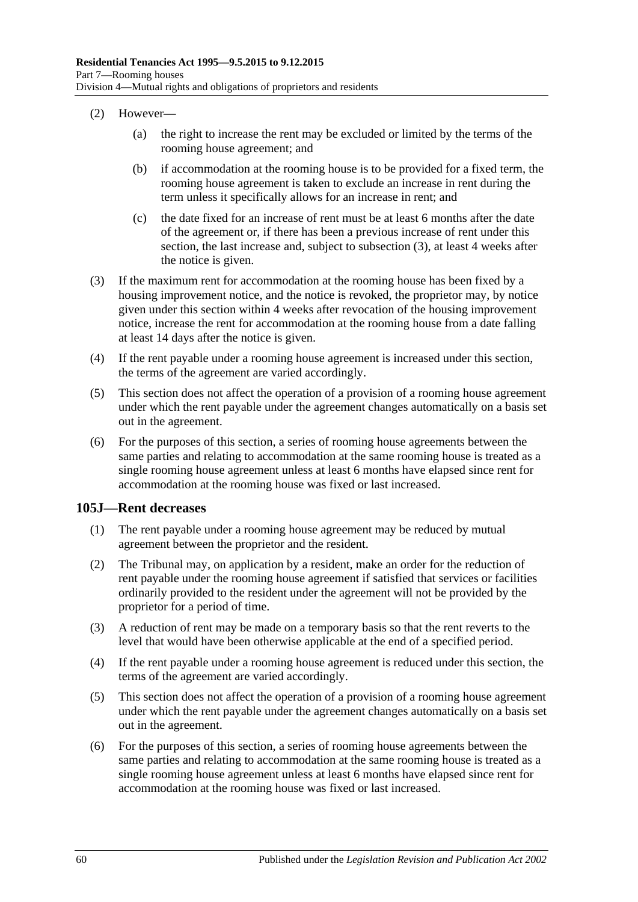(2) However—

(a) the right to increase the rent may be excluded or limited by the terms of the rooming house agreement; and

(b) if accommodation at the rooming house is to be provided for a fixed term, the rooming house agreement is taken to exclude an increase in rent during the term unless it specifically allows for an increase in rent; and

(c) the date fixed for an increase of rent must be at least 6 months after the date of the agreement or, if there has been a previous increase of rent under this section, the last increase and, subject to subsection (3), at least 4 weeks after the notice is given.

(3) If the maximum rent for accommodation at the rooming house has been fixed by a housing improvement notice, and the notice is revoked, the proprietor may, by notice given under this section within 4 weeks after revocation of the housing improvement notice, increase the rent for accommodation at the rooming house from a date falling at least 14 days after the notice is given.

(4) If the rent payable under a rooming house agreement is increased under this section, the terms of the agreement are varied accordingly.

(5) This section does not affect the operation of a provision of a rooming house agreement under which the rent payable under the agreement changes automatically on a basis set out in the agreement.

(6) For the purposes of this section, a series of rooming house agreements between the same parties and relating to accommodation at the same rooming house is treated as a single rooming house agreement unless at least 6 months have elapsed since rent for accommodation at the rooming house was fixed or last increased.

## 105J—Rent decreases

(1) The rent payable under a rooming house agreement may be reduced by mutual agreement between the proprietor and the resident.

(2) The Tribunal may, on application by a resident, make an order for the reduction of rent payable under the rooming house agreement if satisfied that services or facilities ordinarily provided to the resident under the agreement will not be provided by the proprietor for a period of time.

(3) A reduction of rent may be made on a temporary basis so that the rent reverts to the level that would have been otherwise applicable at the end of a specified period.

(4) If the rent payable under a rooming house agreement is reduced under this section, the terms of the agreement are varied accordingly.

(5) This section does not affect the operation of a provision of a rooming house agreement under which the rent payable under the agreement changes automatically on a basis set out in the agreement.

(6) For the purposes of this section, a series of rooming house agreements between the same parties and relating to accommodation at the same rooming house is treated as a single rooming house agreement unless at least 6 months have elapsed since rent for accommodation at the rooming house was fixed or last increased.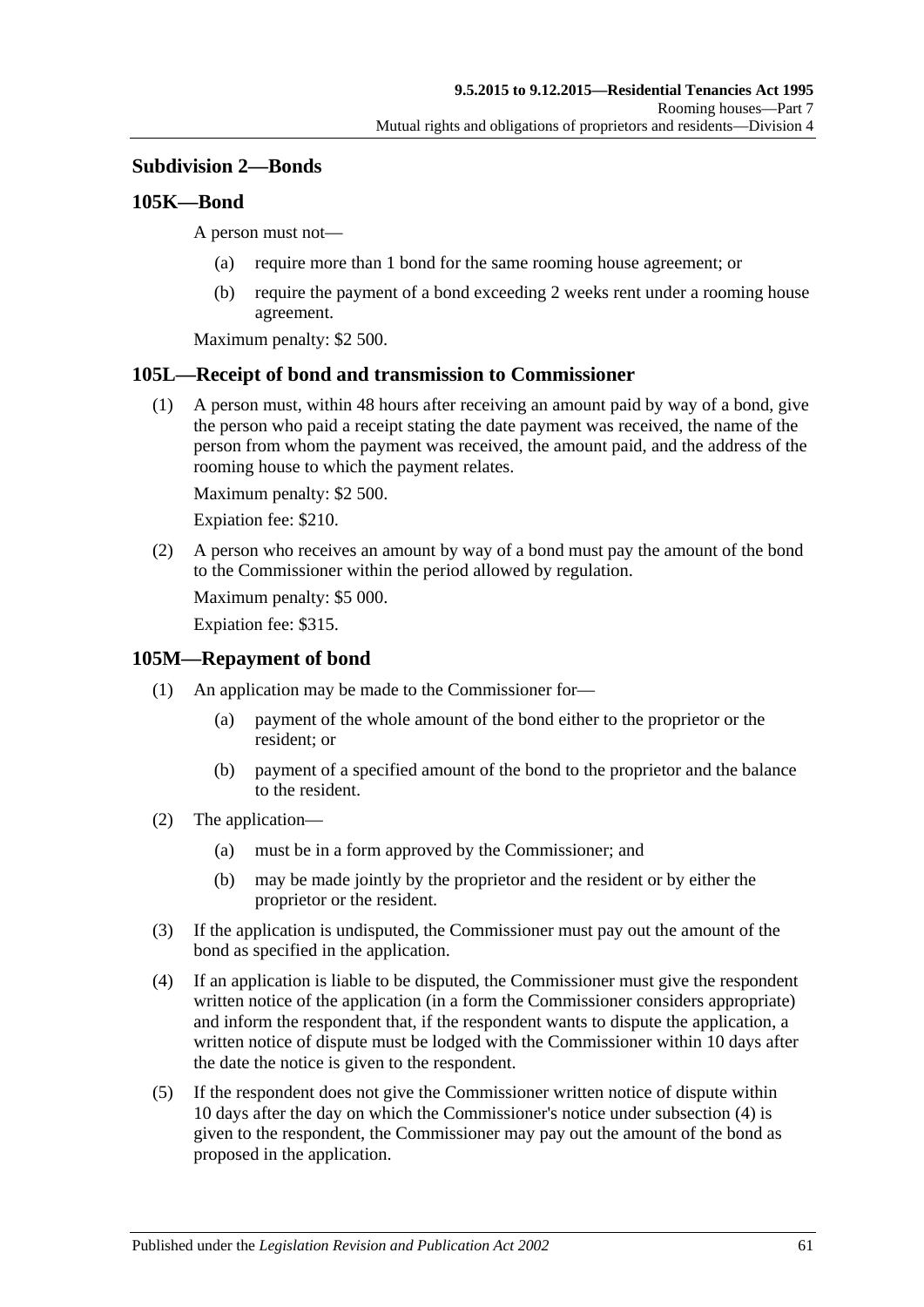## Subdivision 2—Bonds

### 105K—Bond

A person must not—

(a) require more than 1 bond for the same rooming house agreement; or

(b) require the payment of a bond exceeding 2 weeks rent under a rooming house agreement.

Maximum penalty: $2 500.

### 105L—Receipt of bond and transmission to Commissioner

(1) A person must, within 48 hours after receiving an amount paid by way of a bond, give the person who paid a receipt stating the date payment was received, the name of the person from whom the payment was received, the amount paid, and the address of the rooming house to which the payment relates.

Maximum penalty: $2 500.

Expiation fee: $210.

(2) A person who receives an amount by way of a bond must pay the amount of the bond to the Commissioner within the period allowed by regulation.

Maximum penalty: $5 000.

Expiation fee: $315.

### 105M—Repayment of bond

(1) An application may be made to the Commissioner for—

(a) payment of the whole amount of the bond either to the proprietor or the resident; or

(b) payment of a specified amount of the bond to the proprietor and the balance to the resident.

(2) The application—

(a) must be in a form approved by the Commissioner; and

(b) may be made jointly by the proprietor and the resident or by either the proprietor or the resident.

(3) If the application is undisputed, the Commissioner must pay out the amount of the bond as specified in the application.

(4) If an application is liable to be disputed, the Commissioner must give the respondent written notice of the application (in a form the Commissioner considers appropriate) and inform the respondent that, if the respondent wants to dispute the application, a written notice of dispute must be lodged with the Commissioner within 10 days after the date the notice is given to the respondent.

(5) If the respondent does not give the Commissioner written notice of dispute within 10 days after the day on which the Commissioner's notice under subsection (4) is given to the respondent, the Commissioner may pay out the amount of the bond as proposed in the application.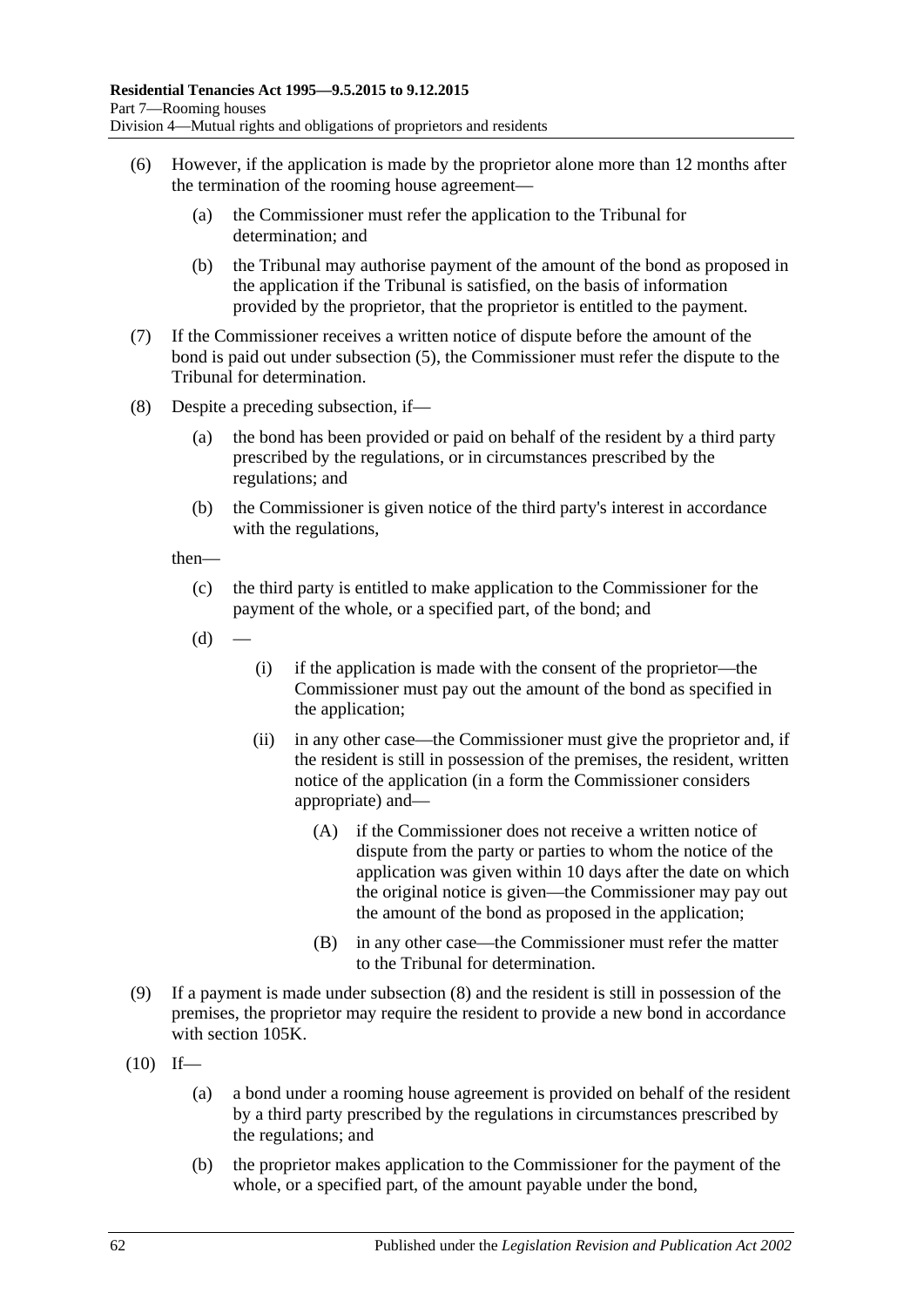(6) However, if the application is made by the proprietor alone more than 12 months after the termination of the rooming house agreement—

(a) the Commissioner must refer the application to the Tribunal for determination; and

(b) the Tribunal may authorise payment of the amount of the bond as proposed in the application if the Tribunal is satisfied, on the basis of information provided by the proprietor, that the proprietor is entitled to the payment.

(7) If the Commissioner receives a written notice of dispute before the amount of the bond is paid out under subsection (5), the Commissioner must refer the dispute to the Tribunal for determination.

(8) Despite a preceding subsection, if—

(a) the bond has been provided or paid on behalf of the resident by a third party prescribed by the regulations, or in circumstances prescribed by the regulations; and

(b) the Commissioner is given notice of the third party's interest in accordance with the regulations,

then—

(c) the third party is entitled to make application to the Commissioner for the payment of the whole, or a specified part, of the bond; and

(d) —

(i) if the application is made with the consent of the proprietor—the Commissioner must pay out the amount of the bond as specified in the application;

(ii) in any other case—the Commissioner must give the proprietor and, if the resident is still in possession of the premises, the resident, written notice of the application (in a form the Commissioner considers appropriate) and—

(A) if the Commissioner does not receive a written notice of dispute from the party or parties to whom the notice of the application was given within 10 days after the date on which the original notice is given—the Commissioner may pay out the amount of the bond as proposed in the application;

(B) in any other case—the Commissioner must refer the matter to the Tribunal for determination.

(9) If a payment is made under subsection (8) and the resident is still in possession of the premises, the proprietor may require the resident to provide a new bond in accordance with section 105K.

(10) If—

(a) a bond under a rooming house agreement is provided on behalf of the resident by a third party prescribed by the regulations in circumstances prescribed by the regulations; and

(b) the proprietor makes application to the Commissioner for the payment of the whole, or a specified part, of the amount payable under the bond,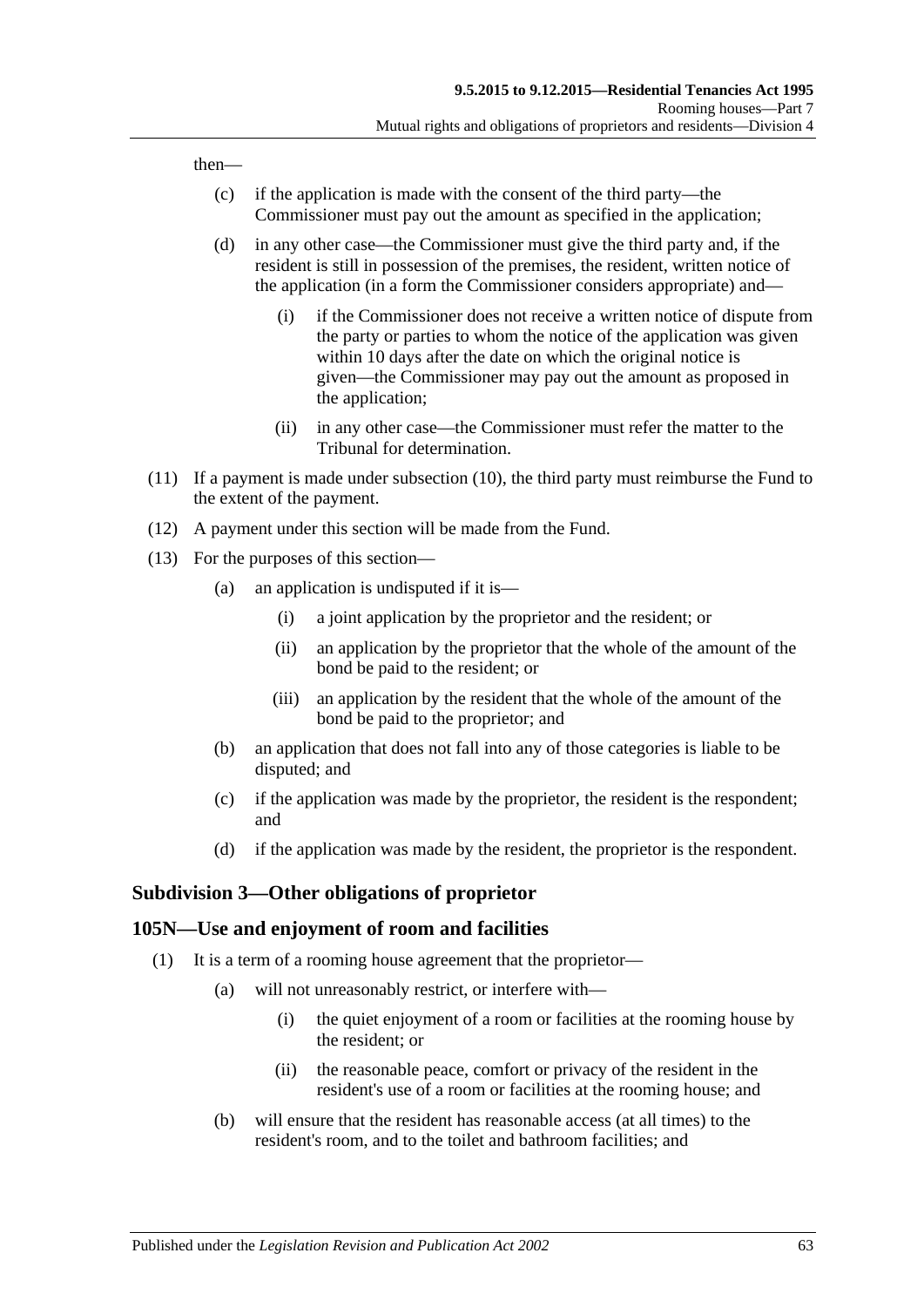then—

- (c) if the application is made with the consent of the third party—the Commissioner must pay out the amount as specified in the application;
- (d) in any other case—the Commissioner must give the third party and, if the resident is still in possession of the premises, the resident, written notice of the application (in a form the Commissioner considers appropriate) and—
  - (i) if the Commissioner does not receive a written notice of dispute from the party or parties to whom the notice of the application was given within 10 days after the date on which the original notice is given—the Commissioner may pay out the amount as proposed in the application;
  - (ii) in any other case—the Commissioner must refer the matter to the Tribunal for determination.

(11) If a payment is made under subsection (10), the third party must reimburse the Fund to the extent of the payment.

(12) A payment under this section will be made from the Fund.

(13) For the purposes of this section—

- (a) an application is undisputed if it is—
  - (i) a joint application by the proprietor and the resident; or
  - (ii) an application by the proprietor that the whole of the amount of the bond be paid to the resident; or
  - (iii) an application by the resident that the whole of the amount of the bond be paid to the proprietor; and
- (b) an application that does not fall into any of those categories is liable to be disputed; and
- (c) if the application was made by the proprietor, the resident is the respondent; and
- (d) if the application was made by the resident, the proprietor is the respondent.

### Subdivision 3—Other obligations of proprietor

### 105N—Use and enjoyment of room and facilities

(1) It is a term of a rooming house agreement that the proprietor—

- (a) will not unreasonably restrict, or interfere with—
  - (i) the quiet enjoyment of a room or facilities at the rooming house by the resident; or
  - (ii) the reasonable peace, comfort or privacy of the resident in the resident's use of a room or facilities at the rooming house; and
- (b) will ensure that the resident has reasonable access (at all times) to the resident's room, and to the toilet and bathroom facilities; and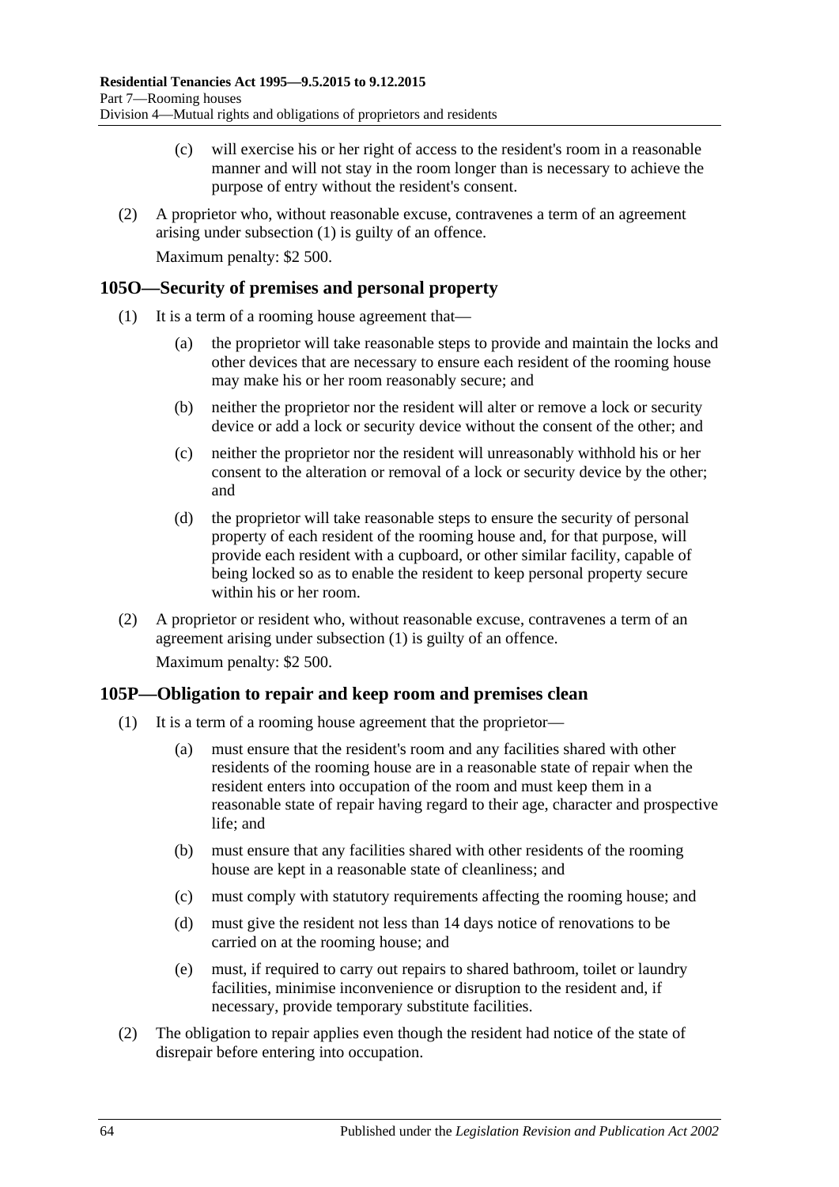(c) will exercise his or her right of access to the resident's room in a reasonable manner and will not stay in the room longer than is necessary to achieve the purpose of entry without the resident's consent.

(2) A proprietor who, without reasonable excuse, contravenes a term of an agreement arising under subsection (1) is guilty of an offence.

Maximum penalty: $2 500.

## 105O—Security of premises and personal property

(1) It is a term of a rooming house agreement that—

(a) the proprietor will take reasonable steps to provide and maintain the locks and other devices that are necessary to ensure each resident of the rooming house may make his or her room reasonably secure; and

(b) neither the proprietor nor the resident will alter or remove a lock or security device or add a lock or security device without the consent of the other; and

(c) neither the proprietor nor the resident will unreasonably withhold his or her consent to the alteration or removal of a lock or security device by the other; and

(d) the proprietor will take reasonable steps to ensure the security of personal property of each resident of the rooming house and, for that purpose, will provide each resident with a cupboard, or other similar facility, capable of being locked so as to enable the resident to keep personal property secure within his or her room.

(2) A proprietor or resident who, without reasonable excuse, contravenes a term of an agreement arising under subsection (1) is guilty of an offence.

Maximum penalty: $2 500.

## 105P—Obligation to repair and keep room and premises clean

(1) It is a term of a rooming house agreement that the proprietor—

(a) must ensure that the resident's room and any facilities shared with other residents of the rooming house are in a reasonable state of repair when the resident enters into occupation of the room and must keep them in a reasonable state of repair having regard to their age, character and prospective life; and

(b) must ensure that any facilities shared with other residents of the rooming house are kept in a reasonable state of cleanliness; and

(c) must comply with statutory requirements affecting the rooming house; and

(d) must give the resident not less than 14 days notice of renovations to be carried on at the rooming house; and

(e) must, if required to carry out repairs to shared bathroom, toilet or laundry facilities, minimise inconvenience or disruption to the resident and, if necessary, provide temporary substitute facilities.

(2) The obligation to repair applies even though the resident had notice of the state of disrepair before entering into occupation.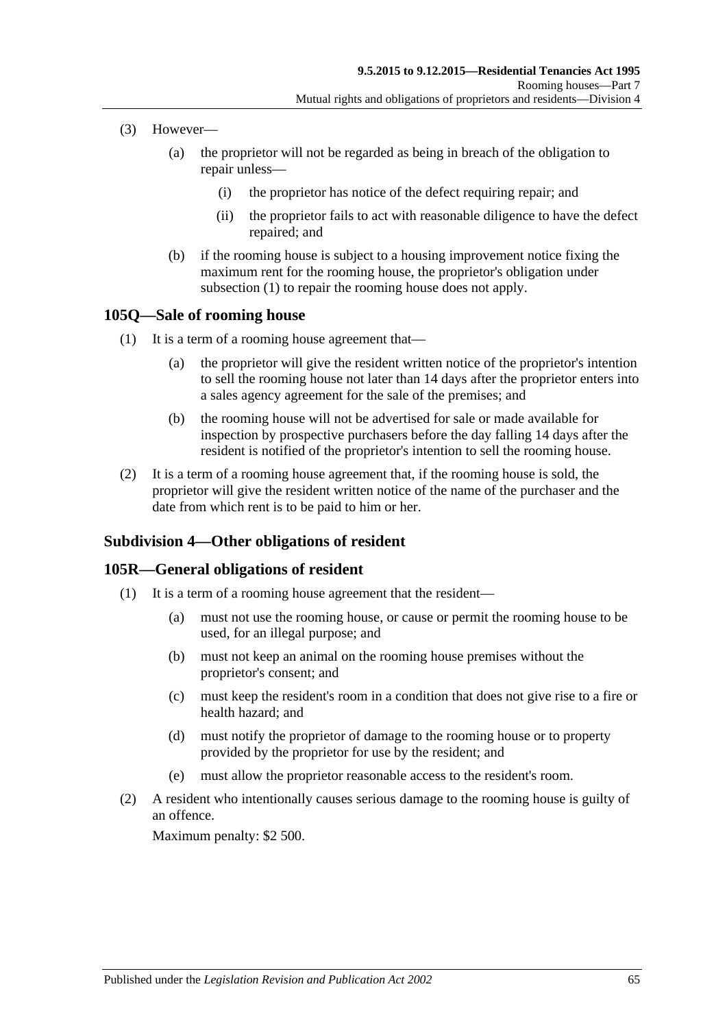(3) However—

(a) the proprietor will not be regarded as being in breach of the obligation to repair unless—

(i) the proprietor has notice of the defect requiring repair; and

(ii) the proprietor fails to act with reasonable diligence to have the defect repaired; and

(b) if the rooming house is subject to a housing improvement notice fixing the maximum rent for the rooming house, the proprietor's obligation under subsection (1) to repair the rooming house does not apply.

## 105Q—Sale of rooming house

(1) It is a term of a rooming house agreement that—

(a) the proprietor will give the resident written notice of the proprietor's intention to sell the rooming house not later than 14 days after the proprietor enters into a sales agency agreement for the sale of the premises; and

(b) the rooming house will not be advertised for sale or made available for inspection by prospective purchasers before the day falling 14 days after the resident is notified of the proprietor's intention to sell the rooming house.

(2) It is a term of a rooming house agreement that, if the rooming house is sold, the proprietor will give the resident written notice of the name of the purchaser and the date from which rent is to be paid to him or her.

### Subdivision 4—Other obligations of resident

## 105R—General obligations of resident

(1) It is a term of a rooming house agreement that the resident—

(a) must not use the rooming house, or cause or permit the rooming house to be used, for an illegal purpose; and

(b) must not keep an animal on the rooming house premises without the proprietor's consent; and

(c) must keep the resident's room in a condition that does not give rise to a fire or health hazard; and

(d) must notify the proprietor of damage to the rooming house or to property provided by the proprietor for use by the resident; and

(e) must allow the proprietor reasonable access to the resident's room.

(2) A resident who intentionally causes serious damage to the rooming house is guilty of an offence.

Maximum penalty: $2 500.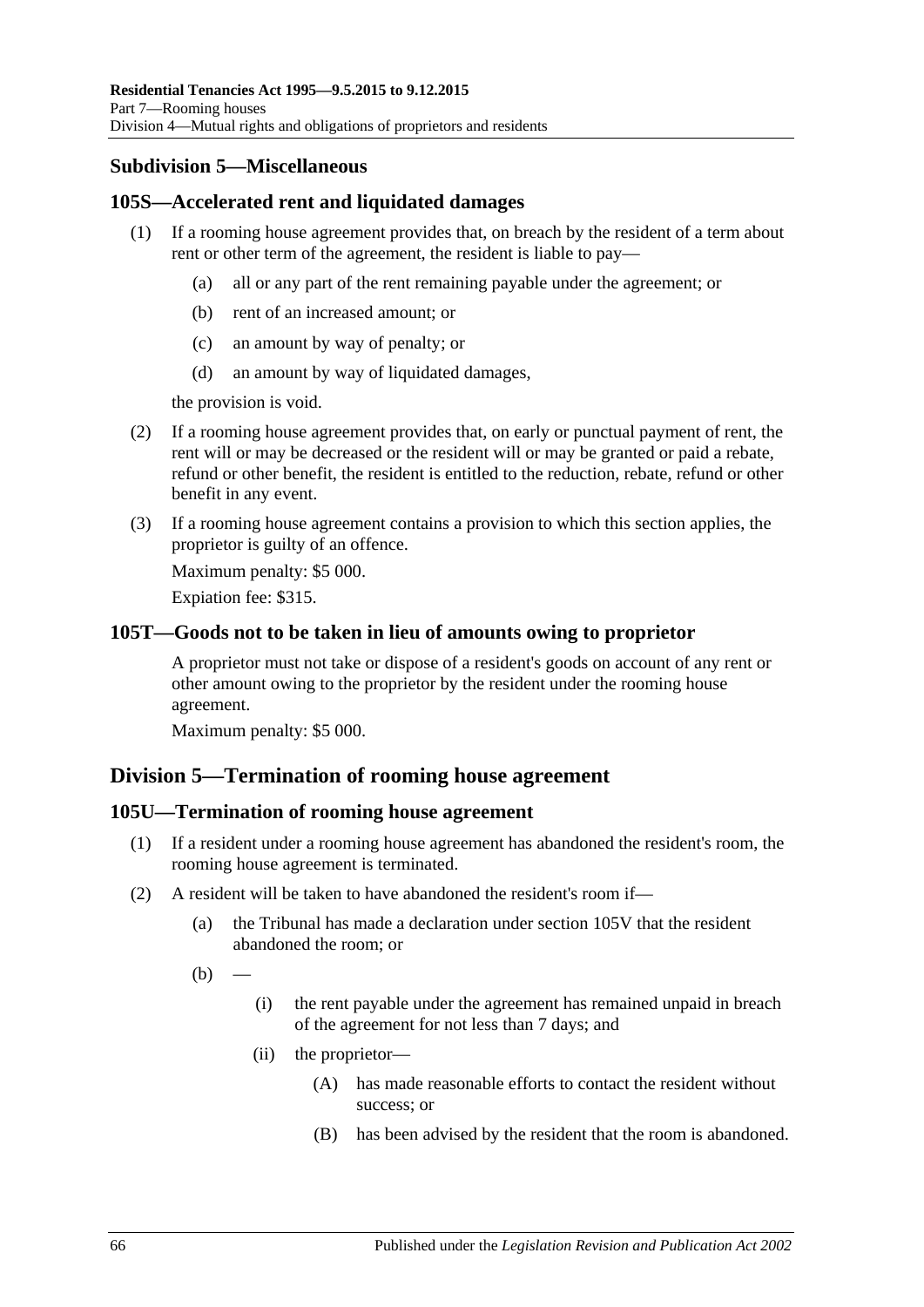### Subdivision 5—Miscellaneous

#### 105S—Accelerated rent and liquidated damages

(1) If a rooming house agreement provides that, on breach by the resident of a term about rent or other term of the agreement, the resident is liable to pay—

(a) all or any part of the rent remaining payable under the agreement; or

(b) rent of an increased amount; or

(c) an amount by way of penalty; or

(d) an amount by way of liquidated damages,

the provision is void.

(2) If a rooming house agreement provides that, on early or punctual payment of rent, the rent will or may be decreased or the resident will or may be granted or paid a rebate, refund or other benefit, the resident is entitled to the reduction, rebate, refund or other benefit in any event.

(3) If a rooming house agreement contains a provision to which this section applies, the proprietor is guilty of an offence.

Maximum penalty: $5 000.

Expiation fee: $315.

#### 105T—Goods not to be taken in lieu of amounts owing to proprietor

A proprietor must not take or dispose of a resident's goods on account of any rent or other amount owing to the proprietor by the resident under the rooming house agreement.

Maximum penalty: $5 000.

## Division 5—Termination of rooming house agreement

#### 105U—Termination of rooming house agreement

(1) If a resident under a rooming house agreement has abandoned the resident's room, the rooming house agreement is terminated.

(2) A resident will be taken to have abandoned the resident's room if—

(a) the Tribunal has made a declaration under section 105V that the resident abandoned the room; or

(b) —

(i) the rent payable under the agreement has remained unpaid in breach of the agreement for not less than 7 days; and

(ii) the proprietor—

(A) has made reasonable efforts to contact the resident without success; or

(B) has been advised by the resident that the room is abandoned.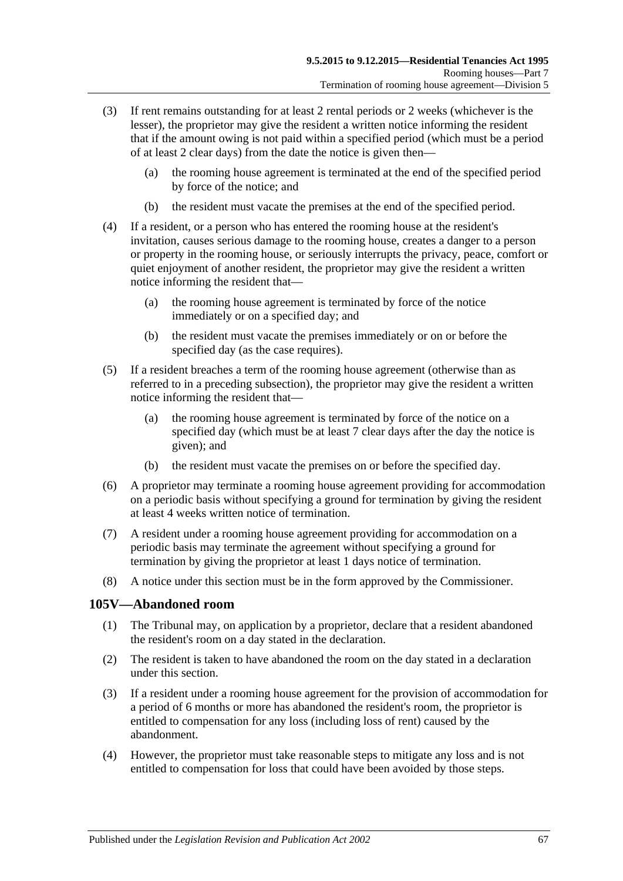(3) If rent remains outstanding for at least 2 rental periods or 2 weeks (whichever is the lesser), the proprietor may give the resident a written notice informing the resident that if the amount owing is not paid within a specified period (which must be a period of at least 2 clear days) from the date the notice is given then—

  (a) the rooming house agreement is terminated at the end of the specified period by force of the notice; and

  (b) the resident must vacate the premises at the end of the specified period.

(4) If a resident, or a person who has entered the rooming house at the resident's invitation, causes serious damage to the rooming house, creates a danger to a person or property in the rooming house, or seriously interrupts the privacy, peace, comfort or quiet enjoyment of another resident, the proprietor may give the resident a written notice informing the resident that—

  (a) the rooming house agreement is terminated by force of the notice immediately or on a specified day; and

  (b) the resident must vacate the premises immediately or on or before the specified day (as the case requires).

(5) If a resident breaches a term of the rooming house agreement (otherwise than as referred to in a preceding subsection), the proprietor may give the resident a written notice informing the resident that—

  (a) the rooming house agreement is terminated by force of the notice on a specified day (which must be at least 7 clear days after the day the notice is given); and

  (b) the resident must vacate the premises on or before the specified day.

(6) A proprietor may terminate a rooming house agreement providing for accommodation on a periodic basis without specifying a ground for termination by giving the resident at least 4 weeks written notice of termination.

(7) A resident under a rooming house agreement providing for accommodation on a periodic basis may terminate the agreement without specifying a ground for termination by giving the proprietor at least 1 days notice of termination.

(8) A notice under this section must be in the form approved by the Commissioner.

## 105V—Abandoned room

(1) The Tribunal may, on application by a proprietor, declare that a resident abandoned the resident's room on a day stated in the declaration.

(2) The resident is taken to have abandoned the room on the day stated in a declaration under this section.

(3) If a resident under a rooming house agreement for the provision of accommodation for a period of 6 months or more has abandoned the resident's room, the proprietor is entitled to compensation for any loss (including loss of rent) caused by the abandonment.

(4) However, the proprietor must take reasonable steps to mitigate any loss and is not entitled to compensation for loss that could have been avoided by those steps.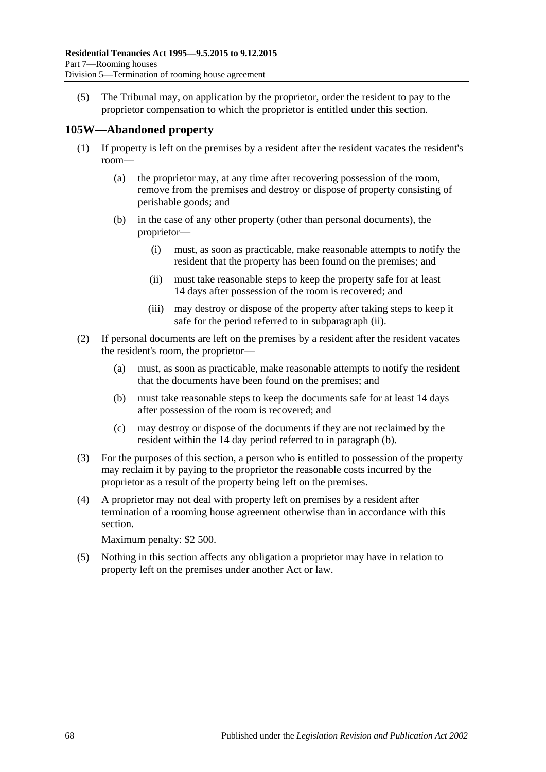(5) The Tribunal may, on application by the proprietor, order the resident to pay to the proprietor compensation to which the proprietor is entitled under this section.

## 105W—Abandoned property

(1) If property is left on the premises by a resident after the resident vacates the resident's room—

(a) the proprietor may, at any time after recovering possession of the room, remove from the premises and destroy or dispose of property consisting of perishable goods; and

(b) in the case of any other property (other than personal documents), the proprietor—

(i) must, as soon as practicable, make reasonable attempts to notify the resident that the property has been found on the premises; and

(ii) must take reasonable steps to keep the property safe for at least 14 days after possession of the room is recovered; and

(iii) may destroy or dispose of the property after taking steps to keep it safe for the period referred to in subparagraph (ii).

(2) If personal documents are left on the premises by a resident after the resident vacates the resident's room, the proprietor—

(a) must, as soon as practicable, make reasonable attempts to notify the resident that the documents have been found on the premises; and

(b) must take reasonable steps to keep the documents safe for at least 14 days after possession of the room is recovered; and

(c) may destroy or dispose of the documents if they are not reclaimed by the resident within the 14 day period referred to in paragraph (b).

(3) For the purposes of this section, a person who is entitled to possession of the property may reclaim it by paying to the proprietor the reasonable costs incurred by the proprietor as a result of the property being left on the premises.

(4) A proprietor may not deal with property left on premises by a resident after termination of a rooming house agreement otherwise than in accordance with this section.

Maximum penalty: $2 500.

(5) Nothing in this section affects any obligation a proprietor may have in relation to property left on the premises under another Act or law.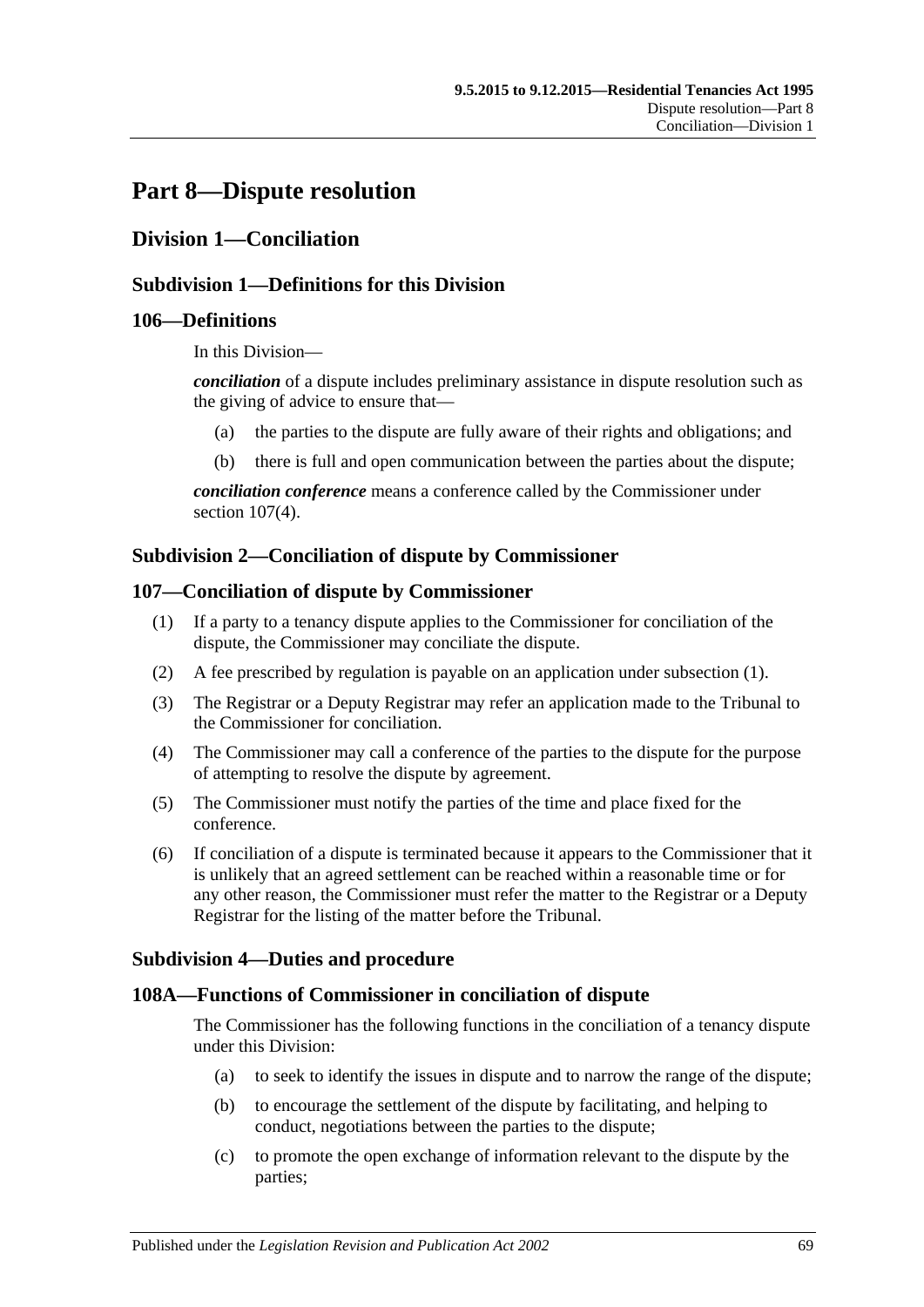# Part 8—Dispute resolution

## Division 1—Conciliation

### Subdivision 1—Definitions for this Division

### 106—Definitions

In this Division—

***conciliation*** of a dispute includes preliminary assistance in dispute resolution such as the giving of advice to ensure that—

(a) the parties to the dispute are fully aware of their rights and obligations; and

(b) there is full and open communication between the parties about the dispute;

***conciliation conference*** means a conference called by the Commissioner under section 107(4).

### Subdivision 2—Conciliation of dispute by Commissioner

### 107—Conciliation of dispute by Commissioner

(1) If a party to a tenancy dispute applies to the Commissioner for conciliation of the dispute, the Commissioner may conciliate the dispute.

(2) A fee prescribed by regulation is payable on an application under subsection (1).

(3) The Registrar or a Deputy Registrar may refer an application made to the Tribunal to the Commissioner for conciliation.

(4) The Commissioner may call a conference of the parties to the dispute for the purpose of attempting to resolve the dispute by agreement.

(5) The Commissioner must notify the parties of the time and place fixed for the conference.

(6) If conciliation of a dispute is terminated because it appears to the Commissioner that it is unlikely that an agreed settlement can be reached within a reasonable time or for any other reason, the Commissioner must refer the matter to the Registrar or a Deputy Registrar for the listing of the matter before the Tribunal.

### Subdivision 4—Duties and procedure

### 108A—Functions of Commissioner in conciliation of dispute

The Commissioner has the following functions in the conciliation of a tenancy dispute under this Division:

(a) to seek to identify the issues in dispute and to narrow the range of the dispute;

(b) to encourage the settlement of the dispute by facilitating, and helping to conduct, negotiations between the parties to the dispute;

(c) to promote the open exchange of information relevant to the dispute by the parties;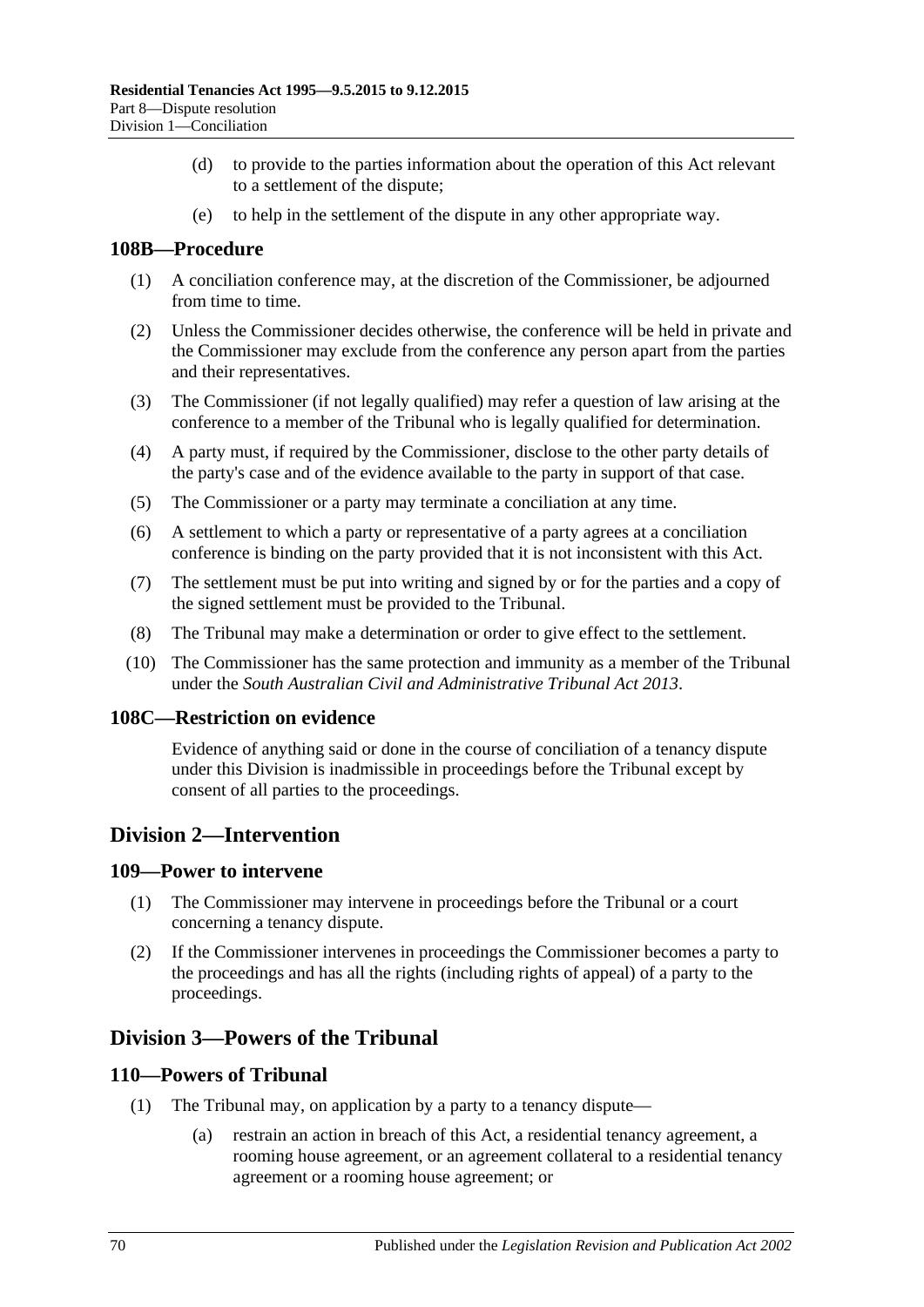(d) to provide to the parties information about the operation of this Act relevant to a settlement of the dispute;

(e) to help in the settlement of the dispute in any other appropriate way.

### 108B—Procedure

(1) A conciliation conference may, at the discretion of the Commissioner, be adjourned from time to time.

(2) Unless the Commissioner decides otherwise, the conference will be held in private and the Commissioner may exclude from the conference any person apart from the parties and their representatives.

(3) The Commissioner (if not legally qualified) may refer a question of law arising at the conference to a member of the Tribunal who is legally qualified for determination.

(4) A party must, if required by the Commissioner, disclose to the other party details of the party's case and of the evidence available to the party in support of that case.

(5) The Commissioner or a party may terminate a conciliation at any time.

(6) A settlement to which a party or representative of a party agrees at a conciliation conference is binding on the party provided that it is not inconsistent with this Act.

(7) The settlement must be put into writing and signed by or for the parties and a copy of the signed settlement must be provided to the Tribunal.

(8) The Tribunal may make a determination or order to give effect to the settlement.

(10) The Commissioner has the same protection and immunity as a member of the Tribunal under the *South Australian Civil and Administrative Tribunal Act 2013*.

### 108C—Restriction on evidence

Evidence of anything said or done in the course of conciliation of a tenancy dispute under this Division is inadmissible in proceedings before the Tribunal except by consent of all parties to the proceedings.

## Division 2—Intervention

### 109—Power to intervene

(1) The Commissioner may intervene in proceedings before the Tribunal or a court concerning a tenancy dispute.

(2) If the Commissioner intervenes in proceedings the Commissioner becomes a party to the proceedings and has all the rights (including rights of appeal) of a party to the proceedings.

## Division 3—Powers of the Tribunal

### 110—Powers of Tribunal

(1) The Tribunal may, on application by a party to a tenancy dispute—

(a) restrain an action in breach of this Act, a residential tenancy agreement, a rooming house agreement, or an agreement collateral to a residential tenancy agreement or a rooming house agreement; or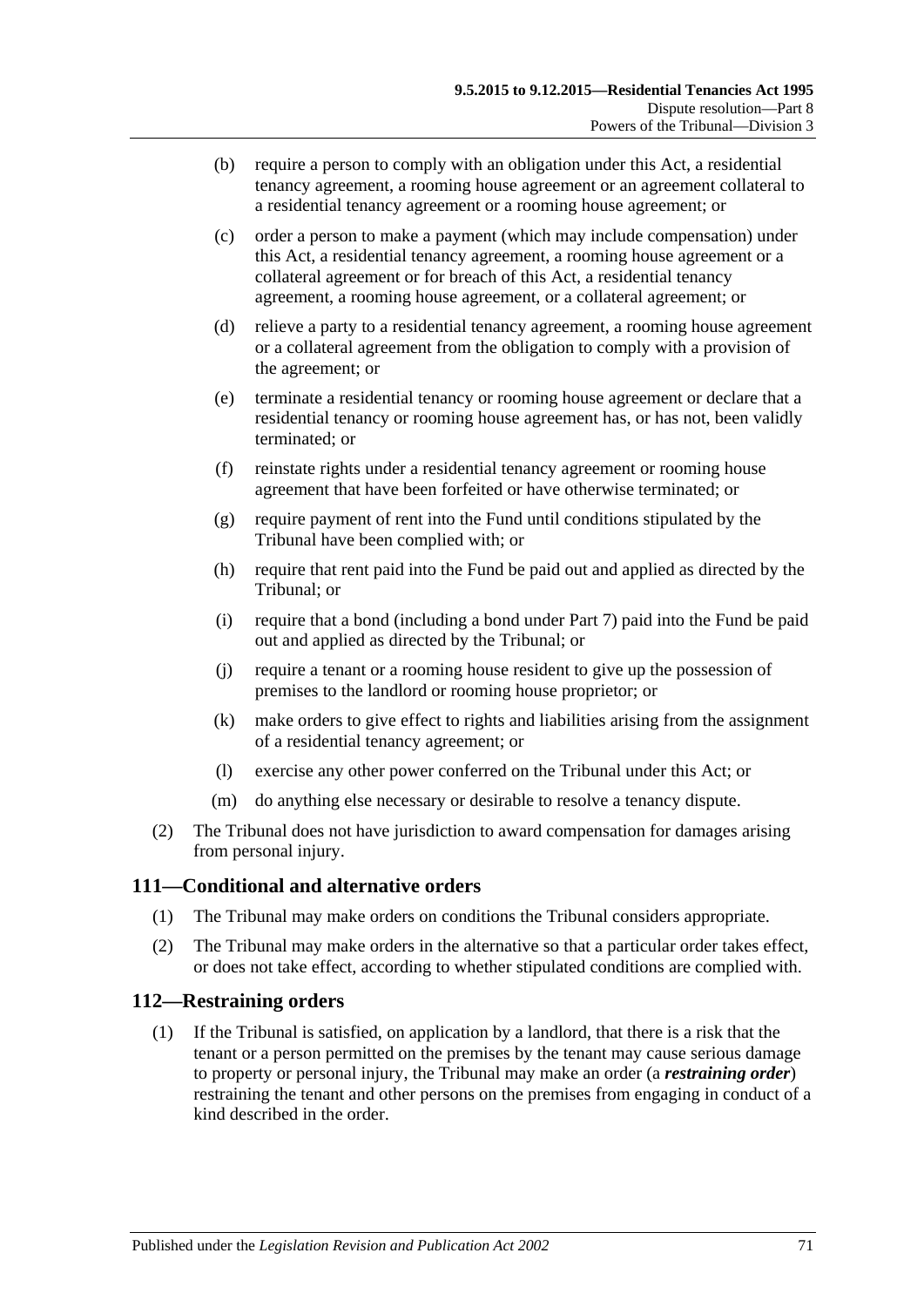(b) require a person to comply with an obligation under this Act, a residential tenancy agreement, a rooming house agreement or an agreement collateral to a residential tenancy agreement or a rooming house agreement; or

(c) order a person to make a payment (which may include compensation) under this Act, a residential tenancy agreement, a rooming house agreement or a collateral agreement or for breach of this Act, a residential tenancy agreement, a rooming house agreement, or a collateral agreement; or

(d) relieve a party to a residential tenancy agreement, a rooming house agreement or a collateral agreement from the obligation to comply with a provision of the agreement; or

(e) terminate a residential tenancy or rooming house agreement or declare that a residential tenancy or rooming house agreement has, or has not, been validly terminated; or

(f) reinstate rights under a residential tenancy agreement or rooming house agreement that have been forfeited or have otherwise terminated; or

(g) require payment of rent into the Fund until conditions stipulated by the Tribunal have been complied with; or

(h) require that rent paid into the Fund be paid out and applied as directed by the Tribunal; or

(i) require that a bond (including a bond under Part 7) paid into the Fund be paid out and applied as directed by the Tribunal; or

(j) require a tenant or a rooming house resident to give up the possession of premises to the landlord or rooming house proprietor; or

(k) make orders to give effect to rights and liabilities arising from the assignment of a residential tenancy agreement; or

(l) exercise any other power conferred on the Tribunal under this Act; or

(m) do anything else necessary or desirable to resolve a tenancy dispute.

(2) The Tribunal does not have jurisdiction to award compensation for damages arising from personal injury.

## 111—Conditional and alternative orders

(1) The Tribunal may make orders on conditions the Tribunal considers appropriate.

(2) The Tribunal may make orders in the alternative so that a particular order takes effect, or does not take effect, according to whether stipulated conditions are complied with.

## 112—Restraining orders

(1) If the Tribunal is satisfied, on application by a landlord, that there is a risk that the tenant or a person permitted on the premises by the tenant may cause serious damage to property or personal injury, the Tribunal may make an order (a ***restraining order***) restraining the tenant and other persons on the premises from engaging in conduct of a kind described in the order.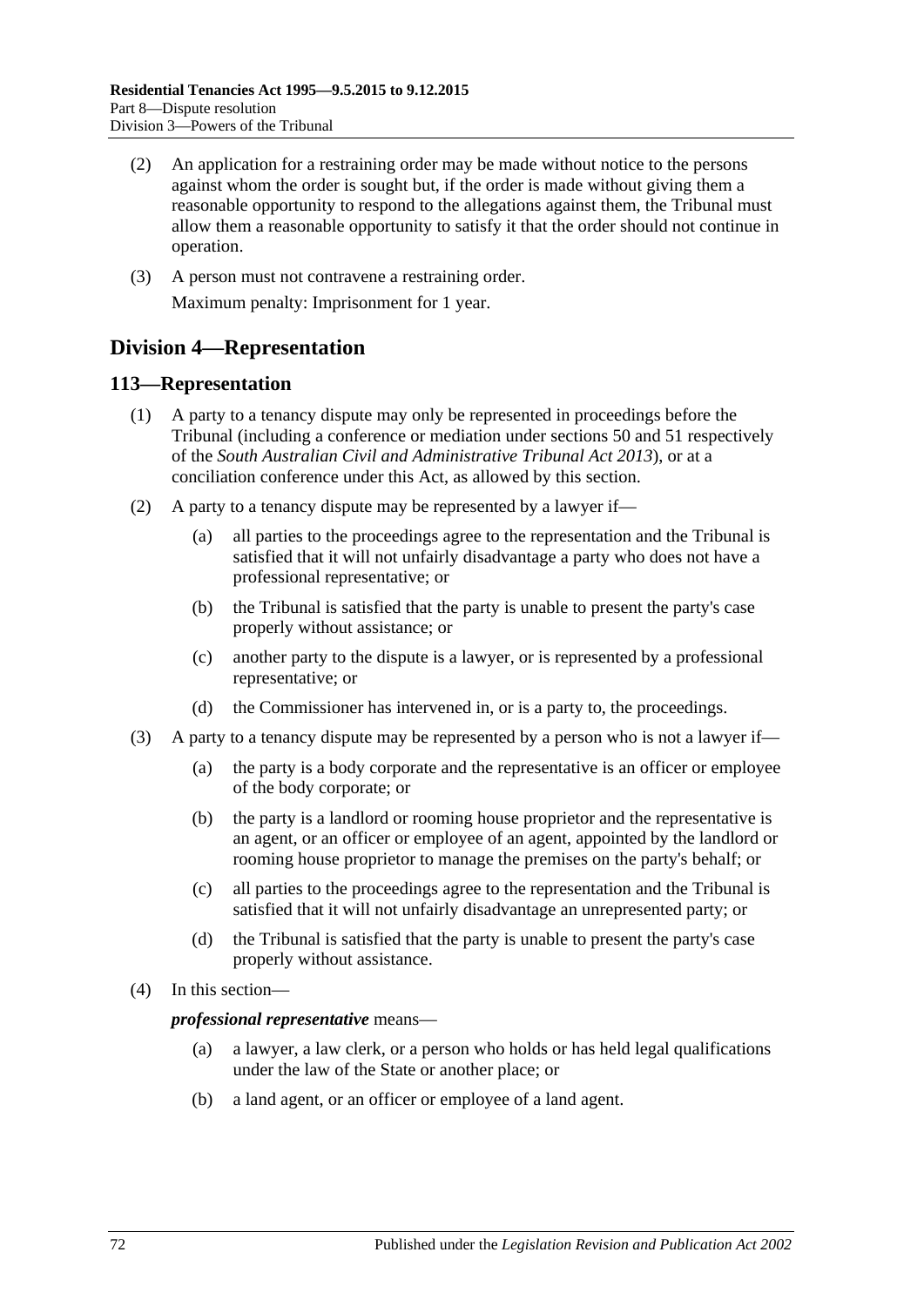(2) An application for a restraining order may be made without notice to the persons against whom the order is sought but, if the order is made without giving them a reasonable opportunity to respond to the allegations against them, the Tribunal must allow them a reasonable opportunity to satisfy it that the order should not continue in operation.

(3) A person must not contravene a restraining order.

Maximum penalty: Imprisonment for 1 year.

## Division 4—Representation

### 113—Representation

(1) A party to a tenancy dispute may only be represented in proceedings before the Tribunal (including a conference or mediation under sections 50 and 51 respectively of the *South Australian Civil and Administrative Tribunal Act 2013*), or at a conciliation conference under this Act, as allowed by this section.

(2) A party to a tenancy dispute may be represented by a lawyer if—

(a) all parties to the proceedings agree to the representation and the Tribunal is satisfied that it will not unfairly disadvantage a party who does not have a professional representative; or

(b) the Tribunal is satisfied that the party is unable to present the party's case properly without assistance; or

(c) another party to the dispute is a lawyer, or is represented by a professional representative; or

(d) the Commissioner has intervened in, or is a party to, the proceedings.

(3) A party to a tenancy dispute may be represented by a person who is not a lawyer if—

(a) the party is a body corporate and the representative is an officer or employee of the body corporate; or

(b) the party is a landlord or rooming house proprietor and the representative is an agent, or an officer or employee of an agent, appointed by the landlord or rooming house proprietor to manage the premises on the party's behalf; or

(c) all parties to the proceedings agree to the representation and the Tribunal is satisfied that it will not unfairly disadvantage an unrepresented party; or

(d) the Tribunal is satisfied that the party is unable to present the party's case properly without assistance.

(4) In this section—

***professional representative*** means—

(a) a lawyer, a law clerk, or a person who holds or has held legal qualifications under the law of the State or another place; or

(b) a land agent, or an officer or employee of a land agent.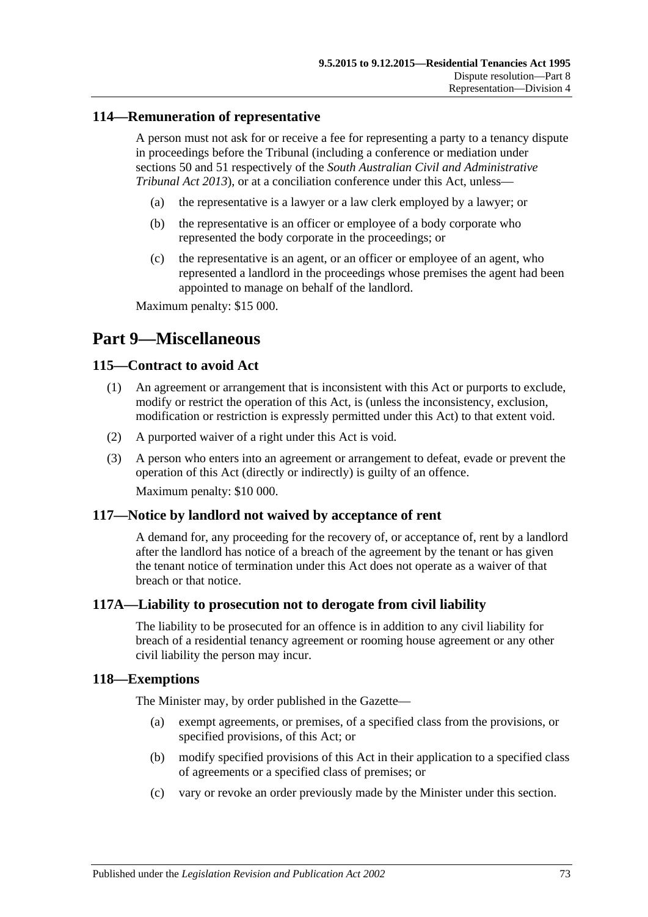### 114—Remuneration of representative

A person must not ask for or receive a fee for representing a party to a tenancy dispute in proceedings before the Tribunal (including a conference or mediation under sections 50 and 51 respectively of the *South Australian Civil and Administrative Tribunal Act 2013*), or at a conciliation conference under this Act, unless—

(a) the representative is a lawyer or a law clerk employed by a lawyer; or

(b) the representative is an officer or employee of a body corporate who represented the body corporate in the proceedings; or

(c) the representative is an agent, or an officer or employee of an agent, who represented a landlord in the proceedings whose premises the agent had been appointed to manage on behalf of the landlord.

Maximum penalty: $15 000.

## Part 9—Miscellaneous

### 115—Contract to avoid Act

(1) An agreement or arrangement that is inconsistent with this Act or purports to exclude, modify or restrict the operation of this Act, is (unless the inconsistency, exclusion, modification or restriction is expressly permitted under this Act) to that extent void.

(2) A purported waiver of a right under this Act is void.

(3) A person who enters into an agreement or arrangement to defeat, evade or prevent the operation of this Act (directly or indirectly) is guilty of an offence.

Maximum penalty: $10 000.

### 117—Notice by landlord not waived by acceptance of rent

A demand for, any proceeding for the recovery of, or acceptance of, rent by a landlord after the landlord has notice of a breach of the agreement by the tenant or has given the tenant notice of termination under this Act does not operate as a waiver of that breach or that notice.

### 117A—Liability to prosecution not to derogate from civil liability

The liability to be prosecuted for an offence is in addition to any civil liability for breach of a residential tenancy agreement or rooming house agreement or any other civil liability the person may incur.

### 118—Exemptions

The Minister may, by order published in the Gazette—

(a) exempt agreements, or premises, of a specified class from the provisions, or specified provisions, of this Act; or

(b) modify specified provisions of this Act in their application to a specified class of agreements or a specified class of premises; or

(c) vary or revoke an order previously made by the Minister under this section.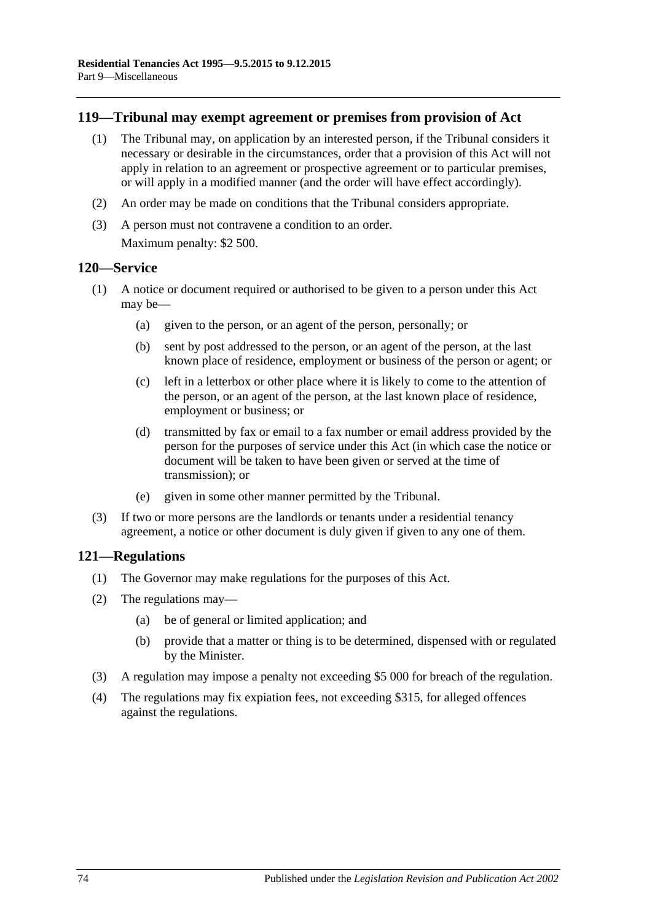## 119—Tribunal may exempt agreement or premises from provision of Act

(1) The Tribunal may, on application by an interested person, if the Tribunal considers it necessary or desirable in the circumstances, order that a provision of this Act will not apply in relation to an agreement or prospective agreement or to particular premises, or will apply in a modified manner (and the order will have effect accordingly).

(2) An order may be made on conditions that the Tribunal considers appropriate.

(3) A person must not contravene a condition to an order.

Maximum penalty: $2 500.

## 120—Service

(1) A notice or document required or authorised to be given to a person under this Act may be—

(a) given to the person, or an agent of the person, personally; or

(b) sent by post addressed to the person, or an agent of the person, at the last known place of residence, employment or business of the person or agent; or

(c) left in a letterbox or other place where it is likely to come to the attention of the person, or an agent of the person, at the last known place of residence, employment or business; or

(d) transmitted by fax or email to a fax number or email address provided by the person for the purposes of service under this Act (in which case the notice or document will be taken to have been given or served at the time of transmission); or

(e) given in some other manner permitted by the Tribunal.

(3) If two or more persons are the landlords or tenants under a residential tenancy agreement, a notice or other document is duly given if given to any one of them.

## 121—Regulations

(1) The Governor may make regulations for the purposes of this Act.

(2) The regulations may—

(a) be of general or limited application; and

(b) provide that a matter or thing is to be determined, dispensed with or regulated by the Minister.

(3) A regulation may impose a penalty not exceeding $5 000 for breach of the regulation.

(4) The regulations may fix expiation fees, not exceeding $315, for alleged offences against the regulations.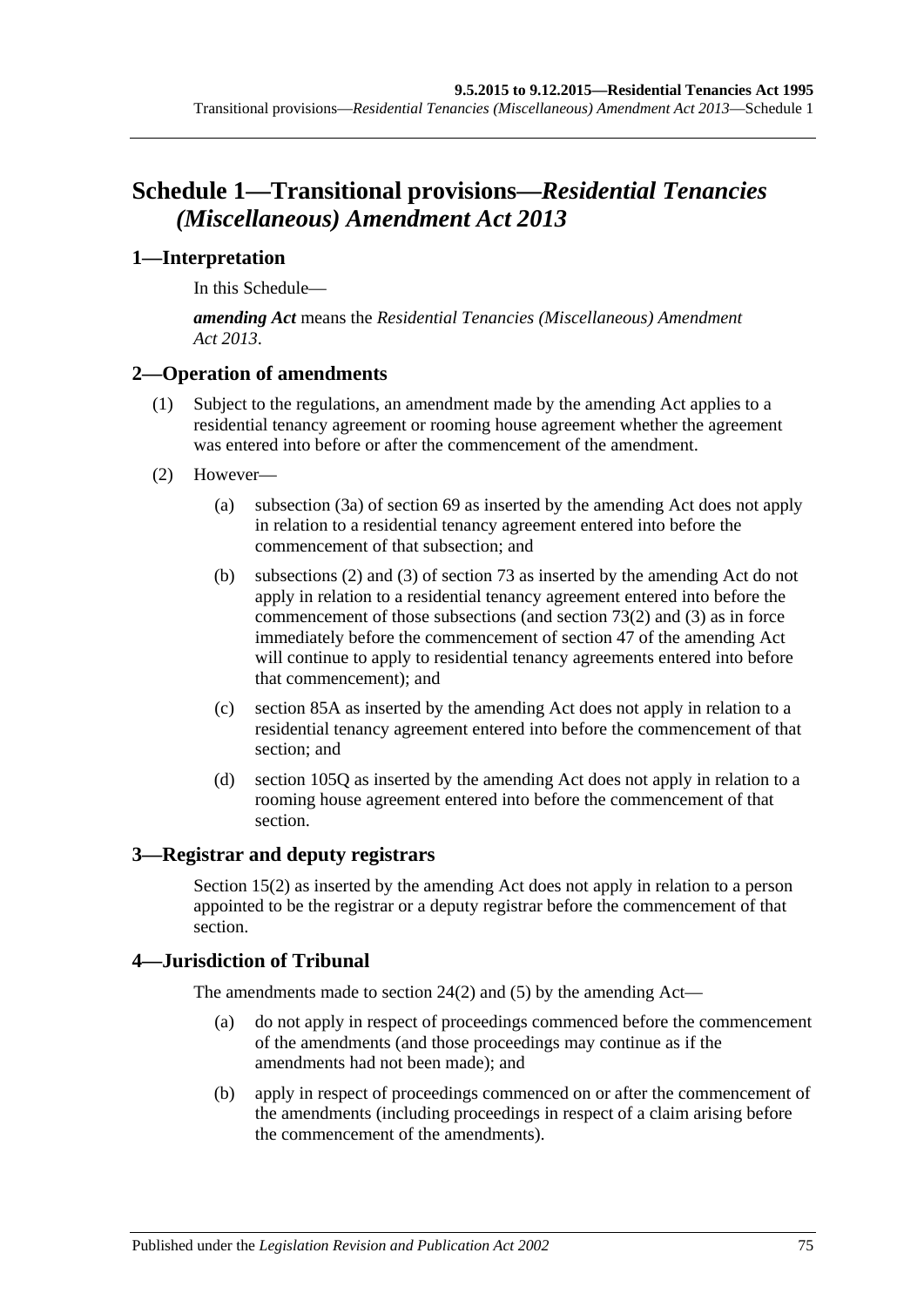# Schedule 1—Transitional provisions—*Residential Tenancies (Miscellaneous) Amendment Act 2013*

## 1—Interpretation

In this Schedule—

***amending Act*** means the *Residential Tenancies (Miscellaneous) Amendment Act 2013*.

## 2—Operation of amendments

(1) Subject to the regulations, an amendment made by the amending Act applies to a residential tenancy agreement or rooming house agreement whether the agreement was entered into before or after the commencement of the amendment.

(2) However—

(a) subsection (3a) of section 69 as inserted by the amending Act does not apply in relation to a residential tenancy agreement entered into before the commencement of that subsection; and

(b) subsections (2) and (3) of section 73 as inserted by the amending Act do not apply in relation to a residential tenancy agreement entered into before the commencement of those subsections (and section 73(2) and (3) as in force immediately before the commencement of section 47 of the amending Act will continue to apply to residential tenancy agreements entered into before that commencement); and

(c) section 85A as inserted by the amending Act does not apply in relation to a residential tenancy agreement entered into before the commencement of that section; and

(d) section 105Q as inserted by the amending Act does not apply in relation to a rooming house agreement entered into before the commencement of that section.

## 3—Registrar and deputy registrars

Section 15(2) as inserted by the amending Act does not apply in relation to a person appointed to be the registrar or a deputy registrar before the commencement of that section.

## 4—Jurisdiction of Tribunal

The amendments made to section 24(2) and (5) by the amending Act—

(a) do not apply in respect of proceedings commenced before the commencement of the amendments (and those proceedings may continue as if the amendments had not been made); and

(b) apply in respect of proceedings commenced on or after the commencement of the amendments (including proceedings in respect of a claim arising before the commencement of the amendments).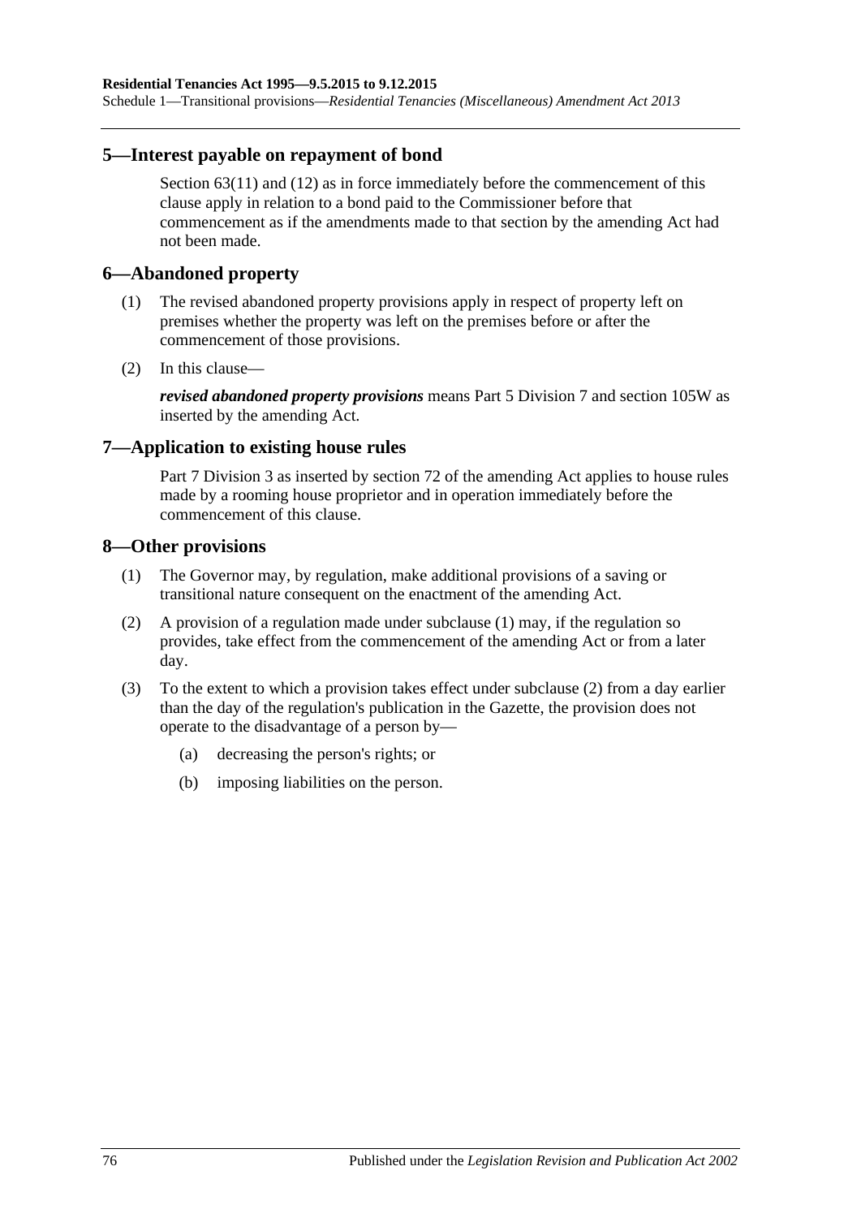## 5—Interest payable on repayment of bond

Section 63(11) and (12) as in force immediately before the commencement of this clause apply in relation to a bond paid to the Commissioner before that commencement as if the amendments made to that section by the amending Act had not been made.

## 6—Abandoned property

(1) The revised abandoned property provisions apply in respect of property left on premises whether the property was left on the premises before or after the commencement of those provisions.

(2) In this clause—

***revised abandoned property provisions*** means Part 5 Division 7 and section 105W as inserted by the amending Act.

## 7—Application to existing house rules

Part 7 Division 3 as inserted by section 72 of the amending Act applies to house rules made by a rooming house proprietor and in operation immediately before the commencement of this clause.

## 8—Other provisions

(1) The Governor may, by regulation, make additional provisions of a saving or transitional nature consequent on the enactment of the amending Act.

(2) A provision of a regulation made under subclause (1) may, if the regulation so provides, take effect from the commencement of the amending Act or from a later day.

(3) To the extent to which a provision takes effect under subclause (2) from a day earlier than the day of the regulation's publication in the Gazette, the provision does not operate to the disadvantage of a person by—

- (a) decreasing the person's rights; or
- (b) imposing liabilities on the person.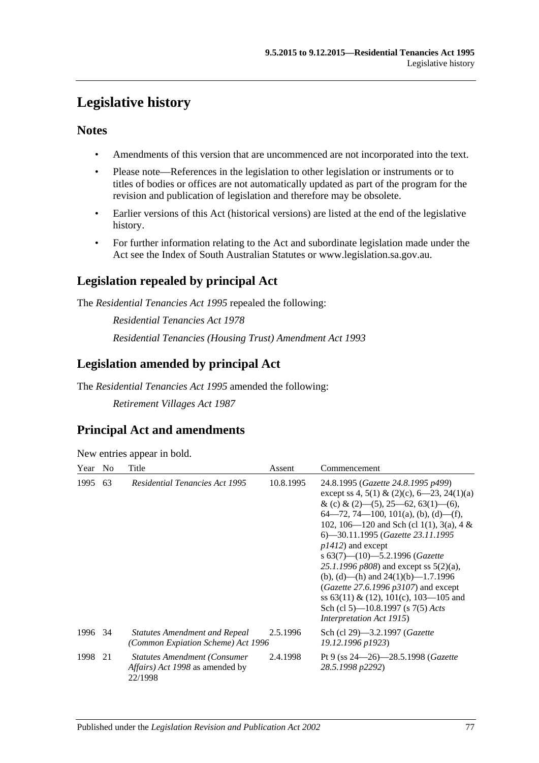# Legislative history

## Notes

- Amendments of this version that are uncommenced are not incorporated into the text.
- Please note—References in the legislation to other legislation or instruments or to titles of bodies or offices are not automatically updated as part of the program for the revision and publication of legislation and therefore may be obsolete.
- Earlier versions of this Act (historical versions) are listed at the end of the legislative history.
- For further information relating to the Act and subordinate legislation made under the Act see the Index of South Australian Statutes or www.legislation.sa.gov.au.

## Legislation repealed by principal Act

The *Residential Tenancies Act 1995* repealed the following:

*Residential Tenancies Act 1978*

*Residential Tenancies (Housing Trust) Amendment Act 1993*

## Legislation amended by principal Act

The *Residential Tenancies Act 1995* amended the following:

*Retirement Villages Act 1987*

## Principal Act and amendments

New entries appear in bold.

| Year | No | Title | Assent | Commencement |
|---|---|---|---|---|
| 1995 | 63 | *Residential Tenancies Act 1995* | 10.8.1995 | 24.8.1995 (*Gazette 24.8.1995 p499*) except ss 4, 5(1) & (2)(c), 6—23, 24(1)(a) & (c) & (2)—(5), 25—62, 63(1)—(6), 64—72, 74—100, 101(a), (b), (d)—(f), 102, 106—120 and Sch (cl 1(1), 3(a), 4 & 6)—30.11.1995 (*Gazette 23.11.1995 p1412*) and except s 63(7)—(10)—5.2.1996 (*Gazette 25.1.1996 p808*) and except ss 5(2)(a), (b), (d)—(h) and 24(1)(b)—1.7.1996 (*Gazette 27.6.1996 p3107*) and except ss 63(11) & (12), 101(c), 103—105 and Sch (cl 5)—10.8.1997 (s 7(5) *Acts Interpretation Act 1915*) |
| 1996 | 34 | *Statutes Amendment and Repeal (Common Expiation Scheme) Act 1996* | 2.5.1996 | Sch (cl 29)—3.2.1997 (*Gazette 19.12.1996 p1923*) |
| 1998 | 21 | *Statutes Amendment (Consumer Affairs) Act 1998* as amended by 22/1998 | 2.4.1998 | Pt 9 (ss 24—26)—28.5.1998 (*Gazette 28.5.1998 p2292*) |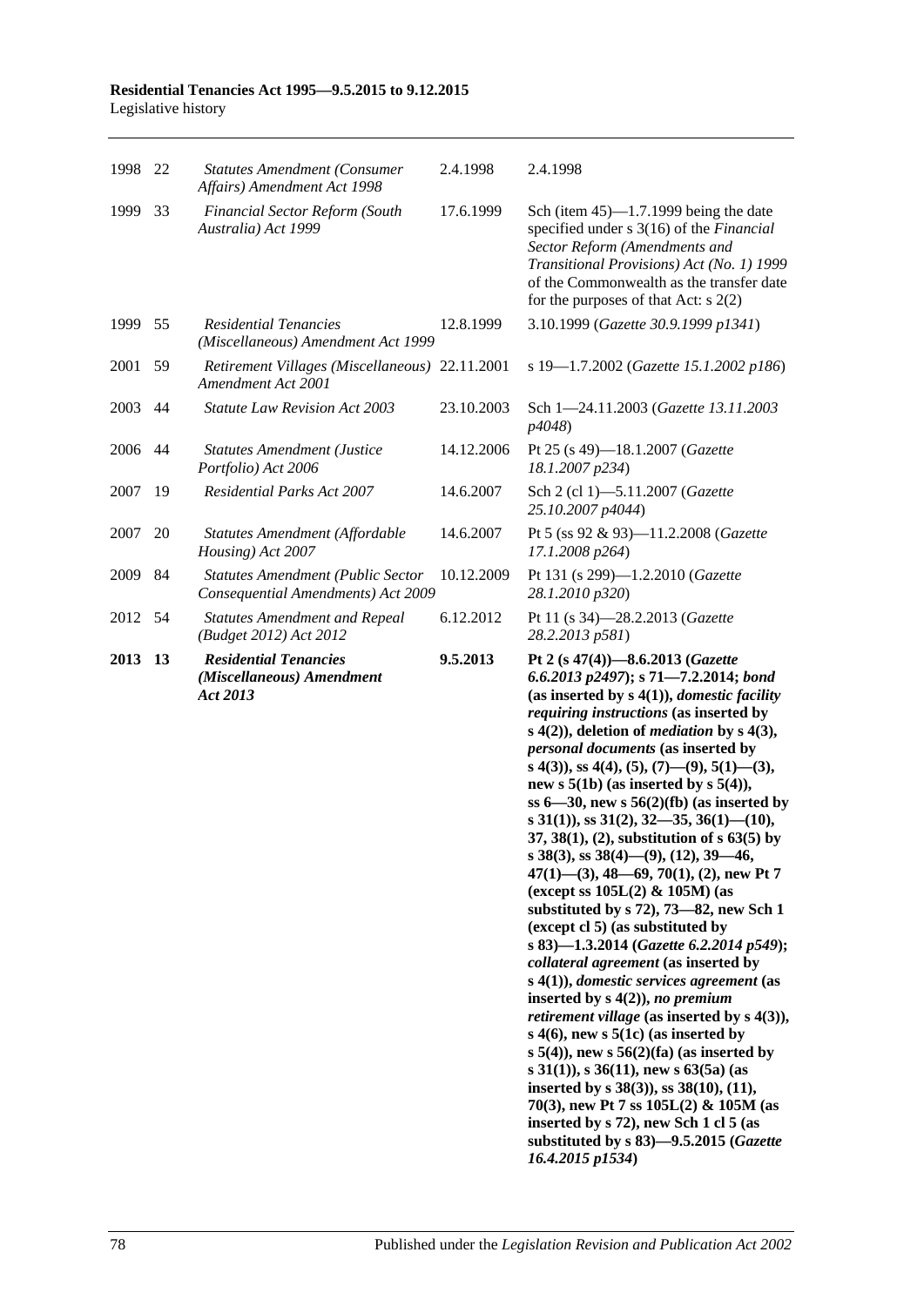| | | | | |
|---|---|---|---|---|
| 1998 | 22 | *Statutes Amendment (Consumer Affairs) Amendment Act 1998* | 2.4.1998 | 2.4.1998 |
| 1999 | 33 | *Financial Sector Reform (South Australia) Act 1999* | 17.6.1999 | Sch (item 45)—1.7.1999 being the date specified under s 3(16) of the *Financial Sector Reform (Amendments and Transitional Provisions) Act (No. 1) 1999* of the Commonwealth as the transfer date for the purposes of that Act: s 2(2) |
| 1999 | 55 | *Residential Tenancies (Miscellaneous) Amendment Act 1999* | 12.8.1999 | 3.10.1999 (*Gazette 30.9.1999 p1341*) |
| 2001 | 59 | *Retirement Villages (Miscellaneous) Amendment Act 2001* | 22.11.2001 | s 19—1.7.2002 (*Gazette 15.1.2002 p186*) |
| 2003 | 44 | *Statute Law Revision Act 2003* | 23.10.2003 | Sch 1—24.11.2003 (*Gazette 13.11.2003 p4048*) |
| 2006 | 44 | *Statutes Amendment (Justice Portfolio) Act 2006* | 14.12.2006 | Pt 25 (s 49)—18.1.2007 (*Gazette 18.1.2007 p234*) |
| 2007 | 19 | *Residential Parks Act 2007* | 14.6.2007 | Sch 2 (cl 1)—5.11.2007 (*Gazette 25.10.2007 p4044*) |
| 2007 | 20 | *Statutes Amendment (Affordable Housing) Act 2007* | 14.6.2007 | Pt 5 (ss 92 & 93)—11.2.2008 (*Gazette 17.1.2008 p264*) |
| 2009 | 84 | *Statutes Amendment (Public Sector Consequential Amendments) Act 2009* | 10.12.2009 | Pt 131 (s 299)—1.2.2010 (*Gazette 28.1.2010 p320*) |
| 2012 | 54 | *Statutes Amendment and Repeal (Budget 2012) Act 2012* | 6.12.2012 | Pt 11 (s 34)—28.2.2013 (*Gazette 28.2.2013 p581*) |
| **2013** | **13** | ***Residential Tenancies (Miscellaneous) Amendment Act 2013*** | **9.5.2013** | **Pt 2 (s 47(4))—8.6.2013 (*Gazette 6.6.2013 p2497*); s 71—7.2.2014; *bond* (as inserted by s 4(1)), *domestic facility requiring instructions* (as inserted by s 4(2)), deletion of *mediation* by s 4(3), *personal documents* (as inserted by s 4(3)), ss 4(4), (5), (7)—(9), 5(1)—(3), new s 5(1b) (as inserted by s 5(4)), ss 6—30, new s 56(2)(fb) (as inserted by s 31(1)), ss 31(2), 32—35, 36(1)—(10), 37, 38(1), (2), substitution of s 63(5) by s 38(3), ss 38(4)—(9), (12), 39—46, 47(1)—(3), 48—69, 70(1), (2), new Pt 7 (except ss 105L(2) & 105M) (as substituted by s 72), 73—82, new Sch 1 (except cl 5) (as substituted by s 83)—1.3.2014 (*Gazette 6.2.2014 p549*); *collateral agreement* (as inserted by s 4(1)), *domestic services agreement* (as inserted by s 4(2)), *no premium retirement village* (as inserted by s 4(3)), s 4(6), new s 5(1c) (as inserted by s 5(4)), new s 56(2)(fa) (as inserted by s 31(1)), s 36(11), new s 63(5a) (as inserted by s 38(3)), ss 38(10), (11), 70(3), new Pt 7 ss 105L(2) & 105M (as inserted by s 72), new Sch 1 cl 5 (as substituted by s 83)—9.5.2015 (*Gazette 16.4.2015 p1534*)** |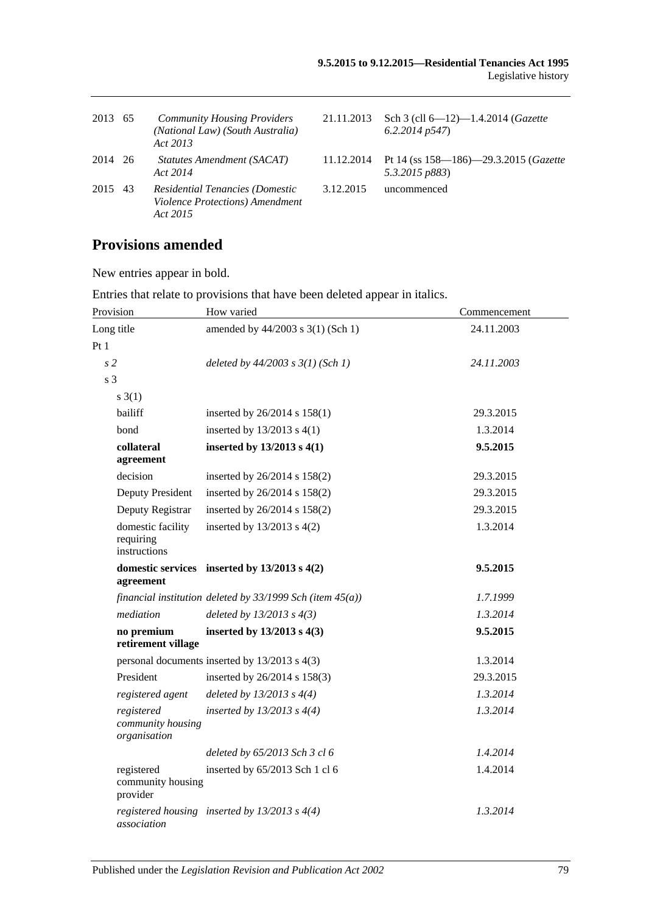| | | | | |
|---|---|---|---|---|
| 2013 | 65 | *Community Housing Providers (National Law) (South Australia) Act 2013* | 21.11.2013 | Sch 3 (cll 6—12)—1.4.2014 (*Gazette 6.2.2014 p547*) |
| 2014 | 26 | *Statutes Amendment (SACAT) Act 2014* | 11.12.2014 | Pt 14 (ss 158—186)—29.3.2015 (*Gazette 5.3.2015 p883*) |
| 2015 | 43 | *Residential Tenancies (Domestic Violence Protections) Amendment Act 2015* | 3.12.2015 | uncommenced |

## Provisions amended

New entries appear in bold.

Entries that relate to provisions that have been deleted appear in italics.

| Provision | How varied | Commencement |
|---|---|---|
| Long title | amended by 44/2003 s 3(1) (Sch 1) | 24.11.2003 |
| Pt 1 | | |
| *s 2* | *deleted by 44/2003 s 3(1) (Sch 1)* | *24.11.2003* |
| s 3 | | |
| s 3(1) | | |
| bailiff | inserted by 26/2014 s 158(1) | 29.3.2015 |
| bond | inserted by 13/2013 s 4(1) | 1.3.2014 |
| **collateral agreement** | **inserted by 13/2013 s 4(1)** | **9.5.2015** |
| decision | inserted by 26/2014 s 158(2) | 29.3.2015 |
| Deputy President | inserted by 26/2014 s 158(2) | 29.3.2015 |
| Deputy Registrar | inserted by 26/2014 s 158(2) | 29.3.2015 |
| domestic facility requiring instructions | inserted by 13/2013 s 4(2) | 1.3.2014 |
| **domestic services agreement** | **inserted by 13/2013 s 4(2)** | **9.5.2015** |
| *financial institution* | *deleted by 33/1999 Sch (item 45(a))* | *1.7.1999* |
| *mediation* | *deleted by 13/2013 s 4(3)* | *1.3.2014* |
| **no premium retirement village** | **inserted by 13/2013 s 4(3)** | **9.5.2015** |
| personal documents | inserted by 13/2013 s 4(3) | 1.3.2014 |
| President | inserted by 26/2014 s 158(3) | 29.3.2015 |
| *registered agent* | *deleted by 13/2013 s 4(4)* | *1.3.2014* |
| *registered community housing organisation* | *inserted by 13/2013 s 4(4)* | *1.3.2014* |
| | *deleted by 65/2013 Sch 3 cl 6* | *1.4.2014* |
| registered community housing provider | inserted by 65/2013 Sch 1 cl 6 | 1.4.2014 |
| *registered housing association* | *inserted by 13/2013 s 4(4)* | *1.3.2014* |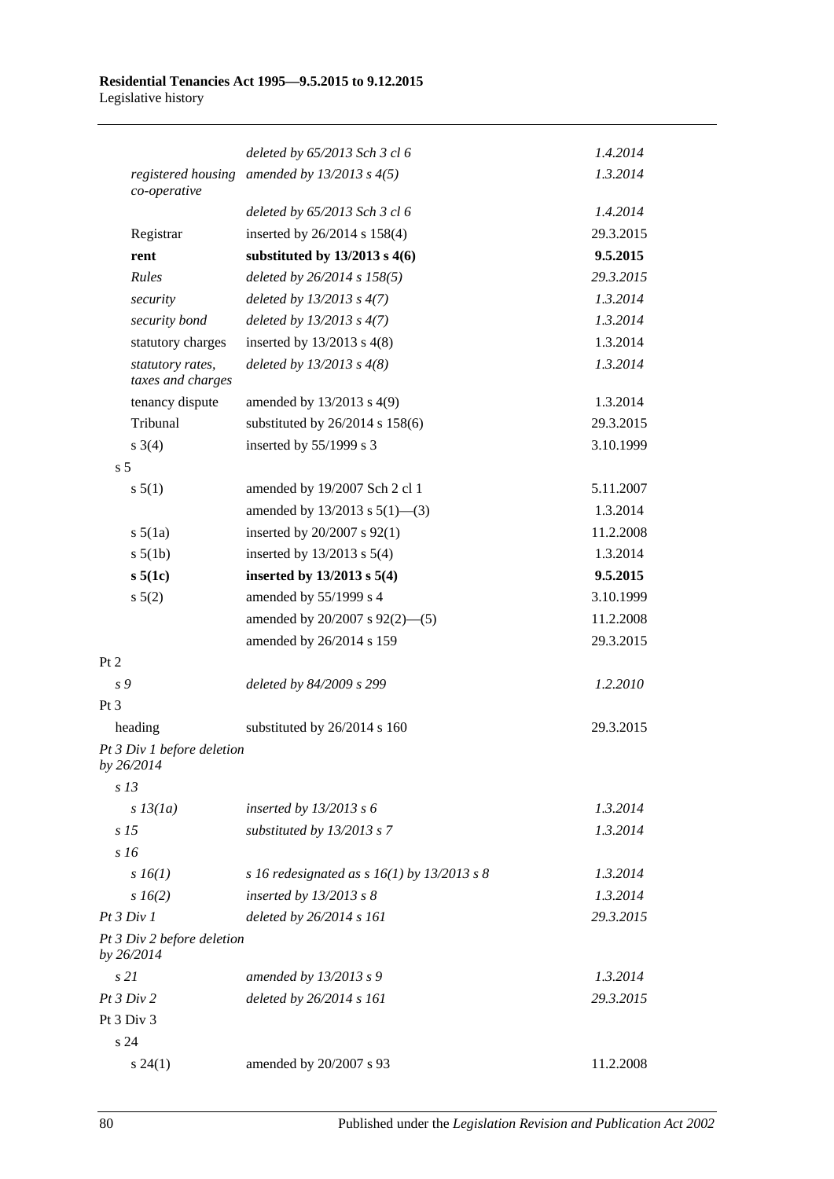| | | |
|---|---|---|
| | *deleted by 65/2013 Sch 3 cl 6* | *1.4.2014* |
| *registered housing co-operative* | *amended by 13/2013 s 4(5)* | *1.3.2014* |
| | *deleted by 65/2013 Sch 3 cl 6* | *1.4.2014* |
| Registrar | inserted by 26/2014 s 158(4) | 29.3.2015 |
| **rent** | **substituted by 13/2013 s 4(6)** | **9.5.2015** |
| *Rules* | *deleted by 26/2014 s 158(5)* | *29.3.2015* |
| *security* | *deleted by 13/2013 s 4(7)* | *1.3.2014* |
| *security bond* | *deleted by 13/2013 s 4(7)* | *1.3.2014* |
| statutory charges | inserted by 13/2013 s 4(8) | 1.3.2014 |
| *statutory rates, taxes and charges* | *deleted by 13/2013 s 4(8)* | *1.3.2014* |
| tenancy dispute | amended by 13/2013 s 4(9) | 1.3.2014 |
| Tribunal | substituted by 26/2014 s 158(6) | 29.3.2015 |
| s 3(4) | inserted by 55/1999 s 3 | 3.10.1999 |
| s 5 | | |
| s 5(1) | amended by 19/2007 Sch 2 cl 1 | 5.11.2007 |
| | amended by 13/2013 s 5(1)—(3) | 1.3.2014 |
| s 5(1a) | inserted by 20/2007 s 92(1) | 11.2.2008 |
| s 5(1b) | inserted by 13/2013 s 5(4) | 1.3.2014 |
| **s 5(1c)** | **inserted by 13/2013 s 5(4)** | **9.5.2015** |
| s 5(2) | amended by 55/1999 s 4 | 3.10.1999 |
| | amended by 20/2007 s 92(2)—(5) | 11.2.2008 |
| | amended by 26/2014 s 159 | 29.3.2015 |
| Pt 2 | | |
| *s 9* | *deleted by 84/2009 s 299* | *1.2.2010* |
| Pt 3 | | |
| heading | substituted by 26/2014 s 160 | 29.3.2015 |
| *Pt 3 Div 1 before deletion by 26/2014* | | |
| *s 13* | | |
| *s 13(1a)* | *inserted by 13/2013 s 6* | *1.3.2014* |
| *s 15* | *substituted by 13/2013 s 7* | *1.3.2014* |
| *s 16* | | |
| *s 16(1)* | *s 16 redesignated as s 16(1) by 13/2013 s 8* | *1.3.2014* |
| *s 16(2)* | *inserted by 13/2013 s 8* | *1.3.2014* |
| *Pt 3 Div 1* | *deleted by 26/2014 s 161* | *29.3.2015* |
| *Pt 3 Div 2 before deletion by 26/2014* | | |
| *s 21* | *amended by 13/2013 s 9* | *1.3.2014* |
| *Pt 3 Div 2* | *deleted by 26/2014 s 161* | *29.3.2015* |
| Pt 3 Div 3 | | |
| s 24 | | |
| s 24(1) | amended by 20/2007 s 93 | 11.2.2008 |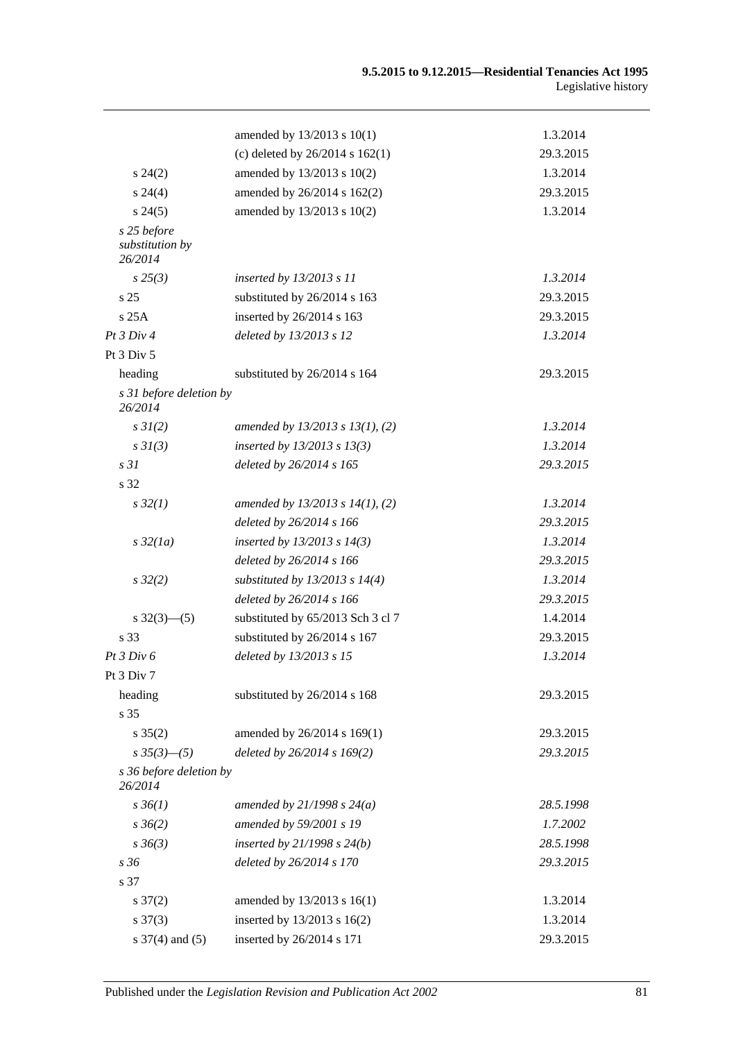| | | |
|---|---|---|
| | amended by 13/2013 s 10(1) | 1.3.2014 |
| | (c) deleted by 26/2014 s 162(1) | 29.3.2015 |
| s 24(2) | amended by 13/2013 s 10(2) | 1.3.2014 |
| s 24(4) | amended by 26/2014 s 162(2) | 29.3.2015 |
| s 24(5) | amended by 13/2013 s 10(2) | 1.3.2014 |
| *s 25 before substitution by 26/2014* | | |
| *s 25(3)* | *inserted by 13/2013 s 11* | *1.3.2014* |
| s 25 | substituted by 26/2014 s 163 | 29.3.2015 |
| s 25A | inserted by 26/2014 s 163 | 29.3.2015 |
| *Pt 3 Div 4* | *deleted by 13/2013 s 12* | *1.3.2014* |
| Pt 3 Div 5 | | |
| heading | substituted by 26/2014 s 164 | 29.3.2015 |
| *s 31 before deletion by 26/2014* | | |
| *s 31(2)* | *amended by 13/2013 s 13(1), (2)* | *1.3.2014* |
| *s 31(3)* | *inserted by 13/2013 s 13(3)* | *1.3.2014* |
| *s 31* | *deleted by 26/2014 s 165* | *29.3.2015* |
| s 32 | | |
| *s 32(1)* | *amended by 13/2013 s 14(1), (2)* | *1.3.2014* |
| | *deleted by 26/2014 s 166* | *29.3.2015* |
| *s 32(1a)* | *inserted by 13/2013 s 14(3)* | *1.3.2014* |
| | *deleted by 26/2014 s 166* | *29.3.2015* |
| *s 32(2)* | *substituted by 13/2013 s 14(4)* | *1.3.2014* |
| | *deleted by 26/2014 s 166* | *29.3.2015* |
| s 32(3)—(5) | substituted by 65/2013 Sch 3 cl 7 | 1.4.2014 |
| s 33 | substituted by 26/2014 s 167 | 29.3.2015 |
| *Pt 3 Div 6* | *deleted by 13/2013 s 15* | *1.3.2014* |
| Pt 3 Div 7 | | |
| heading | substituted by 26/2014 s 168 | 29.3.2015 |
| s 35 | | |
| s 35(2) | amended by 26/2014 s 169(1) | 29.3.2015 |
| *s 35(3)—(5)* | *deleted by 26/2014 s 169(2)* | *29.3.2015* |
| *s 36 before deletion by 26/2014* | | |
| *s 36(1)* | *amended by 21/1998 s 24(a)* | *28.5.1998* |
| *s 36(2)* | *amended by 59/2001 s 19* | *1.7.2002* |
| *s 36(3)* | *inserted by 21/1998 s 24(b)* | *28.5.1998* |
| *s 36* | *deleted by 26/2014 s 170* | *29.3.2015* |
| s 37 | | |
| s 37(2) | amended by 13/2013 s 16(1) | 1.3.2014 |
| s 37(3) | inserted by 13/2013 s 16(2) | 1.3.2014 |
| s 37(4) and (5) | inserted by 26/2014 s 171 | 29.3.2015 |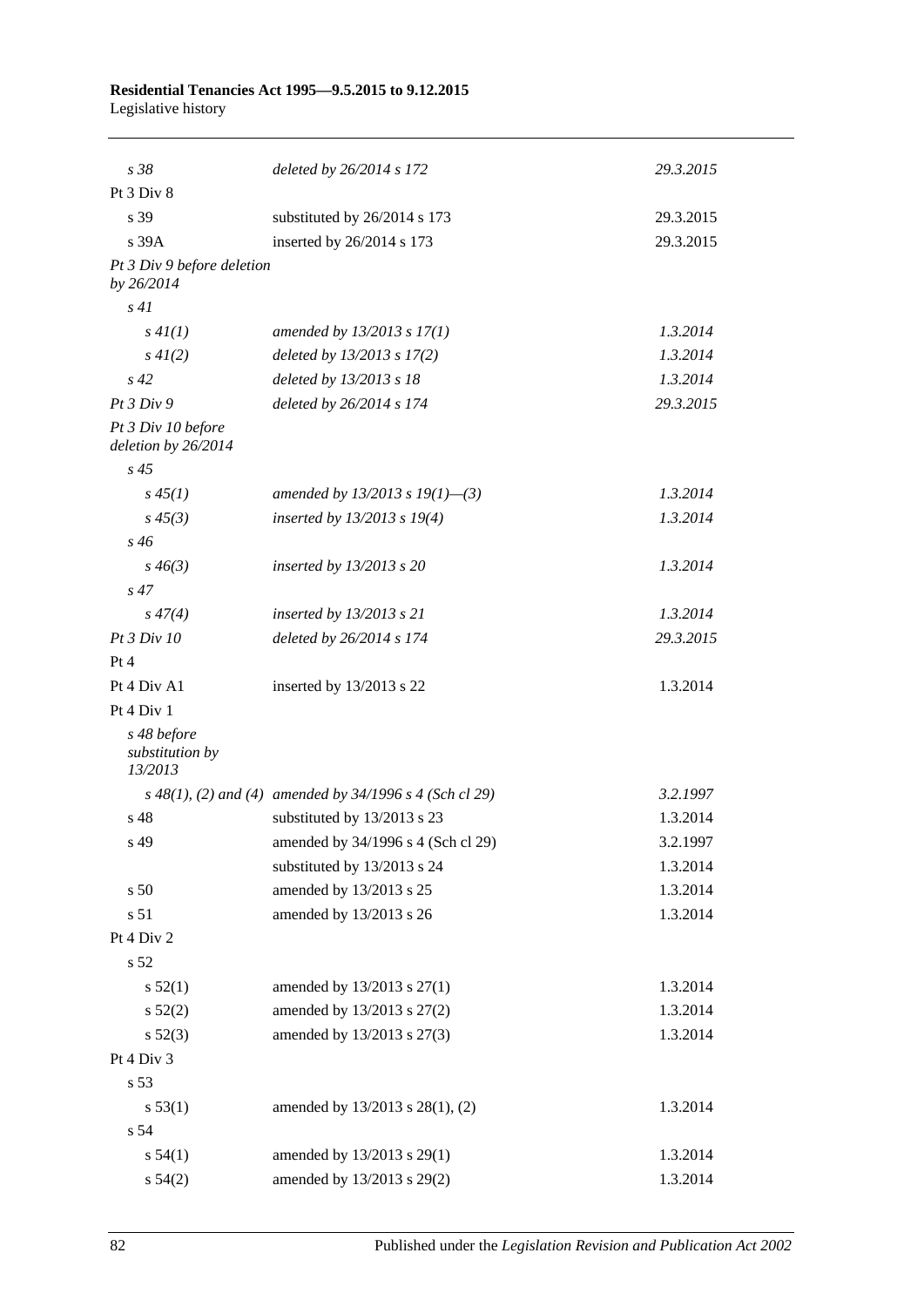| | | |
|---|---|---|
| *s 38* | *deleted by 26/2014 s 172* | *29.3.2015* |
| Pt 3 Div 8 | | |
| s 39 | substituted by 26/2014 s 173 | 29.3.2015 |
| s 39A | inserted by 26/2014 s 173 | 29.3.2015 |
| *Pt 3 Div 9 before deletion by 26/2014* | | |
| *s 41* | | |
| *s 41(1)* | *amended by 13/2013 s 17(1)* | *1.3.2014* |
| *s 41(2)* | *deleted by 13/2013 s 17(2)* | *1.3.2014* |
| *s 42* | *deleted by 13/2013 s 18* | *1.3.2014* |
| *Pt 3 Div 9* | *deleted by 26/2014 s 174* | *29.3.2015* |
| *Pt 3 Div 10 before deletion by 26/2014* | | |
| *s 45* | | |
| *s 45(1)* | *amended by 13/2013 s 19(1)—(3)* | *1.3.2014* |
| *s 45(3)* | *inserted by 13/2013 s 19(4)* | *1.3.2014* |
| *s 46* | | |
| *s 46(3)* | *inserted by 13/2013 s 20* | *1.3.2014* |
| *s 47* | | |
| *s 47(4)* | *inserted by 13/2013 s 21* | *1.3.2014* |
| *Pt 3 Div 10* | *deleted by 26/2014 s 174* | *29.3.2015* |
| Pt 4 | | |
| Pt 4 Div A1 | inserted by 13/2013 s 22 | 1.3.2014 |
| Pt 4 Div 1 | | |
| *s 48 before substitution by 13/2013* | | |
| *s 48(1), (2) and (4)* | *amended by 34/1996 s 4 (Sch cl 29)* | *3.2.1997* |
| s 48 | substituted by 13/2013 s 23 | 1.3.2014 |
| s 49 | amended by 34/1996 s 4 (Sch cl 29) | 3.2.1997 |
| | substituted by 13/2013 s 24 | 1.3.2014 |
| s 50 | amended by 13/2013 s 25 | 1.3.2014 |
| s 51 | amended by 13/2013 s 26 | 1.3.2014 |
| Pt 4 Div 2 | | |
| s 52 | | |
| s 52(1) | amended by 13/2013 s 27(1) | 1.3.2014 |
| s 52(2) | amended by 13/2013 s 27(2) | 1.3.2014 |
| s 52(3) | amended by 13/2013 s 27(3) | 1.3.2014 |
| Pt 4 Div 3 | | |
| s 53 | | |
| s 53(1) | amended by 13/2013 s 28(1), (2) | 1.3.2014 |
| s 54 | | |
| s 54(1) | amended by 13/2013 s 29(1) | 1.3.2014 |
| s 54(2) | amended by 13/2013 s 29(2) | 1.3.2014 |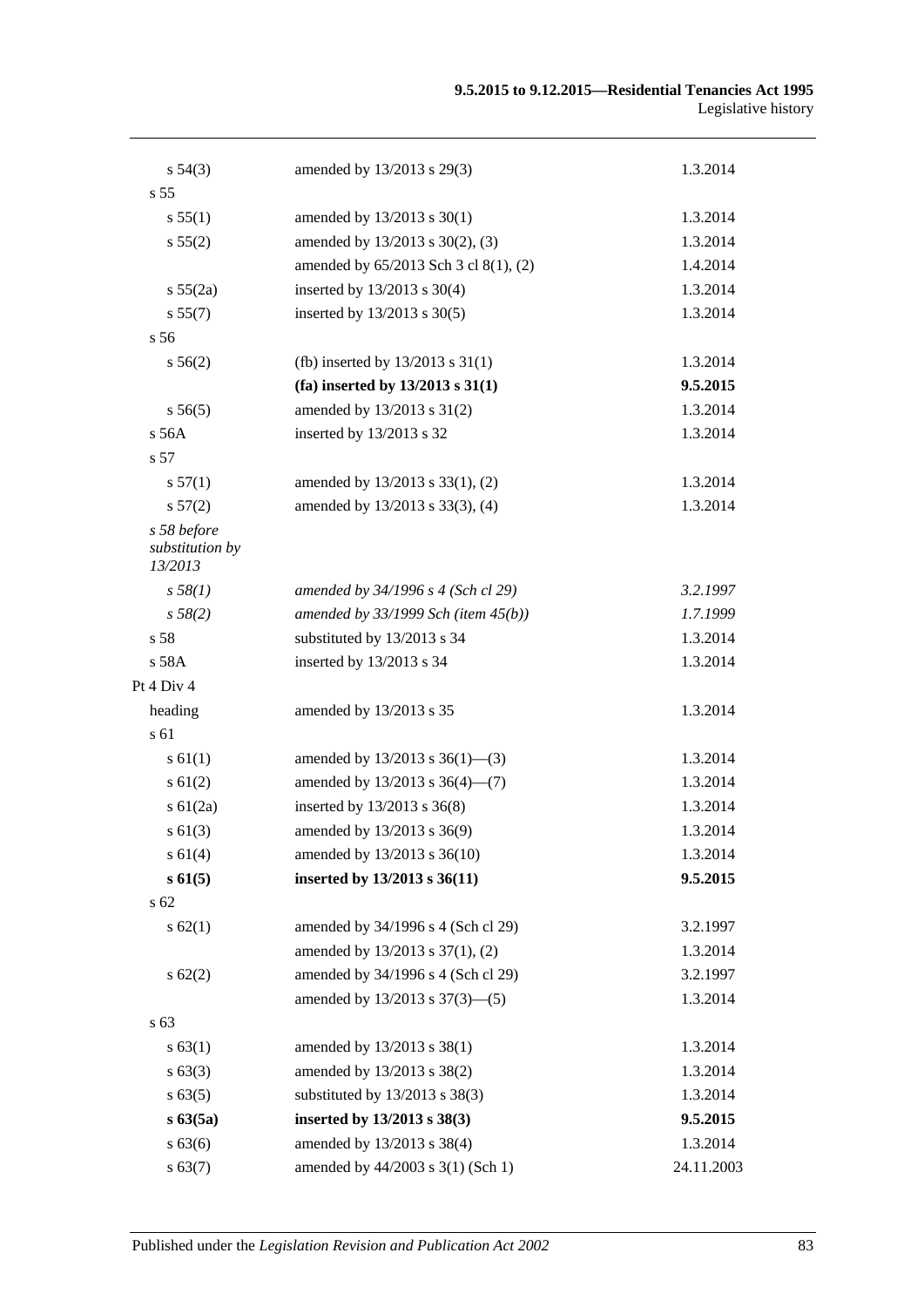| | | |
|---|---|---|
| s 54(3) | amended by 13/2013 s 29(3) | 1.3.2014 |
| s 55 | | |
| s 55(1) | amended by 13/2013 s 30(1) | 1.3.2014 |
| s 55(2) | amended by 13/2013 s 30(2), (3) | 1.3.2014 |
| | amended by 65/2013 Sch 3 cl 8(1), (2) | 1.4.2014 |
| s 55(2a) | inserted by 13/2013 s 30(4) | 1.3.2014 |
| s 55(7) | inserted by 13/2013 s 30(5) | 1.3.2014 |
| s 56 | | |
| s 56(2) | (fb) inserted by 13/2013 s 31(1) | 1.3.2014 |
| | **(fa) inserted by 13/2013 s 31(1)** | **9.5.2015** |
| s 56(5) | amended by 13/2013 s 31(2) | 1.3.2014 |
| s 56A | inserted by 13/2013 s 32 | 1.3.2014 |
| s 57 | | |
| s 57(1) | amended by 13/2013 s 33(1), (2) | 1.3.2014 |
| s 57(2) | amended by 13/2013 s 33(3), (4) | 1.3.2014 |
| *s 58 before substitution by 13/2013* | | |
| *s 58(1)* | *amended by 34/1996 s 4 (Sch cl 29)* | *3.2.1997* |
| *s 58(2)* | *amended by 33/1999 Sch (item 45(b))* | *1.7.1999* |
| s 58 | substituted by 13/2013 s 34 | 1.3.2014 |
| s 58A | inserted by 13/2013 s 34 | 1.3.2014 |
| Pt 4 Div 4 | | |
| heading | amended by 13/2013 s 35 | 1.3.2014 |
| s 61 | | |
| s 61(1) | amended by 13/2013 s 36(1)—(3) | 1.3.2014 |
| s 61(2) | amended by 13/2013 s 36(4)—(7) | 1.3.2014 |
| s 61(2a) | inserted by 13/2013 s 36(8) | 1.3.2014 |
| s 61(3) | amended by 13/2013 s 36(9) | 1.3.2014 |
| s 61(4) | amended by 13/2013 s 36(10) | 1.3.2014 |
| **s 61(5)** | **inserted by 13/2013 s 36(11)** | **9.5.2015** |
| s 62 | | |
| s 62(1) | amended by 34/1996 s 4 (Sch cl 29) | 3.2.1997 |
| | amended by 13/2013 s 37(1), (2) | 1.3.2014 |
| s 62(2) | amended by 34/1996 s 4 (Sch cl 29) | 3.2.1997 |
| | amended by 13/2013 s 37(3)—(5) | 1.3.2014 |
| s 63 | | |
| s 63(1) | amended by 13/2013 s 38(1) | 1.3.2014 |
| s 63(3) | amended by 13/2013 s 38(2) | 1.3.2014 |
| s 63(5) | substituted by 13/2013 s 38(3) | 1.3.2014 |
| **s 63(5a)** | **inserted by 13/2013 s 38(3)** | **9.5.2015** |
| s 63(6) | amended by 13/2013 s 38(4) | 1.3.2014 |
| s 63(7) | amended by 44/2003 s 3(1) (Sch 1) | 24.11.2003 |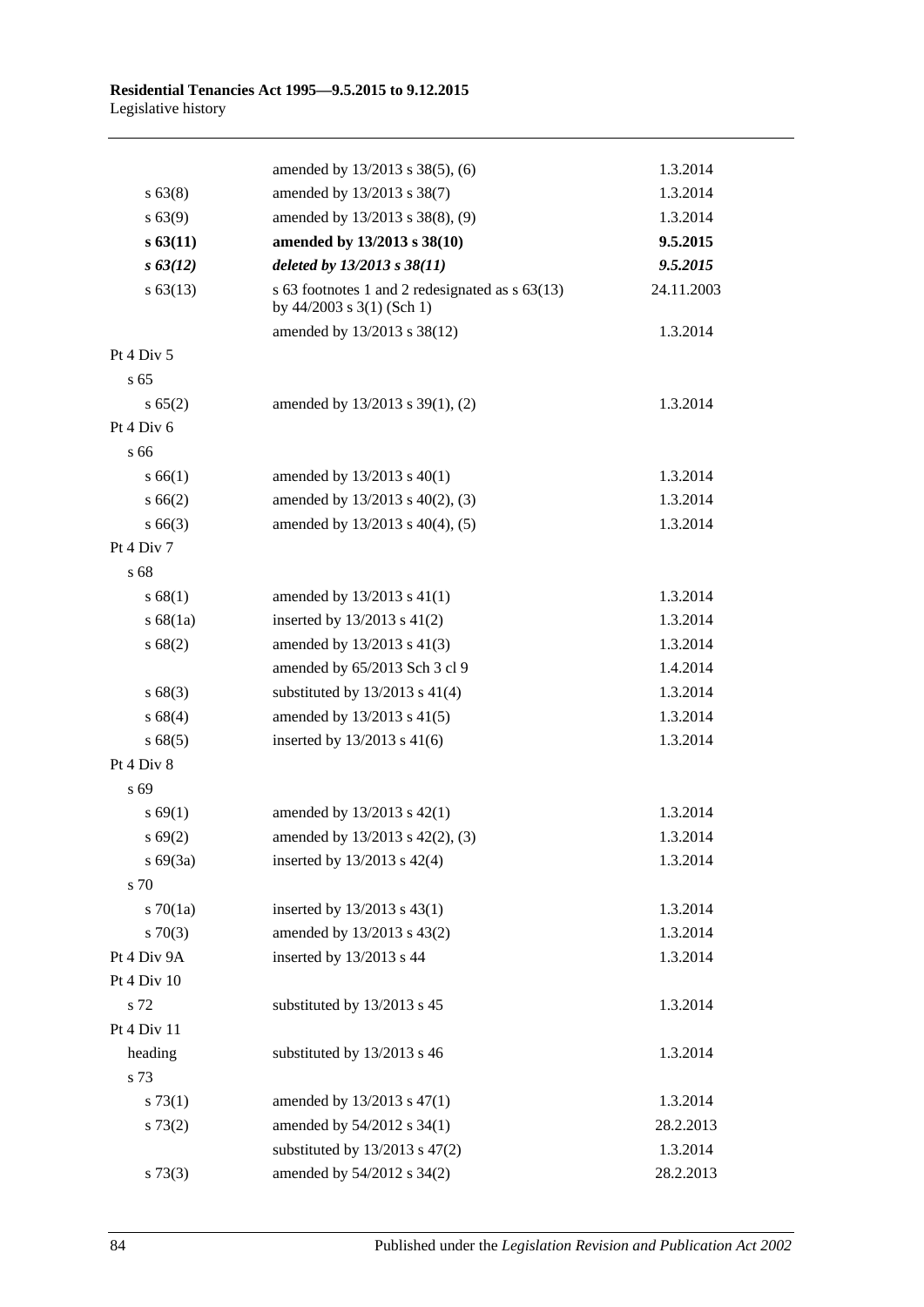| | | |
|---|---|---|
| | amended by 13/2013 s 38(5), (6) | 1.3.2014 |
| s 63(8) | amended by 13/2013 s 38(7) | 1.3.2014 |
| s 63(9) | amended by 13/2013 s 38(8), (9) | 1.3.2014 |
| **s 63(11)** | **amended by 13/2013 s 38(10)** | **9.5.2015** |
| ***s 63(12)*** | ***deleted by 13/2013 s 38(11)*** | ***9.5.2015*** |
| s 63(13) | s 63 footnotes 1 and 2 redesignated as s 63(13) by 44/2003 s 3(1) (Sch 1) | 24.11.2003 |
| | amended by 13/2013 s 38(12) | 1.3.2014 |
| Pt 4 Div 5 | | |
| s 65 | | |
| s 65(2) | amended by 13/2013 s 39(1), (2) | 1.3.2014 |
| Pt 4 Div 6 | | |
| s 66 | | |
| s 66(1) | amended by 13/2013 s 40(1) | 1.3.2014 |
| s 66(2) | amended by 13/2013 s 40(2), (3) | 1.3.2014 |
| s 66(3) | amended by 13/2013 s 40(4), (5) | 1.3.2014 |
| Pt 4 Div 7 | | |
| s 68 | | |
| s 68(1) | amended by 13/2013 s 41(1) | 1.3.2014 |
| s 68(1a) | inserted by 13/2013 s 41(2) | 1.3.2014 |
| s 68(2) | amended by 13/2013 s 41(3) | 1.3.2014 |
| | amended by 65/2013 Sch 3 cl 9 | 1.4.2014 |
| s 68(3) | substituted by 13/2013 s 41(4) | 1.3.2014 |
| s 68(4) | amended by 13/2013 s 41(5) | 1.3.2014 |
| s 68(5) | inserted by 13/2013 s 41(6) | 1.3.2014 |
| Pt 4 Div 8 | | |
| s 69 | | |
| s 69(1) | amended by 13/2013 s 42(1) | 1.3.2014 |
| s 69(2) | amended by 13/2013 s 42(2), (3) | 1.3.2014 |
| s 69(3a) | inserted by 13/2013 s 42(4) | 1.3.2014 |
| s 70 | | |
| s 70(1a) | inserted by 13/2013 s 43(1) | 1.3.2014 |
| s 70(3) | amended by 13/2013 s 43(2) | 1.3.2014 |
| Pt 4 Div 9A | inserted by 13/2013 s 44 | 1.3.2014 |
| Pt 4 Div 10 | | |
| s 72 | substituted by 13/2013 s 45 | 1.3.2014 |
| Pt 4 Div 11 | | |
| heading | substituted by 13/2013 s 46 | 1.3.2014 |
| s 73 | | |
| s 73(1) | amended by 13/2013 s 47(1) | 1.3.2014 |
| s 73(2) | amended by 54/2012 s 34(1) | 28.2.2013 |
| | substituted by 13/2013 s 47(2) | 1.3.2014 |
| s 73(3) | amended by 54/2012 s 34(2) | 28.2.2013 |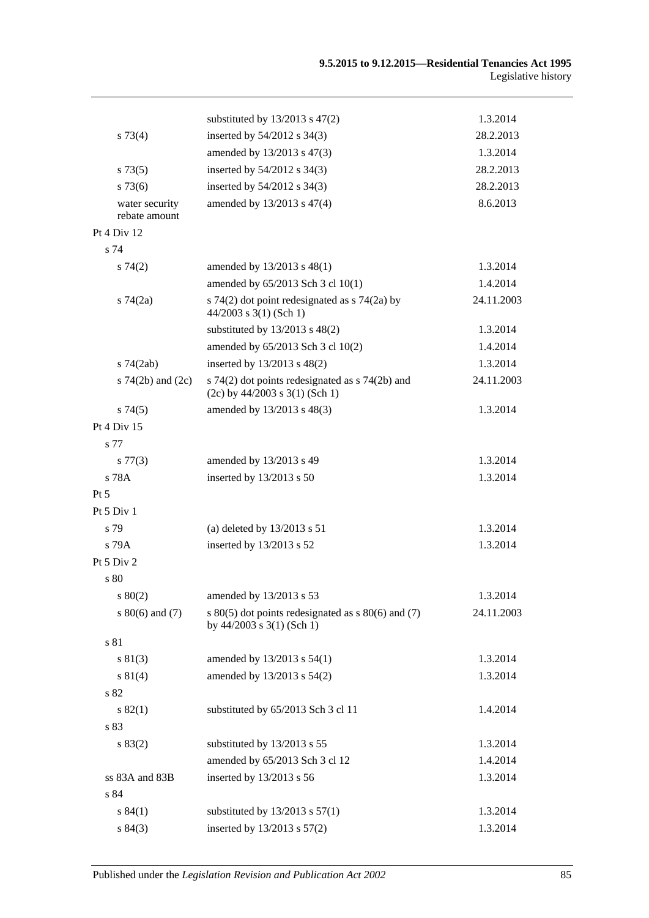| | | |
|---|---|---|
| | substituted by 13/2013 s 47(2) | 1.3.2014 |
| s 73(4) | inserted by 54/2012 s 34(3) | 28.2.2013 |
| | amended by 13/2013 s 47(3) | 1.3.2014 |
| s 73(5) | inserted by 54/2012 s 34(3) | 28.2.2013 |
| s 73(6) | inserted by 54/2012 s 34(3) | 28.2.2013 |
| water security rebate amount | amended by 13/2013 s 47(4) | 8.6.2013 |
| Pt 4 Div 12 | | |
| s 74 | | |
| s 74(2) | amended by 13/2013 s 48(1) | 1.3.2014 |
| | amended by 65/2013 Sch 3 cl 10(1) | 1.4.2014 |
| s 74(2a) | s 74(2) dot point redesignated as s 74(2a) by 44/2003 s 3(1) (Sch 1) | 24.11.2003 |
| | substituted by 13/2013 s 48(2) | 1.3.2014 |
| | amended by 65/2013 Sch 3 cl 10(2) | 1.4.2014 |
| s 74(2ab) | inserted by 13/2013 s 48(2) | 1.3.2014 |
| s 74(2b) and (2c) | s 74(2) dot points redesignated as s 74(2b) and (2c) by 44/2003 s 3(1) (Sch 1) | 24.11.2003 |
| s 74(5) | amended by 13/2013 s 48(3) | 1.3.2014 |
| Pt 4 Div 15 | | |
| s 77 | | |
| s 77(3) | amended by 13/2013 s 49 | 1.3.2014 |
| s 78A | inserted by 13/2013 s 50 | 1.3.2014 |
| Pt 5 | | |
| Pt 5 Div 1 | | |
| s 79 | (a) deleted by 13/2013 s 51 | 1.3.2014 |
| s 79A | inserted by 13/2013 s 52 | 1.3.2014 |
| Pt 5 Div 2 | | |
| s 80 | | |
| s 80(2) | amended by 13/2013 s 53 | 1.3.2014 |
| s 80(6) and (7) | s 80(5) dot points redesignated as s 80(6) and (7) by 44/2003 s 3(1) (Sch 1) | 24.11.2003 |
| s 81 | | |
| s 81(3) | amended by 13/2013 s 54(1) | 1.3.2014 |
| s 81(4) | amended by 13/2013 s 54(2) | 1.3.2014 |
| s 82 | | |
| s 82(1) | substituted by 65/2013 Sch 3 cl 11 | 1.4.2014 |
| s 83 | | |
| s 83(2) | substituted by 13/2013 s 55 | 1.3.2014 |
| | amended by 65/2013 Sch 3 cl 12 | 1.4.2014 |
| ss 83A and 83B | inserted by 13/2013 s 56 | 1.3.2014 |
| s 84 | | |
| s 84(1) | substituted by 13/2013 s 57(1) | 1.3.2014 |
| s 84(3) | inserted by 13/2013 s 57(2) | 1.3.2014 |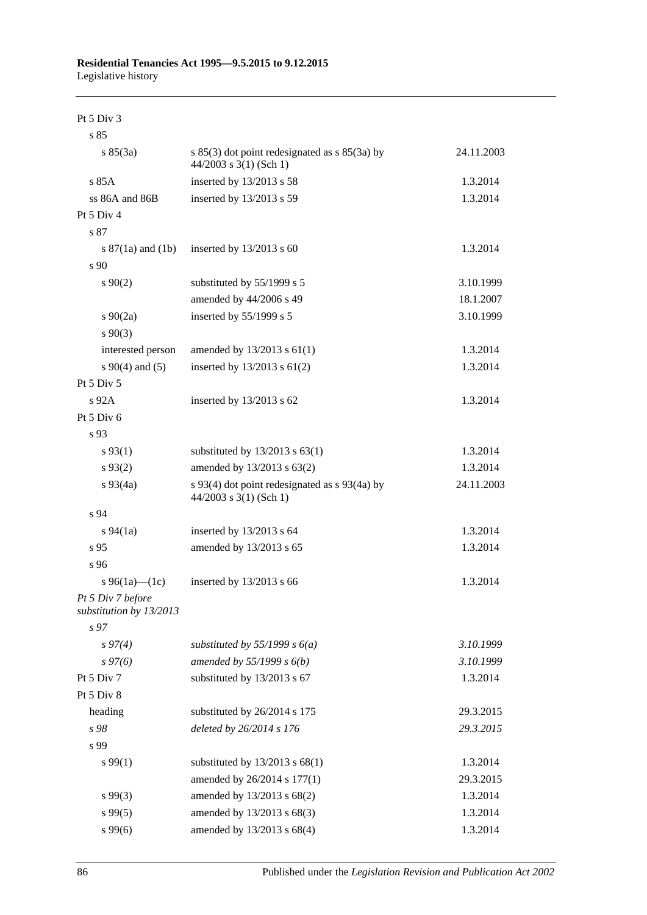| | | |
|---|---|---|
| Pt 5 Div 3 | | |
| s 85 | | |
| s 85(3a) | s 85(3) dot point redesignated as s 85(3a) by 44/2003 s 3(1) (Sch 1) | 24.11.2003 |
| s 85A | inserted by 13/2013 s 58 | 1.3.2014 |
| ss 86A and 86B | inserted by 13/2013 s 59 | 1.3.2014 |
| Pt 5 Div 4 | | |
| s 87 | | |
| s 87(1a) and (1b) | inserted by 13/2013 s 60 | 1.3.2014 |
| s 90 | | |
| s 90(2) | substituted by 55/1999 s 5 | 3.10.1999 |
| | amended by 44/2006 s 49 | 18.1.2007 |
| s 90(2a) | inserted by 55/1999 s 5 | 3.10.1999 |
| s 90(3) | | |
| interested person | amended by 13/2013 s 61(1) | 1.3.2014 |
| s 90(4) and (5) | inserted by 13/2013 s 61(2) | 1.3.2014 |
| Pt 5 Div 5 | | |
| s 92A | inserted by 13/2013 s 62 | 1.3.2014 |
| Pt 5 Div 6 | | |
| s 93 | | |
| s 93(1) | substituted by 13/2013 s 63(1) | 1.3.2014 |
| s 93(2) | amended by 13/2013 s 63(2) | 1.3.2014 |
| s 93(4a) | s 93(4) dot point redesignated as s 93(4a) by 44/2003 s 3(1) (Sch 1) | 24.11.2003 |
| s 94 | | |
| s 94(1a) | inserted by 13/2013 s 64 | 1.3.2014 |
| s 95 | amended by 13/2013 s 65 | 1.3.2014 |
| s 96 | | |
| s 96(1a)—(1c) | inserted by 13/2013 s 66 | 1.3.2014 |
| *Pt 5 Div 7 before substitution by 13/2013* | | |
| *s 97* | | |
| *s 97(4)* | *substituted by 55/1999 s 6(a)* | *3.10.1999* |
| *s 97(6)* | *amended by 55/1999 s 6(b)* | *3.10.1999* |
| Pt 5 Div 7 | substituted by 13/2013 s 67 | 1.3.2014 |
| Pt 5 Div 8 | | |
| heading | substituted by 26/2014 s 175 | 29.3.2015 |
| *s 98* | *deleted by 26/2014 s 176* | *29.3.2015* |
| s 99 | | |
| s 99(1) | substituted by 13/2013 s 68(1) | 1.3.2014 |
| | amended by 26/2014 s 177(1) | 29.3.2015 |
| s 99(3) | amended by 13/2013 s 68(2) | 1.3.2014 |
| s 99(5) | amended by 13/2013 s 68(3) | 1.3.2014 |
| s 99(6) | amended by 13/2013 s 68(4) | 1.3.2014 |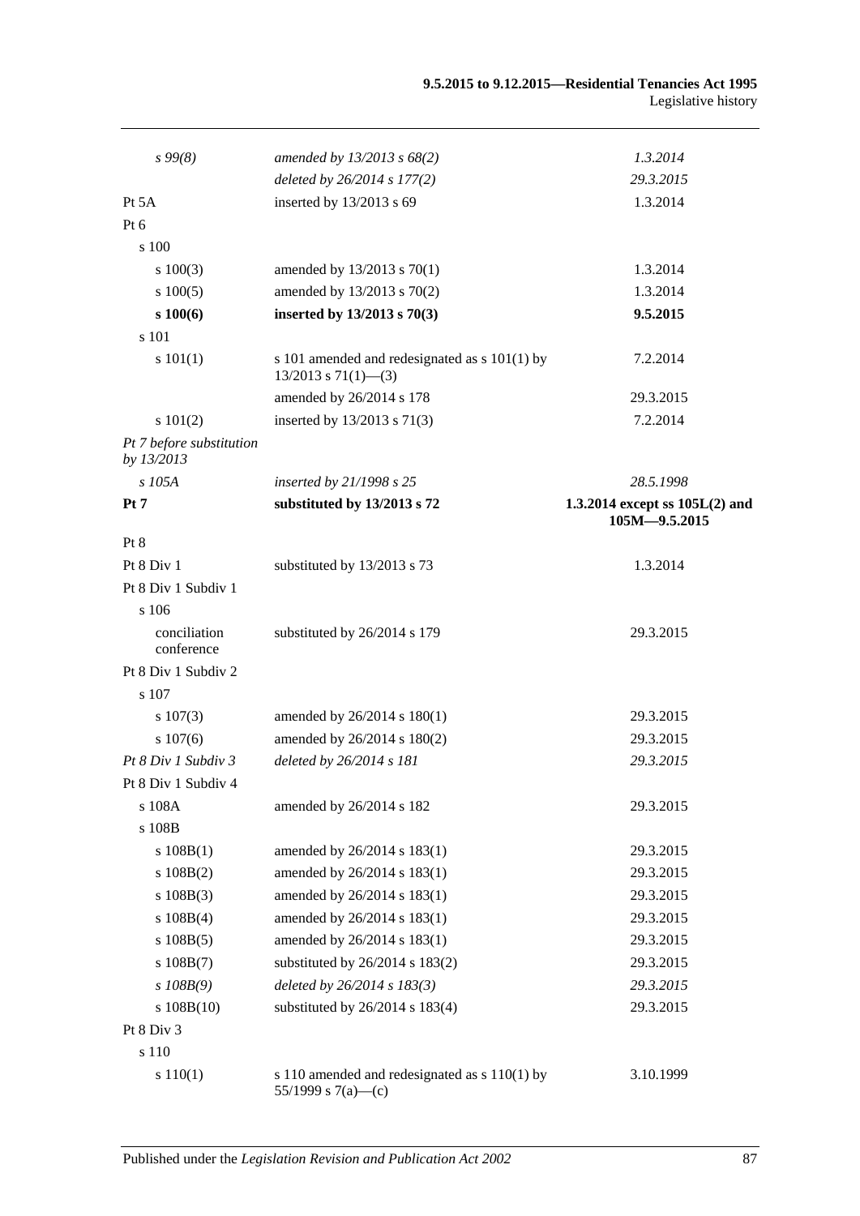| | | |
|---|---|---|
| *s 99(8)* | *amended by 13/2013 s 68(2)* | *1.3.2014* |
| | *deleted by 26/2014 s 177(2)* | *29.3.2015* |
| Pt 5A | inserted by 13/2013 s 69 | 1.3.2014 |
| Pt 6 | | |
| s 100 | | |
| s 100(3) | amended by 13/2013 s 70(1) | 1.3.2014 |
| s 100(5) | amended by 13/2013 s 70(2) | 1.3.2014 |
| **s 100(6)** | **inserted by 13/2013 s 70(3)** | **9.5.2015** |
| s 101 | | |
| s 101(1) | s 101 amended and redesignated as s 101(1) by 13/2013 s 71(1)—(3) | 7.2.2014 |
| | amended by 26/2014 s 178 | 29.3.2015 |
| s 101(2) | inserted by 13/2013 s 71(3) | 7.2.2014 |
| *Pt 7 before substitution by 13/2013* | | |
| *s 105A* | *inserted by 21/1998 s 25* | *28.5.1998* |
| **Pt 7** | **substituted by 13/2013 s 72** | **1.3.2014 except ss 105L(2) and 105M—9.5.2015** |
| Pt 8 | | |
| Pt 8 Div 1 | substituted by 13/2013 s 73 | 1.3.2014 |
| Pt 8 Div 1 Subdiv 1 | | |
| s 106 | | |
| conciliation conference | substituted by 26/2014 s 179 | 29.3.2015 |
| Pt 8 Div 1 Subdiv 2 | | |
| s 107 | | |
| s 107(3) | amended by 26/2014 s 180(1) | 29.3.2015 |
| s 107(6) | amended by 26/2014 s 180(2) | 29.3.2015 |
| *Pt 8 Div 1 Subdiv 3* | *deleted by 26/2014 s 181* | *29.3.2015* |
| Pt 8 Div 1 Subdiv 4 | | |
| s 108A | amended by 26/2014 s 182 | 29.3.2015 |
| s 108B | | |
| s 108B(1) | amended by 26/2014 s 183(1) | 29.3.2015 |
| s 108B(2) | amended by 26/2014 s 183(1) | 29.3.2015 |
| s 108B(3) | amended by 26/2014 s 183(1) | 29.3.2015 |
| s 108B(4) | amended by 26/2014 s 183(1) | 29.3.2015 |
| s 108B(5) | amended by 26/2014 s 183(1) | 29.3.2015 |
| s 108B(7) | substituted by 26/2014 s 183(2) | 29.3.2015 |
| *s 108B(9)* | *deleted by 26/2014 s 183(3)* | *29.3.2015* |
| s 108B(10) | substituted by 26/2014 s 183(4) | 29.3.2015 |
| Pt 8 Div 3 | | |
| s 110 | | |
| s 110(1) | s 110 amended and redesignated as s 110(1) by 55/1999 s 7(a)—(c) | 3.10.1999 |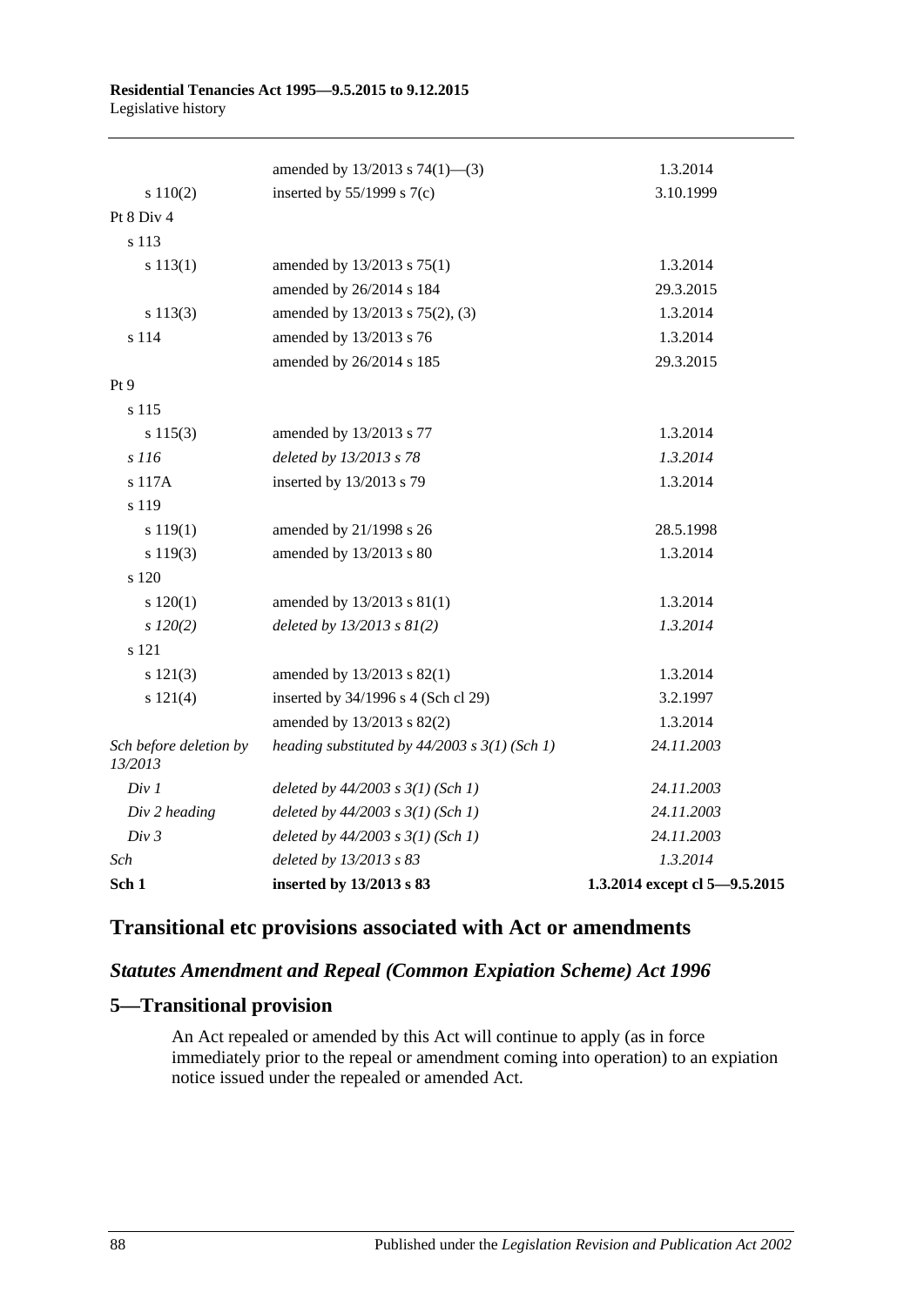| | | |
|---|---|---|
| | amended by 13/2013 s 74(1)—(3) | 1.3.2014 |
| s 110(2) | inserted by 55/1999 s 7(c) | 3.10.1999 |
| Pt 8 Div 4 | | |
| s 113 | | |
| s 113(1) | amended by 13/2013 s 75(1) | 1.3.2014 |
| | amended by 26/2014 s 184 | 29.3.2015 |
| s 113(3) | amended by 13/2013 s 75(2), (3) | 1.3.2014 |
| s 114 | amended by 13/2013 s 76 | 1.3.2014 |
| | amended by 26/2014 s 185 | 29.3.2015 |
| Pt 9 | | |
| s 115 | | |
| s 115(3) | amended by 13/2013 s 77 | 1.3.2014 |
| *s 116* | *deleted by 13/2013 s 78* | *1.3.2014* |
| s 117A | inserted by 13/2013 s 79 | 1.3.2014 |
| s 119 | | |
| s 119(1) | amended by 21/1998 s 26 | 28.5.1998 |
| s 119(3) | amended by 13/2013 s 80 | 1.3.2014 |
| s 120 | | |
| s 120(1) | amended by 13/2013 s 81(1) | 1.3.2014 |
| *s 120(2)* | *deleted by 13/2013 s 81(2)* | *1.3.2014* |
| s 121 | | |
| s 121(3) | amended by 13/2013 s 82(1) | 1.3.2014 |
| s 121(4) | inserted by 34/1996 s 4 (Sch cl 29) | 3.2.1997 |
| | amended by 13/2013 s 82(2) | 1.3.2014 |
| *Sch before deletion by 13/2013* | *heading substituted by 44/2003 s 3(1) (Sch 1)* | *24.11.2003* |
| *Div 1* | *deleted by 44/2003 s 3(1) (Sch 1)* | *24.11.2003* |
| *Div 2 heading* | *deleted by 44/2003 s 3(1) (Sch 1)* | *24.11.2003* |
| *Div 3* | *deleted by 44/2003 s 3(1) (Sch 1)* | *24.11.2003* |
| *Sch* | *deleted by 13/2013 s 83* | *1.3.2014* |
| **Sch 1** | **inserted by 13/2013 s 83** | **1.3.2014 except cl 5—9.5.2015** |

## Transitional etc provisions associated with Act or amendments

### *Statutes Amendment and Repeal (Common Expiation Scheme) Act 1996*

### 5—Transitional provision

An Act repealed or amended by this Act will continue to apply (as in force immediately prior to the repeal or amendment coming into operation) to an expiation notice issued under the repealed or amended Act.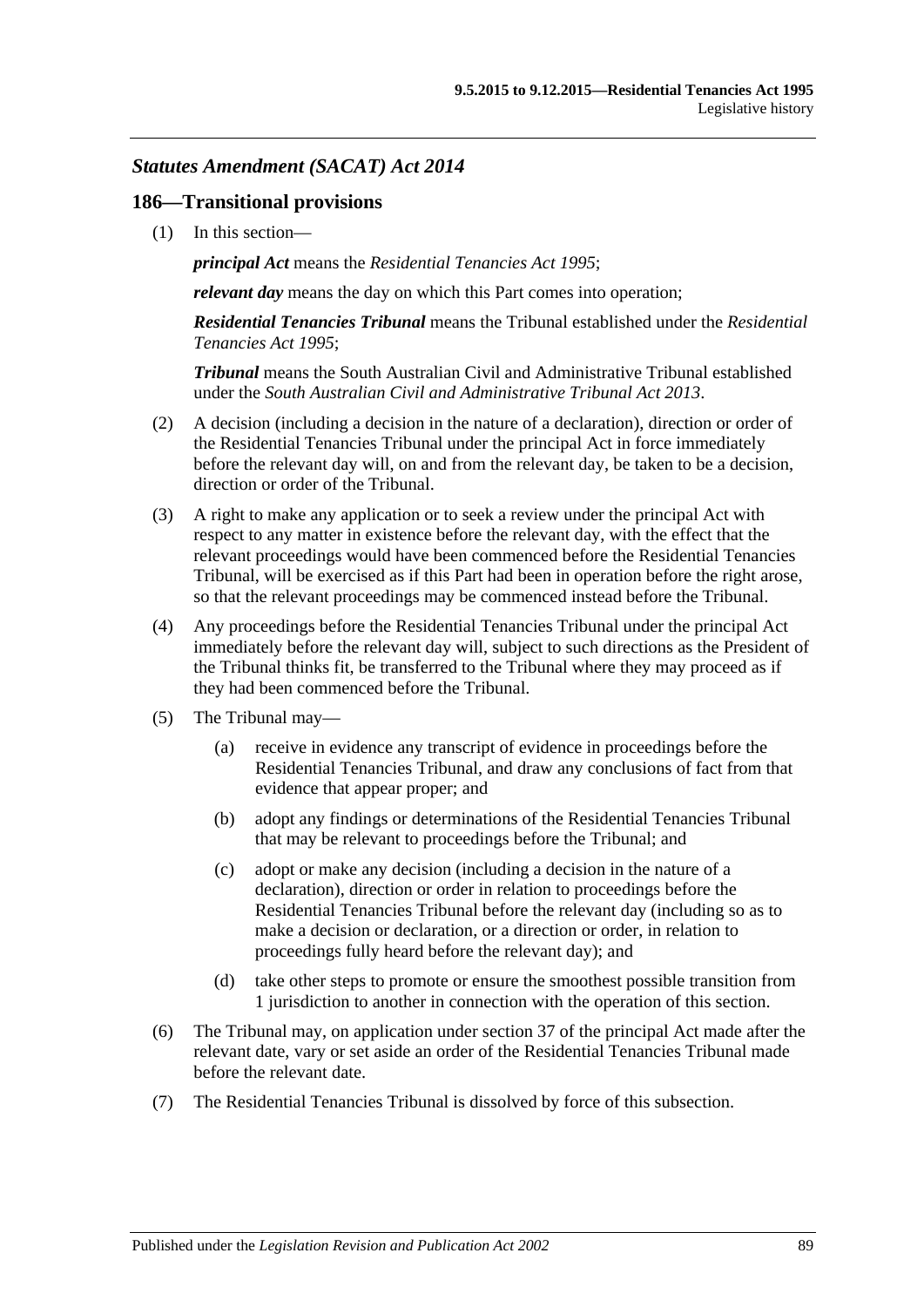## *Statutes Amendment (SACAT) Act 2014*

### 186—Transitional provisions

(1) In this section—

***principal Act*** means the *Residential Tenancies Act 1995*;

***relevant day*** means the day on which this Part comes into operation;

***Residential Tenancies Tribunal*** means the Tribunal established under the *Residential Tenancies Act 1995*;

***Tribunal*** means the South Australian Civil and Administrative Tribunal established under the *South Australian Civil and Administrative Tribunal Act 2013*.

(2) A decision (including a decision in the nature of a declaration), direction or order of the Residential Tenancies Tribunal under the principal Act in force immediately before the relevant day will, on and from the relevant day, be taken to be a decision, direction or order of the Tribunal.

(3) A right to make any application or to seek a review under the principal Act with respect to any matter in existence before the relevant day, with the effect that the relevant proceedings would have been commenced before the Residential Tenancies Tribunal, will be exercised as if this Part had been in operation before the right arose, so that the relevant proceedings may be commenced instead before the Tribunal.

(4) Any proceedings before the Residential Tenancies Tribunal under the principal Act immediately before the relevant day will, subject to such directions as the President of the Tribunal thinks fit, be transferred to the Tribunal where they may proceed as if they had been commenced before the Tribunal.

(5) The Tribunal may—

(a) receive in evidence any transcript of evidence in proceedings before the Residential Tenancies Tribunal, and draw any conclusions of fact from that evidence that appear proper; and

(b) adopt any findings or determinations of the Residential Tenancies Tribunal that may be relevant to proceedings before the Tribunal; and

(c) adopt or make any decision (including a decision in the nature of a declaration), direction or order in relation to proceedings before the Residential Tenancies Tribunal before the relevant day (including so as to make a decision or declaration, or a direction or order, in relation to proceedings fully heard before the relevant day); and

(d) take other steps to promote or ensure the smoothest possible transition from 1 jurisdiction to another in connection with the operation of this section.

(6) The Tribunal may, on application under section 37 of the principal Act made after the relevant date, vary or set aside an order of the Residential Tenancies Tribunal made before the relevant date.

(7) The Residential Tenancies Tribunal is dissolved by force of this subsection.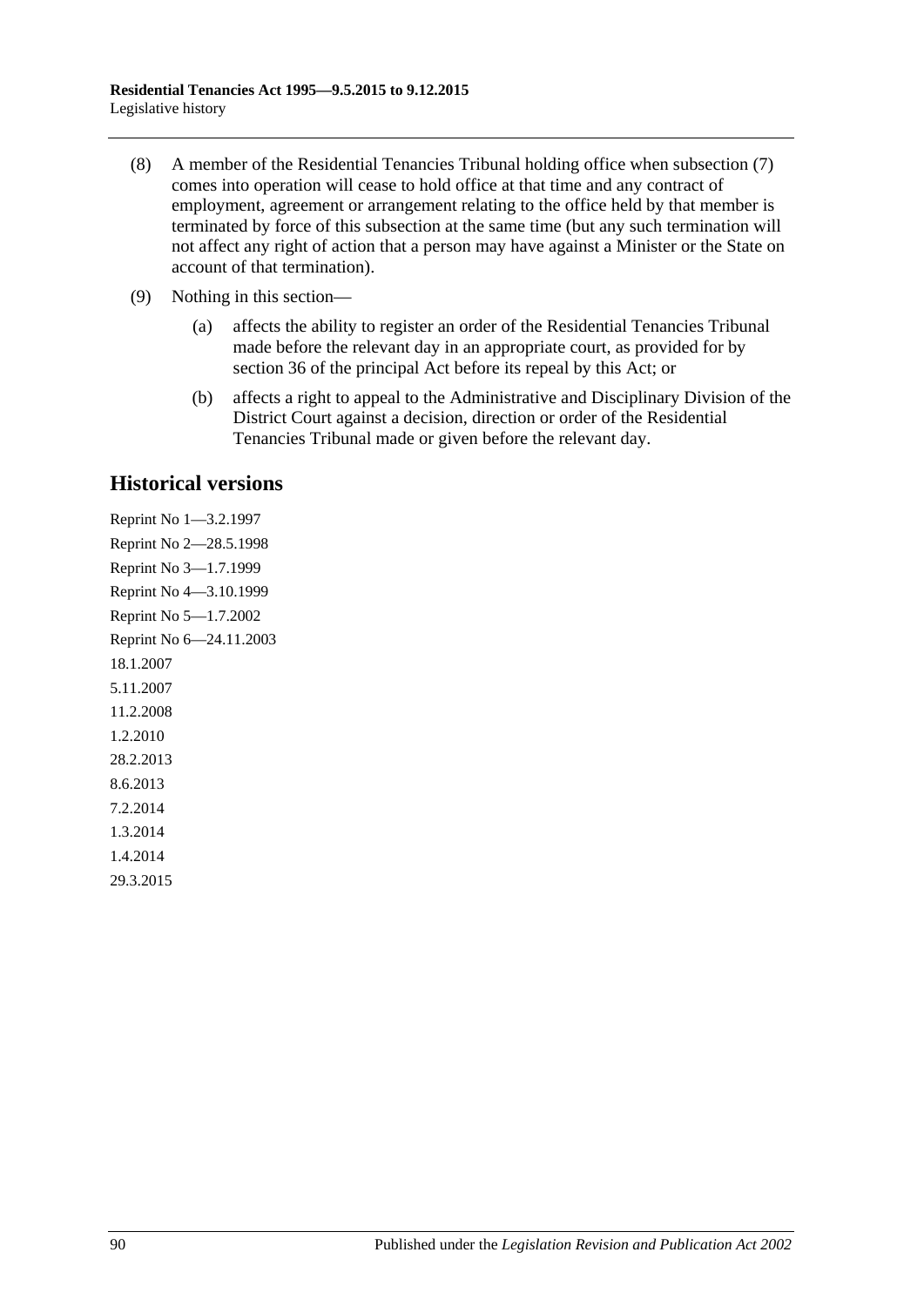(8) A member of the Residential Tenancies Tribunal holding office when subsection (7) comes into operation will cease to hold office at that time and any contract of employment, agreement or arrangement relating to the office held by that member is terminated by force of this subsection at the same time (but any such termination will not affect any right of action that a person may have against a Minister or the State on account of that termination).

(9) Nothing in this section—

(a) affects the ability to register an order of the Residential Tenancies Tribunal made before the relevant day in an appropriate court, as provided for by section 36 of the principal Act before its repeal by this Act; or

(b) affects a right to appeal to the Administrative and Disciplinary Division of the District Court against a decision, direction or order of the Residential Tenancies Tribunal made or given before the relevant day.

## Historical versions

Reprint No 1—3.2.1997

Reprint No 2—28.5.1998

Reprint No 3—1.7.1999

Reprint No 4—3.10.1999

Reprint No 5—1.7.2002

Reprint No 6—24.11.2003

18.1.2007

5.11.2007

11.2.2008

1.2.2010

28.2.2013

8.6.2013

7.2.2014

1.3.2014

1.4.2014

29.3.2015